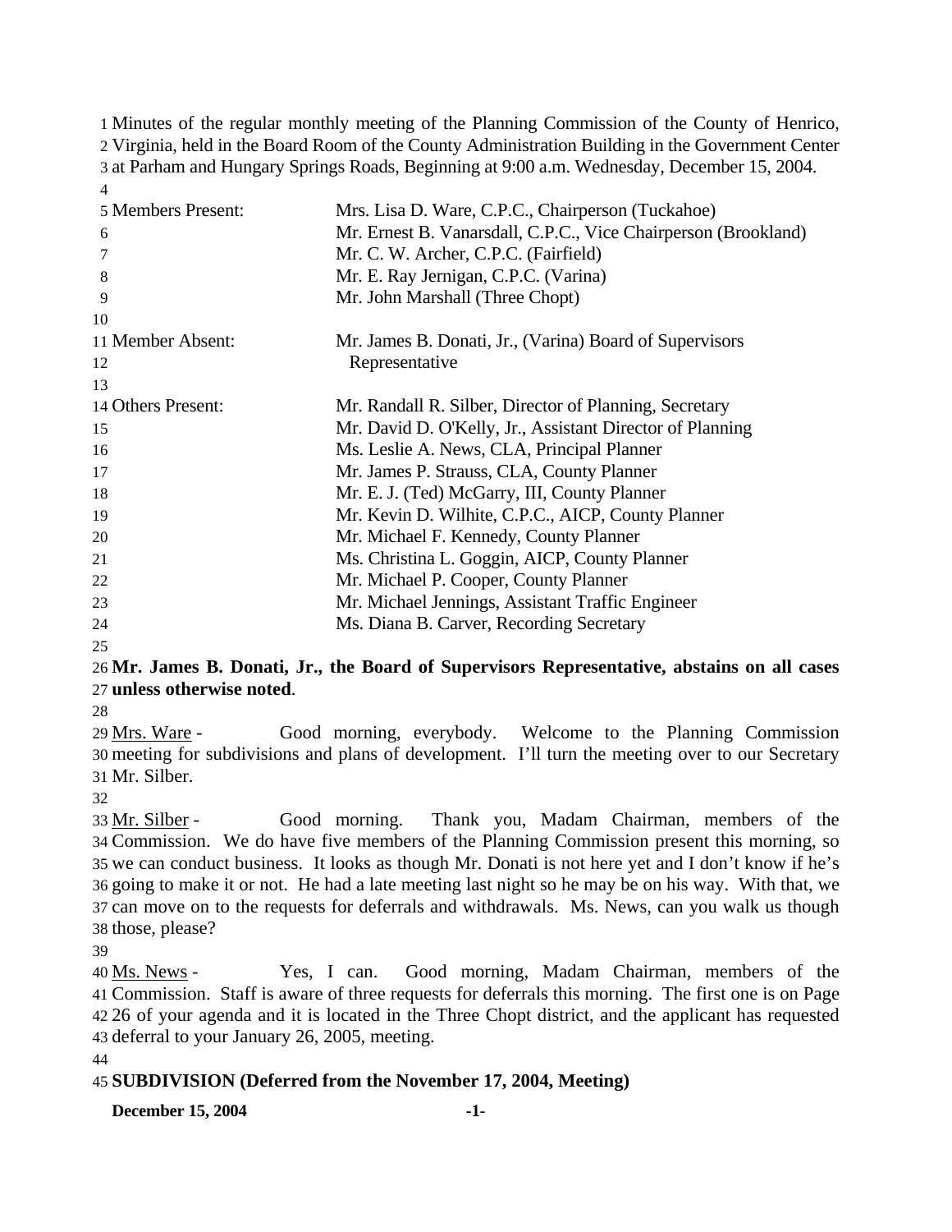Minutes of the regular monthly meeting of the Planning Commission of the County of Henrico, Virginia, held in the Board Room of the County Administration Building in the Government Center at Parham and Hungary Springs Roads, Beginning at 9:00 a.m. Wednesday, December 15, 2004.

| | |
|---|---|
| Members Present: | Mrs. Lisa D. Ware, C.P.C., Chairperson (Tuckahoe) |
| | Mr. Ernest B. Vanarsdall, C.P.C., Vice Chairperson (Brookland) |
| | Mr. C. W. Archer, C.P.C. (Fairfield) |
| | Mr. E. Ray Jernigan, C.P.C. (Varina) |
| | Mr. John Marshall (Three Chopt) |
| | |
| Member Absent: | Mr. James B. Donati, Jr., (Varina) Board of Supervisors Representative |
| | |
| Others Present: | Mr. Randall R. Silber, Director of Planning, Secretary |
| | Mr. David D. O'Kelly, Jr., Assistant Director of Planning |
| | Ms. Leslie A. News, CLA, Principal Planner |
| | Mr. James P. Strauss, CLA, County Planner |
| | Mr. E. J. (Ted) McGarry, III, County Planner |
| | Mr. Kevin D. Wilhite, C.P.C., AICP, County Planner |
| | Mr. Michael F. Kennedy, County Planner |
| | Ms. Christina L. Goggin, AICP, County Planner |
| | Mr. Michael P. Cooper, County Planner |
| | Mr. Michael Jennings, Assistant Traffic Engineer |
| | Ms. Diana B. Carver, Recording Secretary |

**Mr. James B. Donati, Jr., the Board of Supervisors Representative, abstains on all cases unless otherwise noted**.

Mrs. Ware - Good morning, everybody. Welcome to the Planning Commission meeting for subdivisions and plans of development. I'll turn the meeting over to our Secretary Mr. Silber.

Mr. Silber - Good morning. Thank you, Madam Chairman, members of the Commission. We do have five members of the Planning Commission present this morning, so we can conduct business. It looks as though Mr. Donati is not here yet and I don't know if he's going to make it or not. He had a late meeting last night so he may be on his way. With that, we can move on to the requests for deferrals and withdrawals. Ms. News, can you walk us though those, please?

Ms. News - Yes, I can. Good morning, Madam Chairman, members of the Commission. Staff is aware of three requests for deferrals this morning. The first one is on Page 26 of your agenda and it is located in the Three Chopt district, and the applicant has requested deferral to your January 26, 2005, meeting.

**SUBDIVISION (Deferred from the November 17, 2004, Meeting)**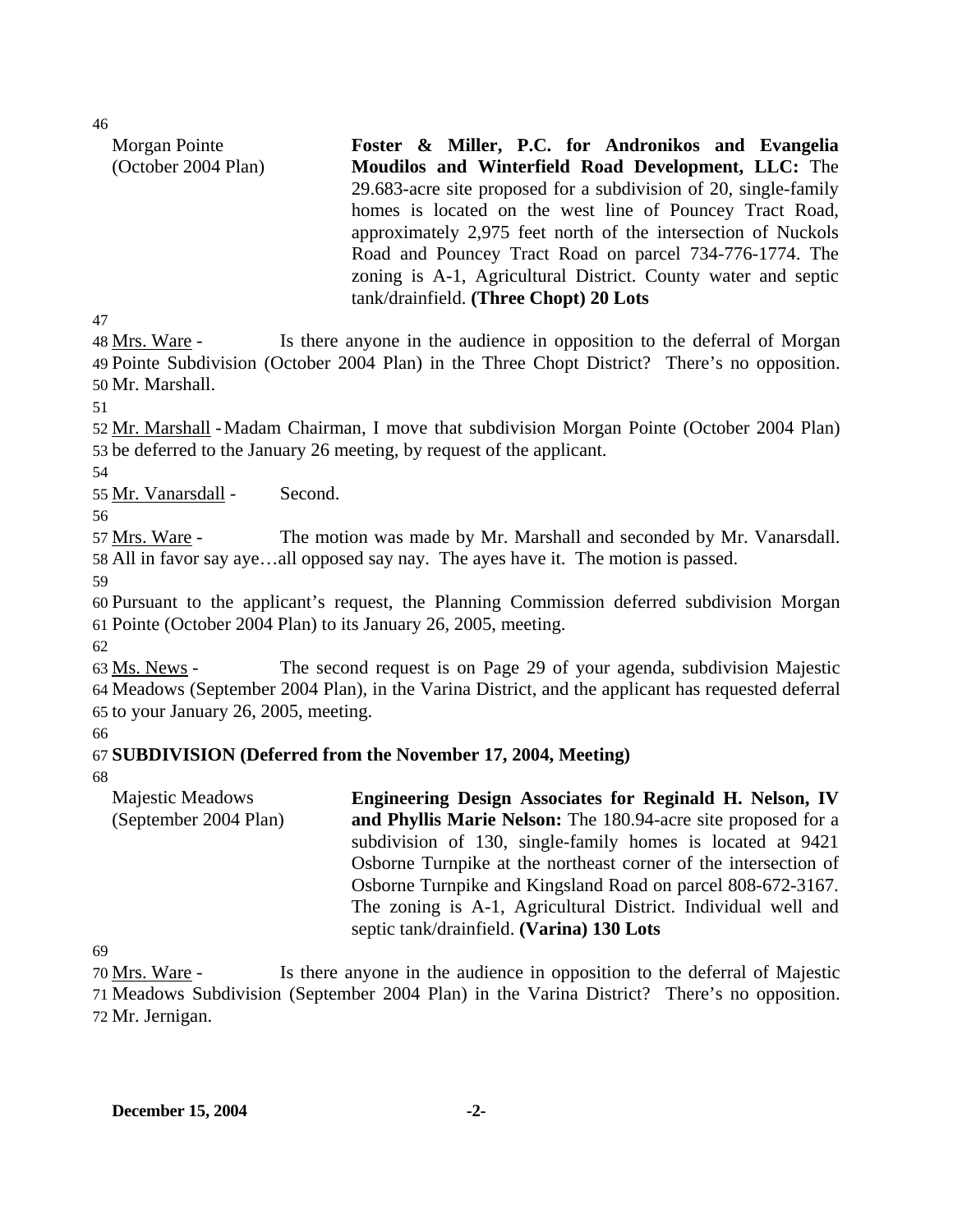Morgan Pointe (October 2004 Plan)

**Foster & Miller, P.C. for Andronikos and Evangelia Moudilos and Winterfield Road Development, LLC:** The 29.683-acre site proposed for a subdivision of 20, single-family homes is located on the west line of Pouncey Tract Road, approximately 2,975 feet north of the intersection of Nuckols Road and Pouncey Tract Road on parcel 734-776-1774. The zoning is A-1, Agricultural District. County water and septic tank/drainfield. **(Three Chopt) 20 Lots**

Mrs. Ware - Is there anyone in the audience in opposition to the deferral of Morgan Pointe Subdivision (October 2004 Plan) in the Three Chopt District? There's no opposition. Mr. Marshall.

Mr. Marshall - Madam Chairman, I move that subdivision Morgan Pointe (October 2004 Plan) be deferred to the January 26 meeting, by request of the applicant.

Mr. Vanarsdall - Second.

Mrs. Ware - The motion was made by Mr. Marshall and seconded by Mr. Vanarsdall. All in favor say aye…all opposed say nay. The ayes have it. The motion is passed.

Pursuant to the applicant's request, the Planning Commission deferred subdivision Morgan Pointe (October 2004 Plan) to its January 26, 2005, meeting.

Ms. News - The second request is on Page 29 of your agenda, subdivision Majestic Meadows (September 2004 Plan), in the Varina District, and the applicant has requested deferral to your January 26, 2005, meeting.

**SUBDIVISION (Deferred from the November 17, 2004, Meeting)**

Majestic Meadows (September 2004 Plan)

**Engineering Design Associates for Reginald H. Nelson, IV and Phyllis Marie Nelson:** The 180.94-acre site proposed for a subdivision of 130, single-family homes is located at 9421 Osborne Turnpike at the northeast corner of the intersection of Osborne Turnpike and Kingsland Road on parcel 808-672-3167. The zoning is A-1, Agricultural District. Individual well and septic tank/drainfield. **(Varina) 130 Lots**

Mrs. Ware - Is there anyone in the audience in opposition to the deferral of Majestic Meadows Subdivision (September 2004 Plan) in the Varina District? There's no opposition. Mr. Jernigan.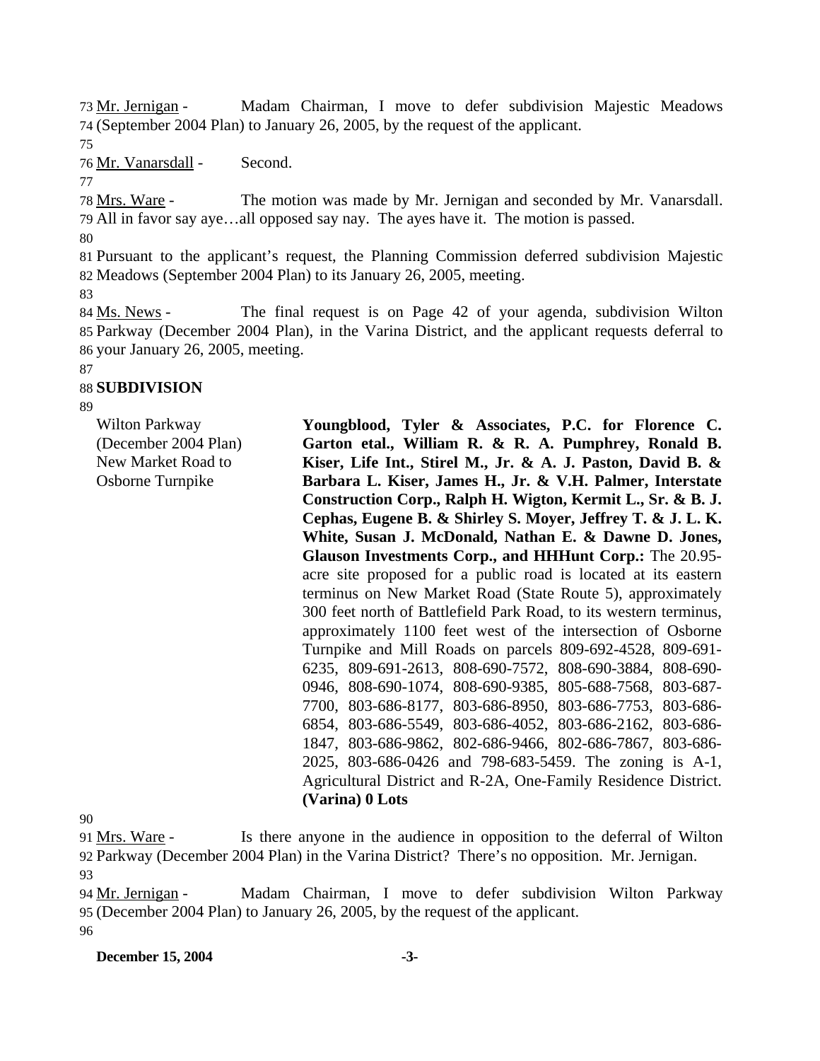Mr. Jernigan - Madam Chairman, I move to defer subdivision Majestic Meadows (September 2004 Plan) to January 26, 2005, by the request of the applicant.

Mr. Vanarsdall - Second.

Mrs. Ware - The motion was made by Mr. Jernigan and seconded by Mr. Vanarsdall. All in favor say aye…all opposed say nay. The ayes have it. The motion is passed.

Pursuant to the applicant's request, the Planning Commission deferred subdivision Majestic Meadows (September 2004 Plan) to its January 26, 2005, meeting.

Ms. News - The final request is on Page 42 of your agenda, subdivision Wilton Parkway (December 2004 Plan), in the Varina District, and the applicant requests deferral to your January 26, 2005, meeting.

**SUBDIVISION**

Wilton Parkway (December 2004 Plan) New Market Road to Osborne Turnpike

**Youngblood, Tyler & Associates, P.C. for Florence C. Garton etal., William R. & R. A. Pumphrey, Ronald B. Kiser, Life Int., Stirel M., Jr. & A. J. Paston, David B. & Barbara L. Kiser, James H., Jr. & V.H. Palmer, Interstate Construction Corp., Ralph H. Wigton, Kermit L., Sr. & B. J. Cephas, Eugene B. & Shirley S. Moyer, Jeffrey T. & J. L. K. White, Susan J. McDonald, Nathan E. & Dawne D. Jones, Glauson Investments Corp., and HHHunt Corp.:** The 20.95-acre site proposed for a public road is located at its eastern terminus on New Market Road (State Route 5), approximately 300 feet north of Battlefield Park Road, to its western terminus, approximately 1100 feet west of the intersection of Osborne Turnpike and Mill Roads on parcels 809-692-4528, 809-691-6235, 809-691-2613, 808-690-7572, 808-690-3884, 808-690-0946, 808-690-1074, 808-690-9385, 805-688-7568, 803-687-7700, 803-686-8177, 803-686-8950, 803-686-7753, 803-686-6854, 803-686-5549, 803-686-4052, 803-686-2162, 803-686-1847, 803-686-9862, 802-686-9466, 802-686-7867, 803-686-2025, 803-686-0426 and 798-683-5459. The zoning is A-1, Agricultural District and R-2A, One-Family Residence District. **(Varina) 0 Lots**

Mrs. Ware - Is there anyone in the audience in opposition to the deferral of Wilton Parkway (December 2004 Plan) in the Varina District? There's no opposition. Mr. Jernigan.

Mr. Jernigan - Madam Chairman, I move to defer subdivision Wilton Parkway (December 2004 Plan) to January 26, 2005, by the request of the applicant.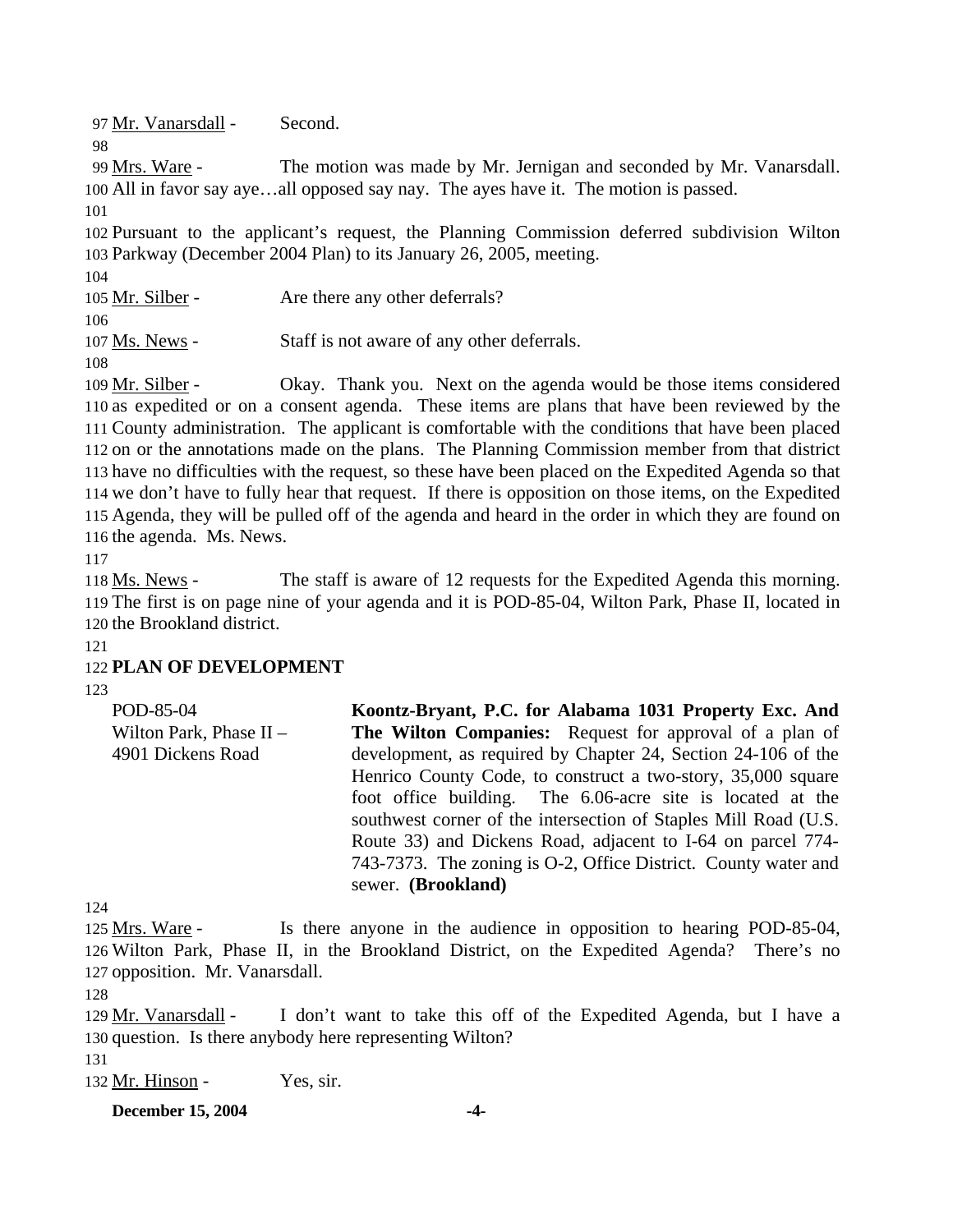Mr. Vanarsdall - Second.

Mrs. Ware - The motion was made by Mr. Jernigan and seconded by Mr. Vanarsdall. All in favor say aye…all opposed say nay. The ayes have it. The motion is passed.

Pursuant to the applicant's request, the Planning Commission deferred subdivision Wilton Parkway (December 2004 Plan) to its January 26, 2005, meeting.

Mr. Silber - Are there any other deferrals?

Ms. News - Staff is not aware of any other deferrals.

Mr. Silber - Okay. Thank you. Next on the agenda would be those items considered as expedited or on a consent agenda. These items are plans that have been reviewed by the County administration. The applicant is comfortable with the conditions that have been placed on or the annotations made on the plans. The Planning Commission member from that district have no difficulties with the request, so these have been placed on the Expedited Agenda so that we don't have to fully hear that request. If there is opposition on those items, on the Expedited Agenda, they will be pulled off of the agenda and heard in the order in which they are found on the agenda. Ms. News.

Ms. News - The staff is aware of 12 requests for the Expedited Agenda this morning. The first is on page nine of your agenda and it is POD-85-04, Wilton Park, Phase II, located in the Brookland district.

## PLAN OF DEVELOPMENT

POD-85-04
Wilton Park, Phase II –
4901 Dickens Road

**Koontz-Bryant, P.C. for Alabama 1031 Property Exc. And The Wilton Companies:** Request for approval of a plan of development, as required by Chapter 24, Section 24-106 of the Henrico County Code, to construct a two-story, 35,000 square foot office building. The 6.06-acre site is located at the southwest corner of the intersection of Staples Mill Road (U.S. Route 33) and Dickens Road, adjacent to I-64 on parcel 774-743-7373. The zoning is O-2, Office District. County water and sewer. **(Brookland)**

Mrs. Ware - Is there anyone in the audience in opposition to hearing POD-85-04, Wilton Park, Phase II, in the Brookland District, on the Expedited Agenda? There's no opposition. Mr. Vanarsdall.

Mr. Vanarsdall - I don't want to take this off of the Expedited Agenda, but I have a question. Is there anybody here representing Wilton?

Mr. Hinson - Yes, sir.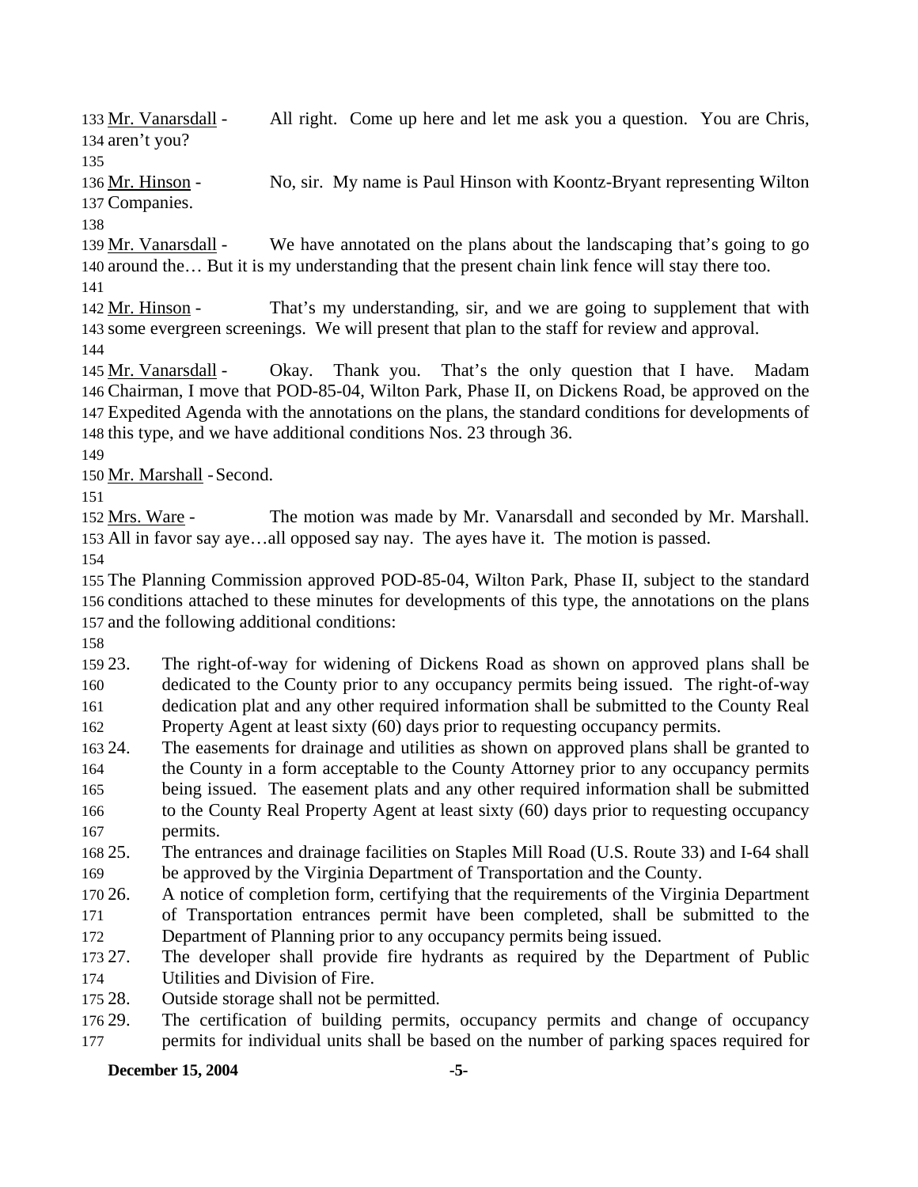Mr. Vanarsdall - All right. Come up here and let me ask you a question. You are Chris, aren't you?

Mr. Hinson - No, sir. My name is Paul Hinson with Koontz-Bryant representing Wilton Companies.

Mr. Vanarsdall - We have annotated on the plans about the landscaping that's going to go around the… But it is my understanding that the present chain link fence will stay there too.

Mr. Hinson - That's my understanding, sir, and we are going to supplement that with some evergreen screenings. We will present that plan to the staff for review and approval.

Mr. Vanarsdall - Okay. Thank you. That's the only question that I have. Madam Chairman, I move that POD-85-04, Wilton Park, Phase II, on Dickens Road, be approved on the Expedited Agenda with the annotations on the plans, the standard conditions for developments of this type, and we have additional conditions Nos. 23 through 36.

Mr. Marshall - Second.

Mrs. Ware - The motion was made by Mr. Vanarsdall and seconded by Mr. Marshall. All in favor say aye…all opposed say nay. The ayes have it. The motion is passed.

The Planning Commission approved POD-85-04, Wilton Park, Phase II, subject to the standard conditions attached to these minutes for developments of this type, the annotations on the plans and the following additional conditions:

23. The right-of-way for widening of Dickens Road as shown on approved plans shall be dedicated to the County prior to any occupancy permits being issued. The right-of-way dedication plat and any other required information shall be submitted to the County Real Property Agent at least sixty (60) days prior to requesting occupancy permits.
24. The easements for drainage and utilities as shown on approved plans shall be granted to the County in a form acceptable to the County Attorney prior to any occupancy permits being issued. The easement plats and any other required information shall be submitted to the County Real Property Agent at least sixty (60) days prior to requesting occupancy permits.
25. The entrances and drainage facilities on Staples Mill Road (U.S. Route 33) and I-64 shall be approved by the Virginia Department of Transportation and the County.
26. A notice of completion form, certifying that the requirements of the Virginia Department of Transportation entrances permit have been completed, shall be submitted to the Department of Planning prior to any occupancy permits being issued.
27. The developer shall provide fire hydrants as required by the Department of Public Utilities and Division of Fire.
28. Outside storage shall not be permitted.
29. The certification of building permits, occupancy permits and change of occupancy permits for individual units shall be based on the number of parking spaces required for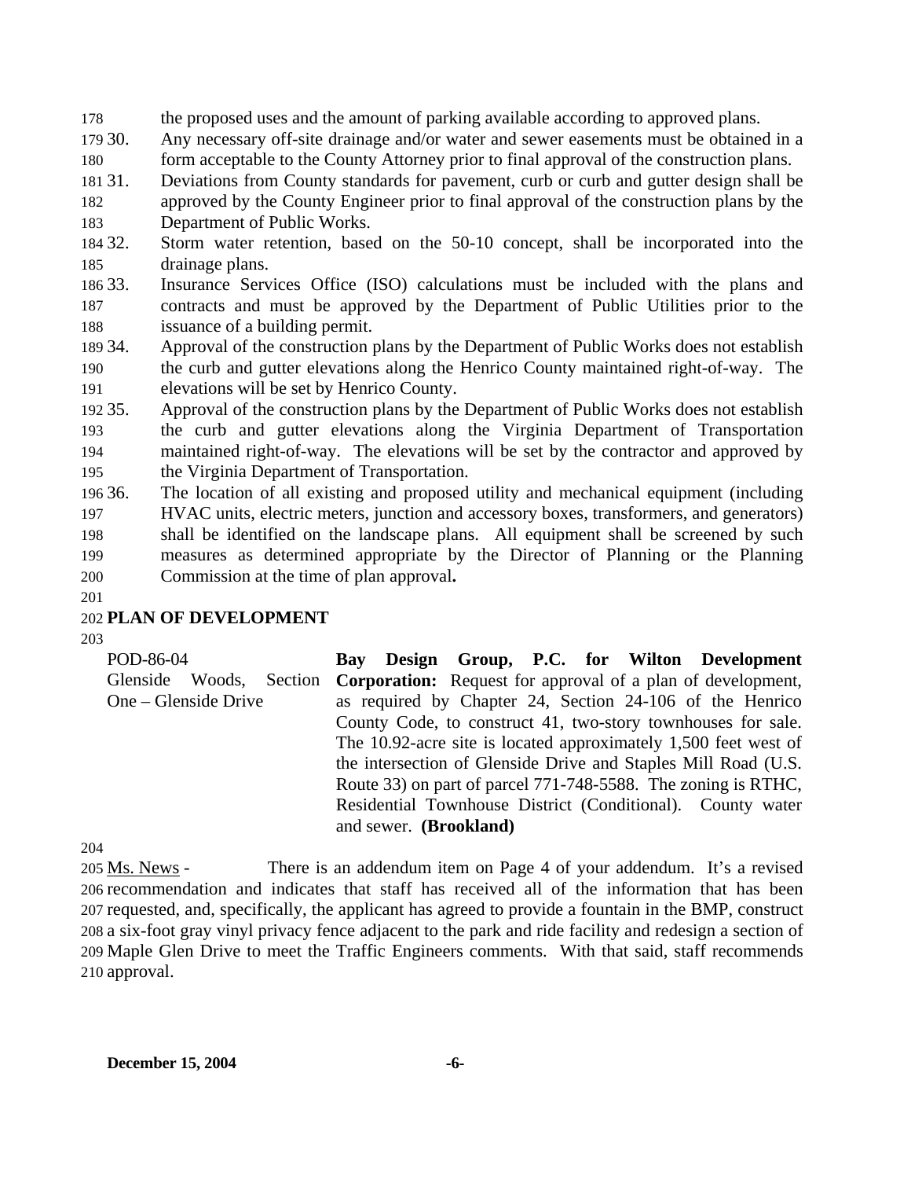the proposed uses and the amount of parking available according to approved plans.

30. Any necessary off-site drainage and/or water and sewer easements must be obtained in a form acceptable to the County Attorney prior to final approval of the construction plans.
31. Deviations from County standards for pavement, curb or curb and gutter design shall be approved by the County Engineer prior to final approval of the construction plans by the Department of Public Works.
32. Storm water retention, based on the 50-10 concept, shall be incorporated into the drainage plans.
33. Insurance Services Office (ISO) calculations must be included with the plans and contracts and must be approved by the Department of Public Utilities prior to the issuance of a building permit.
34. Approval of the construction plans by the Department of Public Works does not establish the curb and gutter elevations along the Henrico County maintained right-of-way. The elevations will be set by Henrico County.
35. Approval of the construction plans by the Department of Public Works does not establish the curb and gutter elevations along the Virginia Department of Transportation maintained right-of-way. The elevations will be set by the contractor and approved by the Virginia Department of Transportation.
36. The location of all existing and proposed utility and mechanical equipment (including HVAC units, electric meters, junction and accessory boxes, transformers, and generators) shall be identified on the landscape plans. All equipment shall be screened by such measures as determined appropriate by the Director of Planning or the Planning Commission at the time of plan approval**.**

## PLAN OF DEVELOPMENT

POD-86-04
Glenside Woods, Section One – Glenside Drive

**Bay Design Group, P.C. for Wilton Development Corporation:** Request for approval of a plan of development, as required by Chapter 24, Section 24-106 of the Henrico County Code, to construct 41, two-story townhouses for sale. The 10.92-acre site is located approximately 1,500 feet west of the intersection of Glenside Drive and Staples Mill Road (U.S. Route 33) on part of parcel 771-748-5588. The zoning is RTHC, Residential Townhouse District (Conditional). County water and sewer. **(Brookland)**

Ms. News - There is an addendum item on Page 4 of your addendum. It's a revised recommendation and indicates that staff has received all of the information that has been requested, and, specifically, the applicant has agreed to provide a fountain in the BMP, construct a six-foot gray vinyl privacy fence adjacent to the park and ride facility and redesign a section of Maple Glen Drive to meet the Traffic Engineers comments. With that said, staff recommends approval.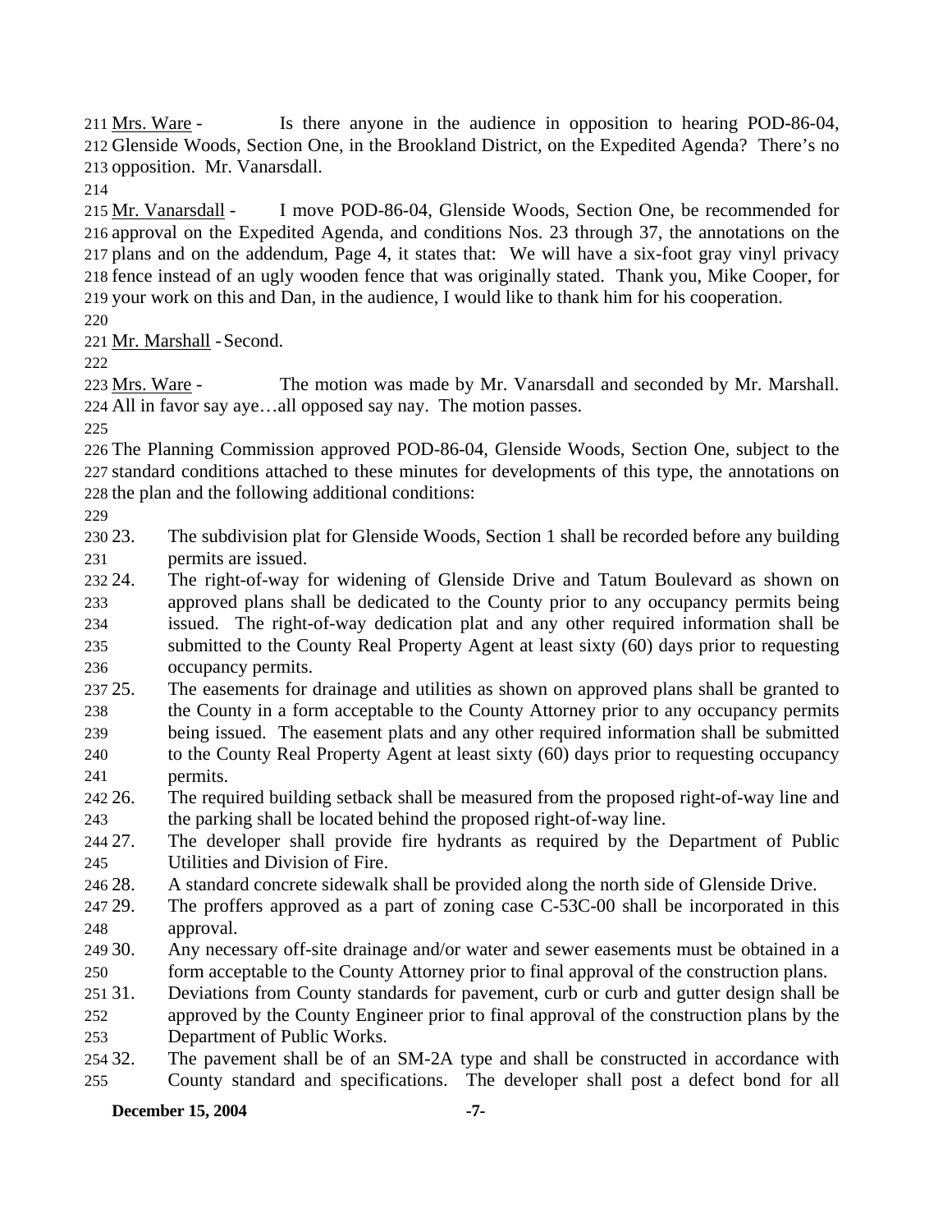Mrs. Ware - Is there anyone in the audience in opposition to hearing POD-86-04, Glenside Woods, Section One, in the Brookland District, on the Expedited Agenda? There's no opposition. Mr. Vanarsdall.

Mr. Vanarsdall - I move POD-86-04, Glenside Woods, Section One, be recommended for approval on the Expedited Agenda, and conditions Nos. 23 through 37, the annotations on the plans and on the addendum, Page 4, it states that: We will have a six-foot gray vinyl privacy fence instead of an ugly wooden fence that was originally stated. Thank you, Mike Cooper, for your work on this and Dan, in the audience, I would like to thank him for his cooperation.

Mr. Marshall - Second.

Mrs. Ware - The motion was made by Mr. Vanarsdall and seconded by Mr. Marshall. All in favor say aye…all opposed say nay. The motion passes.

The Planning Commission approved POD-86-04, Glenside Woods, Section One, subject to the standard conditions attached to these minutes for developments of this type, the annotations on the plan and the following additional conditions:

23. The subdivision plat for Glenside Woods, Section 1 shall be recorded before any building permits are issued.
24. The right-of-way for widening of Glenside Drive and Tatum Boulevard as shown on approved plans shall be dedicated to the County prior to any occupancy permits being issued. The right-of-way dedication plat and any other required information shall be submitted to the County Real Property Agent at least sixty (60) days prior to requesting occupancy permits.
25. The easements for drainage and utilities as shown on approved plans shall be granted to the County in a form acceptable to the County Attorney prior to any occupancy permits being issued. The easement plats and any other required information shall be submitted to the County Real Property Agent at least sixty (60) days prior to requesting occupancy permits.
26. The required building setback shall be measured from the proposed right-of-way line and the parking shall be located behind the proposed right-of-way line.
27. The developer shall provide fire hydrants as required by the Department of Public Utilities and Division of Fire.
28. A standard concrete sidewalk shall be provided along the north side of Glenside Drive.
29. The proffers approved as a part of zoning case C-53C-00 shall be incorporated in this approval.
30. Any necessary off-site drainage and/or water and sewer easements must be obtained in a form acceptable to the County Attorney prior to final approval of the construction plans.
31. Deviations from County standards for pavement, curb or curb and gutter design shall be approved by the County Engineer prior to final approval of the construction plans by the Department of Public Works.
32. The pavement shall be of an SM-2A type and shall be constructed in accordance with County standard and specifications. The developer shall post a defect bond for all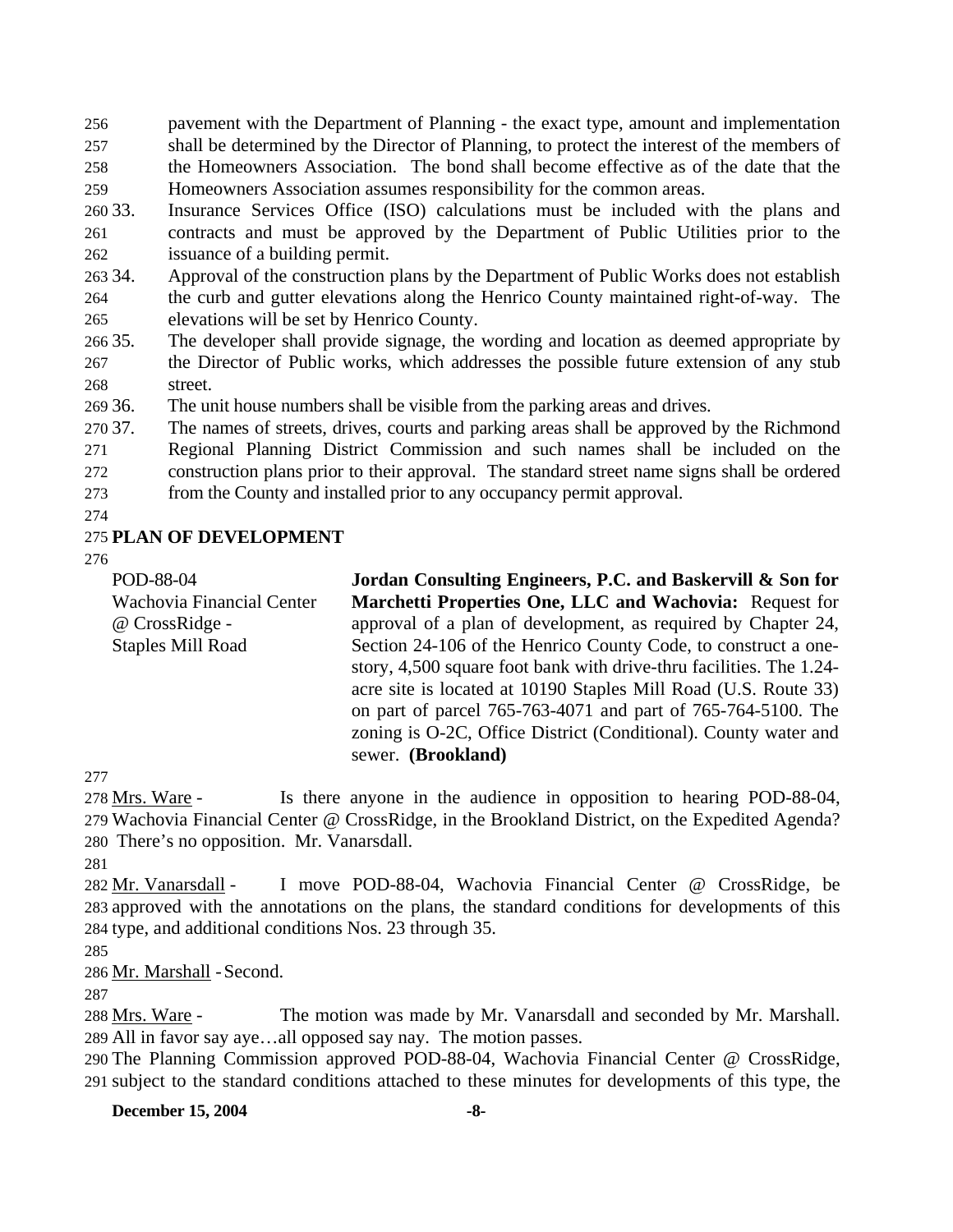pavement with the Department of Planning - the exact type, amount and implementation shall be determined by the Director of Planning, to protect the interest of the members of the Homeowners Association. The bond shall become effective as of the date that the Homeowners Association assumes responsibility for the common areas.

33. Insurance Services Office (ISO) calculations must be included with the plans and contracts and must be approved by the Department of Public Utilities prior to the issuance of a building permit.
34. Approval of the construction plans by the Department of Public Works does not establish the curb and gutter elevations along the Henrico County maintained right-of-way. The elevations will be set by Henrico County.
35. The developer shall provide signage, the wording and location as deemed appropriate by the Director of Public works, which addresses the possible future extension of any stub street.
36. The unit house numbers shall be visible from the parking areas and drives.
37. The names of streets, drives, courts and parking areas shall be approved by the Richmond Regional Planning District Commission and such names shall be included on the construction plans prior to their approval. The standard street name signs shall be ordered from the County and installed prior to any occupancy permit approval.

## PLAN OF DEVELOPMENT

POD-88-04
Wachovia Financial Center @ CrossRidge - Staples Mill Road

**Jordan Consulting Engineers, P.C. and Baskervill & Son for Marchetti Properties One, LLC and Wachovia:** Request for approval of a plan of development, as required by Chapter 24, Section 24-106 of the Henrico County Code, to construct a one-story, 4,500 square foot bank with drive-thru facilities. The 1.24-acre site is located at 10190 Staples Mill Road (U.S. Route 33) on part of parcel 765-763-4071 and part of 765-764-5100. The zoning is O-2C, Office District (Conditional). County water and sewer. **(Brookland)**

Mrs. Ware - Is there anyone in the audience in opposition to hearing POD-88-04, Wachovia Financial Center @ CrossRidge, in the Brookland District, on the Expedited Agenda? There's no opposition. Mr. Vanarsdall.

Mr. Vanarsdall - I move POD-88-04, Wachovia Financial Center @ CrossRidge, be approved with the annotations on the plans, the standard conditions for developments of this type, and additional conditions Nos. 23 through 35.

Mr. Marshall - Second.

Mrs. Ware - The motion was made by Mr. Vanarsdall and seconded by Mr. Marshall. All in favor say aye…all opposed say nay. The motion passes.

The Planning Commission approved POD-88-04, Wachovia Financial Center @ CrossRidge, subject to the standard conditions attached to these minutes for developments of this type, the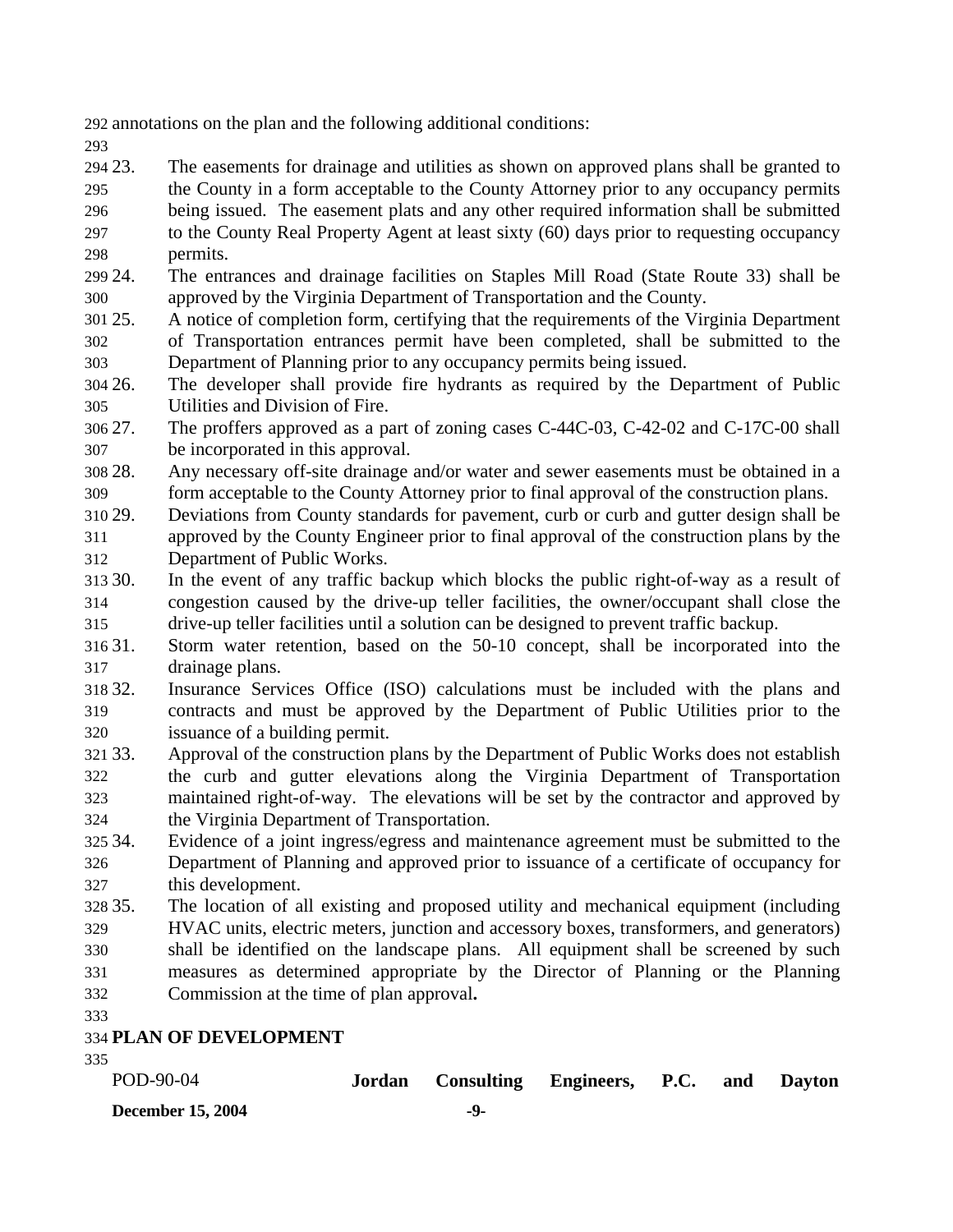annotations on the plan and the following additional conditions:

23. The easements for drainage and utilities as shown on approved plans shall be granted to the County in a form acceptable to the County Attorney prior to any occupancy permits being issued. The easement plats and any other required information shall be submitted to the County Real Property Agent at least sixty (60) days prior to requesting occupancy permits.
24. The entrances and drainage facilities on Staples Mill Road (State Route 33) shall be approved by the Virginia Department of Transportation and the County.
25. A notice of completion form, certifying that the requirements of the Virginia Department of Transportation entrances permit have been completed, shall be submitted to the Department of Planning prior to any occupancy permits being issued.
26. The developer shall provide fire hydrants as required by the Department of Public Utilities and Division of Fire.
27. The proffers approved as a part of zoning cases C-44C-03, C-42-02 and C-17C-00 shall be incorporated in this approval.
28. Any necessary off-site drainage and/or water and sewer easements must be obtained in a form acceptable to the County Attorney prior to final approval of the construction plans.
29. Deviations from County standards for pavement, curb or curb and gutter design shall be approved by the County Engineer prior to final approval of the construction plans by the Department of Public Works.
30. In the event of any traffic backup which blocks the public right-of-way as a result of congestion caused by the drive-up teller facilities, the owner/occupant shall close the drive-up teller facilities until a solution can be designed to prevent traffic backup.
31. Storm water retention, based on the 50-10 concept, shall be incorporated into the drainage plans.
32. Insurance Services Office (ISO) calculations must be included with the plans and contracts and must be approved by the Department of Public Utilities prior to the issuance of a building permit.
33. Approval of the construction plans by the Department of Public Works does not establish the curb and gutter elevations along the Virginia Department of Transportation maintained right-of-way. The elevations will be set by the contractor and approved by the Virginia Department of Transportation.
34. Evidence of a joint ingress/egress and maintenance agreement must be submitted to the Department of Planning and approved prior to issuance of a certificate of occupancy for this development.
35. The location of all existing and proposed utility and mechanical equipment (including HVAC units, electric meters, junction and accessory boxes, transformers, and generators) shall be identified on the landscape plans. All equipment shall be screened by such measures as determined appropriate by the Director of Planning or the Planning Commission at the time of plan approval**.**

**PLAN OF DEVELOPMENT**

POD-90-04 **Jordan Consulting Engineers, P.C. and Dayton**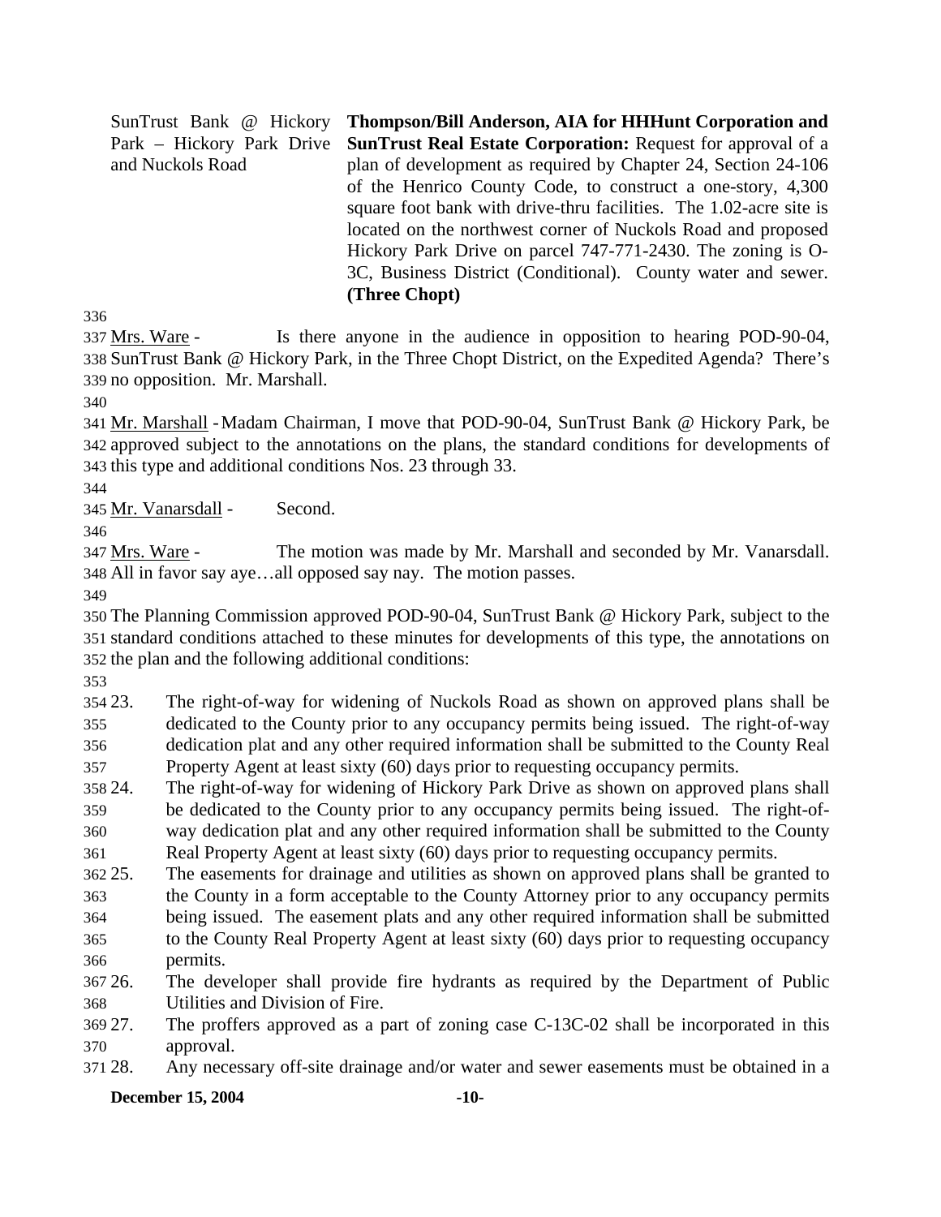SunTrust Bank @ Hickory Park – Hickory Park Drive and Nuckols Road

**Thompson/Bill Anderson, AIA for HHHunt Corporation and SunTrust Real Estate Corporation:** Request for approval of a plan of development as required by Chapter 24, Section 24-106 of the Henrico County Code, to construct a one-story, 4,300 square foot bank with drive-thru facilities. The 1.02-acre site is located on the northwest corner of Nuckols Road and proposed Hickory Park Drive on parcel 747-771-2430. The zoning is O-3C, Business District (Conditional). County water and sewer. **(Three Chopt)**

Mrs. Ware - Is there anyone in the audience in opposition to hearing POD-90-04, SunTrust Bank @ Hickory Park, in the Three Chopt District, on the Expedited Agenda? There's no opposition. Mr. Marshall.

Mr. Marshall - Madam Chairman, I move that POD-90-04, SunTrust Bank @ Hickory Park, be approved subject to the annotations on the plans, the standard conditions for developments of this type and additional conditions Nos. 23 through 33.

Mr. Vanarsdall - Second.

Mrs. Ware - The motion was made by Mr. Marshall and seconded by Mr. Vanarsdall. All in favor say aye…all opposed say nay. The motion passes.

The Planning Commission approved POD-90-04, SunTrust Bank @ Hickory Park, subject to the standard conditions attached to these minutes for developments of this type, the annotations on the plan and the following additional conditions:

23. The right-of-way for widening of Nuckols Road as shown on approved plans shall be dedicated to the County prior to any occupancy permits being issued. The right-of-way dedication plat and any other required information shall be submitted to the County Real Property Agent at least sixty (60) days prior to requesting occupancy permits.
24. The right-of-way for widening of Hickory Park Drive as shown on approved plans shall be dedicated to the County prior to any occupancy permits being issued. The right-of-way dedication plat and any other required information shall be submitted to the County Real Property Agent at least sixty (60) days prior to requesting occupancy permits.
25. The easements for drainage and utilities as shown on approved plans shall be granted to the County in a form acceptable to the County Attorney prior to any occupancy permits being issued. The easement plats and any other required information shall be submitted to the County Real Property Agent at least sixty (60) days prior to requesting occupancy permits.
26. The developer shall provide fire hydrants as required by the Department of Public Utilities and Division of Fire.
27. The proffers approved as a part of zoning case C-13C-02 shall be incorporated in this approval.
28. Any necessary off-site drainage and/or water and sewer easements must be obtained in a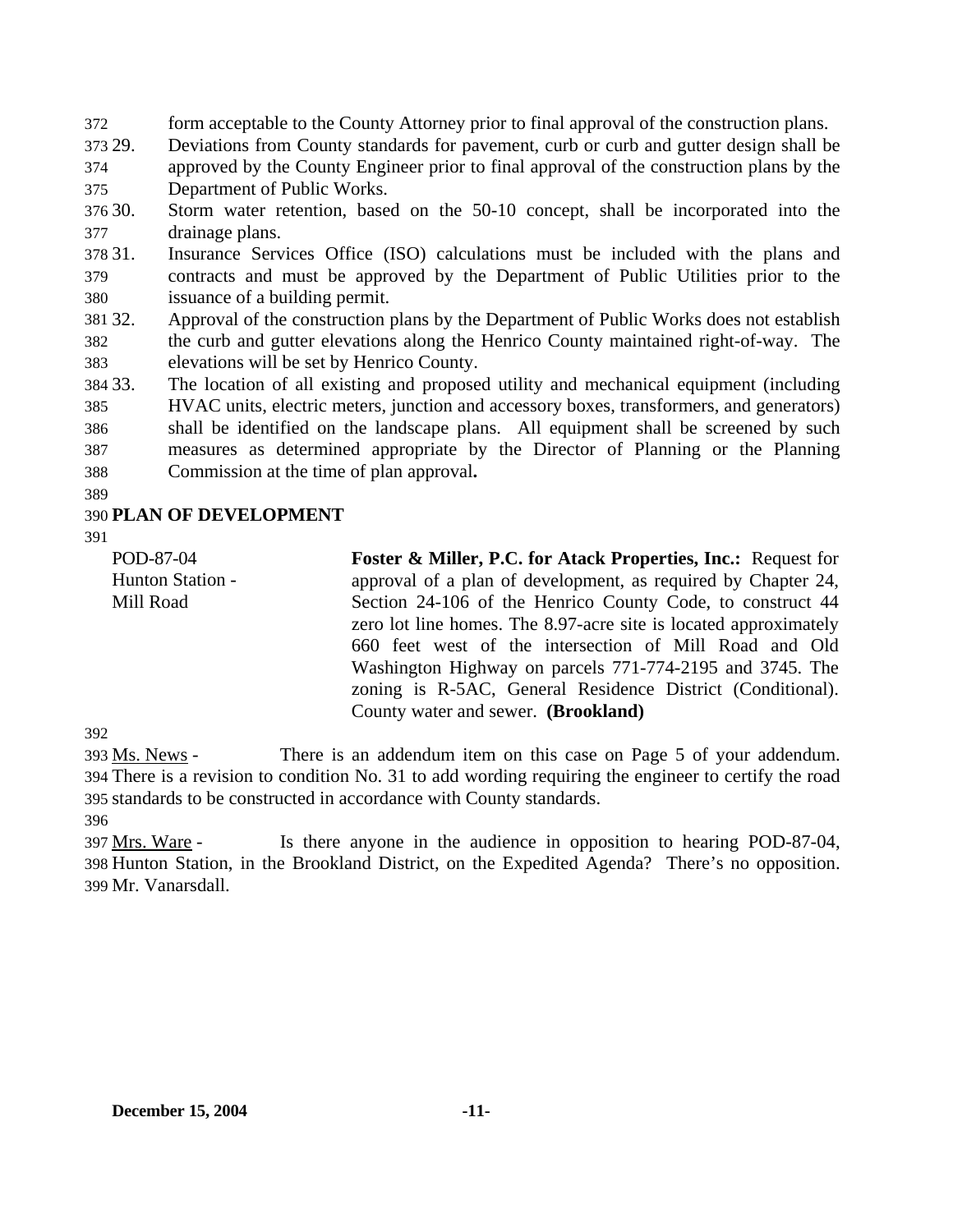form acceptable to the County Attorney prior to final approval of the construction plans.

29. Deviations from County standards for pavement, curb or curb and gutter design shall be approved by the County Engineer prior to final approval of the construction plans by the Department of Public Works.
30. Storm water retention, based on the 50-10 concept, shall be incorporated into the drainage plans.
31. Insurance Services Office (ISO) calculations must be included with the plans and contracts and must be approved by the Department of Public Utilities prior to the issuance of a building permit.
32. Approval of the construction plans by the Department of Public Works does not establish the curb and gutter elevations along the Henrico County maintained right-of-way. The elevations will be set by Henrico County.
33. The location of all existing and proposed utility and mechanical equipment (including HVAC units, electric meters, junction and accessory boxes, transformers, and generators) shall be identified on the landscape plans. All equipment shall be screened by such measures as determined appropriate by the Director of Planning or the Planning Commission at the time of plan approval**.**

## PLAN OF DEVELOPMENT

POD-87-04
Hunton Station -
Mill Road

**Foster & Miller, P.C. for Atack Properties, Inc.:** Request for approval of a plan of development, as required by Chapter 24, Section 24-106 of the Henrico County Code, to construct 44 zero lot line homes. The 8.97-acre site is located approximately 660 feet west of the intersection of Mill Road and Old Washington Highway on parcels 771-774-2195 and 3745. The zoning is R-5AC, General Residence District (Conditional). County water and sewer. **(Brookland)**

Ms. News - There is an addendum item on this case on Page 5 of your addendum. There is a revision to condition No. 31 to add wording requiring the engineer to certify the road standards to be constructed in accordance with County standards.

Mrs. Ware - Is there anyone in the audience in opposition to hearing POD-87-04, Hunton Station, in the Brookland District, on the Expedited Agenda? There's no opposition. Mr. Vanarsdall.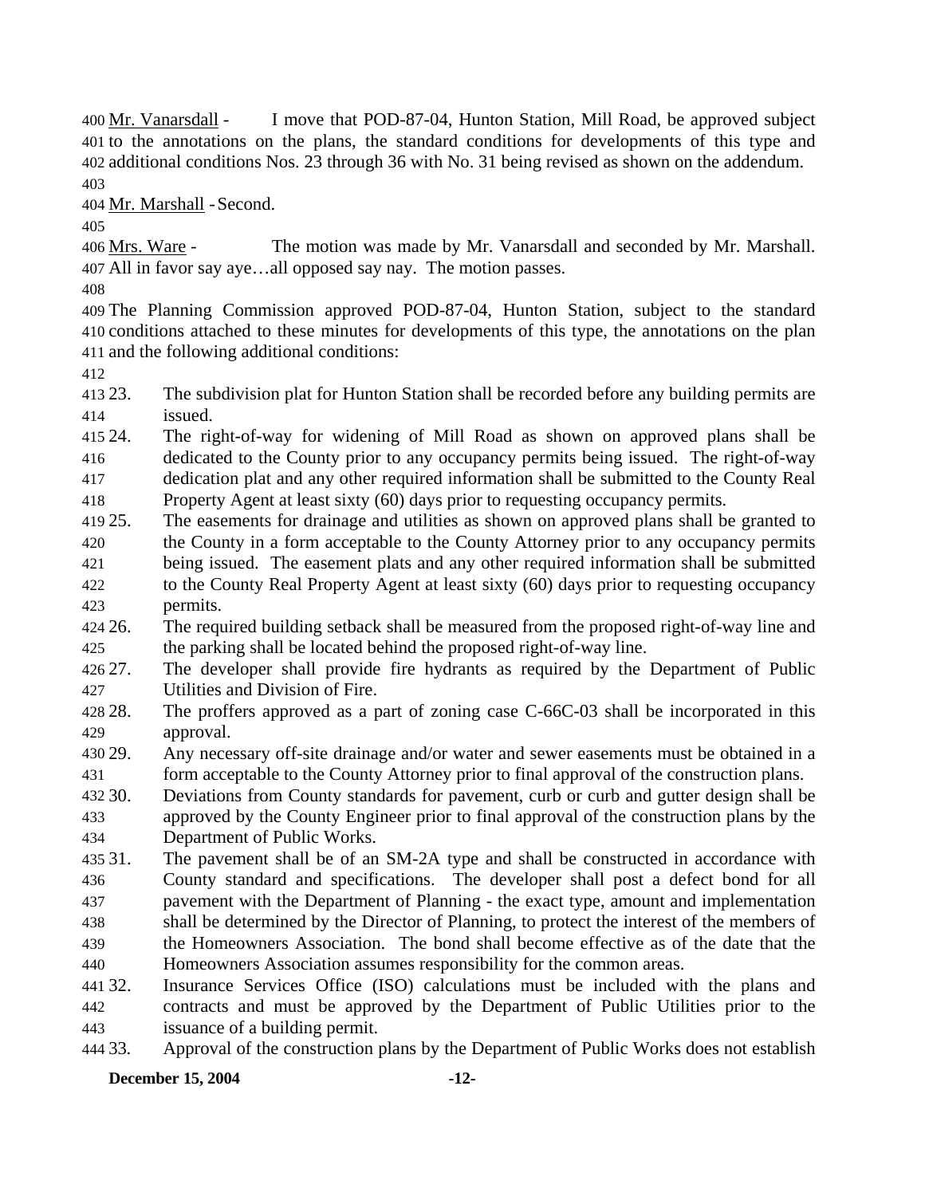Mr. Vanarsdall - I move that POD-87-04, Hunton Station, Mill Road, be approved subject to the annotations on the plans, the standard conditions for developments of this type and additional conditions Nos. 23 through 36 with No. 31 being revised as shown on the addendum.

Mr. Marshall - Second.

Mrs. Ware - The motion was made by Mr. Vanarsdall and seconded by Mr. Marshall. All in favor say aye…all opposed say nay. The motion passes.

The Planning Commission approved POD-87-04, Hunton Station, subject to the standard conditions attached to these minutes for developments of this type, the annotations on the plan and the following additional conditions:

23. The subdivision plat for Hunton Station shall be recorded before any building permits are issued.
24. The right-of-way for widening of Mill Road as shown on approved plans shall be dedicated to the County prior to any occupancy permits being issued. The right-of-way dedication plat and any other required information shall be submitted to the County Real Property Agent at least sixty (60) days prior to requesting occupancy permits.
25. The easements for drainage and utilities as shown on approved plans shall be granted to the County in a form acceptable to the County Attorney prior to any occupancy permits being issued. The easement plats and any other required information shall be submitted to the County Real Property Agent at least sixty (60) days prior to requesting occupancy permits.
26. The required building setback shall be measured from the proposed right-of-way line and the parking shall be located behind the proposed right-of-way line.
27. The developer shall provide fire hydrants as required by the Department of Public Utilities and Division of Fire.
28. The proffers approved as a part of zoning case C-66C-03 shall be incorporated in this approval.
29. Any necessary off-site drainage and/or water and sewer easements must be obtained in a form acceptable to the County Attorney prior to final approval of the construction plans.
30. Deviations from County standards for pavement, curb or curb and gutter design shall be approved by the County Engineer prior to final approval of the construction plans by the Department of Public Works.
31. The pavement shall be of an SM-2A type and shall be constructed in accordance with County standard and specifications. The developer shall post a defect bond for all pavement with the Department of Planning - the exact type, amount and implementation shall be determined by the Director of Planning, to protect the interest of the members of the Homeowners Association. The bond shall become effective as of the date that the Homeowners Association assumes responsibility for the common areas.
32. Insurance Services Office (ISO) calculations must be included with the plans and contracts and must be approved by the Department of Public Utilities prior to the issuance of a building permit.
33. Approval of the construction plans by the Department of Public Works does not establish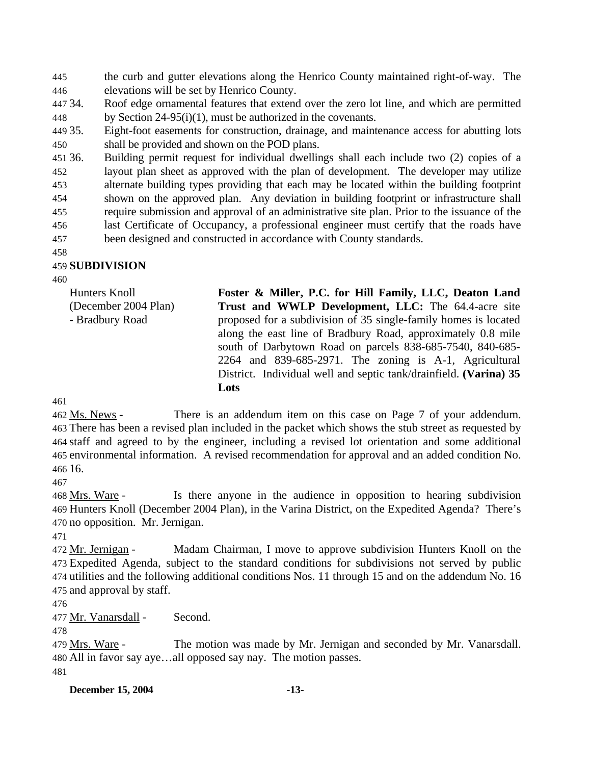the curb and gutter elevations along the Henrico County maintained right-of-way. The elevations will be set by Henrico County.

34. Roof edge ornamental features that extend over the zero lot line, and which are permitted by Section 24-95(i)(1), must be authorized in the covenants.
35. Eight-foot easements for construction, drainage, and maintenance access for abutting lots shall be provided and shown on the POD plans.
36. Building permit request for individual dwellings shall each include two (2) copies of a layout plan sheet as approved with the plan of development. The developer may utilize alternate building types providing that each may be located within the building footprint shown on the approved plan. Any deviation in building footprint or infrastructure shall require submission and approval of an administrative site plan. Prior to the issuance of the last Certificate of Occupancy, a professional engineer must certify that the roads have been designed and constructed in accordance with County standards.

**SUBDIVISION**

Hunters Knoll (December 2004 Plan) - Bradbury Road

**Foster & Miller, P.C. for Hill Family, LLC, Deaton Land Trust and WWLP Development, LLC:** The 64.4-acre site proposed for a subdivision of 35 single-family homes is located along the east line of Bradbury Road, approximately 0.8 mile south of Darbytown Road on parcels 838-685-7540, 840-685-2264 and 839-685-2971. The zoning is A-1, Agricultural District. Individual well and septic tank/drainfield. **(Varina) 35 Lots**

Ms. News - There is an addendum item on this case on Page 7 of your addendum. There has been a revised plan included in the packet which shows the stub street as requested by staff and agreed to by the engineer, including a revised lot orientation and some additional environmental information. A revised recommendation for approval and an added condition No. 16.

Mrs. Ware - Is there anyone in the audience in opposition to hearing subdivision Hunters Knoll (December 2004 Plan), in the Varina District, on the Expedited Agenda? There's no opposition. Mr. Jernigan.

Mr. Jernigan - Madam Chairman, I move to approve subdivision Hunters Knoll on the Expedited Agenda, subject to the standard conditions for subdivisions not served by public utilities and the following additional conditions Nos. 11 through 15 and on the addendum No. 16 and approval by staff.

Mr. Vanarsdall - Second.

Mrs. Ware - The motion was made by Mr. Jernigan and seconded by Mr. Vanarsdall. All in favor say aye…all opposed say nay. The motion passes.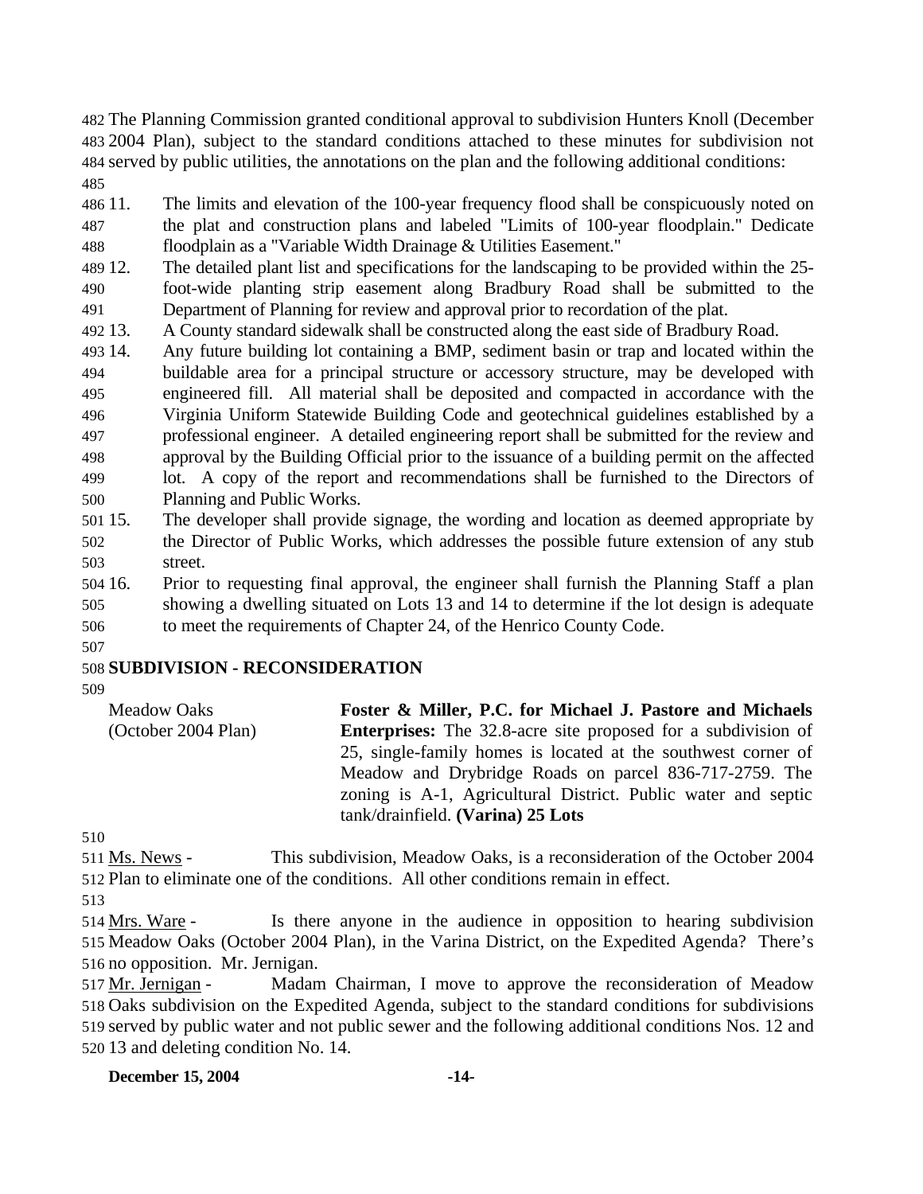The Planning Commission granted conditional approval to subdivision Hunters Knoll (December 2004 Plan), subject to the standard conditions attached to these minutes for subdivision not served by public utilities, the annotations on the plan and the following additional conditions:

11. The limits and elevation of the 100-year frequency flood shall be conspicuously noted on the plat and construction plans and labeled "Limits of 100-year floodplain." Dedicate floodplain as a "Variable Width Drainage & Utilities Easement."
12. The detailed plant list and specifications for the landscaping to be provided within the 25-foot-wide planting strip easement along Bradbury Road shall be submitted to the Department of Planning for review and approval prior to recordation of the plat.
13. A County standard sidewalk shall be constructed along the east side of Bradbury Road.
14. Any future building lot containing a BMP, sediment basin or trap and located within the buildable area for a principal structure or accessory structure, may be developed with engineered fill. All material shall be deposited and compacted in accordance with the Virginia Uniform Statewide Building Code and geotechnical guidelines established by a professional engineer. A detailed engineering report shall be submitted for the review and approval by the Building Official prior to the issuance of a building permit on the affected lot. A copy of the report and recommendations shall be furnished to the Directors of Planning and Public Works.
15. The developer shall provide signage, the wording and location as deemed appropriate by the Director of Public Works, which addresses the possible future extension of any stub street.
16. Prior to requesting final approval, the engineer shall furnish the Planning Staff a plan showing a dwelling situated on Lots 13 and 14 to determine if the lot design is adequate to meet the requirements of Chapter 24, of the Henrico County Code.

**SUBDIVISION - RECONSIDERATION**

Meadow Oaks (October 2004 Plan)

**Foster & Miller, P.C. for Michael J. Pastore and Michaels Enterprises:** The 32.8-acre site proposed for a subdivision of 25, single-family homes is located at the southwest corner of Meadow and Drybridge Roads on parcel 836-717-2759. The zoning is A-1, Agricultural District. Public water and septic tank/drainfield. **(Varina) 25 Lots**

Ms. News - This subdivision, Meadow Oaks, is a reconsideration of the October 2004 Plan to eliminate one of the conditions. All other conditions remain in effect.

Mrs. Ware - Is there anyone in the audience in opposition to hearing subdivision Meadow Oaks (October 2004 Plan), in the Varina District, on the Expedited Agenda? There's no opposition. Mr. Jernigan.

Mr. Jernigan - Madam Chairman, I move to approve the reconsideration of Meadow Oaks subdivision on the Expedited Agenda, subject to the standard conditions for subdivisions served by public water and not public sewer and the following additional conditions Nos. 12 and 13 and deleting condition No. 14.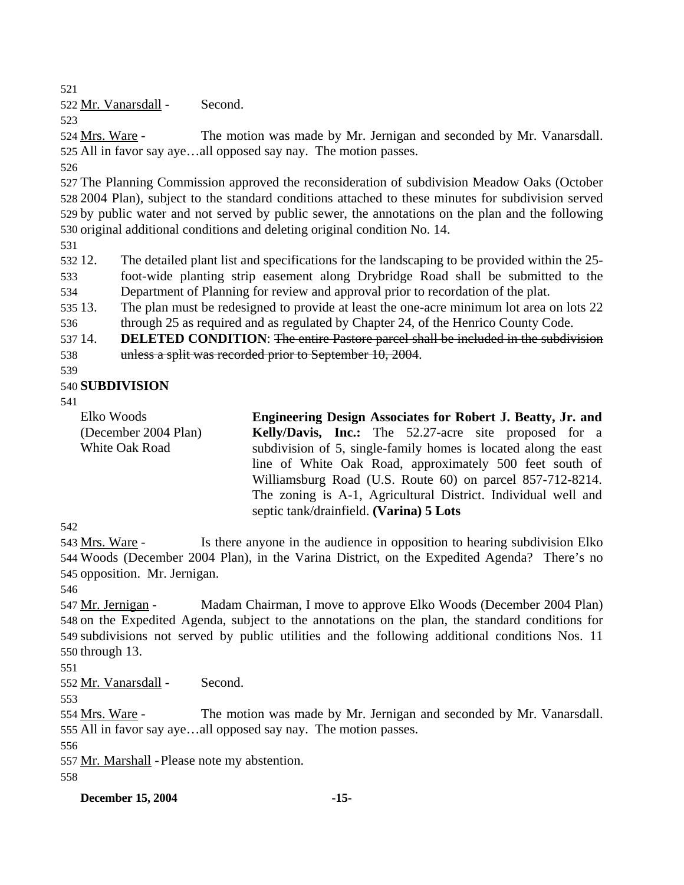Mr. Vanarsdall - Second.

Mrs. Ware - The motion was made by Mr. Jernigan and seconded by Mr. Vanarsdall. All in favor say aye…all opposed say nay. The motion passes.

The Planning Commission approved the reconsideration of subdivision Meadow Oaks (October 2004 Plan), subject to the standard conditions attached to these minutes for subdivision served by public water and not served by public sewer, the annotations on the plan and the following original additional conditions and deleting original condition No. 14.

12. The detailed plant list and specifications for the landscaping to be provided within the 25-foot-wide planting strip easement along Drybridge Road shall be submitted to the Department of Planning for review and approval prior to recordation of the plat.
13. The plan must be redesigned to provide at least the one-acre minimum lot area on lots 22 through 25 as required and as regulated by Chapter 24, of the Henrico County Code.
14. **DELETED CONDITION**: ~~The entire Pastore parcel shall be included in the subdivision unless a split was recorded prior to September 10, 2004~~.

**SUBDIVISION**

Elko Woods
(December 2004 Plan)
White Oak Road

**Engineering Design Associates for Robert J. Beatty, Jr. and Kelly/Davis, Inc.:** The 52.27-acre site proposed for a subdivision of 5, single-family homes is located along the east line of White Oak Road, approximately 500 feet south of Williamsburg Road (U.S. Route 60) on parcel 857-712-8214. The zoning is A-1, Agricultural District. Individual well and septic tank/drainfield. **(Varina) 5 Lots**

Mrs. Ware - Is there anyone in the audience in opposition to hearing subdivision Elko Woods (December 2004 Plan), in the Varina District, on the Expedited Agenda? There's no opposition. Mr. Jernigan.

Mr. Jernigan - Madam Chairman, I move to approve Elko Woods (December 2004 Plan) on the Expedited Agenda, subject to the annotations on the plan, the standard conditions for subdivisions not served by public utilities and the following additional conditions Nos. 11 through 13.

Mr. Vanarsdall - Second.

Mrs. Ware - The motion was made by Mr. Jernigan and seconded by Mr. Vanarsdall. All in favor say aye…all opposed say nay. The motion passes.

Mr. Marshall - Please note my abstention.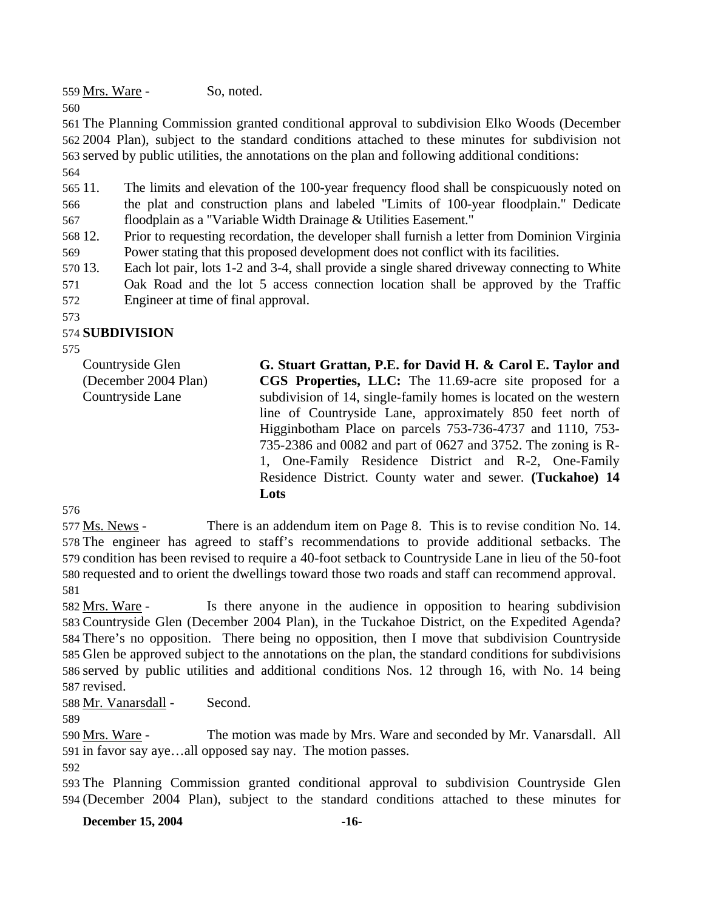Mrs. Ware - So, noted.

The Planning Commission granted conditional approval to subdivision Elko Woods (December 2004 Plan), subject to the standard conditions attached to these minutes for subdivision not served by public utilities, the annotations on the plan and following additional conditions:

11. The limits and elevation of the 100-year frequency flood shall be conspicuously noted on the plat and construction plans and labeled "Limits of 100-year floodplain." Dedicate floodplain as a "Variable Width Drainage & Utilities Easement."
12. Prior to requesting recordation, the developer shall furnish a letter from Dominion Virginia Power stating that this proposed development does not conflict with its facilities.
13. Each lot pair, lots 1-2 and 3-4, shall provide a single shared driveway connecting to White Oak Road and the lot 5 access connection location shall be approved by the Traffic Engineer at time of final approval.

**SUBDIVISION**

Countryside Glen (December 2004 Plan) Countryside Lane

**G. Stuart Grattan, P.E. for David H. & Carol E. Taylor and CGS Properties, LLC:** The 11.69-acre site proposed for a subdivision of 14, single-family homes is located on the western line of Countryside Lane, approximately 850 feet north of Higginbotham Place on parcels 753-736-4737 and 1110, 753-735-2386 and 0082 and part of 0627 and 3752. The zoning is R-1, One-Family Residence District and R-2, One-Family Residence District. County water and sewer. **(Tuckahoe) 14 Lots**

Ms. News - There is an addendum item on Page 8. This is to revise condition No. 14. The engineer has agreed to staff's recommendations to provide additional setbacks. The condition has been revised to require a 40-foot setback to Countryside Lane in lieu of the 50-foot requested and to orient the dwellings toward those two roads and staff can recommend approval.

Mrs. Ware - Is there anyone in the audience in opposition to hearing subdivision Countryside Glen (December 2004 Plan), in the Tuckahoe District, on the Expedited Agenda? There's no opposition. There being no opposition, then I move that subdivision Countryside Glen be approved subject to the annotations on the plan, the standard conditions for subdivisions served by public utilities and additional conditions Nos. 12 through 16, with No. 14 being revised.

Mr. Vanarsdall - Second.

Mrs. Ware - The motion was made by Mrs. Ware and seconded by Mr. Vanarsdall. All in favor say aye…all opposed say nay. The motion passes.

The Planning Commission granted conditional approval to subdivision Countryside Glen (December 2004 Plan), subject to the standard conditions attached to these minutes for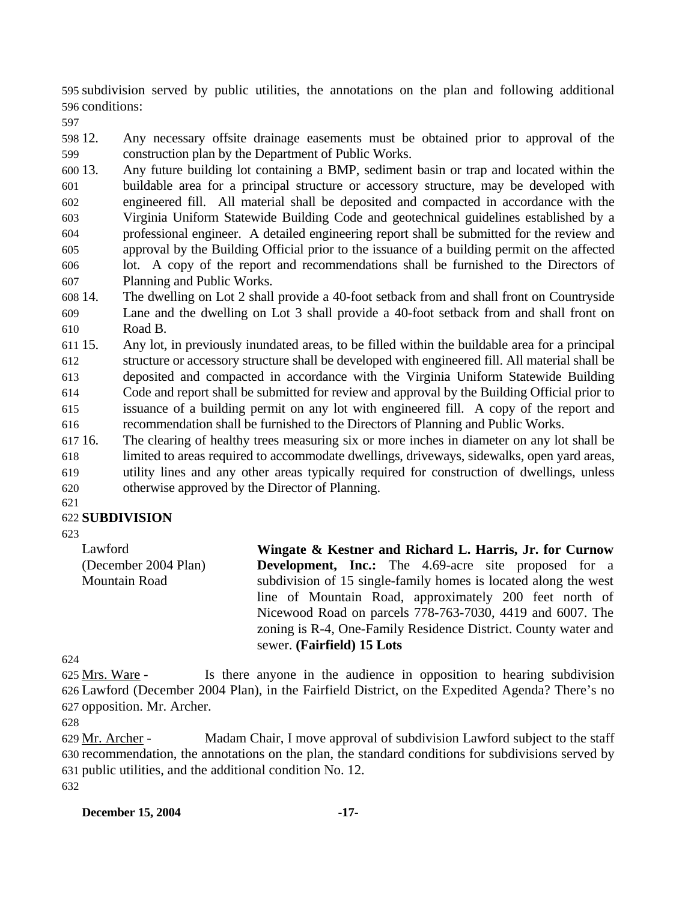subdivision served by public utilities, the annotations on the plan and following additional conditions:

12. Any necessary offsite drainage easements must be obtained prior to approval of the construction plan by the Department of Public Works.
13. Any future building lot containing a BMP, sediment basin or trap and located within the buildable area for a principal structure or accessory structure, may be developed with engineered fill. All material shall be deposited and compacted in accordance with the Virginia Uniform Statewide Building Code and geotechnical guidelines established by a professional engineer. A detailed engineering report shall be submitted for the review and approval by the Building Official prior to the issuance of a building permit on the affected lot. A copy of the report and recommendations shall be furnished to the Directors of Planning and Public Works.
14. The dwelling on Lot 2 shall provide a 40-foot setback from and shall front on Countryside Lane and the dwelling on Lot 3 shall provide a 40-foot setback from and shall front on Road B.
15. Any lot, in previously inundated areas, to be filled within the buildable area for a principal structure or accessory structure shall be developed with engineered fill. All material shall be deposited and compacted in accordance with the Virginia Uniform Statewide Building Code and report shall be submitted for review and approval by the Building Official prior to issuance of a building permit on any lot with engineered fill. A copy of the report and recommendation shall be furnished to the Directors of Planning and Public Works.
16. The clearing of healthy trees measuring six or more inches in diameter on any lot shall be limited to areas required to accommodate dwellings, driveways, sidewalks, open yard areas, utility lines and any other areas typically required for construction of dwellings, unless otherwise approved by the Director of Planning.

**SUBDIVISION**

Lawford
(December 2004 Plan)
Mountain Road

**Wingate & Kestner and Richard L. Harris, Jr. for Curnow Development, Inc.:** The 4.69-acre site proposed for a subdivision of 15 single-family homes is located along the west line of Mountain Road, approximately 200 feet north of Nicewood Road on parcels 778-763-7030, 4419 and 6007. The zoning is R-4, One-Family Residence District. County water and sewer. **(Fairfield) 15 Lots**

Mrs. Ware - Is there anyone in the audience in opposition to hearing subdivision Lawford (December 2004 Plan), in the Fairfield District, on the Expedited Agenda? There's no opposition. Mr. Archer.

Mr. Archer - Madam Chair, I move approval of subdivision Lawford subject to the staff recommendation, the annotations on the plan, the standard conditions for subdivisions served by public utilities, and the additional condition No. 12.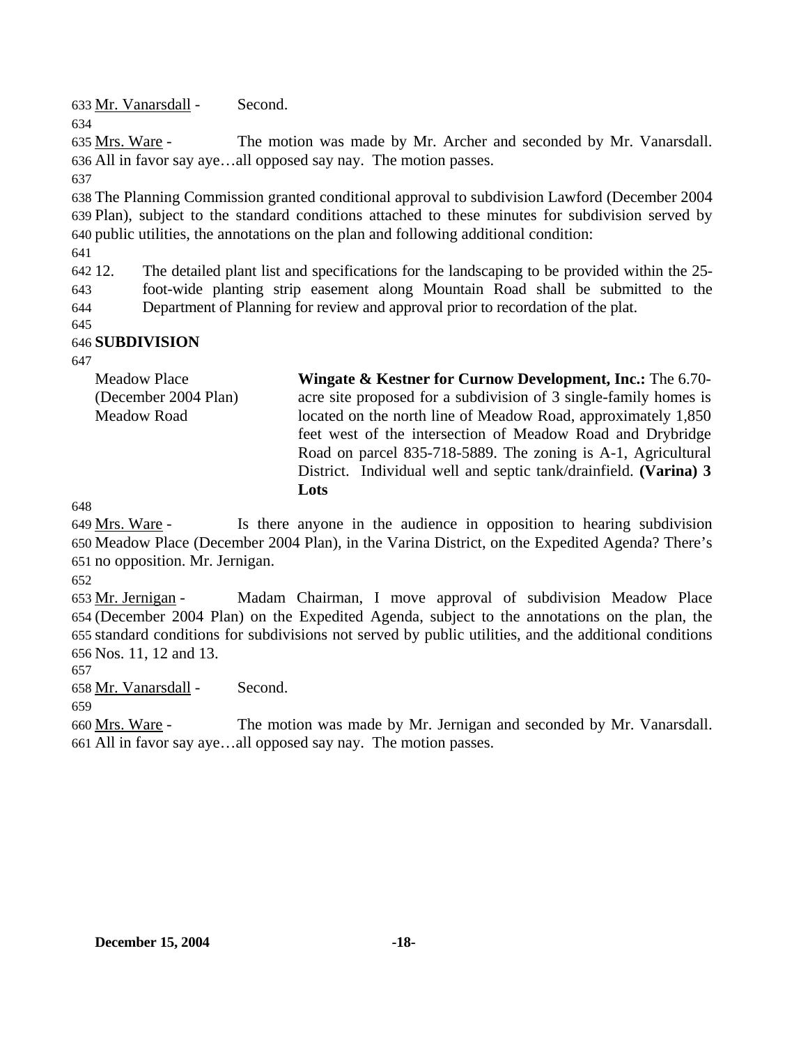Mr. Vanarsdall - Second.

Mrs. Ware - The motion was made by Mr. Archer and seconded by Mr. Vanarsdall. All in favor say aye…all opposed say nay. The motion passes.

The Planning Commission granted conditional approval to subdivision Lawford (December 2004 Plan), subject to the standard conditions attached to these minutes for subdivision served by public utilities, the annotations on the plan and following additional condition:

12. The detailed plant list and specifications for the landscaping to be provided within the 25-foot-wide planting strip easement along Mountain Road shall be submitted to the Department of Planning for review and approval prior to recordation of the plat.

**SUBDIVISION**

| | |
|---|---|
| Meadow Place (December 2004 Plan) Meadow Road | **Wingate & Kestner for Curnow Development, Inc.:** The 6.70-acre site proposed for a subdivision of 3 single-family homes is located on the north line of Meadow Road, approximately 1,850 feet west of the intersection of Meadow Road and Drybridge Road on parcel 835-718-5889. The zoning is A-1, Agricultural District. Individual well and septic tank/drainfield. **(Varina) 3 Lots** |

Mrs. Ware - Is there anyone in the audience in opposition to hearing subdivision Meadow Place (December 2004 Plan), in the Varina District, on the Expedited Agenda? There's no opposition. Mr. Jernigan.

Mr. Jernigan - Madam Chairman, I move approval of subdivision Meadow Place (December 2004 Plan) on the Expedited Agenda, subject to the annotations on the plan, the standard conditions for subdivisions not served by public utilities, and the additional conditions Nos. 11, 12 and 13.

Mr. Vanarsdall - Second.

Mrs. Ware - The motion was made by Mr. Jernigan and seconded by Mr. Vanarsdall. All in favor say aye…all opposed say nay. The motion passes.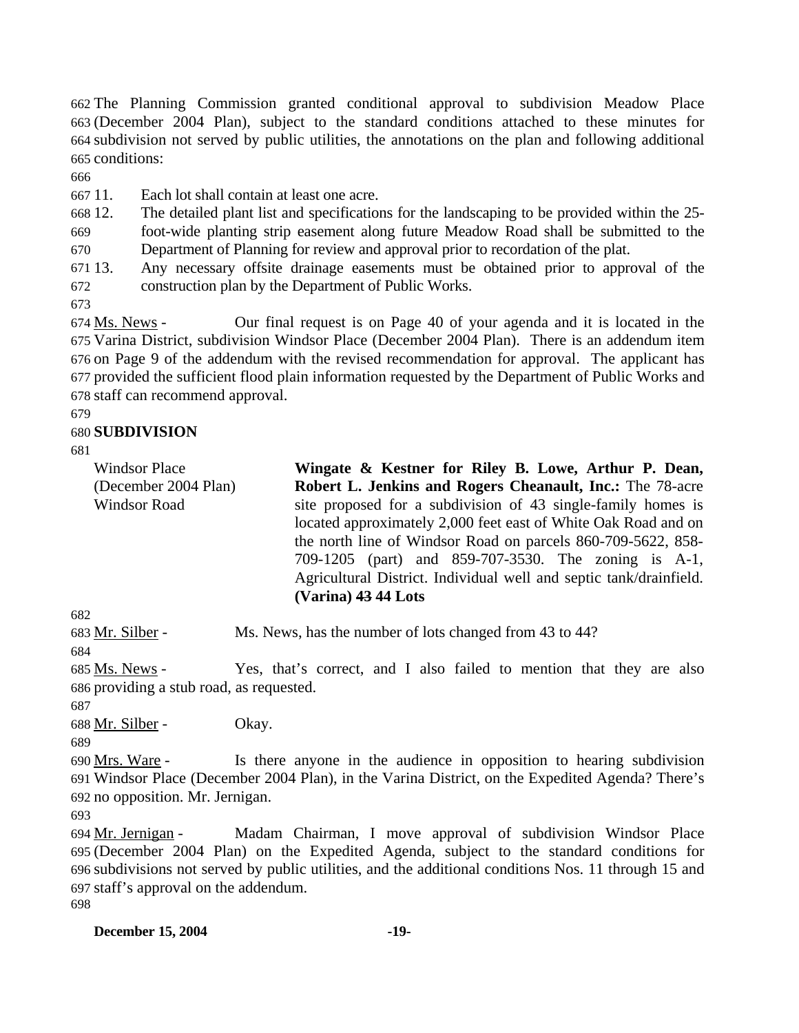The Planning Commission granted conditional approval to subdivision Meadow Place (December 2004 Plan), subject to the standard conditions attached to these minutes for subdivision not served by public utilities, the annotations on the plan and following additional conditions:

11. Each lot shall contain at least one acre.
12. The detailed plant list and specifications for the landscaping to be provided within the 25-foot-wide planting strip easement along future Meadow Road shall be submitted to the Department of Planning for review and approval prior to recordation of the plat.
13. Any necessary offsite drainage easements must be obtained prior to approval of the construction plan by the Department of Public Works.

Ms. News - Our final request is on Page 40 of your agenda and it is located in the Varina District, subdivision Windsor Place (December 2004 Plan). There is an addendum item on Page 9 of the addendum with the revised recommendation for approval. The applicant has provided the sufficient flood plain information requested by the Department of Public Works and staff can recommend approval.

**SUBDIVISION**

| | |
|---|---|
| Windsor Place (December 2004 Plan) Windsor Road | **Wingate & Kestner for Riley B. Lowe, Arthur P. Dean, Robert L. Jenkins and Rogers Cheanault, Inc.:** The 78-acre site proposed for a subdivision of 43 single-family homes is located approximately 2,000 feet east of White Oak Road and on the north line of Windsor Road on parcels 860-709-5622, 858-709-1205 (part) and 859-707-3530. The zoning is A-1, Agricultural District. Individual well and septic tank/drainfield. **(Varina) ~~43~~ 44 Lots** |

Mr. Silber - Ms. News, has the number of lots changed from 43 to 44?

Ms. News - Yes, that's correct, and I also failed to mention that they are also providing a stub road, as requested.

Mr. Silber - Okay.

Mrs. Ware - Is there anyone in the audience in opposition to hearing subdivision Windsor Place (December 2004 Plan), in the Varina District, on the Expedited Agenda? There's no opposition. Mr. Jernigan.

Mr. Jernigan - Madam Chairman, I move approval of subdivision Windsor Place (December 2004 Plan) on the Expedited Agenda, subject to the standard conditions for subdivisions not served by public utilities, and the additional conditions Nos. 11 through 15 and staff's approval on the addendum.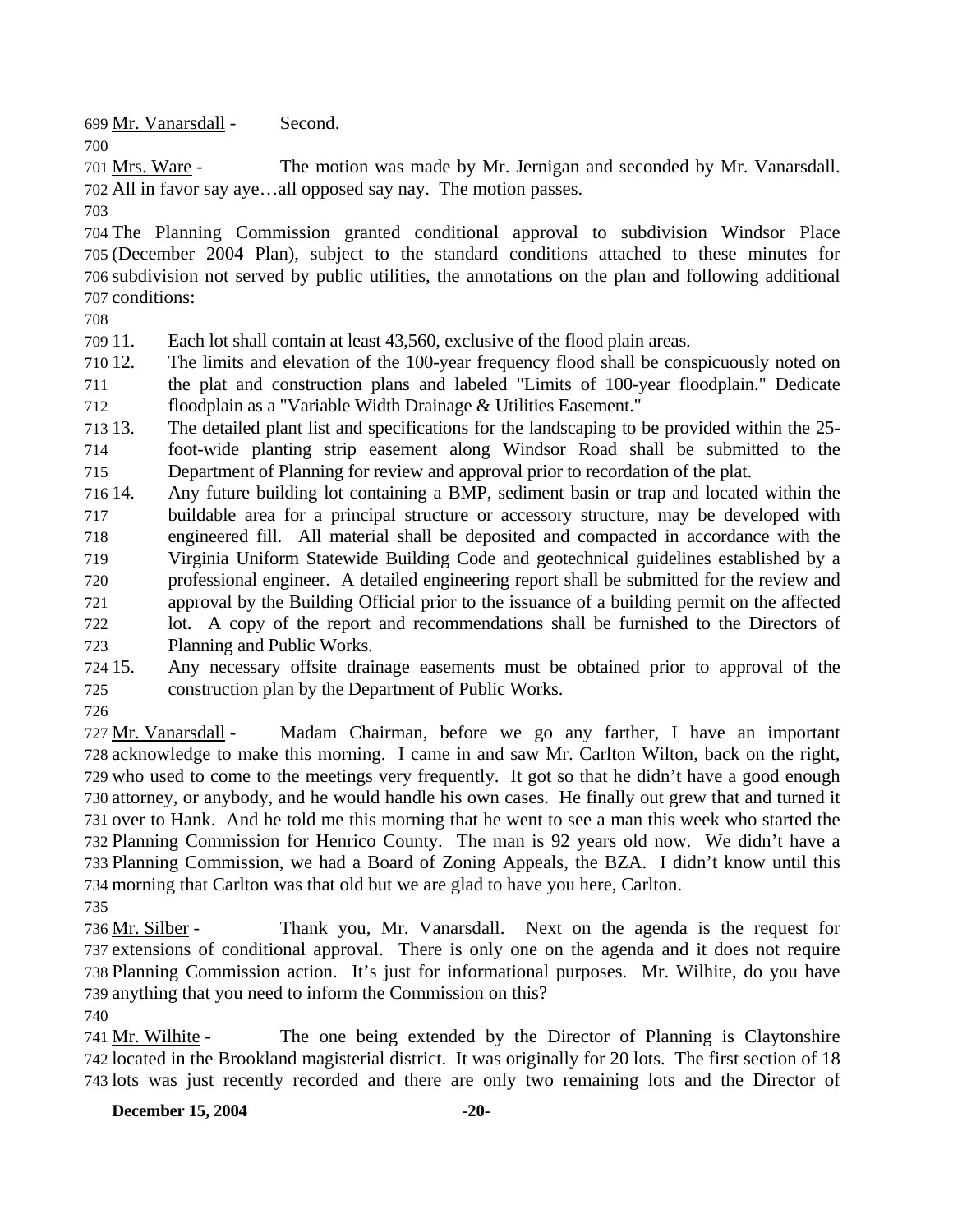Mr. Vanarsdall - Second.

Mrs. Ware - The motion was made by Mr. Jernigan and seconded by Mr. Vanarsdall. All in favor say aye…all opposed say nay. The motion passes.

The Planning Commission granted conditional approval to subdivision Windsor Place (December 2004 Plan), subject to the standard conditions attached to these minutes for subdivision not served by public utilities, the annotations on the plan and following additional conditions:

11. Each lot shall contain at least 43,560, exclusive of the flood plain areas.
12. The limits and elevation of the 100-year frequency flood shall be conspicuously noted on the plat and construction plans and labeled "Limits of 100-year floodplain." Dedicate floodplain as a "Variable Width Drainage & Utilities Easement."
13. The detailed plant list and specifications for the landscaping to be provided within the 25-foot-wide planting strip easement along Windsor Road shall be submitted to the Department of Planning for review and approval prior to recordation of the plat.
14. Any future building lot containing a BMP, sediment basin or trap and located within the buildable area for a principal structure or accessory structure, may be developed with engineered fill. All material shall be deposited and compacted in accordance with the Virginia Uniform Statewide Building Code and geotechnical guidelines established by a professional engineer. A detailed engineering report shall be submitted for the review and approval by the Building Official prior to the issuance of a building permit on the affected lot. A copy of the report and recommendations shall be furnished to the Directors of Planning and Public Works.
15. Any necessary offsite drainage easements must be obtained prior to approval of the construction plan by the Department of Public Works.

Mr. Vanarsdall - Madam Chairman, before we go any farther, I have an important acknowledge to make this morning. I came in and saw Mr. Carlton Wilton, back on the right, who used to come to the meetings very frequently. It got so that he didn't have a good enough attorney, or anybody, and he would handle his own cases. He finally out grew that and turned it over to Hank. And he told me this morning that he went to see a man this week who started the Planning Commission for Henrico County. The man is 92 years old now. We didn't have a Planning Commission, we had a Board of Zoning Appeals, the BZA. I didn't know until this morning that Carlton was that old but we are glad to have you here, Carlton.

Mr. Silber - Thank you, Mr. Vanarsdall. Next on the agenda is the request for extensions of conditional approval. There is only one on the agenda and it does not require Planning Commission action. It's just for informational purposes. Mr. Wilhite, do you have anything that you need to inform the Commission on this?

Mr. Wilhite - The one being extended by the Director of Planning is Claytonshire located in the Brookland magisterial district. It was originally for 20 lots. The first section of 18 lots was just recently recorded and there are only two remaining lots and the Director of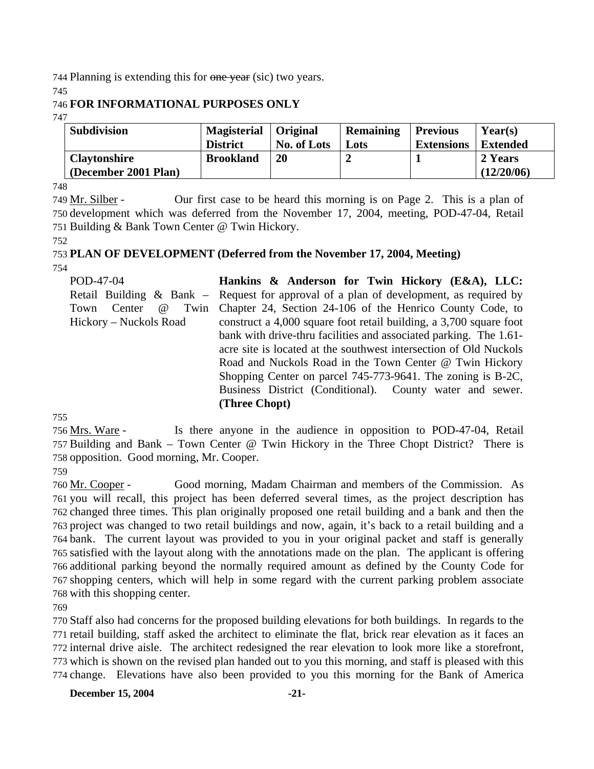744 Planning is extending this for ~~one year~~ (sic) two years.

745

746 **FOR INFORMATIONAL PURPOSES ONLY**

747

| Subdivision | Magisterial District | Original No. of Lots | Remaining Lots | Previous Extensions | Year(s) Extended |
|---|---|---|---|---|---|
| **Claytonshire (December 2001 Plan)** | **Brookland** | **20** | **2** | **1** | **2 Years (12/20/06)** |

748

749 Mr. Silber - Our first case to be heard this morning is on Page 2. This is a plan of
750 development which was deferred from the November 17, 2004, meeting, POD-47-04, Retail
751 Building & Bank Town Center @ Twin Hickory.

752

753 **PLAN OF DEVELOPMENT (Deferred from the November 17, 2004, Meeting)**

754

POD-47-04
Retail Building & Bank – Town Center @ Twin Hickory – Nuckols Road

**Hankins & Anderson for Twin Hickory (E&A), LLC:** Request for approval of a plan of development, as required by Chapter 24, Section 24-106 of the Henrico County Code, to construct a 4,000 square foot retail building, a 3,700 square foot bank with drive-thru facilities and associated parking. The 1.61-acre site is located at the southwest intersection of Old Nuckols Road and Nuckols Road in the Town Center @ Twin Hickory Shopping Center on parcel 745-773-9641. The zoning is B-2C, Business District (Conditional). County water and sewer. **(Three Chopt)**

755

756 Mrs. Ware - Is there anyone in the audience in opposition to POD-47-04, Retail
757 Building and Bank – Town Center @ Twin Hickory in the Three Chopt District? There is
758 opposition. Good morning, Mr. Cooper.

759

760 Mr. Cooper - Good morning, Madam Chairman and members of the Commission. As
761 you will recall, this project has been deferred several times, as the project description has
762 changed three times. This plan originally proposed one retail building and a bank and then the
763 project was changed to two retail buildings and now, again, it's back to a retail building and a
764 bank. The current layout was provided to you in your original packet and staff is generally
765 satisfied with the layout along with the annotations made on the plan. The applicant is offering
766 additional parking beyond the normally required amount as defined by the County Code for
767 shopping centers, which will help in some regard with the current parking problem associate
768 with this shopping center.

769

770 Staff also had concerns for the proposed building elevations for both buildings. In regards to the
771 retail building, staff asked the architect to eliminate the flat, brick rear elevation as it faces an
772 internal drive aisle. The architect redesigned the rear elevation to look more like a storefront,
773 which is shown on the revised plan handed out to you this morning, and staff is pleased with this
774 change. Elevations have also been provided to you this morning for the Bank of America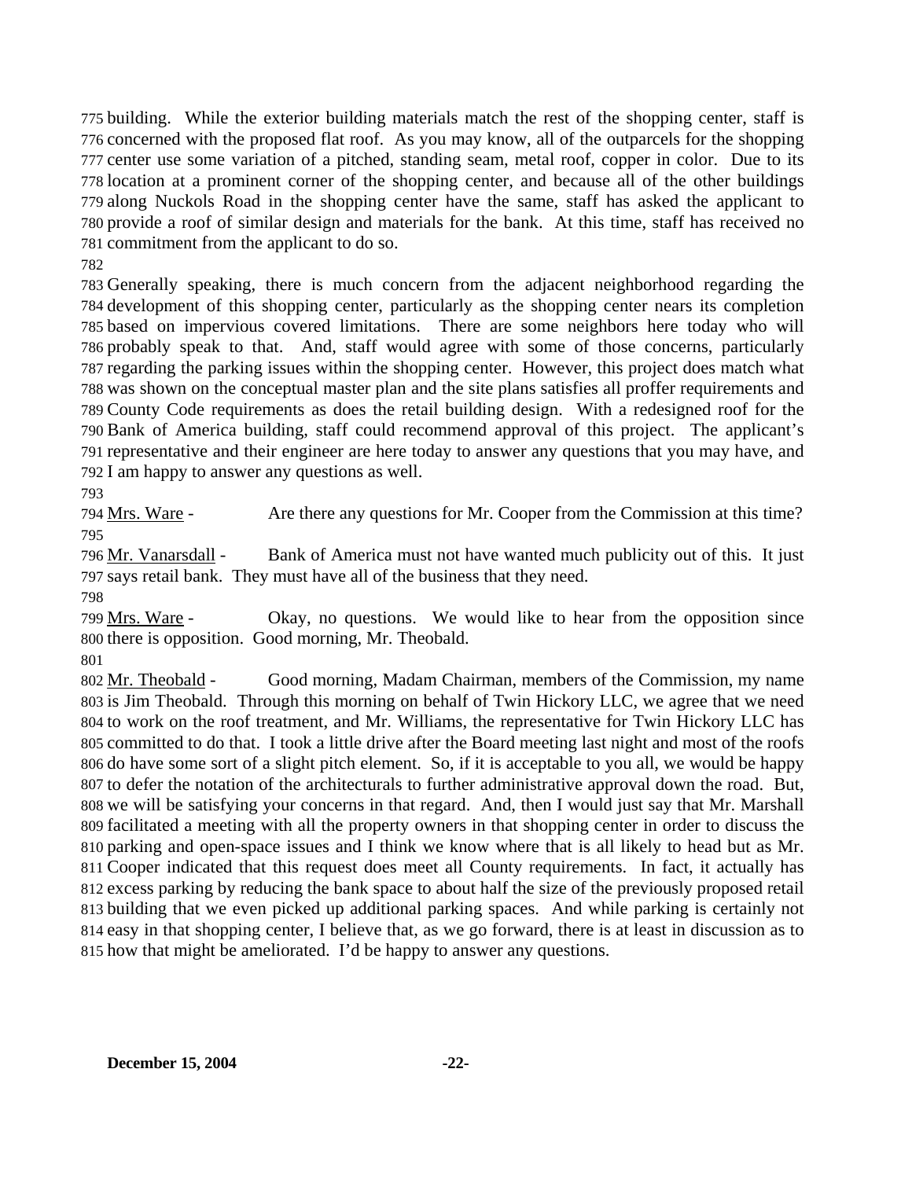building. While the exterior building materials match the rest of the shopping center, staff is concerned with the proposed flat roof. As you may know, all of the outparcels for the shopping center use some variation of a pitched, standing seam, metal roof, copper in color. Due to its location at a prominent corner of the shopping center, and because all of the other buildings along Nuckols Road in the shopping center have the same, staff has asked the applicant to provide a roof of similar design and materials for the bank. At this time, staff has received no commitment from the applicant to do so.

Generally speaking, there is much concern from the adjacent neighborhood regarding the development of this shopping center, particularly as the shopping center nears its completion based on impervious covered limitations. There are some neighbors here today who will probably speak to that. And, staff would agree with some of those concerns, particularly regarding the parking issues within the shopping center. However, this project does match what was shown on the conceptual master plan and the site plans satisfies all proffer requirements and County Code requirements as does the retail building design. With a redesigned roof for the Bank of America building, staff could recommend approval of this project. The applicant's representative and their engineer are here today to answer any questions that you may have, and I am happy to answer any questions as well.

Mrs. Ware - Are there any questions for Mr. Cooper from the Commission at this time?

Mr. Vanarsdall - Bank of America must not have wanted much publicity out of this. It just says retail bank. They must have all of the business that they need.

Mrs. Ware - Okay, no questions. We would like to hear from the opposition since there is opposition. Good morning, Mr. Theobald.

Mr. Theobald - Good morning, Madam Chairman, members of the Commission, my name is Jim Theobald. Through this morning on behalf of Twin Hickory LLC, we agree that we need to work on the roof treatment, and Mr. Williams, the representative for Twin Hickory LLC has committed to do that. I took a little drive after the Board meeting last night and most of the roofs do have some sort of a slight pitch element. So, if it is acceptable to you all, we would be happy to defer the notation of the architecturals to further administrative approval down the road. But, we will be satisfying your concerns in that regard. And, then I would just say that Mr. Marshall facilitated a meeting with all the property owners in that shopping center in order to discuss the parking and open-space issues and I think we know where that is all likely to head but as Mr. Cooper indicated that this request does meet all County requirements. In fact, it actually has excess parking by reducing the bank space to about half the size of the previously proposed retail building that we even picked up additional parking spaces. And while parking is certainly not easy in that shopping center, I believe that, as we go forward, there is at least in discussion as to how that might be ameliorated. I'd be happy to answer any questions.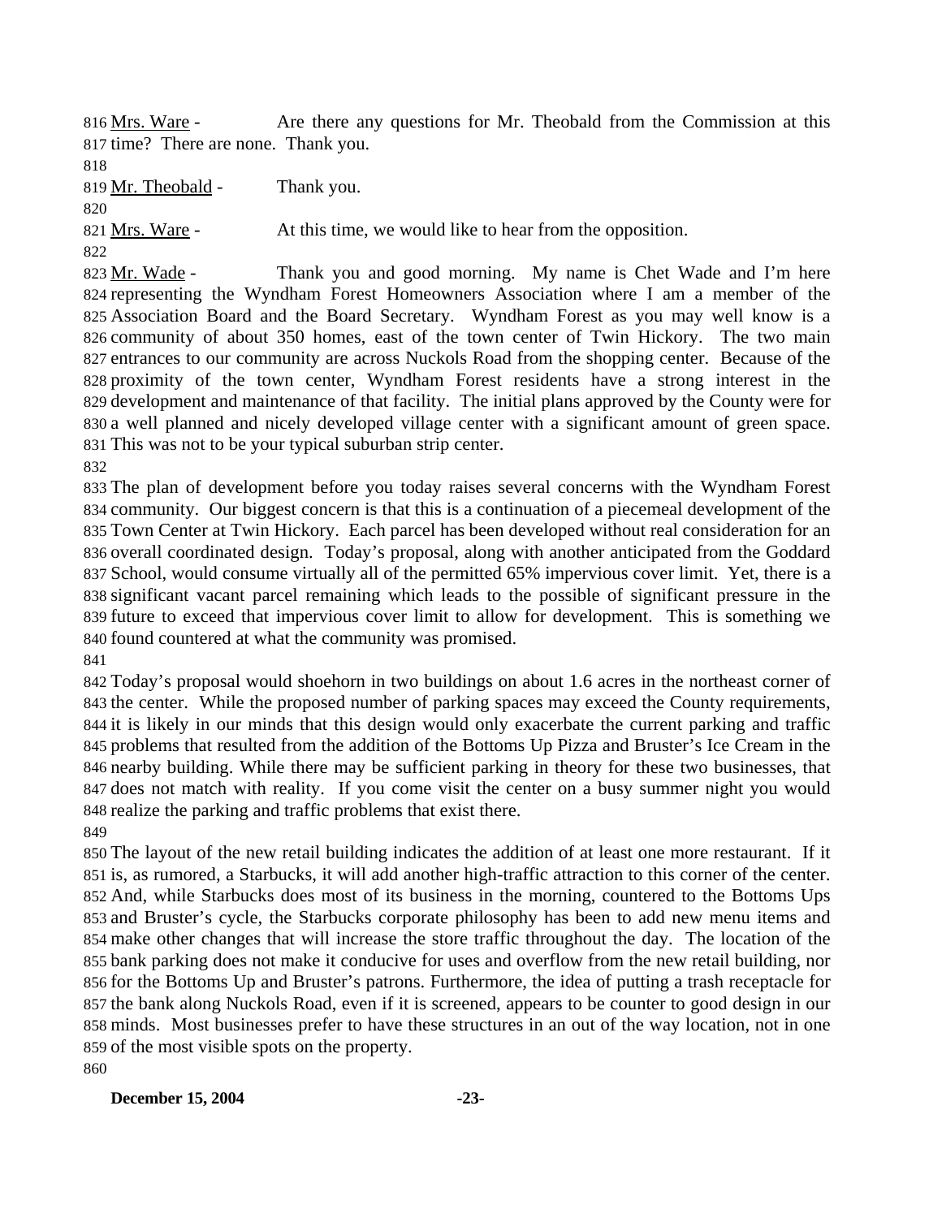816 Mrs. Ware - Are there any questions for Mr. Theobald from the Commission at this 817 time? There are none. Thank you.

818

819 Mr. Theobald - Thank you.

820

821 Mrs. Ware - At this time, we would like to hear from the opposition.

822

823 Mr. Wade - Thank you and good morning. My name is Chet Wade and I'm here 824 representing the Wyndham Forest Homeowners Association where I am a member of the 825 Association Board and the Board Secretary. Wyndham Forest as you may well know is a 826 community of about 350 homes, east of the town center of Twin Hickory. The two main 827 entrances to our community are across Nuckols Road from the shopping center. Because of the 828 proximity of the town center, Wyndham Forest residents have a strong interest in the 829 development and maintenance of that facility. The initial plans approved by the County were for 830 a well planned and nicely developed village center with a significant amount of green space. 831 This was not to be your typical suburban strip center.

832

833 The plan of development before you today raises several concerns with the Wyndham Forest 834 community. Our biggest concern is that this is a continuation of a piecemeal development of the 835 Town Center at Twin Hickory. Each parcel has been developed without real consideration for an 836 overall coordinated design. Today's proposal, along with another anticipated from the Goddard 837 School, would consume virtually all of the permitted 65% impervious cover limit. Yet, there is a 838 significant vacant parcel remaining which leads to the possible of significant pressure in the 839 future to exceed that impervious cover limit to allow for development. This is something we 840 found countered at what the community was promised.

841

842 Today's proposal would shoehorn in two buildings on about 1.6 acres in the northeast corner of 843 the center. While the proposed number of parking spaces may exceed the County requirements, 844 it is likely in our minds that this design would only exacerbate the current parking and traffic 845 problems that resulted from the addition of the Bottoms Up Pizza and Bruster's Ice Cream in the 846 nearby building. While there may be sufficient parking in theory for these two businesses, that 847 does not match with reality. If you come visit the center on a busy summer night you would 848 realize the parking and traffic problems that exist there.

849

850 The layout of the new retail building indicates the addition of at least one more restaurant. If it 851 is, as rumored, a Starbucks, it will add another high-traffic attraction to this corner of the center. 852 And, while Starbucks does most of its business in the morning, countered to the Bottoms Ups 853 and Bruster's cycle, the Starbucks corporate philosophy has been to add new menu items and 854 make other changes that will increase the store traffic throughout the day. The location of the 855 bank parking does not make it conducive for uses and overflow from the new retail building, nor 856 for the Bottoms Up and Bruster's patrons. Furthermore, the idea of putting a trash receptacle for 857 the bank along Nuckols Road, even if it is screened, appears to be counter to good design in our 858 minds. Most businesses prefer to have these structures in an out of the way location, not in one 859 of the most visible spots on the property.

860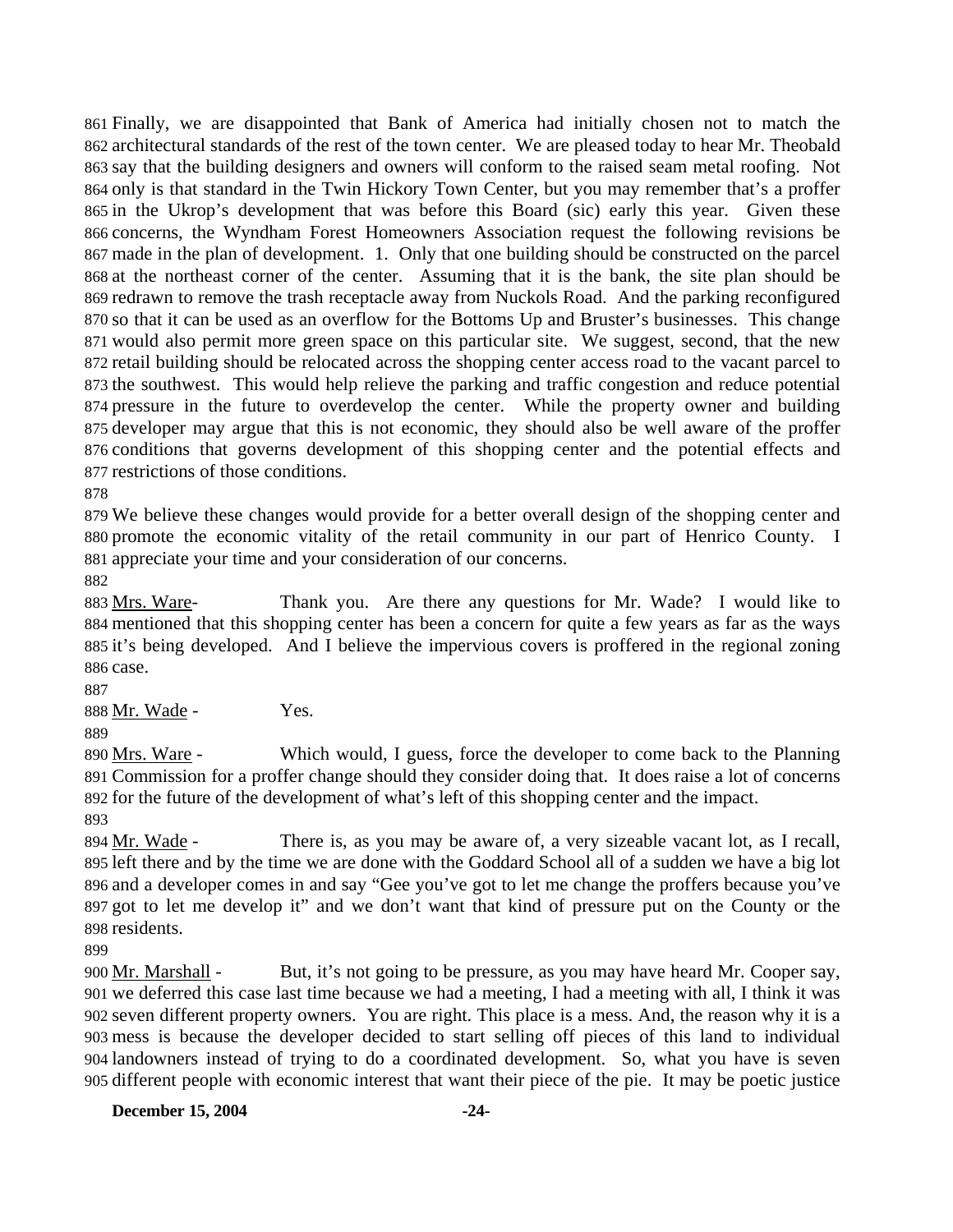Finally, we are disappointed that Bank of America had initially chosen not to match the architectural standards of the rest of the town center. We are pleased today to hear Mr. Theobald say that the building designers and owners will conform to the raised seam metal roofing. Not only is that standard in the Twin Hickory Town Center, but you may remember that's a proffer in the Ukrop's development that was before this Board (sic) early this year. Given these concerns, the Wyndham Forest Homeowners Association request the following revisions be made in the plan of development. 1. Only that one building should be constructed on the parcel at the northeast corner of the center. Assuming that it is the bank, the site plan should be redrawn to remove the trash receptacle away from Nuckols Road. And the parking reconfigured so that it can be used as an overflow for the Bottoms Up and Bruster's businesses. This change would also permit more green space on this particular site. We suggest, second, that the new retail building should be relocated across the shopping center access road to the vacant parcel to the southwest. This would help relieve the parking and traffic congestion and reduce potential pressure in the future to overdevelop the center. While the property owner and building developer may argue that this is not economic, they should also be well aware of the proffer conditions that governs development of this shopping center and the potential effects and restrictions of those conditions.

We believe these changes would provide for a better overall design of the shopping center and promote the economic vitality of the retail community in our part of Henrico County. I appreciate your time and your consideration of our concerns.

Mrs. Ware- Thank you. Are there any questions for Mr. Wade? I would like to mentioned that this shopping center has been a concern for quite a few years as far as the ways it's being developed. And I believe the impervious covers is proffered in the regional zoning case.

Mr. Wade - Yes.

Mrs. Ware - Which would, I guess, force the developer to come back to the Planning Commission for a proffer change should they consider doing that. It does raise a lot of concerns for the future of the development of what's left of this shopping center and the impact.

Mr. Wade - There is, as you may be aware of, a very sizeable vacant lot, as I recall, left there and by the time we are done with the Goddard School all of a sudden we have a big lot and a developer comes in and say "Gee you've got to let me change the proffers because you've got to let me develop it" and we don't want that kind of pressure put on the County or the residents.

Mr. Marshall - But, it's not going to be pressure, as you may have heard Mr. Cooper say, we deferred this case last time because we had a meeting, I had a meeting with all, I think it was seven different property owners. You are right. This place is a mess. And, the reason why it is a mess is because the developer decided to start selling off pieces of this land to individual landowners instead of trying to do a coordinated development. So, what you have is seven different people with economic interest that want their piece of the pie. It may be poetic justice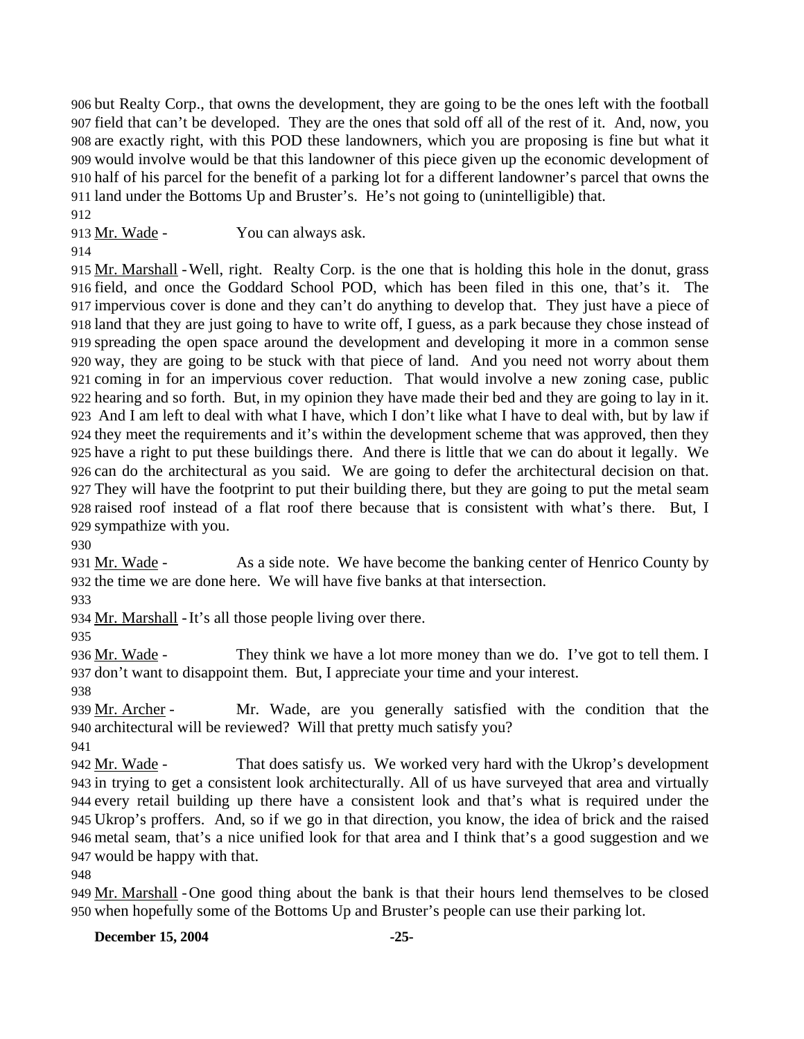but Realty Corp., that owns the development, they are going to be the ones left with the football field that can't be developed. They are the ones that sold off all of the rest of it. And, now, you are exactly right, with this POD these landowners, which you are proposing is fine but what it would involve would be that this landowner of this piece given up the economic development of half of his parcel for the benefit of a parking lot for a different landowner's parcel that owns the land under the Bottoms Up and Bruster's. He's not going to (unintelligible) that.

Mr. Wade - You can always ask.

Mr. Marshall - Well, right. Realty Corp. is the one that is holding this hole in the donut, grass field, and once the Goddard School POD, which has been filed in this one, that's it. The impervious cover is done and they can't do anything to develop that. They just have a piece of land that they are just going to have to write off, I guess, as a park because they chose instead of spreading the open space around the development and developing it more in a common sense way, they are going to be stuck with that piece of land. And you need not worry about them coming in for an impervious cover reduction. That would involve a new zoning case, public hearing and so forth. But, in my opinion they have made their bed and they are going to lay in it. And I am left to deal with what I have, which I don't like what I have to deal with, but by law if they meet the requirements and it's within the development scheme that was approved, then they have a right to put these buildings there. And there is little that we can do about it legally. We can do the architectural as you said. We are going to defer the architectural decision on that. They will have the footprint to put their building there, but they are going to put the metal seam raised roof instead of a flat roof there because that is consistent with what's there. But, I sympathize with you.

Mr. Wade - As a side note. We have become the banking center of Henrico County by the time we are done here. We will have five banks at that intersection.

Mr. Marshall - It's all those people living over there.

Mr. Wade - They think we have a lot more money than we do. I've got to tell them. I don't want to disappoint them. But, I appreciate your time and your interest.

Mr. Archer - Mr. Wade, are you generally satisfied with the condition that the architectural will be reviewed? Will that pretty much satisfy you?

Mr. Wade - That does satisfy us. We worked very hard with the Ukrop's development in trying to get a consistent look architecturally. All of us have surveyed that area and virtually every retail building up there have a consistent look and that's what is required under the Ukrop's proffers. And, so if we go in that direction, you know, the idea of brick and the raised metal seam, that's a nice unified look for that area and I think that's a good suggestion and we would be happy with that.

Mr. Marshall - One good thing about the bank is that their hours lend themselves to be closed when hopefully some of the Bottoms Up and Bruster's people can use their parking lot.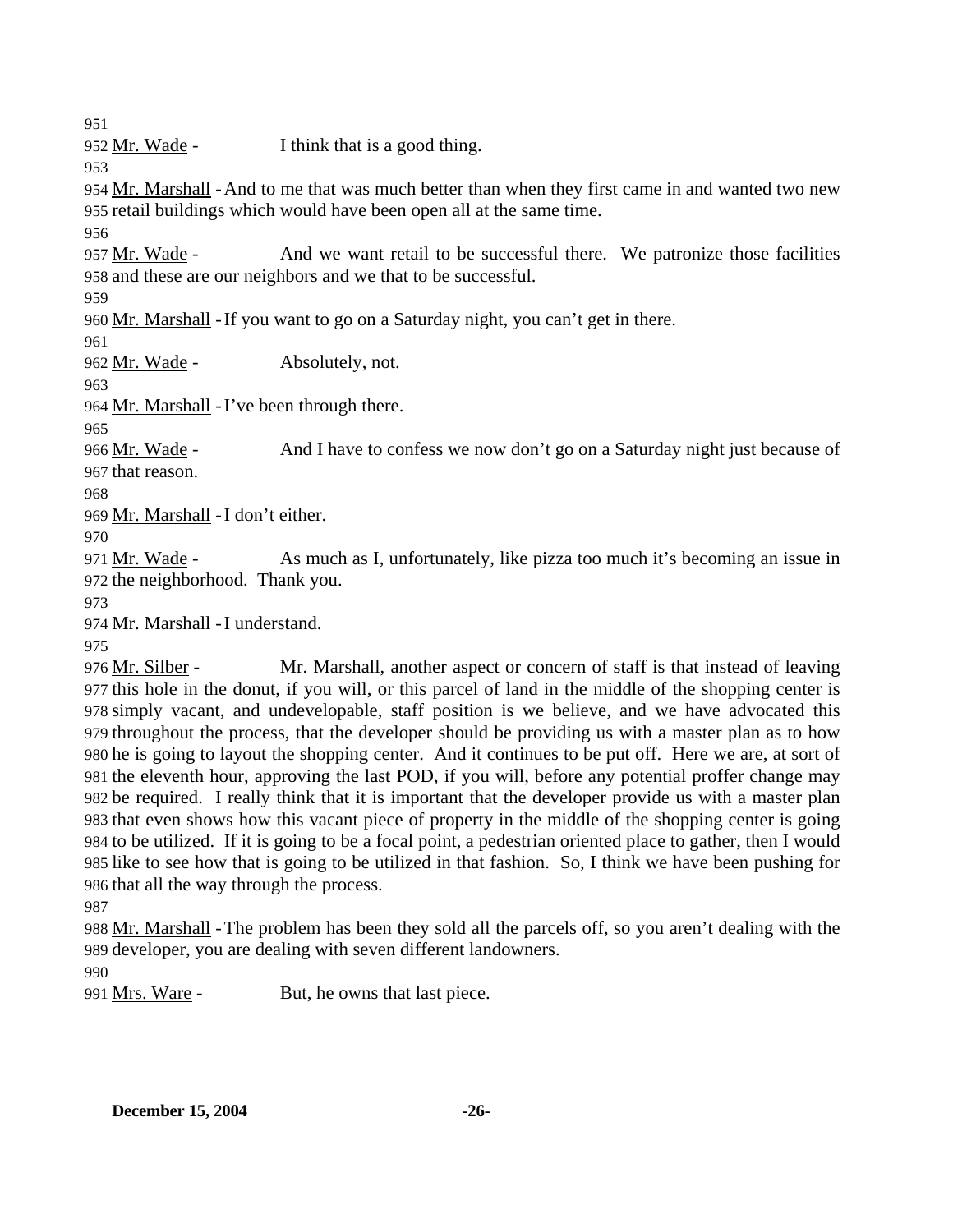951
952 Mr. Wade - I think that is a good thing.
953
954 Mr. Marshall - And to me that was much better than when they first came in and wanted two new
955 retail buildings which would have been open all at the same time.
956
957 Mr. Wade - And we want retail to be successful there. We patronize those facilities
958 and these are our neighbors and we that to be successful.
959
960 Mr. Marshall - If you want to go on a Saturday night, you can't get in there.
961
962 Mr. Wade - Absolutely, not.
963
964 Mr. Marshall - I've been through there.
965
966 Mr. Wade - And I have to confess we now don't go on a Saturday night just because of
967 that reason.
968
969 Mr. Marshall - I don't either.
970
971 Mr. Wade - As much as I, unfortunately, like pizza too much it's becoming an issue in
972 the neighborhood. Thank you.
973
974 Mr. Marshall - I understand.
975
976 Mr. Silber - Mr. Marshall, another aspect or concern of staff is that instead of leaving
977 this hole in the donut, if you will, or this parcel of land in the middle of the shopping center is
978 simply vacant, and undevelopable, staff position is we believe, and we have advocated this
979 throughout the process, that the developer should be providing us with a master plan as to how
980 he is going to layout the shopping center. And it continues to be put off. Here we are, at sort of
981 the eleventh hour, approving the last POD, if you will, before any potential proffer change may
982 be required. I really think that it is important that the developer provide us with a master plan
983 that even shows how this vacant piece of property in the middle of the shopping center is going
984 to be utilized. If it is going to be a focal point, a pedestrian oriented place to gather, then I would
985 like to see how that is going to be utilized in that fashion. So, I think we have been pushing for
986 that all the way through the process.
987
988 Mr. Marshall - The problem has been they sold all the parcels off, so you aren't dealing with the
989 developer, you are dealing with seven different landowners.
990
991 Mrs. Ware - But, he owns that last piece.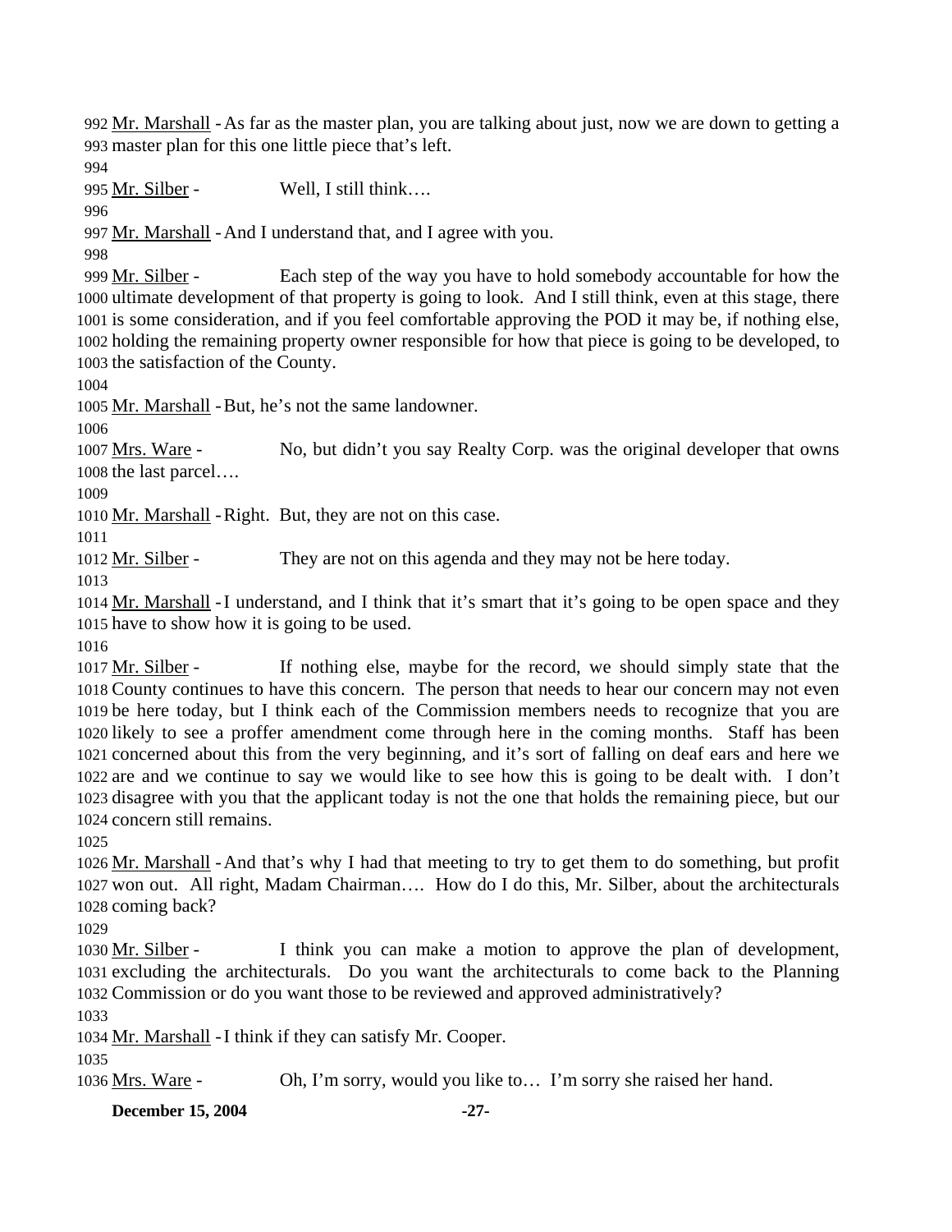Mr. Marshall - As far as the master plan, you are talking about just, now we are down to getting a master plan for this one little piece that's left.

Mr. Silber - Well, I still think….

Mr. Marshall - And I understand that, and I agree with you.

Mr. Silber - Each step of the way you have to hold somebody accountable for how the ultimate development of that property is going to look. And I still think, even at this stage, there is some consideration, and if you feel comfortable approving the POD it may be, if nothing else, holding the remaining property owner responsible for how that piece is going to be developed, to the satisfaction of the County.

Mr. Marshall - But, he's not the same landowner.

Mrs. Ware - No, but didn't you say Realty Corp. was the original developer that owns the last parcel….

Mr. Marshall - Right. But, they are not on this case.

Mr. Silber - They are not on this agenda and they may not be here today.

Mr. Marshall - I understand, and I think that it's smart that it's going to be open space and they have to show how it is going to be used.

Mr. Silber - If nothing else, maybe for the record, we should simply state that the County continues to have this concern. The person that needs to hear our concern may not even be here today, but I think each of the Commission members needs to recognize that you are likely to see a proffer amendment come through here in the coming months. Staff has been concerned about this from the very beginning, and it's sort of falling on deaf ears and here we are and we continue to say we would like to see how this is going to be dealt with. I don't disagree with you that the applicant today is not the one that holds the remaining piece, but our concern still remains.

Mr. Marshall - And that's why I had that meeting to try to get them to do something, but profit won out. All right, Madam Chairman…. How do I do this, Mr. Silber, about the architecturals coming back?

Mr. Silber - I think you can make a motion to approve the plan of development, excluding the architecturals. Do you want the architecturals to come back to the Planning Commission or do you want those to be reviewed and approved administratively?

Mr. Marshall - I think if they can satisfy Mr. Cooper.

Mrs. Ware - Oh, I'm sorry, would you like to… I'm sorry she raised her hand.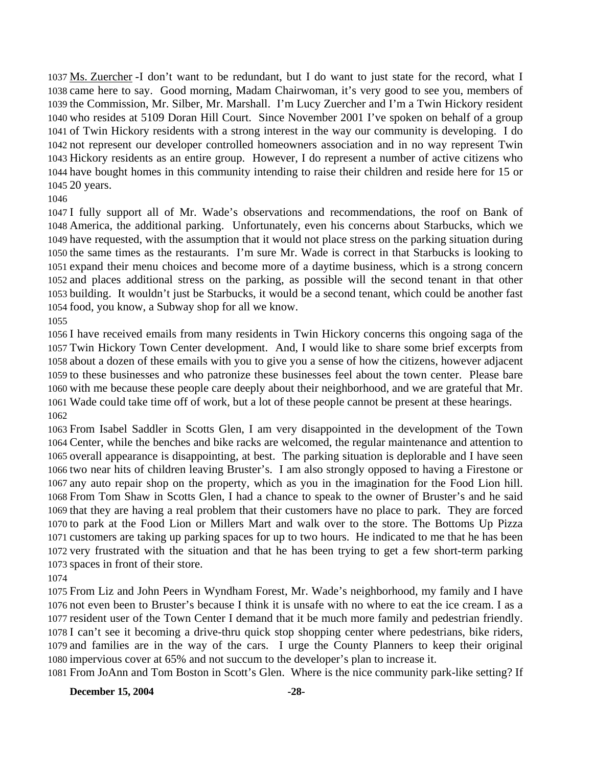1037 Ms. Zuercher -I don't want to be redundant, but I do want to just state for the record, what I 1038 came here to say. Good morning, Madam Chairwoman, it's very good to see you, members of 1039 the Commission, Mr. Silber, Mr. Marshall. I'm Lucy Zuercher and I'm a Twin Hickory resident 1040 who resides at 5109 Doran Hill Court. Since November 2001 I've spoken on behalf of a group 1041 of Twin Hickory residents with a strong interest in the way our community is developing. I do 1042 not represent our developer controlled homeowners association and in no way represent Twin 1043 Hickory residents as an entire group. However, I do represent a number of active citizens who 1044 have bought homes in this community intending to raise their children and reside here for 15 or 1045 20 years.

1046

1047 I fully support all of Mr. Wade's observations and recommendations, the roof on Bank of 1048 America, the additional parking. Unfortunately, even his concerns about Starbucks, which we 1049 have requested, with the assumption that it would not place stress on the parking situation during 1050 the same times as the restaurants. I'm sure Mr. Wade is correct in that Starbucks is looking to 1051 expand their menu choices and become more of a daytime business, which is a strong concern 1052 and places additional stress on the parking, as possible will the second tenant in that other 1053 building. It wouldn't just be Starbucks, it would be a second tenant, which could be another fast 1054 food, you know, a Subway shop for all we know.

1055

1056 I have received emails from many residents in Twin Hickory concerns this ongoing saga of the 1057 Twin Hickory Town Center development. And, I would like to share some brief excerpts from 1058 about a dozen of these emails with you to give you a sense of how the citizens, however adjacent 1059 to these businesses and who patronize these businesses feel about the town center. Please bare 1060 with me because these people care deeply about their neighborhood, and we are grateful that Mr. 1061 Wade could take time off of work, but a lot of these people cannot be present at these hearings.

1062

1063 From Isabel Saddler in Scotts Glen, I am very disappointed in the development of the Town 1064 Center, while the benches and bike racks are welcomed, the regular maintenance and attention to 1065 overall appearance is disappointing, at best. The parking situation is deplorable and I have seen 1066 two near hits of children leaving Bruster's. I am also strongly opposed to having a Firestone or 1067 any auto repair shop on the property, which as you in the imagination for the Food Lion hill. 1068 From Tom Shaw in Scotts Glen, I had a chance to speak to the owner of Bruster's and he said 1069 that they are having a real problem that their customers have no place to park. They are forced 1070 to park at the Food Lion or Millers Mart and walk over to the store. The Bottoms Up Pizza 1071 customers are taking up parking spaces for up to two hours. He indicated to me that he has been 1072 very frustrated with the situation and that he has been trying to get a few short-term parking 1073 spaces in front of their store.

1074

1075 From Liz and John Peers in Wyndham Forest, Mr. Wade's neighborhood, my family and I have 1076 not even been to Bruster's because I think it is unsafe with no where to eat the ice cream. I as a 1077 resident user of the Town Center I demand that it be much more family and pedestrian friendly. 1078 I can't see it becoming a drive-thru quick stop shopping center where pedestrians, bike riders, 1079 and families are in the way of the cars. I urge the County Planners to keep their original 1080 impervious cover at 65% and not succum to the developer's plan to increase it.

1081 From JoAnn and Tom Boston in Scott's Glen. Where is the nice community park-like setting? If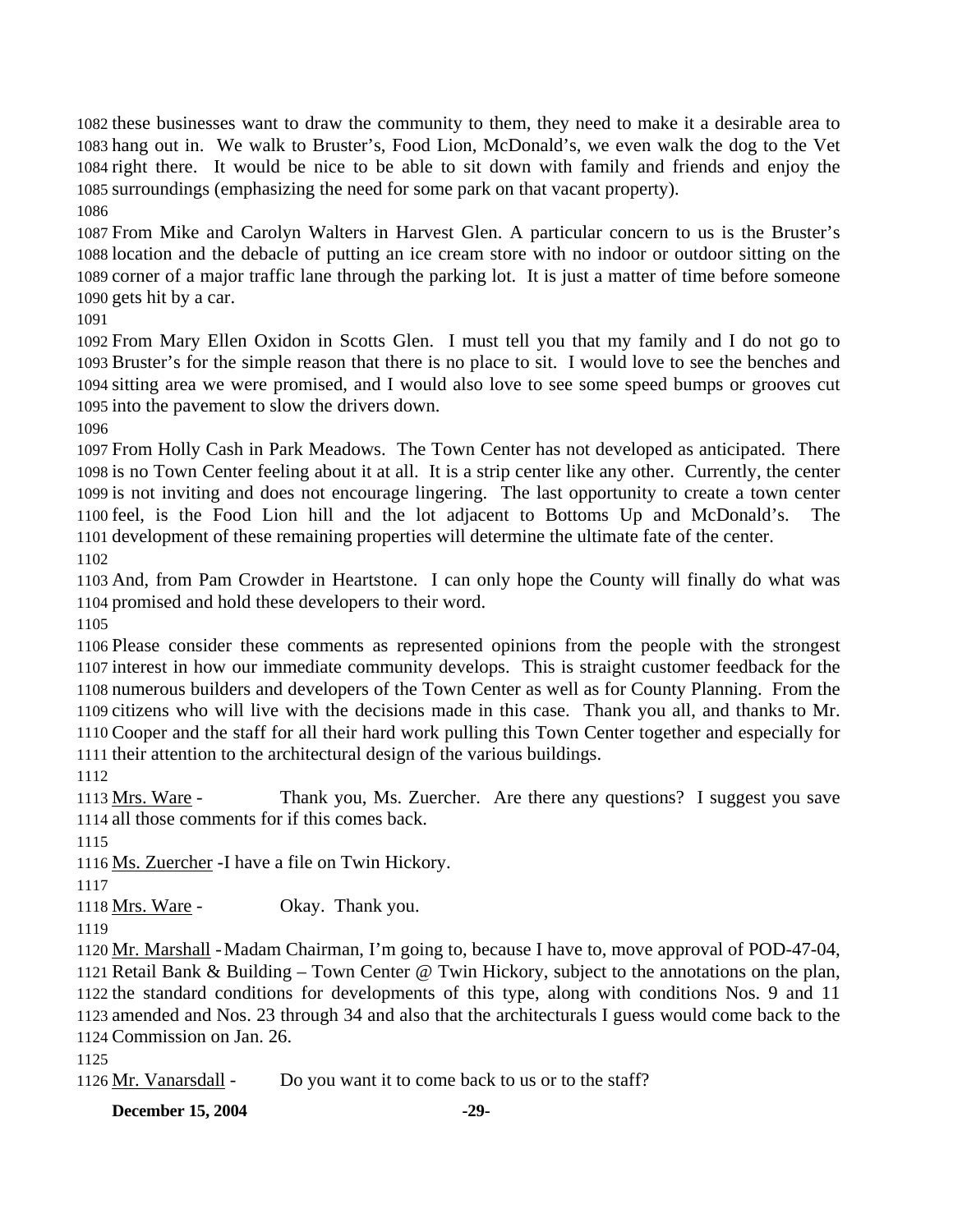these businesses want to draw the community to them, they need to make it a desirable area to hang out in. We walk to Bruster's, Food Lion, McDonald's, we even walk the dog to the Vet right there. It would be nice to be able to sit down with family and friends and enjoy the surroundings (emphasizing the need for some park on that vacant property).

From Mike and Carolyn Walters in Harvest Glen. A particular concern to us is the Bruster's location and the debacle of putting an ice cream store with no indoor or outdoor sitting on the corner of a major traffic lane through the parking lot. It is just a matter of time before someone gets hit by a car.

From Mary Ellen Oxidon in Scotts Glen. I must tell you that my family and I do not go to Bruster's for the simple reason that there is no place to sit. I would love to see the benches and sitting area we were promised, and I would also love to see some speed bumps or grooves cut into the pavement to slow the drivers down.

From Holly Cash in Park Meadows. The Town Center has not developed as anticipated. There is no Town Center feeling about it at all. It is a strip center like any other. Currently, the center is not inviting and does not encourage lingering. The last opportunity to create a town center feel, is the Food Lion hill and the lot adjacent to Bottoms Up and McDonald's. The development of these remaining properties will determine the ultimate fate of the center.

And, from Pam Crowder in Heartstone. I can only hope the County will finally do what was promised and hold these developers to their word.

Please consider these comments as represented opinions from the people with the strongest interest in how our immediate community develops. This is straight customer feedback for the numerous builders and developers of the Town Center as well as for County Planning. From the citizens who will live with the decisions made in this case. Thank you all, and thanks to Mr. Cooper and the staff for all their hard work pulling this Town Center together and especially for their attention to the architectural design of the various buildings.

Mrs. Ware - Thank you, Ms. Zuercher. Are there any questions? I suggest you save all those comments for if this comes back.

Ms. Zuercher - I have a file on Twin Hickory.

Mrs. Ware - Okay. Thank you.

Mr. Marshall - Madam Chairman, I'm going to, because I have to, move approval of POD-47-04, Retail Bank & Building – Town Center @ Twin Hickory, subject to the annotations on the plan, the standard conditions for developments of this type, along with conditions Nos. 9 and 11 amended and Nos. 23 through 34 and also that the architecturals I guess would come back to the Commission on Jan. 26.

Mr. Vanarsdall - Do you want it to come back to us or to the staff?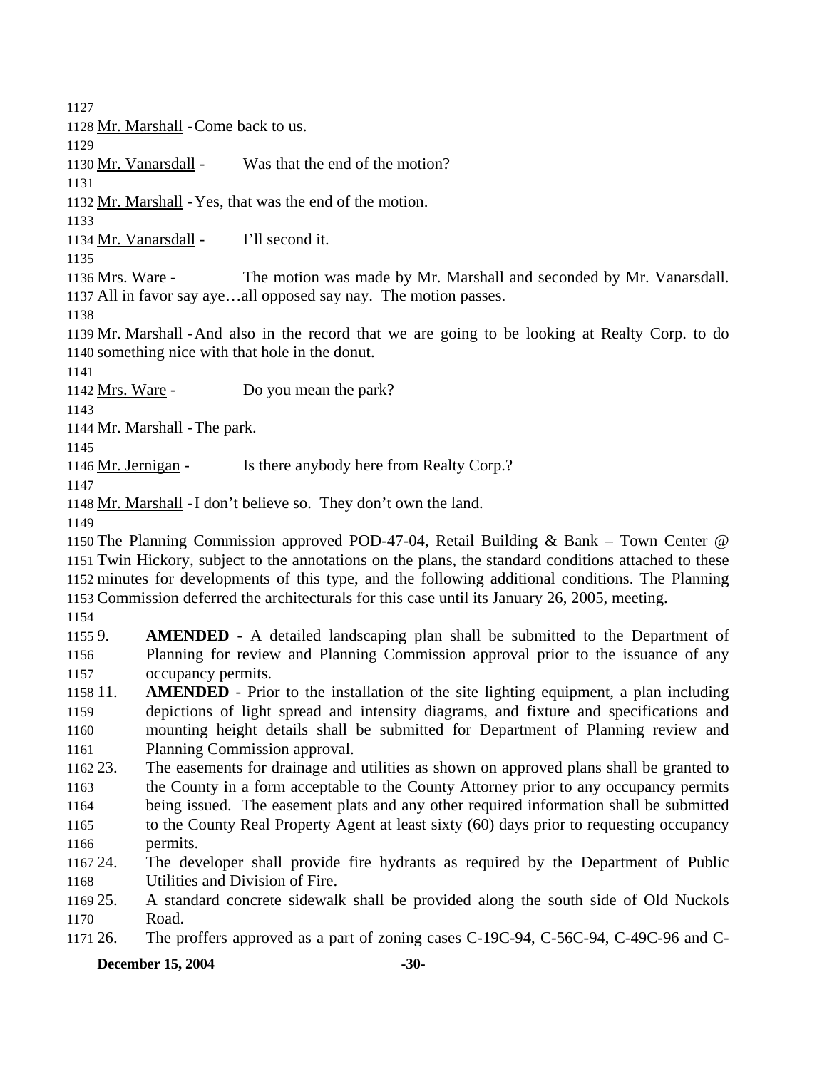Mr. Marshall - Come back to us.

Mr. Vanarsdall - Was that the end of the motion?

Mr. Marshall - Yes, that was the end of the motion.

Mr. Vanarsdall - I'll second it.

Mrs. Ware - The motion was made by Mr. Marshall and seconded by Mr. Vanarsdall. All in favor say aye…all opposed say nay. The motion passes.

Mr. Marshall - And also in the record that we are going to be looking at Realty Corp. to do something nice with that hole in the donut.

Mrs. Ware - Do you mean the park?

Mr. Marshall - The park.

Mr. Jernigan - Is there anybody here from Realty Corp.?

Mr. Marshall - I don't believe so. They don't own the land.

The Planning Commission approved POD-47-04, Retail Building & Bank – Town Center @ Twin Hickory, subject to the annotations on the plans, the standard conditions attached to these minutes for developments of this type, and the following additional conditions. The Planning Commission deferred the architecturals for this case until its January 26, 2005, meeting.

9. **AMENDED** - A detailed landscaping plan shall be submitted to the Department of Planning for review and Planning Commission approval prior to the issuance of any occupancy permits.
11. **AMENDED** - Prior to the installation of the site lighting equipment, a plan including depictions of light spread and intensity diagrams, and fixture and specifications and mounting height details shall be submitted for Department of Planning review and Planning Commission approval.
23. The easements for drainage and utilities as shown on approved plans shall be granted to the County in a form acceptable to the County Attorney prior to any occupancy permits being issued. The easement plats and any other required information shall be submitted to the County Real Property Agent at least sixty (60) days prior to requesting occupancy permits.
24. The developer shall provide fire hydrants as required by the Department of Public Utilities and Division of Fire.
25. A standard concrete sidewalk shall be provided along the south side of Old Nuckols Road.
26. The proffers approved as a part of zoning cases C-19C-94, C-56C-94, C-49C-96 and C-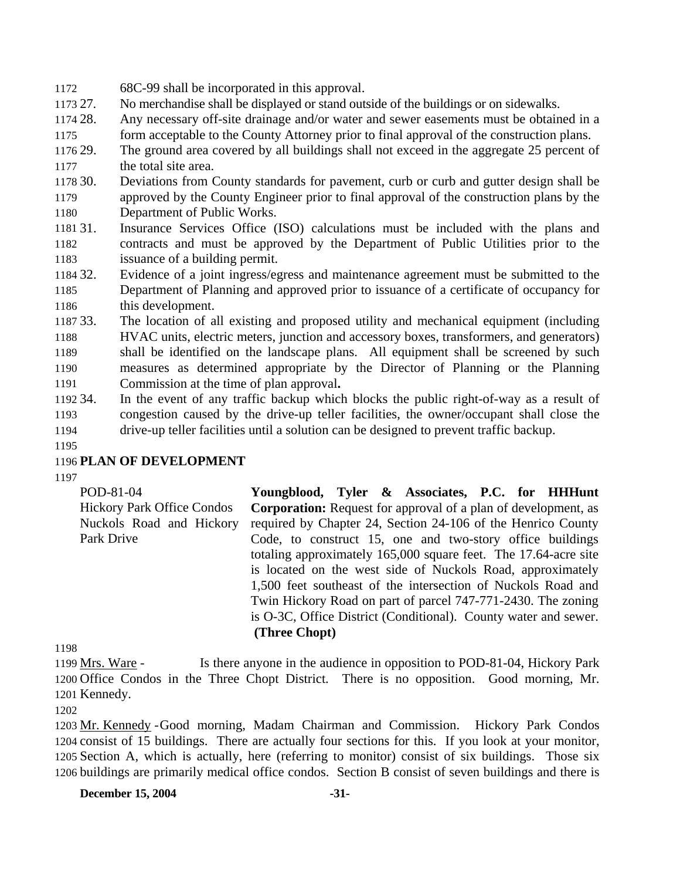68C-99 shall be incorporated in this approval.

27. No merchandise shall be displayed or stand outside of the buildings or on sidewalks.
28. Any necessary off-site drainage and/or water and sewer easements must be obtained in a form acceptable to the County Attorney prior to final approval of the construction plans.
29. The ground area covered by all buildings shall not exceed in the aggregate 25 percent of the total site area.
30. Deviations from County standards for pavement, curb or curb and gutter design shall be approved by the County Engineer prior to final approval of the construction plans by the Department of Public Works.
31. Insurance Services Office (ISO) calculations must be included with the plans and contracts and must be approved by the Department of Public Utilities prior to the issuance of a building permit.
32. Evidence of a joint ingress/egress and maintenance agreement must be submitted to the Department of Planning and approved prior to issuance of a certificate of occupancy for this development.
33. The location of all existing and proposed utility and mechanical equipment (including HVAC units, electric meters, junction and accessory boxes, transformers, and generators) shall be identified on the landscape plans. All equipment shall be screened by such measures as determined appropriate by the Director of Planning or the Planning Commission at the time of plan approval**.**
34. In the event of any traffic backup which blocks the public right-of-way as a result of congestion caused by the drive-up teller facilities, the owner/occupant shall close the drive-up teller facilities until a solution can be designed to prevent traffic backup.

**PLAN OF DEVELOPMENT**

POD-81-04
Hickory Park Office Condos
Nuckols Road and Hickory Park Drive

**Youngblood, Tyler & Associates, P.C. for HHHunt Corporation:** Request for approval of a plan of development, as required by Chapter 24, Section 24-106 of the Henrico County Code, to construct 15, one and two-story office buildings totaling approximately 165,000 square feet. The 17.64-acre site is located on the west side of Nuckols Road, approximately 1,500 feet southeast of the intersection of Nuckols Road and Twin Hickory Road on part of parcel 747-771-2430. The zoning is O-3C, Office District (Conditional). County water and sewer. **(Three Chopt)**

Mrs. Ware - Is there anyone in the audience in opposition to POD-81-04, Hickory Park Office Condos in the Three Chopt District. There is no opposition. Good morning, Mr. Kennedy.

Mr. Kennedy - Good morning, Madam Chairman and Commission. Hickory Park Condos consist of 15 buildings. There are actually four sections for this. If you look at your monitor, Section A, which is actually, here (referring to monitor) consist of six buildings. Those six buildings are primarily medical office condos. Section B consist of seven buildings and there is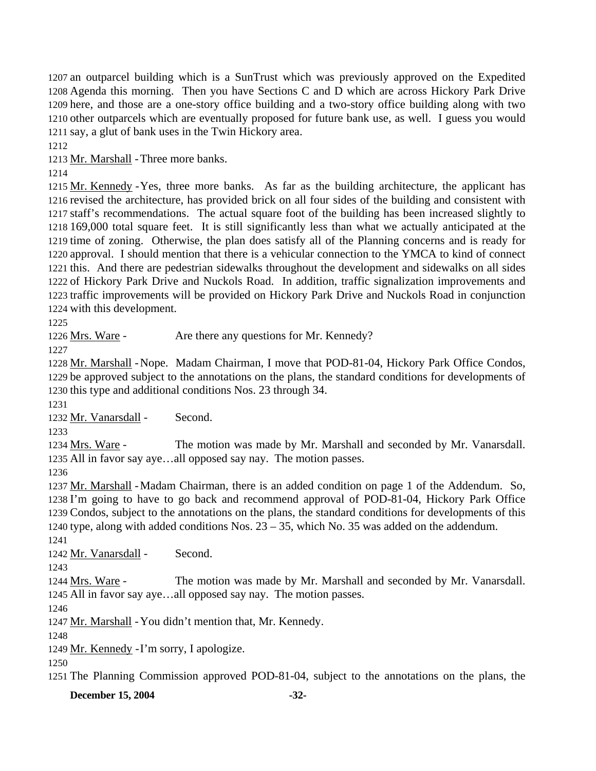an outparcel building which is a SunTrust which was previously approved on the Expedited Agenda this morning. Then you have Sections C and D which are across Hickory Park Drive here, and those are a one-story office building and a two-story office building along with two other outparcels which are eventually proposed for future bank use, as well. I guess you would say, a glut of bank uses in the Twin Hickory area.

Mr. Marshall - Three more banks.

Mr. Kennedy - Yes, three more banks. As far as the building architecture, the applicant has revised the architecture, has provided brick on all four sides of the building and consistent with staff's recommendations. The actual square foot of the building has been increased slightly to 169,000 total square feet. It is still significantly less than what we actually anticipated at the time of zoning. Otherwise, the plan does satisfy all of the Planning concerns and is ready for approval. I should mention that there is a vehicular connection to the YMCA to kind of connect this. And there are pedestrian sidewalks throughout the development and sidewalks on all sides of Hickory Park Drive and Nuckols Road. In addition, traffic signalization improvements and traffic improvements will be provided on Hickory Park Drive and Nuckols Road in conjunction with this development.

Mrs. Ware - Are there any questions for Mr. Kennedy?

Mr. Marshall - Nope. Madam Chairman, I move that POD-81-04, Hickory Park Office Condos, be approved subject to the annotations on the plans, the standard conditions for developments of this type and additional conditions Nos. 23 through 34.

Mr. Vanarsdall - Second.

Mrs. Ware - The motion was made by Mr. Marshall and seconded by Mr. Vanarsdall. All in favor say aye…all opposed say nay. The motion passes.

Mr. Marshall - Madam Chairman, there is an added condition on page 1 of the Addendum. So, I'm going to have to go back and recommend approval of POD-81-04, Hickory Park Office Condos, subject to the annotations on the plans, the standard conditions for developments of this type, along with added conditions Nos. 23 – 35, which No. 35 was added on the addendum.

Mr. Vanarsdall - Second.

Mrs. Ware - The motion was made by Mr. Marshall and seconded by Mr. Vanarsdall. All in favor say aye…all opposed say nay. The motion passes.

Mr. Marshall - You didn't mention that, Mr. Kennedy.

Mr. Kennedy - I'm sorry, I apologize.

The Planning Commission approved POD-81-04, subject to the annotations on the plans, the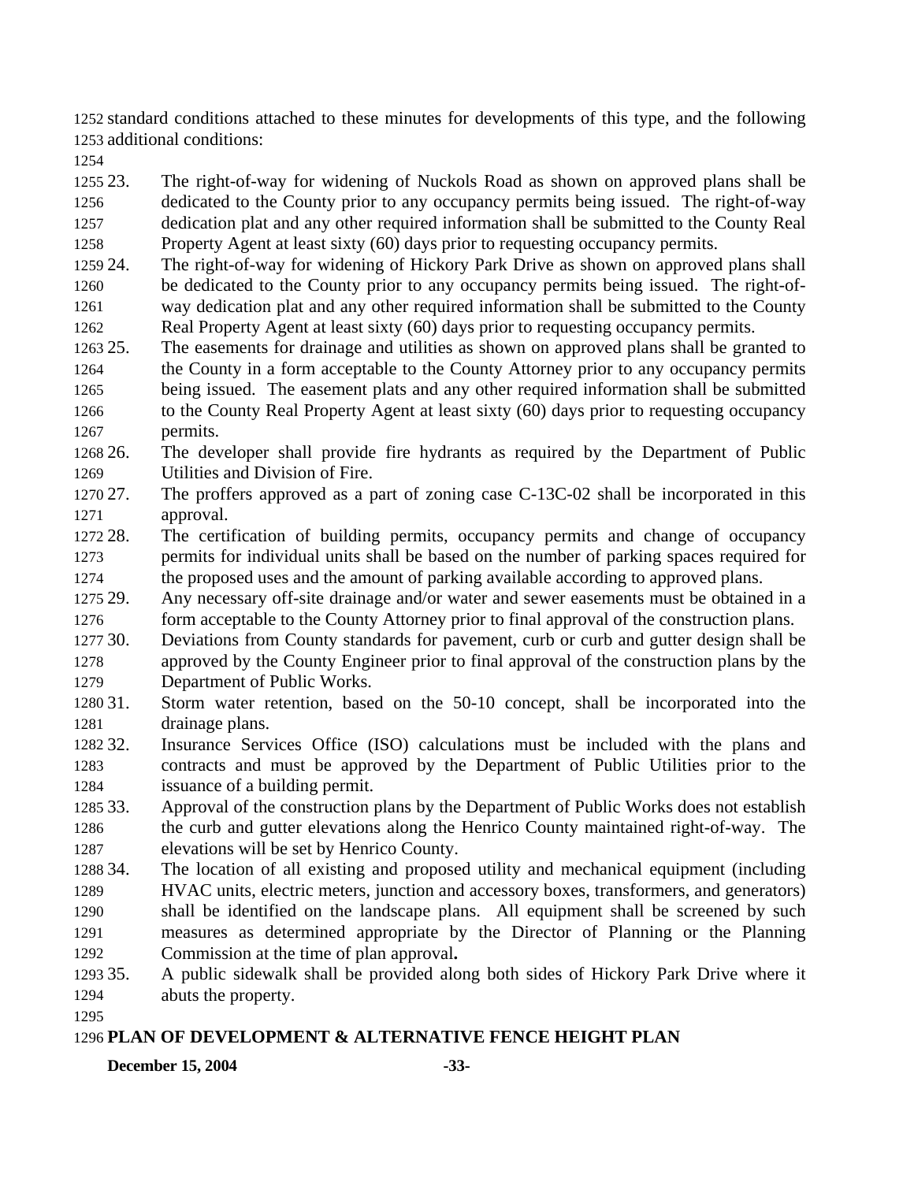standard conditions attached to these minutes for developments of this type, and the following additional conditions:

23. The right-of-way for widening of Nuckols Road as shown on approved plans shall be dedicated to the County prior to any occupancy permits being issued. The right-of-way dedication plat and any other required information shall be submitted to the County Real Property Agent at least sixty (60) days prior to requesting occupancy permits.
24. The right-of-way for widening of Hickory Park Drive as shown on approved plans shall be dedicated to the County prior to any occupancy permits being issued. The right-of-way dedication plat and any other required information shall be submitted to the County Real Property Agent at least sixty (60) days prior to requesting occupancy permits.
25. The easements for drainage and utilities as shown on approved plans shall be granted to the County in a form acceptable to the County Attorney prior to any occupancy permits being issued. The easement plats and any other required information shall be submitted to the County Real Property Agent at least sixty (60) days prior to requesting occupancy permits.
26. The developer shall provide fire hydrants as required by the Department of Public Utilities and Division of Fire.
27. The proffers approved as a part of zoning case C-13C-02 shall be incorporated in this approval.
28. The certification of building permits, occupancy permits and change of occupancy permits for individual units shall be based on the number of parking spaces required for the proposed uses and the amount of parking available according to approved plans.
29. Any necessary off-site drainage and/or water and sewer easements must be obtained in a form acceptable to the County Attorney prior to final approval of the construction plans.
30. Deviations from County standards for pavement, curb or curb and gutter design shall be approved by the County Engineer prior to final approval of the construction plans by the Department of Public Works.
31. Storm water retention, based on the 50-10 concept, shall be incorporated into the drainage plans.
32. Insurance Services Office (ISO) calculations must be included with the plans and contracts and must be approved by the Department of Public Utilities prior to the issuance of a building permit.
33. Approval of the construction plans by the Department of Public Works does not establish the curb and gutter elevations along the Henrico County maintained right-of-way. The elevations will be set by Henrico County.
34. The location of all existing and proposed utility and mechanical equipment (including HVAC units, electric meters, junction and accessory boxes, transformers, and generators) shall be identified on the landscape plans. All equipment shall be screened by such measures as determined appropriate by the Director of Planning or the Planning Commission at the time of plan approval**.**
35. A public sidewalk shall be provided along both sides of Hickory Park Drive where it abuts the property.

**PLAN OF DEVELOPMENT & ALTERNATIVE FENCE HEIGHT PLAN**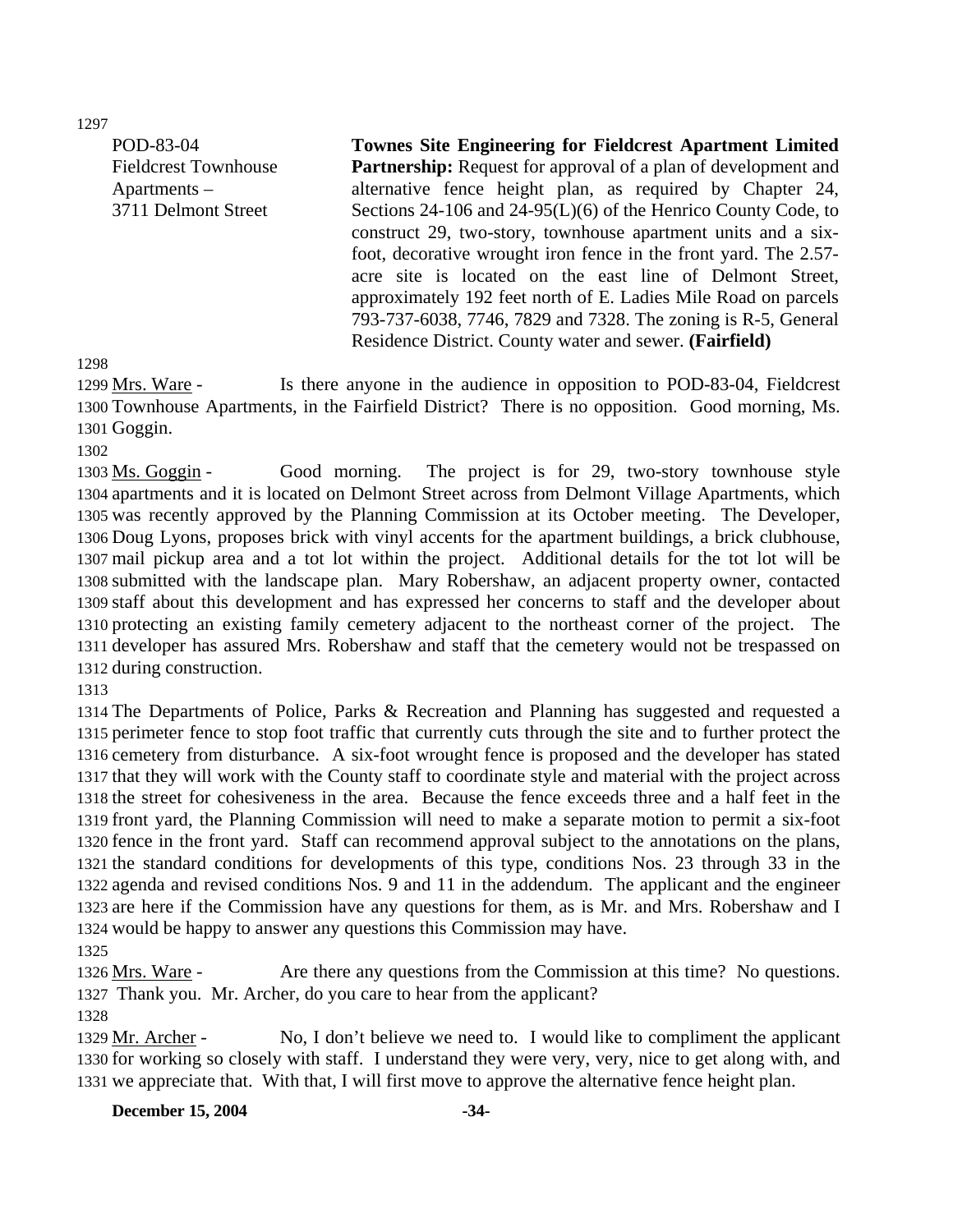POD-83-04
Fieldcrest Townhouse Apartments – 3711 Delmont Street

**Townes Site Engineering for Fieldcrest Apartment Limited Partnership:** Request for approval of a plan of development and alternative fence height plan, as required by Chapter 24, Sections 24-106 and 24-95(L)(6) of the Henrico County Code, to construct 29, two-story, townhouse apartment units and a six-foot, decorative wrought iron fence in the front yard. The 2.57-acre site is located on the east line of Delmont Street, approximately 192 feet north of E. Ladies Mile Road on parcels 793-737-6038, 7746, 7829 and 7328. The zoning is R-5, General Residence District. County water and sewer. **(Fairfield)**

Mrs. Ware - Is there anyone in the audience in opposition to POD-83-04, Fieldcrest Townhouse Apartments, in the Fairfield District? There is no opposition. Good morning, Ms. Goggin.

Ms. Goggin - Good morning. The project is for 29, two-story townhouse style apartments and it is located on Delmont Street across from Delmont Village Apartments, which was recently approved by the Planning Commission at its October meeting. The Developer, Doug Lyons, proposes brick with vinyl accents for the apartment buildings, a brick clubhouse, mail pickup area and a tot lot within the project. Additional details for the tot lot will be submitted with the landscape plan. Mary Robershaw, an adjacent property owner, contacted staff about this development and has expressed her concerns to staff and the developer about protecting an existing family cemetery adjacent to the northeast corner of the project. The developer has assured Mrs. Robershaw and staff that the cemetery would not be trespassed on during construction.

The Departments of Police, Parks & Recreation and Planning has suggested and requested a perimeter fence to stop foot traffic that currently cuts through the site and to further protect the cemetery from disturbance. A six-foot wrought fence is proposed and the developer has stated that they will work with the County staff to coordinate style and material with the project across the street for cohesiveness in the area. Because the fence exceeds three and a half feet in the front yard, the Planning Commission will need to make a separate motion to permit a six-foot fence in the front yard. Staff can recommend approval subject to the annotations on the plans, the standard conditions for developments of this type, conditions Nos. 23 through 33 in the agenda and revised conditions Nos. 9 and 11 in the addendum. The applicant and the engineer are here if the Commission have any questions for them, as is Mr. and Mrs. Robershaw and I would be happy to answer any questions this Commission may have.

Mrs. Ware - Are there any questions from the Commission at this time? No questions. Thank you. Mr. Archer, do you care to hear from the applicant?

Mr. Archer - No, I don't believe we need to. I would like to compliment the applicant for working so closely with staff. I understand they were very, very, nice to get along with, and we appreciate that. With that, I will first move to approve the alternative fence height plan.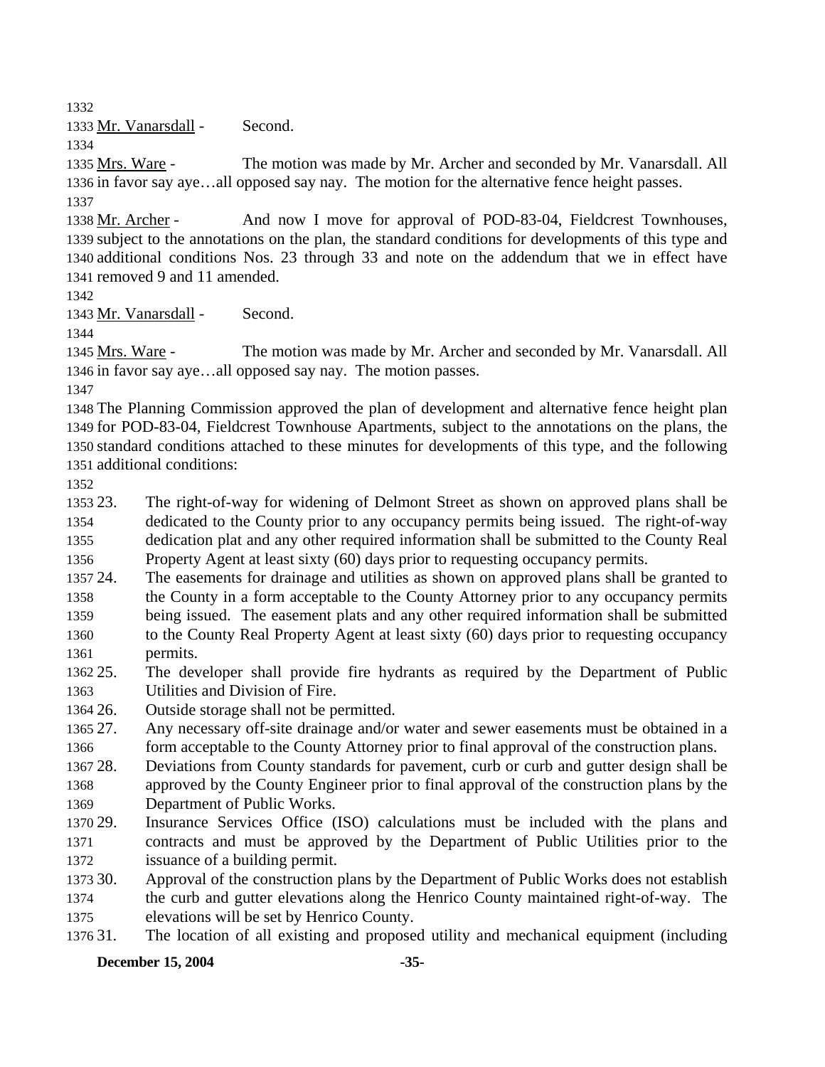Mr. Vanarsdall - Second.

Mrs. Ware - The motion was made by Mr. Archer and seconded by Mr. Vanarsdall. All in favor say aye…all opposed say nay. The motion for the alternative fence height passes.

Mr. Archer - And now I move for approval of POD-83-04, Fieldcrest Townhouses, subject to the annotations on the plan, the standard conditions for developments of this type and additional conditions Nos. 23 through 33 and note on the addendum that we in effect have removed 9 and 11 amended.

Mr. Vanarsdall - Second.

Mrs. Ware - The motion was made by Mr. Archer and seconded by Mr. Vanarsdall. All in favor say aye…all opposed say nay. The motion passes.

The Planning Commission approved the plan of development and alternative fence height plan for POD-83-04, Fieldcrest Townhouse Apartments, subject to the annotations on the plans, the standard conditions attached to these minutes for developments of this type, and the following additional conditions:

23. The right-of-way for widening of Delmont Street as shown on approved plans shall be dedicated to the County prior to any occupancy permits being issued. The right-of-way dedication plat and any other required information shall be submitted to the County Real Property Agent at least sixty (60) days prior to requesting occupancy permits.
24. The easements for drainage and utilities as shown on approved plans shall be granted to the County in a form acceptable to the County Attorney prior to any occupancy permits being issued. The easement plats and any other required information shall be submitted to the County Real Property Agent at least sixty (60) days prior to requesting occupancy permits.
25. The developer shall provide fire hydrants as required by the Department of Public Utilities and Division of Fire.
26. Outside storage shall not be permitted.
27. Any necessary off-site drainage and/or water and sewer easements must be obtained in a form acceptable to the County Attorney prior to final approval of the construction plans.
28. Deviations from County standards for pavement, curb or curb and gutter design shall be approved by the County Engineer prior to final approval of the construction plans by the Department of Public Works.
29. Insurance Services Office (ISO) calculations must be included with the plans and contracts and must be approved by the Department of Public Utilities prior to the issuance of a building permit.
30. Approval of the construction plans by the Department of Public Works does not establish the curb and gutter elevations along the Henrico County maintained right-of-way. The elevations will be set by Henrico County.
31. The location of all existing and proposed utility and mechanical equipment (including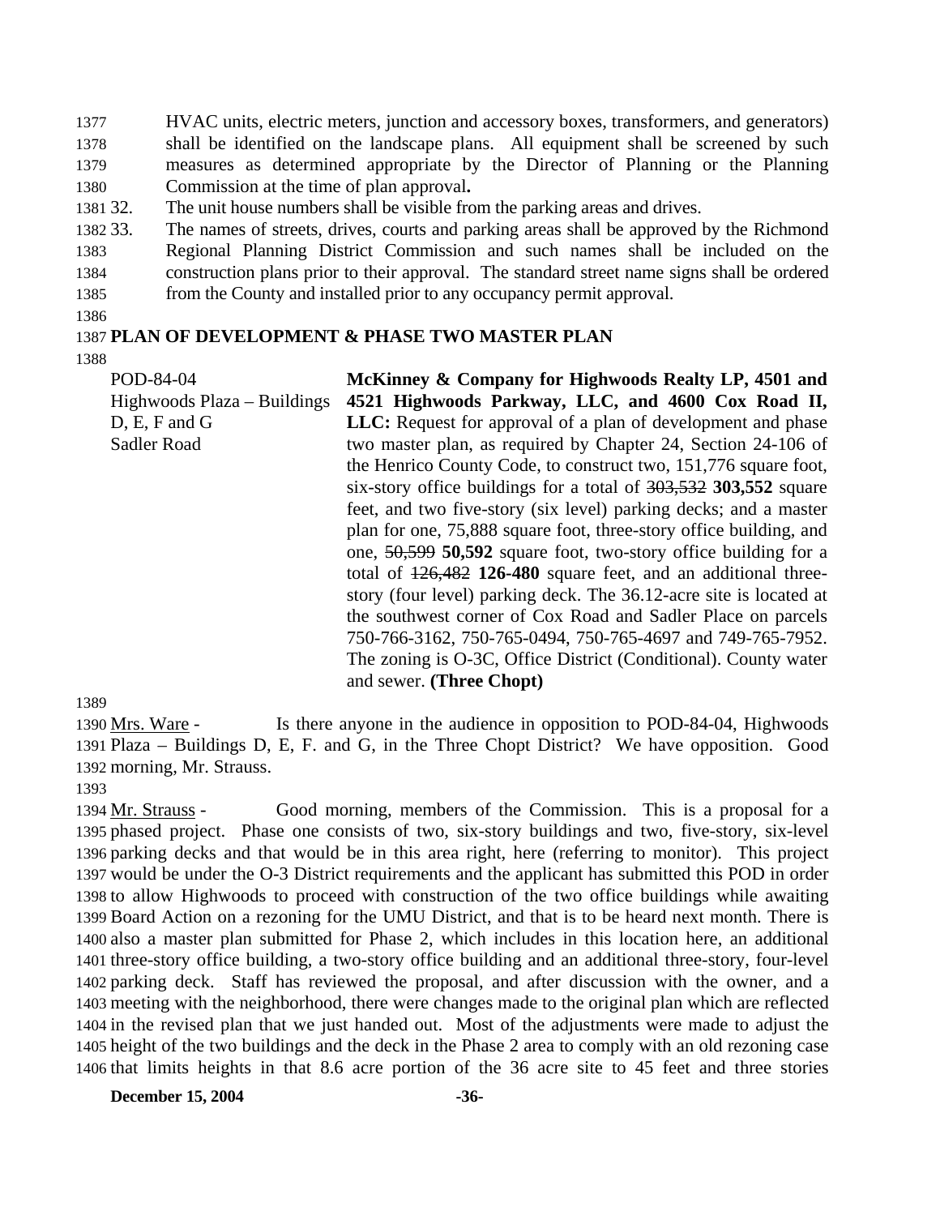HVAC units, electric meters, junction and accessory boxes, transformers, and generators) shall be identified on the landscape plans. All equipment shall be screened by such measures as determined appropriate by the Director of Planning or the Planning Commission at the time of plan approval**.**

32. The unit house numbers shall be visible from the parking areas and drives.
33. The names of streets, drives, courts and parking areas shall be approved by the Richmond Regional Planning District Commission and such names shall be included on the construction plans prior to their approval. The standard street name signs shall be ordered from the County and installed prior to any occupancy permit approval.

## PLAN OF DEVELOPMENT & PHASE TWO MASTER PLAN

POD-84-04
Highwoods Plaza – Buildings D, E, F and G
Sadler Road

**McKinney & Company for Highwoods Realty LP, 4501 and 4521 Highwoods Parkway, LLC, and 4600 Cox Road II, LLC:** Request for approval of a plan of development and phase two master plan, as required by Chapter 24, Section 24-106 of the Henrico County Code, to construct two, 151,776 square foot, six-story office buildings for a total of ~~303,532~~ **303,552** square feet, and two five-story (six level) parking decks; and a master plan for one, 75,888 square foot, three-story office building, and one, ~~50,599~~ **50,592** square foot, two-story office building for a total of ~~126,482~~ **126-480** square feet, and an additional three-story (four level) parking deck. The 36.12-acre site is located at the southwest corner of Cox Road and Sadler Place on parcels 750-766-3162, 750-765-0494, 750-765-4697 and 749-765-7952. The zoning is O-3C, Office District (Conditional). County water and sewer. **(Three Chopt)**

Mrs. Ware - Is there anyone in the audience in opposition to POD-84-04, Highwoods Plaza – Buildings D, E, F. and G, in the Three Chopt District? We have opposition. Good morning, Mr. Strauss.

Mr. Strauss - Good morning, members of the Commission. This is a proposal for a phased project. Phase one consists of two, six-story buildings and two, five-story, six-level parking decks and that would be in this area right, here (referring to monitor). This project would be under the O-3 District requirements and the applicant has submitted this POD in order to allow Highwoods to proceed with construction of the two office buildings while awaiting Board Action on a rezoning for the UMU District, and that is to be heard next month. There is also a master plan submitted for Phase 2, which includes in this location here, an additional three-story office building, a two-story office building and an additional three-story, four-level parking deck. Staff has reviewed the proposal, and after discussion with the owner, and a meeting with the neighborhood, there were changes made to the original plan which are reflected in the revised plan that we just handed out. Most of the adjustments were made to adjust the height of the two buildings and the deck in the Phase 2 area to comply with an old rezoning case that limits heights in that 8.6 acre portion of the 36 acre site to 45 feet and three stories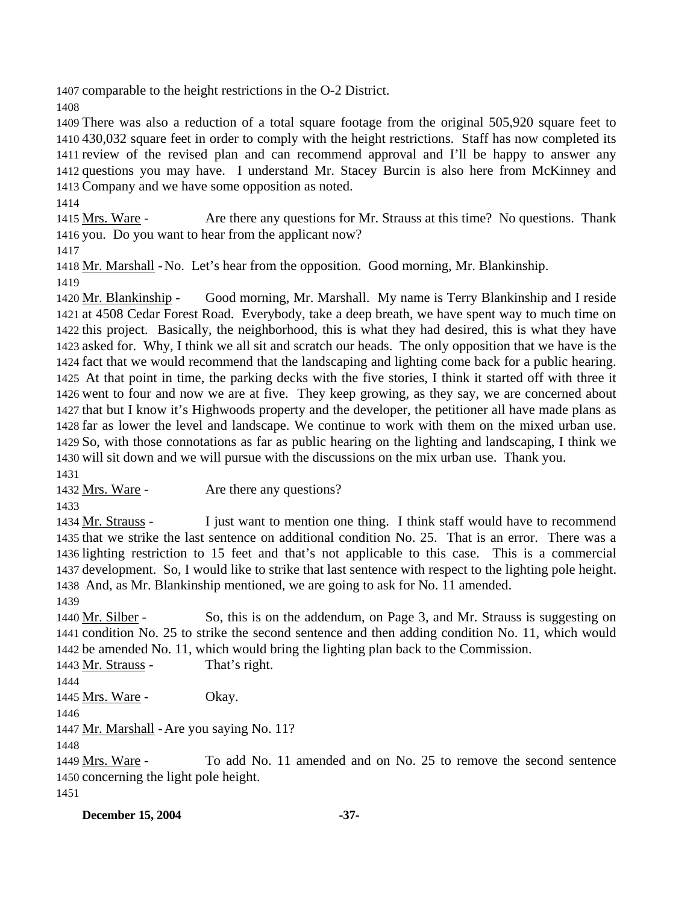comparable to the height restrictions in the O-2 District.

There was also a reduction of a total square footage from the original 505,920 square feet to 430,032 square feet in order to comply with the height restrictions. Staff has now completed its review of the revised plan and can recommend approval and I'll be happy to answer any questions you may have. I understand Mr. Stacey Burcin is also here from McKinney and Company and we have some opposition as noted.

Mrs. Ware - Are there any questions for Mr. Strauss at this time? No questions. Thank you. Do you want to hear from the applicant now?

Mr. Marshall - No. Let's hear from the opposition. Good morning, Mr. Blankinship.

Mr. Blankinship - Good morning, Mr. Marshall. My name is Terry Blankinship and I reside at 4508 Cedar Forest Road. Everybody, take a deep breath, we have spent way to much time on this project. Basically, the neighborhood, this is what they had desired, this is what they have asked for. Why, I think we all sit and scratch our heads. The only opposition that we have is the fact that we would recommend that the landscaping and lighting come back for a public hearing. At that point in time, the parking decks with the five stories, I think it started off with three it went to four and now we are at five. They keep growing, as they say, we are concerned about that but I know it's Highwoods property and the developer, the petitioner all have made plans as far as lower the level and landscape. We continue to work with them on the mixed urban use. So, with those connotations as far as public hearing on the lighting and landscaping, I think we will sit down and we will pursue with the discussions on the mix urban use. Thank you.

Mrs. Ware - Are there any questions?

Mr. Strauss - I just want to mention one thing. I think staff would have to recommend that we strike the last sentence on additional condition No. 25. That is an error. There was a lighting restriction to 15 feet and that's not applicable to this case. This is a commercial development. So, I would like to strike that last sentence with respect to the lighting pole height. And, as Mr. Blankinship mentioned, we are going to ask for No. 11 amended.

Mr. Silber - So, this is on the addendum, on Page 3, and Mr. Strauss is suggesting on condition No. 25 to strike the second sentence and then adding condition No. 11, which would be amended No. 11, which would bring the lighting plan back to the Commission.

Mr. Strauss - That's right.

Mrs. Ware - Okay.

Mr. Marshall - Are you saying No. 11?

Mrs. Ware - To add No. 11 amended and on No. 25 to remove the second sentence concerning the light pole height.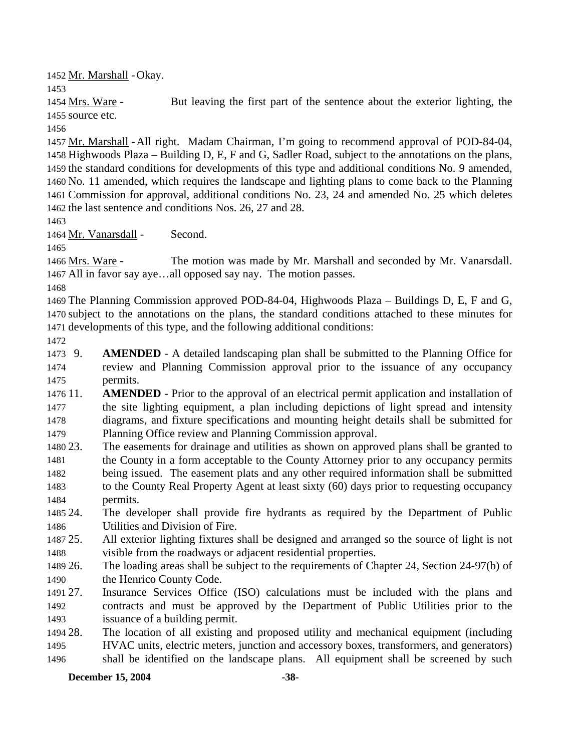Mr. Marshall - Okay.

Mrs. Ware - But leaving the first part of the sentence about the exterior lighting, the source etc.

Mr. Marshall - All right. Madam Chairman, I'm going to recommend approval of POD-84-04, Highwoods Plaza – Building D, E, F and G, Sadler Road, subject to the annotations on the plans, the standard conditions for developments of this type and additional conditions No. 9 amended, No. 11 amended, which requires the landscape and lighting plans to come back to the Planning Commission for approval, additional conditions No. 23, 24 and amended No. 25 which deletes the last sentence and conditions Nos. 26, 27 and 28.

Mr. Vanarsdall - Second.

Mrs. Ware - The motion was made by Mr. Marshall and seconded by Mr. Vanarsdall. All in favor say aye…all opposed say nay. The motion passes.

The Planning Commission approved POD-84-04, Highwoods Plaza – Buildings D, E, F and G, subject to the annotations on the plans, the standard conditions attached to these minutes for developments of this type, and the following additional conditions:

9. **AMENDED** - A detailed landscaping plan shall be submitted to the Planning Office for review and Planning Commission approval prior to the issuance of any occupancy permits.
11. **AMENDED** - Prior to the approval of an electrical permit application and installation of the site lighting equipment, a plan including depictions of light spread and intensity diagrams, and fixture specifications and mounting height details shall be submitted for Planning Office review and Planning Commission approval.
23. The easements for drainage and utilities as shown on approved plans shall be granted to the County in a form acceptable to the County Attorney prior to any occupancy permits being issued. The easement plats and any other required information shall be submitted to the County Real Property Agent at least sixty (60) days prior to requesting occupancy permits.
24. The developer shall provide fire hydrants as required by the Department of Public Utilities and Division of Fire.
25. All exterior lighting fixtures shall be designed and arranged so the source of light is not visible from the roadways or adjacent residential properties.
26. The loading areas shall be subject to the requirements of Chapter 24, Section 24-97(b) of the Henrico County Code.
27. Insurance Services Office (ISO) calculations must be included with the plans and contracts and must be approved by the Department of Public Utilities prior to the issuance of a building permit.
28. The location of all existing and proposed utility and mechanical equipment (including HVAC units, electric meters, junction and accessory boxes, transformers, and generators) shall be identified on the landscape plans. All equipment shall be screened by such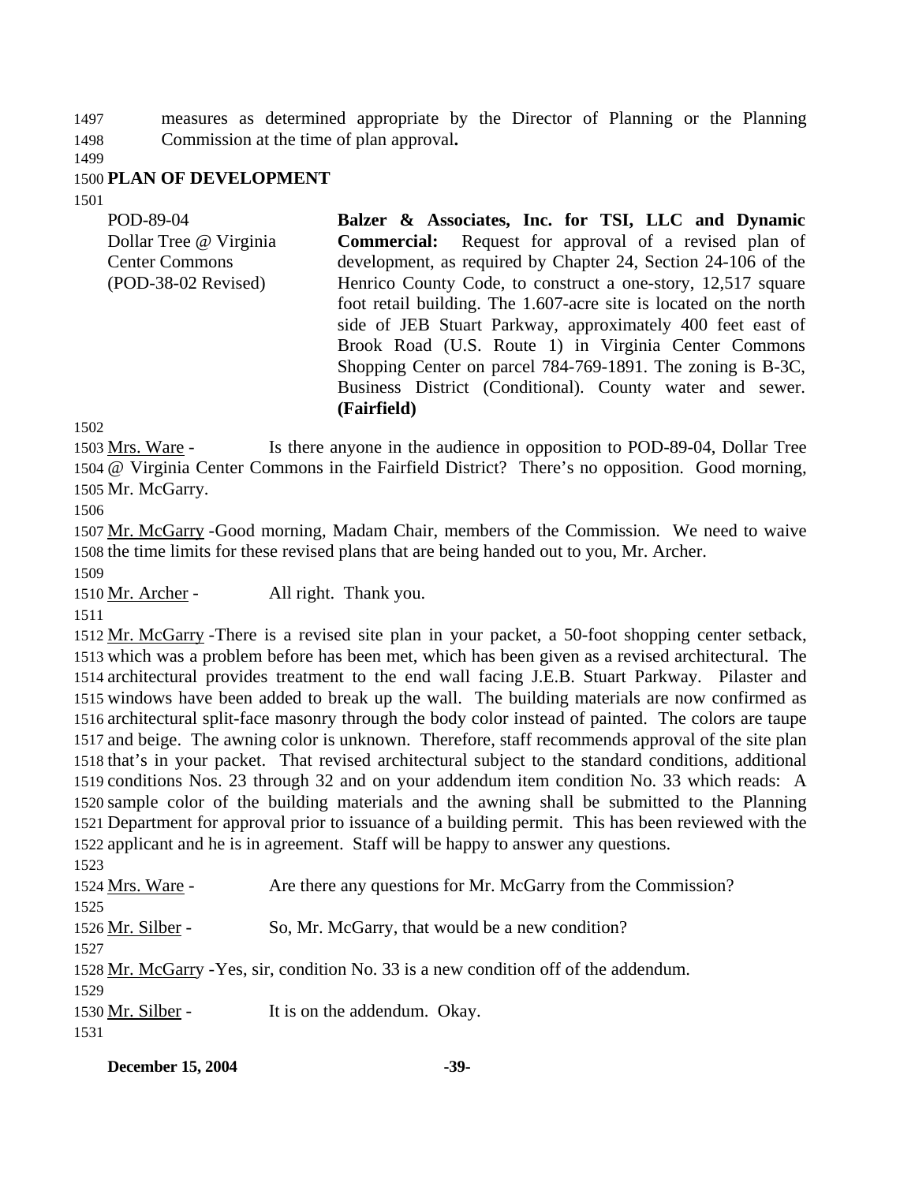measures as determined appropriate by the Director of Planning or the Planning Commission at the time of plan approval**.**

## PLAN OF DEVELOPMENT

| | |
|---|---|
| POD-89-04<br>Dollar Tree @ Virginia Center Commons<br>(POD-38-02 Revised) | **Balzer & Associates, Inc. for TSI, LLC and Dynamic Commercial:** Request for approval of a revised plan of development, as required by Chapter 24, Section 24-106 of the Henrico County Code, to construct a one-story, 12,517 square foot retail building. The 1.607-acre site is located on the north side of JEB Stuart Parkway, approximately 400 feet east of Brook Road (U.S. Route 1) in Virginia Center Commons Shopping Center on parcel 784-769-1891. The zoning is B-3C, Business District (Conditional). County water and sewer. **(Fairfield)** |

Mrs. Ware - Is there anyone in the audience in opposition to POD-89-04, Dollar Tree @ Virginia Center Commons in the Fairfield District? There's no opposition. Good morning, Mr. McGarry.

Mr. McGarry - Good morning, Madam Chair, members of the Commission. We need to waive the time limits for these revised plans that are being handed out to you, Mr. Archer.

Mr. Archer - All right. Thank you.

Mr. McGarry - There is a revised site plan in your packet, a 50-foot shopping center setback, which was a problem before has been met, which has been given as a revised architectural. The architectural provides treatment to the end wall facing J.E.B. Stuart Parkway. Pilaster and windows have been added to break up the wall. The building materials are now confirmed as architectural split-face masonry through the body color instead of painted. The colors are taupe and beige. The awning color is unknown. Therefore, staff recommends approval of the site plan that's in your packet. That revised architectural subject to the standard conditions, additional conditions Nos. 23 through 32 and on your addendum item condition No. 33 which reads: A sample color of the building materials and the awning shall be submitted to the Planning Department for approval prior to issuance of a building permit. This has been reviewed with the applicant and he is in agreement. Staff will be happy to answer any questions.

Mrs. Ware - Are there any questions for Mr. McGarry from the Commission?

Mr. Silber - So, Mr. McGarry, that would be a new condition?

Mr. McGarry - Yes, sir, condition No. 33 is a new condition off of the addendum.

Mr. Silber - It is on the addendum. Okay.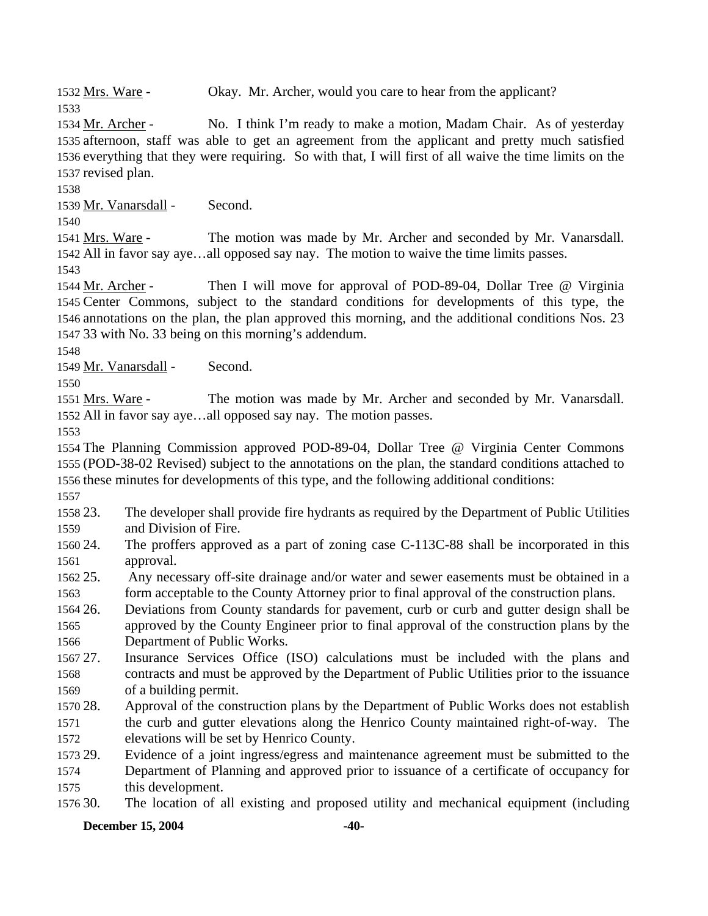Mrs. Ware - Okay. Mr. Archer, would you care to hear from the applicant?

Mr. Archer - No. I think I'm ready to make a motion, Madam Chair. As of yesterday afternoon, staff was able to get an agreement from the applicant and pretty much satisfied everything that they were requiring. So with that, I will first of all waive the time limits on the revised plan.

Mr. Vanarsdall - Second.

Mrs. Ware - The motion was made by Mr. Archer and seconded by Mr. Vanarsdall. All in favor say aye…all opposed say nay. The motion to waive the time limits passes.

Mr. Archer - Then I will move for approval of POD-89-04, Dollar Tree @ Virginia Center Commons, subject to the standard conditions for developments of this type, the annotations on the plan, the plan approved this morning, and the additional conditions Nos. 23 33 with No. 33 being on this morning's addendum.

Mr. Vanarsdall - Second.

Mrs. Ware - The motion was made by Mr. Archer and seconded by Mr. Vanarsdall. All in favor say aye…all opposed say nay. The motion passes.

The Planning Commission approved POD-89-04, Dollar Tree @ Virginia Center Commons (POD-38-02 Revised) subject to the annotations on the plan, the standard conditions attached to these minutes for developments of this type, and the following additional conditions:

23. The developer shall provide fire hydrants as required by the Department of Public Utilities and Division of Fire.
24. The proffers approved as a part of zoning case C-113C-88 shall be incorporated in this approval.
25. Any necessary off-site drainage and/or water and sewer easements must be obtained in a form acceptable to the County Attorney prior to final approval of the construction plans.
26. Deviations from County standards for pavement, curb or curb and gutter design shall be approved by the County Engineer prior to final approval of the construction plans by the Department of Public Works.
27. Insurance Services Office (ISO) calculations must be included with the plans and contracts and must be approved by the Department of Public Utilities prior to the issuance of a building permit.
28. Approval of the construction plans by the Department of Public Works does not establish the curb and gutter elevations along the Henrico County maintained right-of-way. The elevations will be set by Henrico County.
29. Evidence of a joint ingress/egress and maintenance agreement must be submitted to the Department of Planning and approved prior to issuance of a certificate of occupancy for this development.
30. The location of all existing and proposed utility and mechanical equipment (including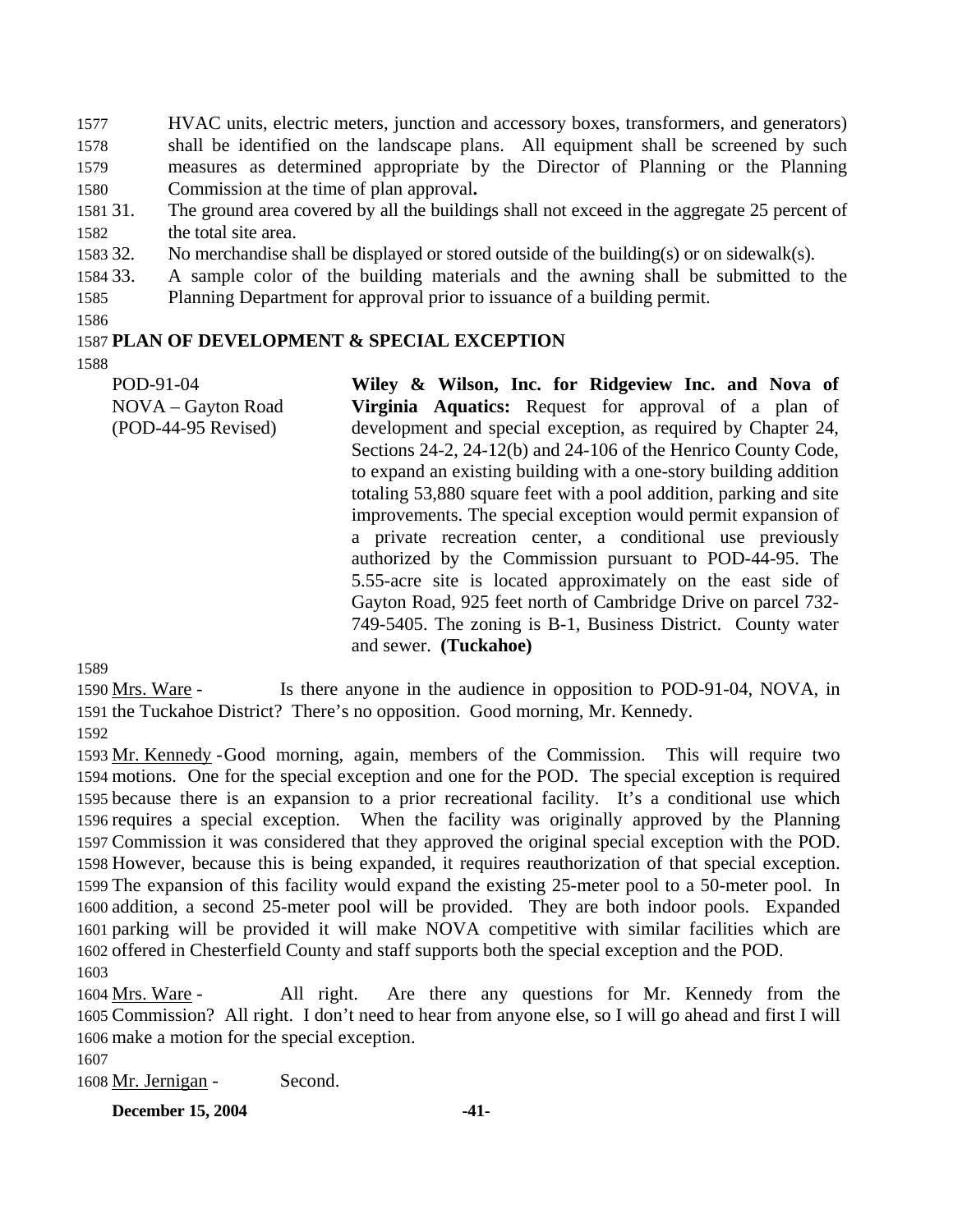HVAC units, electric meters, junction and accessory boxes, transformers, and generators) shall be identified on the landscape plans. All equipment shall be screened by such measures as determined appropriate by the Director of Planning or the Planning Commission at the time of plan approval**.**

31. The ground area covered by all the buildings shall not exceed in the aggregate 25 percent of the total site area.
32. No merchandise shall be displayed or stored outside of the building(s) or on sidewalk(s).
33. A sample color of the building materials and the awning shall be submitted to the Planning Department for approval prior to issuance of a building permit.

**PLAN OF DEVELOPMENT & SPECIAL EXCEPTION**

POD-91-04
NOVA – Gayton Road
(POD-44-95 Revised)

**Wiley & Wilson, Inc. for Ridgeview Inc. and Nova of Virginia Aquatics:** Request for approval of a plan of development and special exception, as required by Chapter 24, Sections 24-2, 24-12(b) and 24-106 of the Henrico County Code, to expand an existing building with a one-story building addition totaling 53,880 square feet with a pool addition, parking and site improvements. The special exception would permit expansion of a private recreation center, a conditional use previously authorized by the Commission pursuant to POD-44-95. The 5.55-acre site is located approximately on the east side of Gayton Road, 925 feet north of Cambridge Drive on parcel 732-749-5405. The zoning is B-1, Business District. County water and sewer. **(Tuckahoe)**

Mrs. Ware - Is there anyone in the audience in opposition to POD-91-04, NOVA, in the Tuckahoe District? There's no opposition. Good morning, Mr. Kennedy.

Mr. Kennedy - Good morning, again, members of the Commission. This will require two motions. One for the special exception and one for the POD. The special exception is required because there is an expansion to a prior recreational facility. It's a conditional use which requires a special exception. When the facility was originally approved by the Planning Commission it was considered that they approved the original special exception with the POD. However, because this is being expanded, it requires reauthorization of that special exception. The expansion of this facility would expand the existing 25-meter pool to a 50-meter pool. In addition, a second 25-meter pool will be provided. They are both indoor pools. Expanded parking will be provided it will make NOVA competitive with similar facilities which are offered in Chesterfield County and staff supports both the special exception and the POD.

Mrs. Ware - All right. Are there any questions for Mr. Kennedy from the Commission? All right. I don't need to hear from anyone else, so I will go ahead and first I will make a motion for the special exception.

Mr. Jernigan - Second.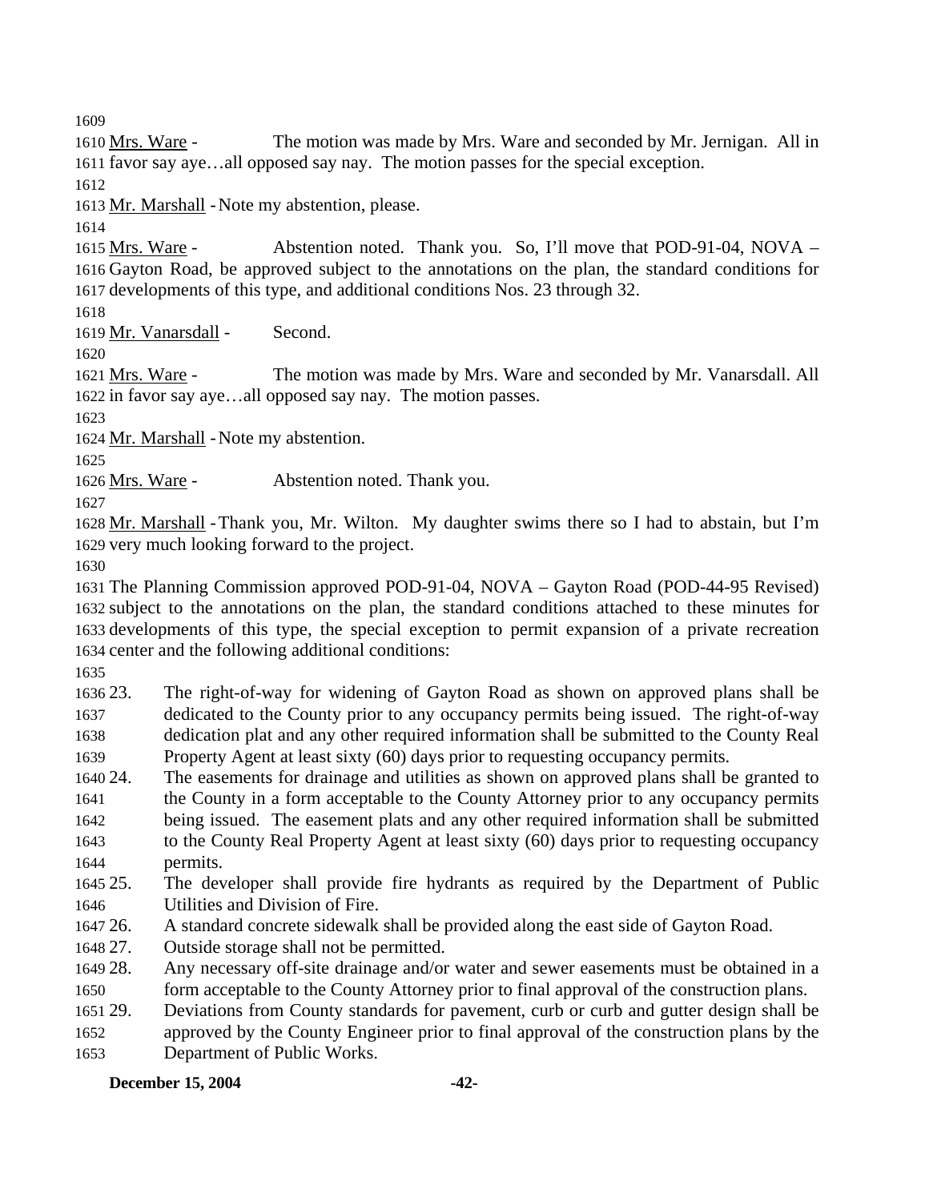Mrs. Ware - The motion was made by Mrs. Ware and seconded by Mr. Jernigan. All in favor say aye…all opposed say nay. The motion passes for the special exception.

Mr. Marshall - Note my abstention, please.

Mrs. Ware - Abstention noted. Thank you. So, I'll move that POD-91-04, NOVA – Gayton Road, be approved subject to the annotations on the plan, the standard conditions for developments of this type, and additional conditions Nos. 23 through 32.

Mr. Vanarsdall - Second.

Mrs. Ware - The motion was made by Mrs. Ware and seconded by Mr. Vanarsdall. All in favor say aye…all opposed say nay. The motion passes.

Mr. Marshall - Note my abstention.

Mrs. Ware - Abstention noted. Thank you.

Mr. Marshall - Thank you, Mr. Wilton. My daughter swims there so I had to abstain, but I'm very much looking forward to the project.

The Planning Commission approved POD-91-04, NOVA – Gayton Road (POD-44-95 Revised) subject to the annotations on the plan, the standard conditions attached to these minutes for developments of this type, the special exception to permit expansion of a private recreation center and the following additional conditions:

23. The right-of-way for widening of Gayton Road as shown on approved plans shall be dedicated to the County prior to any occupancy permits being issued. The right-of-way dedication plat and any other required information shall be submitted to the County Real Property Agent at least sixty (60) days prior to requesting occupancy permits.
24. The easements for drainage and utilities as shown on approved plans shall be granted to the County in a form acceptable to the County Attorney prior to any occupancy permits being issued. The easement plats and any other required information shall be submitted to the County Real Property Agent at least sixty (60) days prior to requesting occupancy permits.
25. The developer shall provide fire hydrants as required by the Department of Public Utilities and Division of Fire.
26. A standard concrete sidewalk shall be provided along the east side of Gayton Road.
27. Outside storage shall not be permitted.
28. Any necessary off-site drainage and/or water and sewer easements must be obtained in a form acceptable to the County Attorney prior to final approval of the construction plans.
29. Deviations from County standards for pavement, curb or curb and gutter design shall be approved by the County Engineer prior to final approval of the construction plans by the Department of Public Works.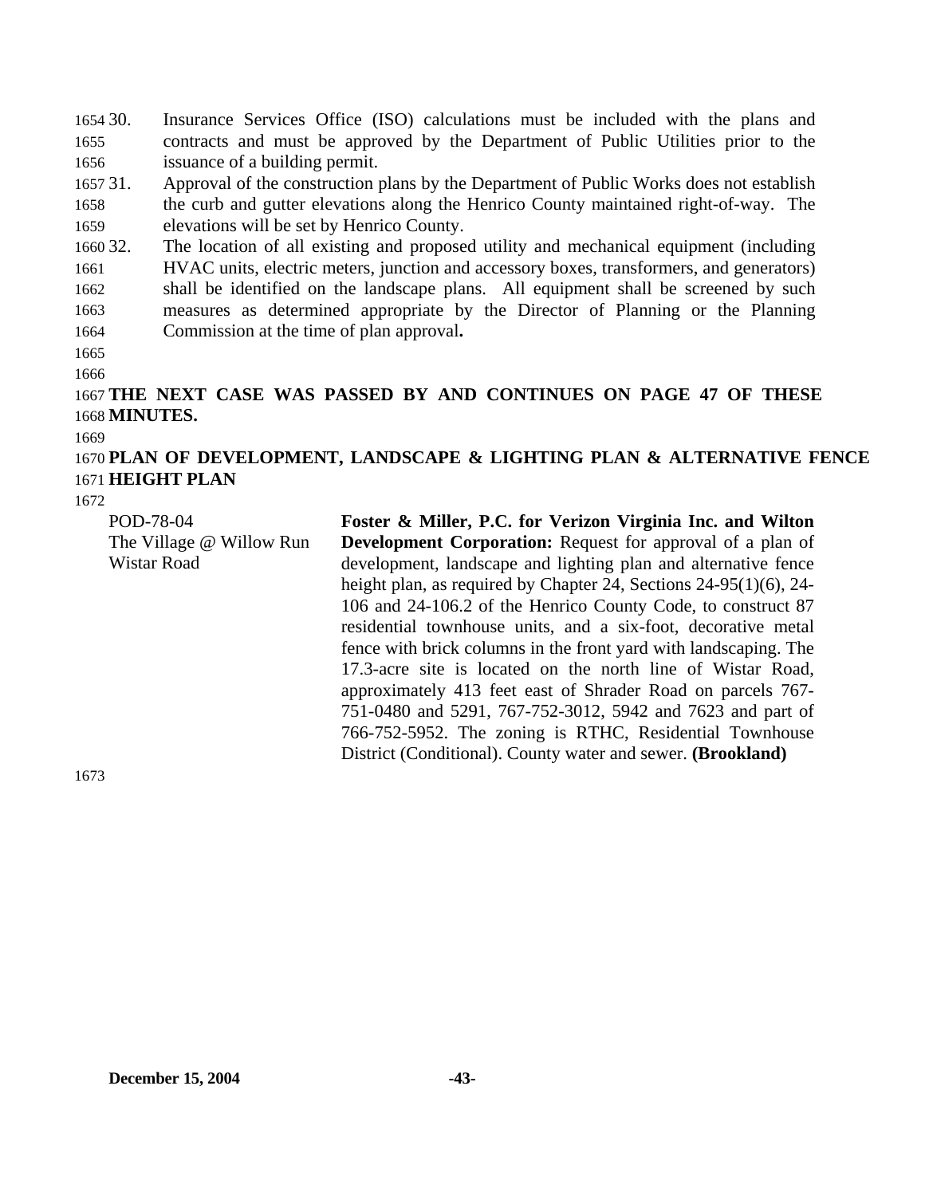30. Insurance Services Office (ISO) calculations must be included with the plans and contracts and must be approved by the Department of Public Utilities prior to the issuance of a building permit.
31. Approval of the construction plans by the Department of Public Works does not establish the curb and gutter elevations along the Henrico County maintained right-of-way. The elevations will be set by Henrico County.
32. The location of all existing and proposed utility and mechanical equipment (including HVAC units, electric meters, junction and accessory boxes, transformers, and generators) shall be identified on the landscape plans. All equipment shall be screened by such measures as determined appropriate by the Director of Planning or the Planning Commission at the time of plan approval**.**

**THE NEXT CASE WAS PASSED BY AND CONTINUES ON PAGE 47 OF THESE MINUTES.**

**PLAN OF DEVELOPMENT, LANDSCAPE & LIGHTING PLAN & ALTERNATIVE FENCE HEIGHT PLAN**

POD-78-04
The Village @ Willow Run
Wistar Road

**Foster & Miller, P.C. for Verizon Virginia Inc. and Wilton Development Corporation:** Request for approval of a plan of development, landscape and lighting plan and alternative fence height plan, as required by Chapter 24, Sections 24-95(1)(6), 24-106 and 24-106.2 of the Henrico County Code, to construct 87 residential townhouse units, and a six-foot, decorative metal fence with brick columns in the front yard with landscaping. The 17.3-acre site is located on the north line of Wistar Road, approximately 413 feet east of Shrader Road on parcels 767-751-0480 and 5291, 767-752-3012, 5942 and 7623 and part of 766-752-5952. The zoning is RTHC, Residential Townhouse District (Conditional). County water and sewer. **(Brookland)**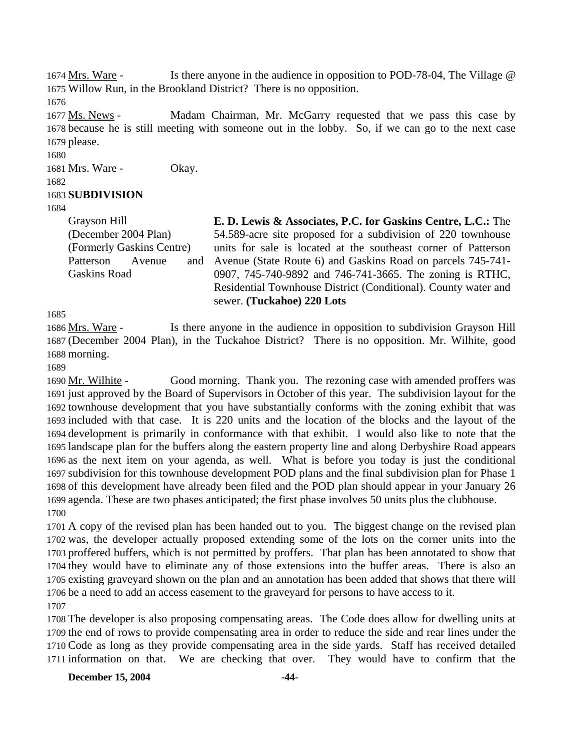Mrs. Ware - Is there anyone in the audience in opposition to POD-78-04, The Village @ Willow Run, in the Brookland District? There is no opposition.

Ms. News - Madam Chairman, Mr. McGarry requested that we pass this case by because he is still meeting with someone out in the lobby. So, if we can go to the next case please.

Mrs. Ware - Okay.

**SUBDIVISION**

| Grayson Hill (December 2004 Plan) (Formerly Gaskins Centre) Patterson Avenue and Gaskins Road | **E. D. Lewis & Associates, P.C. for Gaskins Centre, L.C.:** The 54.589-acre site proposed for a subdivision of 220 townhouse units for sale is located at the southeast corner of Patterson Avenue (State Route 6) and Gaskins Road on parcels 745-741-0907, 745-740-9892 and 746-741-3665. The zoning is RTHC, Residential Townhouse District (Conditional). County water and sewer. **(Tuckahoe) 220 Lots** |
|---|---|

Mrs. Ware - Is there anyone in the audience in opposition to subdivision Grayson Hill (December 2004 Plan), in the Tuckahoe District? There is no opposition. Mr. Wilhite, good morning.

Mr. Wilhite - Good morning. Thank you. The rezoning case with amended proffers was just approved by the Board of Supervisors in October of this year. The subdivision layout for the townhouse development that you have substantially conforms with the zoning exhibit that was included with that case. It is 220 units and the location of the blocks and the layout of the development is primarily in conformance with that exhibit. I would also like to note that the landscape plan for the buffers along the eastern property line and along Derbyshire Road appears as the next item on your agenda, as well. What is before you today is just the conditional subdivision for this townhouse development POD plans and the final subdivision plan for Phase 1 of this development have already been filed and the POD plan should appear in your January 26 agenda. These are two phases anticipated; the first phase involves 50 units plus the clubhouse.

A copy of the revised plan has been handed out to you. The biggest change on the revised plan was, the developer actually proposed extending some of the lots on the corner units into the proffered buffers, which is not permitted by proffers. That plan has been annotated to show that they would have to eliminate any of those extensions into the buffer areas. There is also an existing graveyard shown on the plan and an annotation has been added that shows that there will be a need to add an access easement to the graveyard for persons to have access to it.

The developer is also proposing compensating areas. The Code does allow for dwelling units at the end of rows to provide compensating area in order to reduce the side and rear lines under the Code as long as they provide compensating area in the side yards. Staff has received detailed information on that. We are checking that over. They would have to confirm that the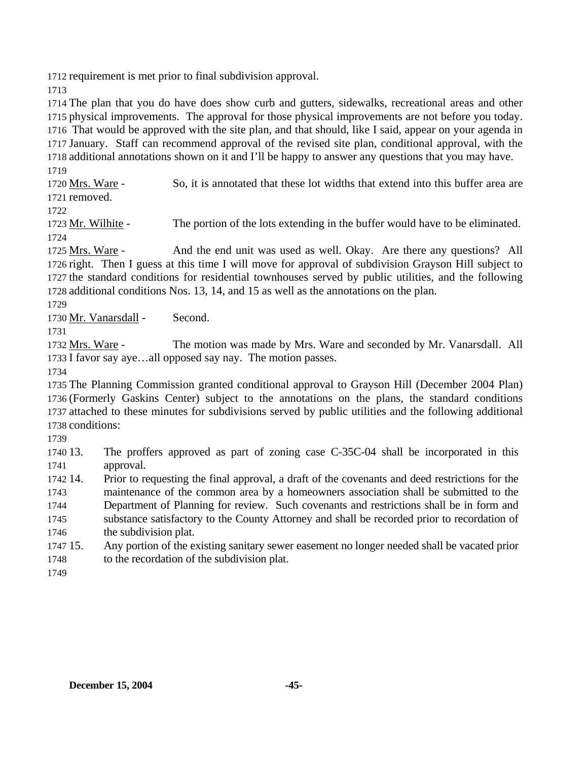requirement is met prior to final subdivision approval.

The plan that you do have does show curb and gutters, sidewalks, recreational areas and other physical improvements. The approval for those physical improvements are not before you today. That would be approved with the site plan, and that should, like I said, appear on your agenda in January. Staff can recommend approval of the revised site plan, conditional approval, with the additional annotations shown on it and I'll be happy to answer any questions that you may have.

Mrs. Ware - So, it is annotated that these lot widths that extend into this buffer area are removed.

Mr. Wilhite - The portion of the lots extending in the buffer would have to be eliminated.

Mrs. Ware - And the end unit was used as well. Okay. Are there any questions? All right. Then I guess at this time I will move for approval of subdivision Grayson Hill subject to the standard conditions for residential townhouses served by public utilities, and the following additional conditions Nos. 13, 14, and 15 as well as the annotations on the plan.

Mr. Vanarsdall - Second.

Mrs. Ware - The motion was made by Mrs. Ware and seconded by Mr. Vanarsdall. All I favor say aye…all opposed say nay. The motion passes.

The Planning Commission granted conditional approval to Grayson Hill (December 2004 Plan) (Formerly Gaskins Center) subject to the annotations on the plans, the standard conditions attached to these minutes for subdivisions served by public utilities and the following additional conditions:

13. The proffers approved as part of zoning case C-35C-04 shall be incorporated in this approval.
14. Prior to requesting the final approval, a draft of the covenants and deed restrictions for the maintenance of the common area by a homeowners association shall be submitted to the Department of Planning for review. Such covenants and restrictions shall be in form and substance satisfactory to the County Attorney and shall be recorded prior to recordation of the subdivision plat.
15. Any portion of the existing sanitary sewer easement no longer needed shall be vacated prior to the recordation of the subdivision plat.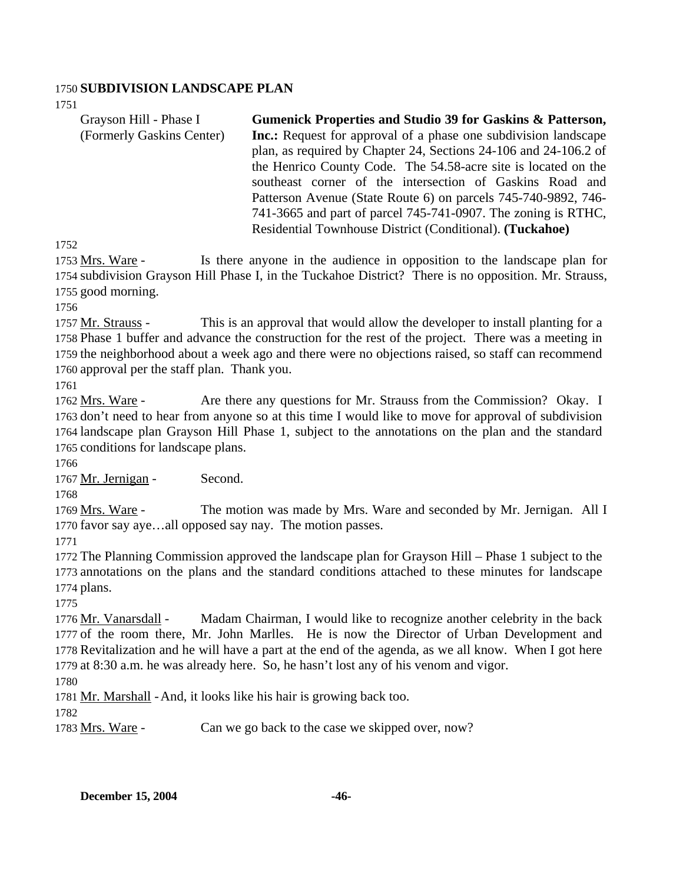**SUBDIVISION LANDSCAPE PLAN**

| | |
|---|---|
| Grayson Hill - Phase I (Formerly Gaskins Center) | **Gumenick Properties and Studio 39 for Gaskins & Patterson, Inc.:** Request for approval of a phase one subdivision landscape plan, as required by Chapter 24, Sections 24-106 and 24-106.2 of the Henrico County Code. The 54.58-acre site is located on the southeast corner of the intersection of Gaskins Road and Patterson Avenue (State Route 6) on parcels 745-740-9892, 746-741-3665 and part of parcel 745-741-0907. The zoning is RTHC, Residential Townhouse District (Conditional). **(Tuckahoe)** |

Mrs. Ware - Is there anyone in the audience in opposition to the landscape plan for subdivision Grayson Hill Phase I, in the Tuckahoe District? There is no opposition. Mr. Strauss, good morning.

Mr. Strauss - This is an approval that would allow the developer to install planting for a Phase 1 buffer and advance the construction for the rest of the project. There was a meeting in the neighborhood about a week ago and there were no objections raised, so staff can recommend approval per the staff plan. Thank you.

Mrs. Ware - Are there any questions for Mr. Strauss from the Commission? Okay. I don't need to hear from anyone so at this time I would like to move for approval of subdivision landscape plan Grayson Hill Phase 1, subject to the annotations on the plan and the standard conditions for landscape plans.

Mr. Jernigan - Second.

Mrs. Ware - The motion was made by Mrs. Ware and seconded by Mr. Jernigan. All I favor say aye…all opposed say nay. The motion passes.

The Planning Commission approved the landscape plan for Grayson Hill – Phase 1 subject to the annotations on the plans and the standard conditions attached to these minutes for landscape plans.

Mr. Vanarsdall - Madam Chairman, I would like to recognize another celebrity in the back of the room there, Mr. John Marlles. He is now the Director of Urban Development and Revitalization and he will have a part at the end of the agenda, as we all know. When I got here at 8:30 a.m. he was already here. So, he hasn't lost any of his venom and vigor.

Mr. Marshall - And, it looks like his hair is growing back too.

Mrs. Ware - Can we go back to the case we skipped over, now?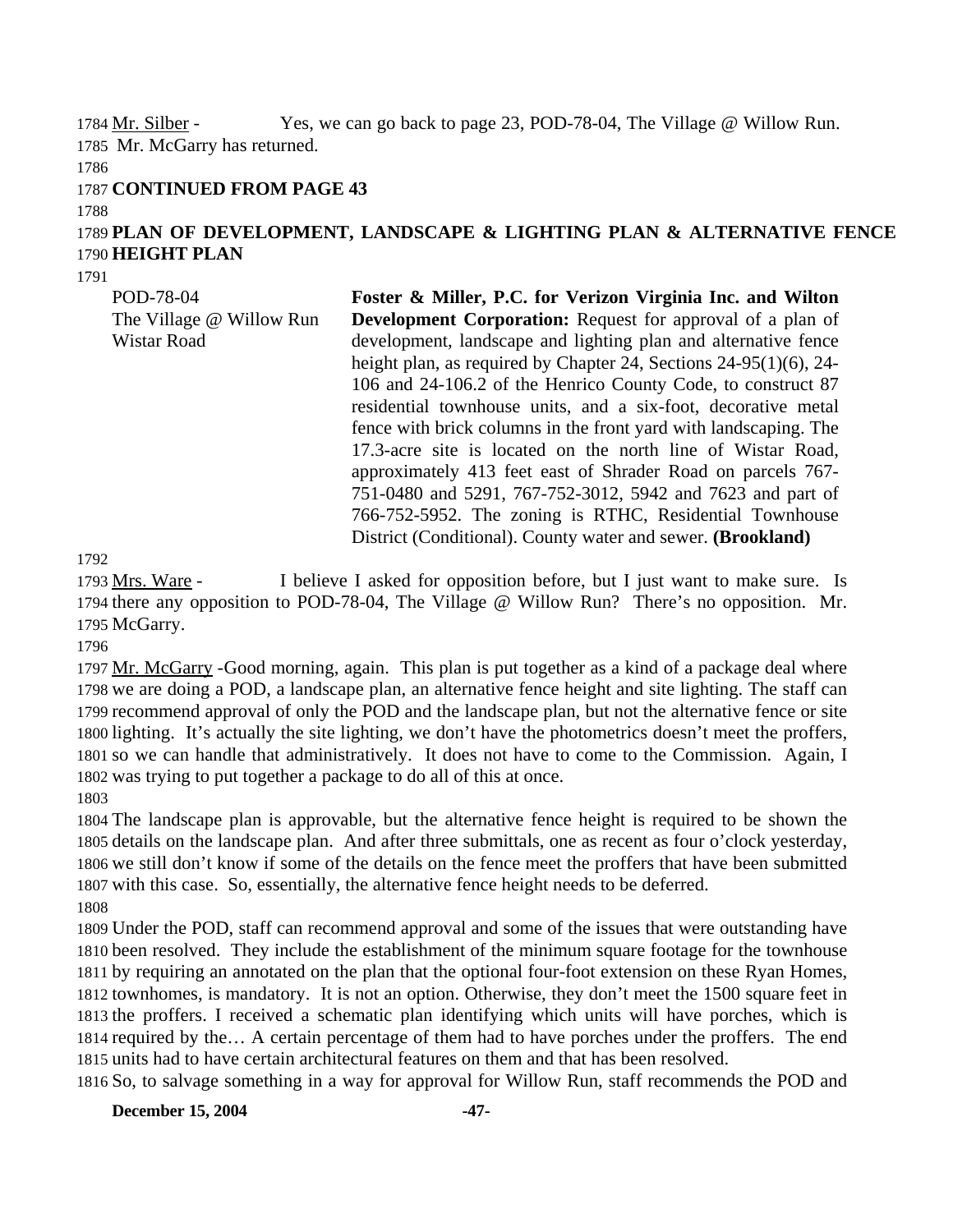Mr. Silber - Yes, we can go back to page 23, POD-78-04, The Village @ Willow Run. Mr. McGarry has returned.

**CONTINUED FROM PAGE 43**

**PLAN OF DEVELOPMENT, LANDSCAPE & LIGHTING PLAN & ALTERNATIVE FENCE HEIGHT PLAN**

POD-78-04
The Village @ Willow Run
Wistar Road

**Foster & Miller, P.C. for Verizon Virginia Inc. and Wilton Development Corporation:** Request for approval of a plan of development, landscape and lighting plan and alternative fence height plan, as required by Chapter 24, Sections 24-95(1)(6), 24-106 and 24-106.2 of the Henrico County Code, to construct 87 residential townhouse units, and a six-foot, decorative metal fence with brick columns in the front yard with landscaping. The 17.3-acre site is located on the north line of Wistar Road, approximately 413 feet east of Shrader Road on parcels 767-751-0480 and 5291, 767-752-3012, 5942 and 7623 and part of 766-752-5952. The zoning is RTHC, Residential Townhouse District (Conditional). County water and sewer. **(Brookland)**

Mrs. Ware - I believe I asked for opposition before, but I just want to make sure. Is there any opposition to POD-78-04, The Village @ Willow Run? There's no opposition. Mr. McGarry.

Mr. McGarry - Good morning, again. This plan is put together as a kind of a package deal where we are doing a POD, a landscape plan, an alternative fence height and site lighting. The staff can recommend approval of only the POD and the landscape plan, but not the alternative fence or site lighting. It's actually the site lighting, we don't have the photometrics doesn't meet the proffers, so we can handle that administratively. It does not have to come to the Commission. Again, I was trying to put together a package to do all of this at once.

The landscape plan is approvable, but the alternative fence height is required to be shown the details on the landscape plan. And after three submittals, one as recent as four o'clock yesterday, we still don't know if some of the details on the fence meet the proffers that have been submitted with this case. So, essentially, the alternative fence height needs to be deferred.

Under the POD, staff can recommend approval and some of the issues that were outstanding have been resolved. They include the establishment of the minimum square footage for the townhouse by requiring an annotated on the plan that the optional four-foot extension on these Ryan Homes, townhomes, is mandatory. It is not an option. Otherwise, they don't meet the 1500 square feet in the proffers. I received a schematic plan identifying which units will have porches, which is required by the… A certain percentage of them had to have porches under the proffers. The end units had to have certain architectural features on them and that has been resolved.
So, to salvage something in a way for approval for Willow Run, staff recommends the POD and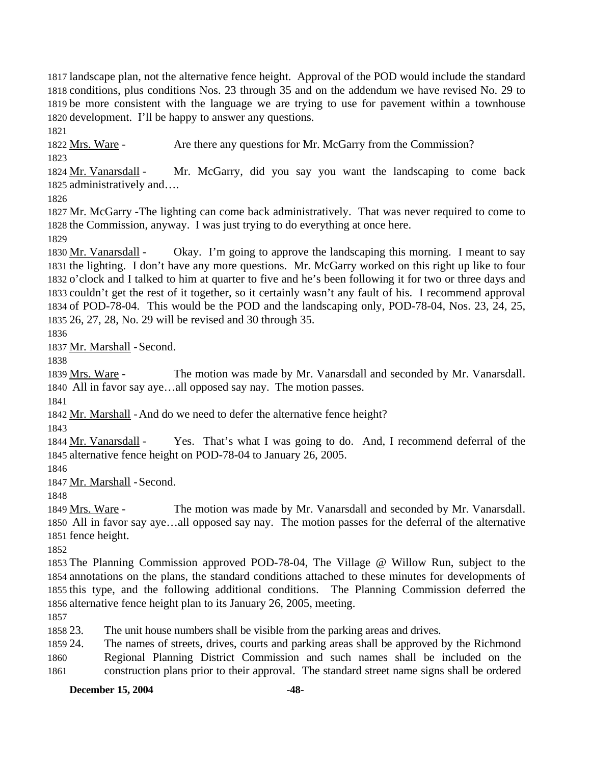landscape plan, not the alternative fence height. Approval of the POD would include the standard conditions, plus conditions Nos. 23 through 35 and on the addendum we have revised No. 29 to be more consistent with the language we are trying to use for pavement within a townhouse development. I'll be happy to answer any questions.

Mrs. Ware - Are there any questions for Mr. McGarry from the Commission?

Mr. Vanarsdall - Mr. McGarry, did you say you want the landscaping to come back administratively and….

Mr. McGarry - The lighting can come back administratively. That was never required to come to the Commission, anyway. I was just trying to do everything at once here.

Mr. Vanarsdall - Okay. I'm going to approve the landscaping this morning. I meant to say the lighting. I don't have any more questions. Mr. McGarry worked on this right up like to four o'clock and I talked to him at quarter to five and he's been following it for two or three days and couldn't get the rest of it together, so it certainly wasn't any fault of his. I recommend approval of POD-78-04. This would be the POD and the landscaping only, POD-78-04, Nos. 23, 24, 25, 26, 27, 28, No. 29 will be revised and 30 through 35.

Mr. Marshall - Second.

Mrs. Ware - The motion was made by Mr. Vanarsdall and seconded by Mr. Vanarsdall. All in favor say aye…all opposed say nay. The motion passes.

Mr. Marshall - And do we need to defer the alternative fence height?

Mr. Vanarsdall - Yes. That's what I was going to do. And, I recommend deferral of the alternative fence height on POD-78-04 to January 26, 2005.

Mr. Marshall - Second.

Mrs. Ware - The motion was made by Mr. Vanarsdall and seconded by Mr. Vanarsdall. All in favor say aye…all opposed say nay. The motion passes for the deferral of the alternative fence height.

The Planning Commission approved POD-78-04, The Village @ Willow Run, subject to the annotations on the plans, the standard conditions attached to these minutes for developments of this type, and the following additional conditions. The Planning Commission deferred the alternative fence height plan to its January 26, 2005, meeting.

23. The unit house numbers shall be visible from the parking areas and drives.
24. The names of streets, drives, courts and parking areas shall be approved by the Richmond Regional Planning District Commission and such names shall be included on the construction plans prior to their approval. The standard street name signs shall be ordered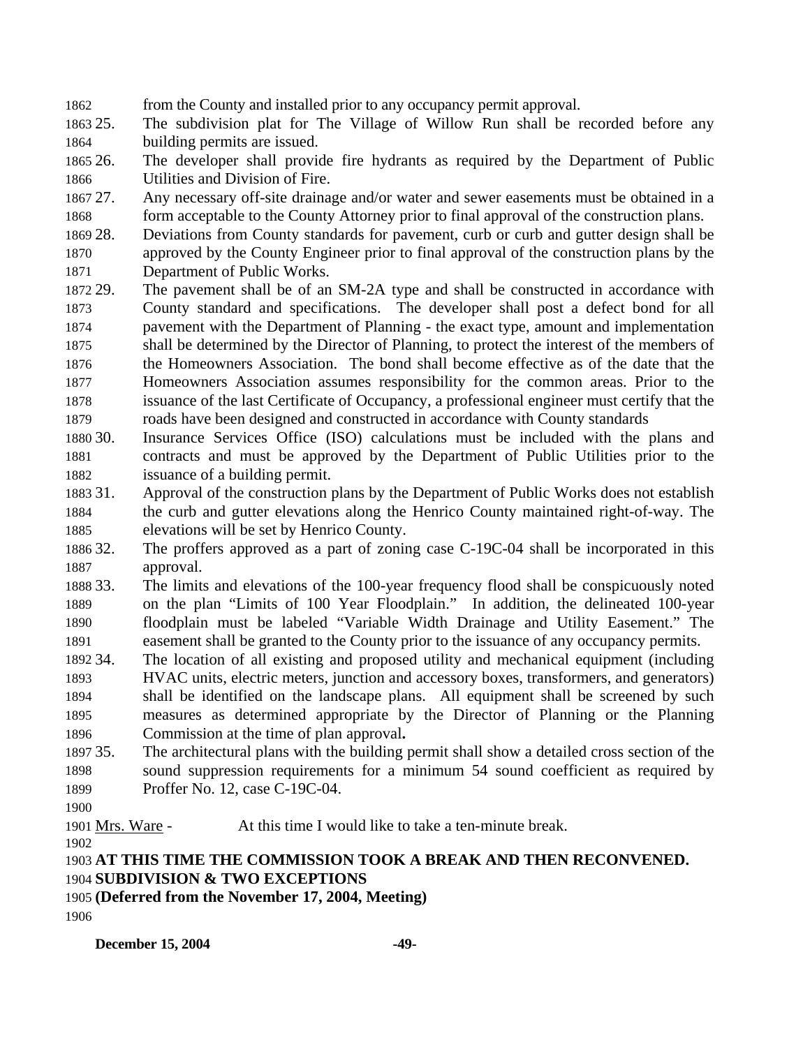from the County and installed prior to any occupancy permit approval.

25. The subdivision plat for The Village of Willow Run shall be recorded before any building permits are issued.
26. The developer shall provide fire hydrants as required by the Department of Public Utilities and Division of Fire.
27. Any necessary off-site drainage and/or water and sewer easements must be obtained in a form acceptable to the County Attorney prior to final approval of the construction plans.
28. Deviations from County standards for pavement, curb or curb and gutter design shall be approved by the County Engineer prior to final approval of the construction plans by the Department of Public Works.
29. The pavement shall be of an SM-2A type and shall be constructed in accordance with County standard and specifications. The developer shall post a defect bond for all pavement with the Department of Planning - the exact type, amount and implementation shall be determined by the Director of Planning, to protect the interest of the members of the Homeowners Association. The bond shall become effective as of the date that the Homeowners Association assumes responsibility for the common areas. Prior to the issuance of the last Certificate of Occupancy, a professional engineer must certify that the roads have been designed and constructed in accordance with County standards
30. Insurance Services Office (ISO) calculations must be included with the plans and contracts and must be approved by the Department of Public Utilities prior to the issuance of a building permit.
31. Approval of the construction plans by the Department of Public Works does not establish the curb and gutter elevations along the Henrico County maintained right-of-way. The elevations will be set by Henrico County.
32. The proffers approved as a part of zoning case C-19C-04 shall be incorporated in this approval.
33. The limits and elevations of the 100-year frequency flood shall be conspicuously noted on the plan "Limits of 100 Year Floodplain." In addition, the delineated 100-year floodplain must be labeled "Variable Width Drainage and Utility Easement." The easement shall be granted to the County prior to the issuance of any occupancy permits.
34. The location of all existing and proposed utility and mechanical equipment (including HVAC units, electric meters, junction and accessory boxes, transformers, and generators) shall be identified on the landscape plans. All equipment shall be screened by such measures as determined appropriate by the Director of Planning or the Planning Commission at the time of plan approval**.**
35. The architectural plans with the building permit shall show a detailed cross section of the sound suppression requirements for a minimum 54 sound coefficient as required by Proffer No. 12, case C-19C-04.

Mrs. Ware - At this time I would like to take a ten-minute break.

**AT THIS TIME THE COMMISSION TOOK A BREAK AND THEN RECONVENED.**

**SUBDIVISION & TWO EXCEPTIONS**

**(Deferred from the November 17, 2004, Meeting)**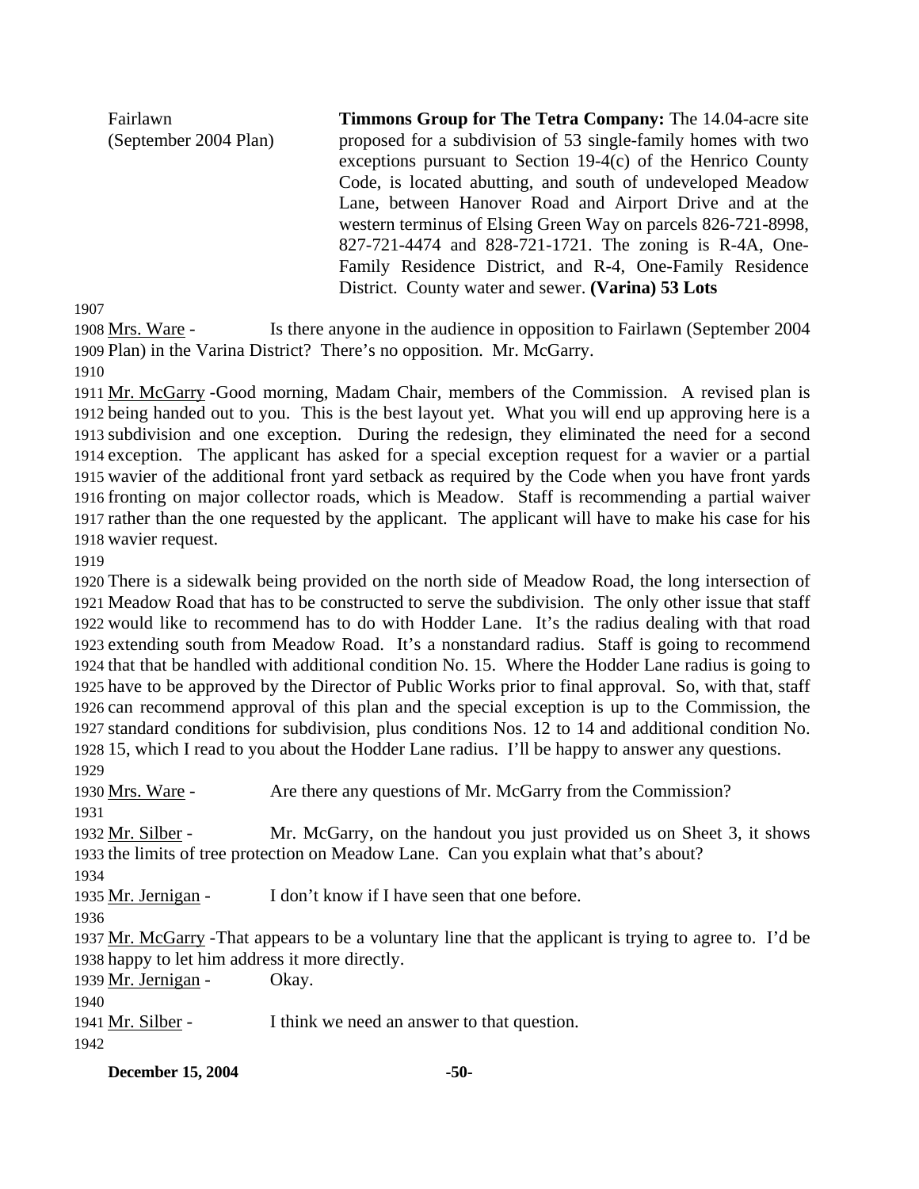Fairlawn (September 2004 Plan)

**Timmons Group for The Tetra Company:** The 14.04-acre site proposed for a subdivision of 53 single-family homes with two exceptions pursuant to Section 19-4(c) of the Henrico County Code, is located abutting, and south of undeveloped Meadow Lane, between Hanover Road and Airport Drive and at the western terminus of Elsing Green Way on parcels 826-721-8998, 827-721-4474 and 828-721-1721. The zoning is R-4A, One-Family Residence District, and R-4, One-Family Residence District. County water and sewer. **(Varina) 53 Lots**

1907

1908 Mrs. Ware - Is there anyone in the audience in opposition to Fairlawn (September 2004
1909 Plan) in the Varina District? There's no opposition. Mr. McGarry.

1910

1911 Mr. McGarry -Good morning, Madam Chair, members of the Commission. A revised plan is
1912 being handed out to you. This is the best layout yet. What you will end up approving here is a
1913 subdivision and one exception. During the redesign, they eliminated the need for a second
1914 exception. The applicant has asked for a special exception request for a wavier or a partial
1915 wavier of the additional front yard setback as required by the Code when you have front yards
1916 fronting on major collector roads, which is Meadow. Staff is recommending a partial waiver
1917 rather than the one requested by the applicant. The applicant will have to make his case for his
1918 wavier request.

1919

1920 There is a sidewalk being provided on the north side of Meadow Road, the long intersection of
1921 Meadow Road that has to be constructed to serve the subdivision. The only other issue that staff
1922 would like to recommend has to do with Hodder Lane. It's the radius dealing with that road
1923 extending south from Meadow Road. It's a nonstandard radius. Staff is going to recommend
1924 that that be handled with additional condition No. 15. Where the Hodder Lane radius is going to
1925 have to be approved by the Director of Public Works prior to final approval. So, with that, staff
1926 can recommend approval of this plan and the special exception is up to the Commission, the
1927 standard conditions for subdivision, plus conditions Nos. 12 to 14 and additional condition No.
1928 15, which I read to you about the Hodder Lane radius. I'll be happy to answer any questions.

1929

1930 Mrs. Ware - Are there any questions of Mr. McGarry from the Commission?

1931

1932 Mr. Silber - Mr. McGarry, on the handout you just provided us on Sheet 3, it shows
1933 the limits of tree protection on Meadow Lane. Can you explain what that's about?

1934

1935 Mr. Jernigan - I don't know if I have seen that one before.

1936

1937 Mr. McGarry -That appears to be a voluntary line that the applicant is trying to agree to. I'd be
1938 happy to let him address it more directly.

1939 Mr. Jernigan - Okay.

1940

1941 Mr. Silber - I think we need an answer to that question.

1942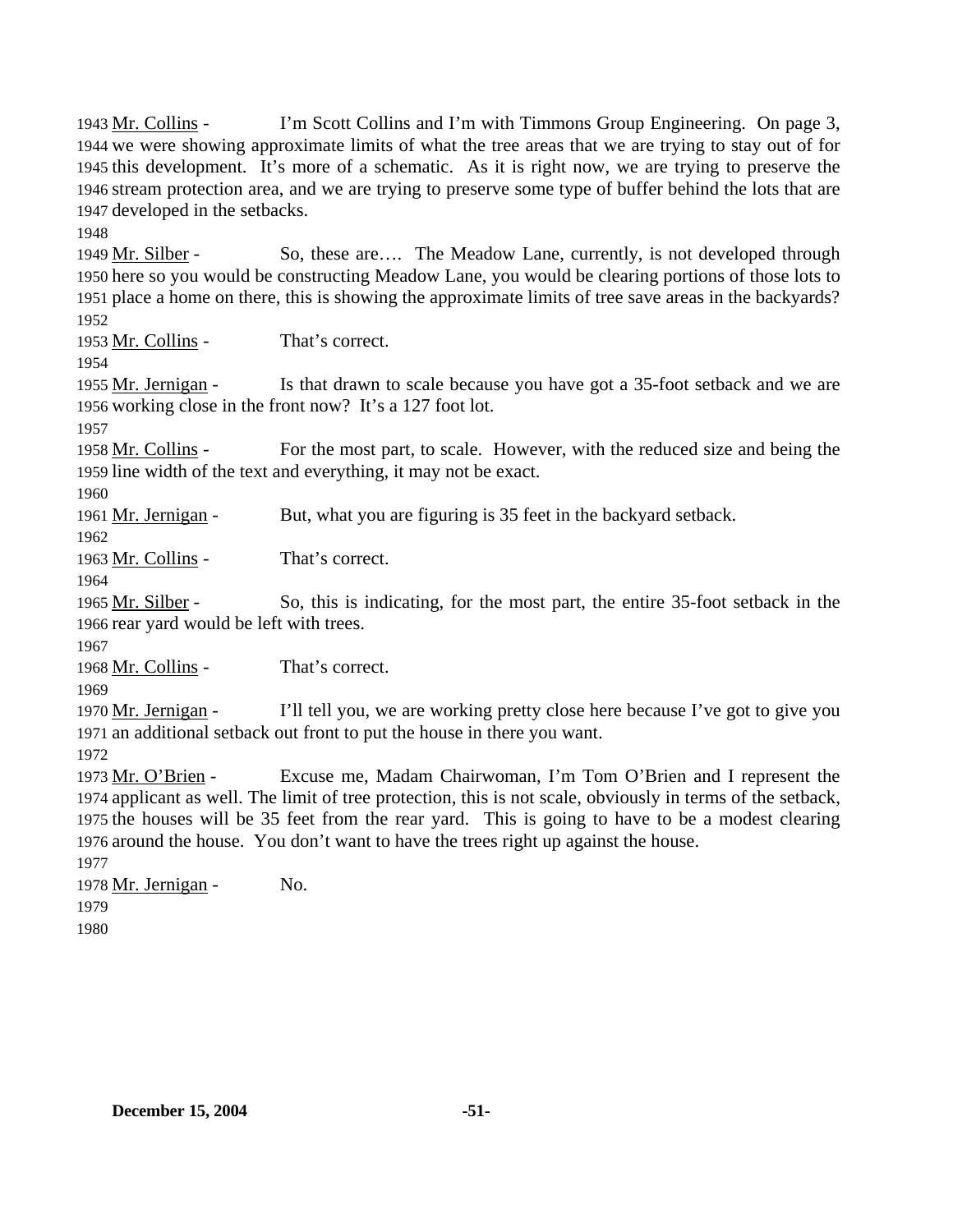1943 Mr. Collins - I'm Scott Collins and I'm with Timmons Group Engineering. On page 3, 1944 we were showing approximate limits of what the tree areas that we are trying to stay out of for 1945 this development. It's more of a schematic. As it is right now, we are trying to preserve the 1946 stream protection area, and we are trying to preserve some type of buffer behind the lots that are 1947 developed in the setbacks.

1948

1949 Mr. Silber - So, these are…. The Meadow Lane, currently, is not developed through 1950 here so you would be constructing Meadow Lane, you would be clearing portions of those lots to 1951 place a home on there, this is showing the approximate limits of tree save areas in the backyards?

1952

1953 Mr. Collins - That's correct.

1954

1955 Mr. Jernigan - Is that drawn to scale because you have got a 35-foot setback and we are 1956 working close in the front now? It's a 127 foot lot.

1957

1958 Mr. Collins - For the most part, to scale. However, with the reduced size and being the 1959 line width of the text and everything, it may not be exact.

1960

1961 Mr. Jernigan - But, what you are figuring is 35 feet in the backyard setback.

1962

1963 Mr. Collins - That's correct.

1964

1965 Mr. Silber - So, this is indicating, for the most part, the entire 35-foot setback in the 1966 rear yard would be left with trees.

1967

1968 Mr. Collins - That's correct.

1969

1970 Mr. Jernigan - I'll tell you, we are working pretty close here because I've got to give you 1971 an additional setback out front to put the house in there you want.

1972

1973 Mr. O'Brien - Excuse me, Madam Chairwoman, I'm Tom O'Brien and I represent the 1974 applicant as well. The limit of tree protection, this is not scale, obviously in terms of the setback, 1975 the houses will be 35 feet from the rear yard. This is going to have to be a modest clearing 1976 around the house. You don't want to have the trees right up against the house.

1977

1978 Mr. Jernigan - No.

1979

1980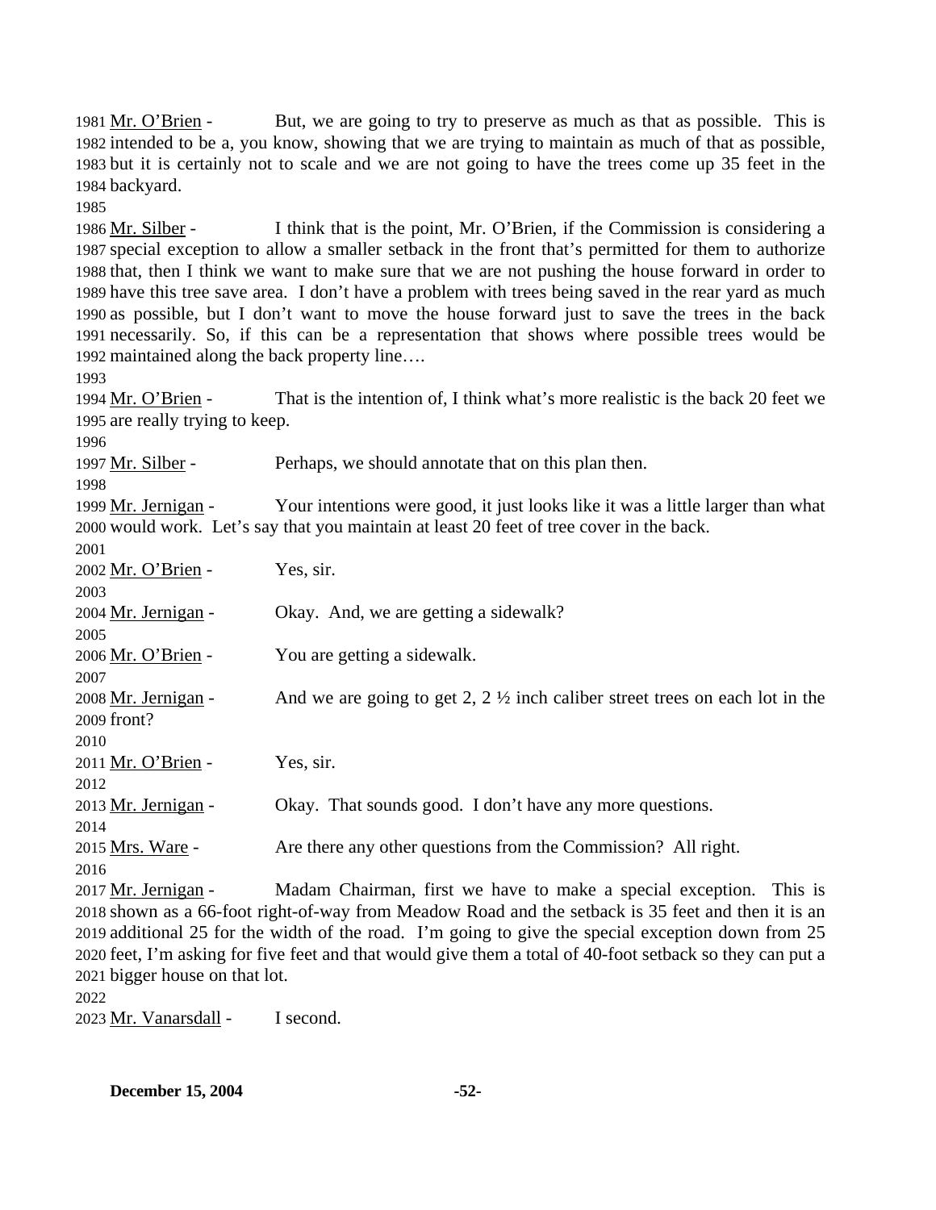1981 Mr. O'Brien - But, we are going to try to preserve as much as that as possible. This is 1982 intended to be a, you know, showing that we are trying to maintain as much of that as possible, 1983 but it is certainly not to scale and we are not going to have the trees come up 35 feet in the 1984 backyard.

1985

1986 Mr. Silber - I think that is the point, Mr. O'Brien, if the Commission is considering a 1987 special exception to allow a smaller setback in the front that's permitted for them to authorize 1988 that, then I think we want to make sure that we are not pushing the house forward in order to 1989 have this tree save area. I don't have a problem with trees being saved in the rear yard as much 1990 as possible, but I don't want to move the house forward just to save the trees in the back 1991 necessarily. So, if this can be a representation that shows where possible trees would be 1992 maintained along the back property line….

1993

1994 Mr. O'Brien - That is the intention of, I think what's more realistic is the back 20 feet we 1995 are really trying to keep.

1996

1997 Mr. Silber - Perhaps, we should annotate that on this plan then.

1998

1999 Mr. Jernigan - Your intentions were good, it just looks like it was a little larger than what 2000 would work. Let's say that you maintain at least 20 feet of tree cover in the back.

2001

2002 Mr. O'Brien - Yes, sir.

2003

2004 Mr. Jernigan - Okay. And, we are getting a sidewalk?

2005

2006 Mr. O'Brien - You are getting a sidewalk.

2007

2008 Mr. Jernigan - And we are going to get 2, 2 ½ inch caliber street trees on each lot in the 2009 front?

2010

2011 Mr. O'Brien - Yes, sir.

2012

2013 Mr. Jernigan - Okay. That sounds good. I don't have any more questions.

2014

2015 Mrs. Ware - Are there any other questions from the Commission? All right.

2016

2017 Mr. Jernigan - Madam Chairman, first we have to make a special exception. This is 2018 shown as a 66-foot right-of-way from Meadow Road and the setback is 35 feet and then it is an 2019 additional 25 for the width of the road. I'm going to give the special exception down from 25 2020 feet, I'm asking for five feet and that would give them a total of 40-foot setback so they can put a 2021 bigger house on that lot.

2022

2023 Mr. Vanarsdall - I second.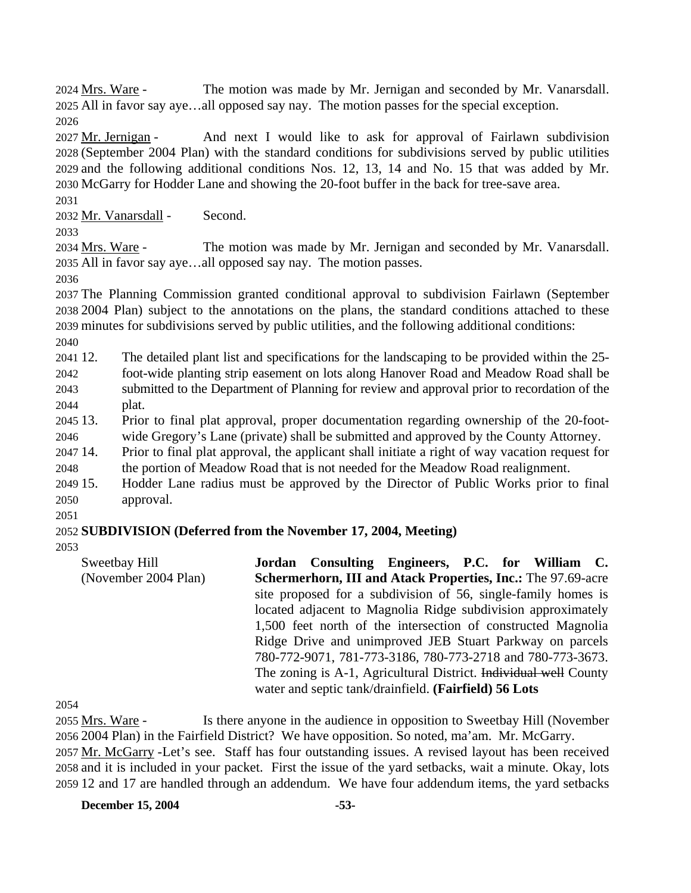Mrs. Ware - The motion was made by Mr. Jernigan and seconded by Mr. Vanarsdall. All in favor say aye…all opposed say nay. The motion passes for the special exception.

Mr. Jernigan - And next I would like to ask for approval of Fairlawn subdivision (September 2004 Plan) with the standard conditions for subdivisions served by public utilities and the following additional conditions Nos. 12, 13, 14 and No. 15 that was added by Mr. McGarry for Hodder Lane and showing the 20-foot buffer in the back for tree-save area.

Mr. Vanarsdall - Second.

Mrs. Ware - The motion was made by Mr. Jernigan and seconded by Mr. Vanarsdall. All in favor say aye…all opposed say nay. The motion passes.

The Planning Commission granted conditional approval to subdivision Fairlawn (September 2004 Plan) subject to the annotations on the plans, the standard conditions attached to these minutes for subdivisions served by public utilities, and the following additional conditions:

12. The detailed plant list and specifications for the landscaping to be provided within the 25-foot-wide planting strip easement on lots along Hanover Road and Meadow Road shall be submitted to the Department of Planning for review and approval prior to recordation of the plat.
13. Prior to final plat approval, proper documentation regarding ownership of the 20-foot-wide Gregory's Lane (private) shall be submitted and approved by the County Attorney.
14. Prior to final plat approval, the applicant shall initiate a right of way vacation request for the portion of Meadow Road that is not needed for the Meadow Road realignment.
15. Hodder Lane radius must be approved by the Director of Public Works prior to final approval.

**SUBDIVISION (Deferred from the November 17, 2004, Meeting)**

Sweetbay Hill (November 2004 Plan)

**Jordan Consulting Engineers, P.C. for William C. Schermerhorn, III and Atack Properties, Inc.:** The 97.69-acre site proposed for a subdivision of 56, single-family homes is located adjacent to Magnolia Ridge subdivision approximately 1,500 feet north of the intersection of constructed Magnolia Ridge Drive and unimproved JEB Stuart Parkway on parcels 780-772-9071, 781-773-3186, 780-773-2718 and 780-773-3673. The zoning is A-1, Agricultural District. ~~Individual well~~ County water and septic tank/drainfield. **(Fairfield) 56 Lots**

Mrs. Ware - Is there anyone in the audience in opposition to Sweetbay Hill (November 2004 Plan) in the Fairfield District? We have opposition. So noted, ma'am. Mr. McGarry.

Mr. McGarry -Let's see. Staff has four outstanding issues. A revised layout has been received and it is included in your packet. First the issue of the yard setbacks, wait a minute. Okay, lots 12 and 17 are handled through an addendum. We have four addendum items, the yard setbacks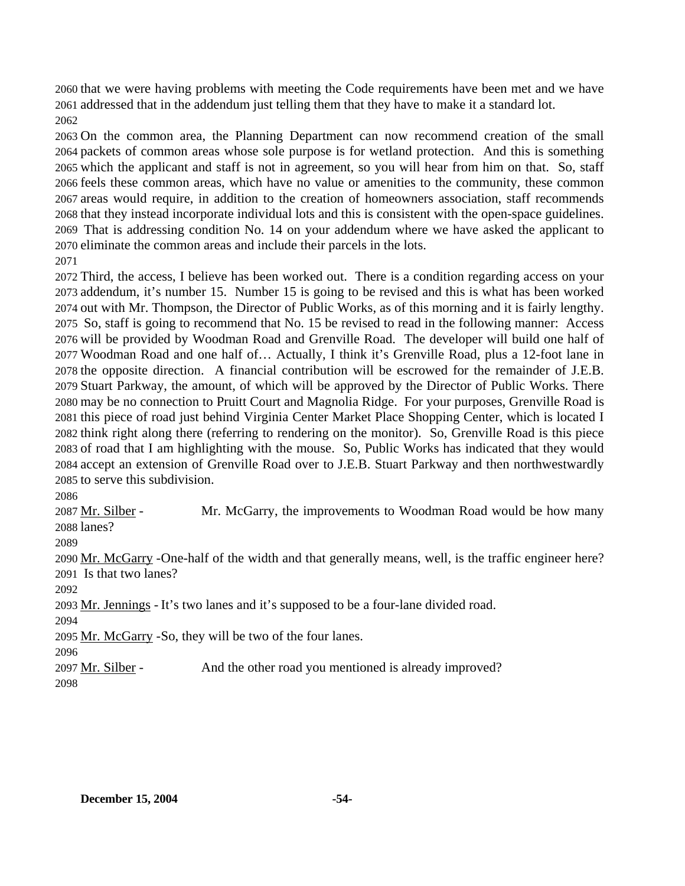that we were having problems with meeting the Code requirements have been met and we have addressed that in the addendum just telling them that they have to make it a standard lot.

On the common area, the Planning Department can now recommend creation of the small packets of common areas whose sole purpose is for wetland protection. And this is something which the applicant and staff is not in agreement, so you will hear from him on that. So, staff feels these common areas, which have no value or amenities to the community, these common areas would require, in addition to the creation of homeowners association, staff recommends that they instead incorporate individual lots and this is consistent with the open-space guidelines. That is addressing condition No. 14 on your addendum where we have asked the applicant to eliminate the common areas and include their parcels in the lots.

Third, the access, I believe has been worked out. There is a condition regarding access on your addendum, it's number 15. Number 15 is going to be revised and this is what has been worked out with Mr. Thompson, the Director of Public Works, as of this morning and it is fairly lengthy. So, staff is going to recommend that No. 15 be revised to read in the following manner: Access will be provided by Woodman Road and Grenville Road. The developer will build one half of Woodman Road and one half of… Actually, I think it's Grenville Road, plus a 12-foot lane in the opposite direction. A financial contribution will be escrowed for the remainder of J.E.B. Stuart Parkway, the amount, of which will be approved by the Director of Public Works. There may be no connection to Pruitt Court and Magnolia Ridge. For your purposes, Grenville Road is this piece of road just behind Virginia Center Market Place Shopping Center, which is located I think right along there (referring to rendering on the monitor). So, Grenville Road is this piece of road that I am highlighting with the mouse. So, Public Works has indicated that they would accept an extension of Grenville Road over to J.E.B. Stuart Parkway and then northwestwardly to serve this subdivision.

Mr. Silber - Mr. McGarry, the improvements to Woodman Road would be how many lanes?

Mr. McGarry - One-half of the width and that generally means, well, is the traffic engineer here? Is that two lanes?

Mr. Jennings - It's two lanes and it's supposed to be a four-lane divided road.

Mr. McGarry - So, they will be two of the four lanes.

Mr. Silber - And the other road you mentioned is already improved?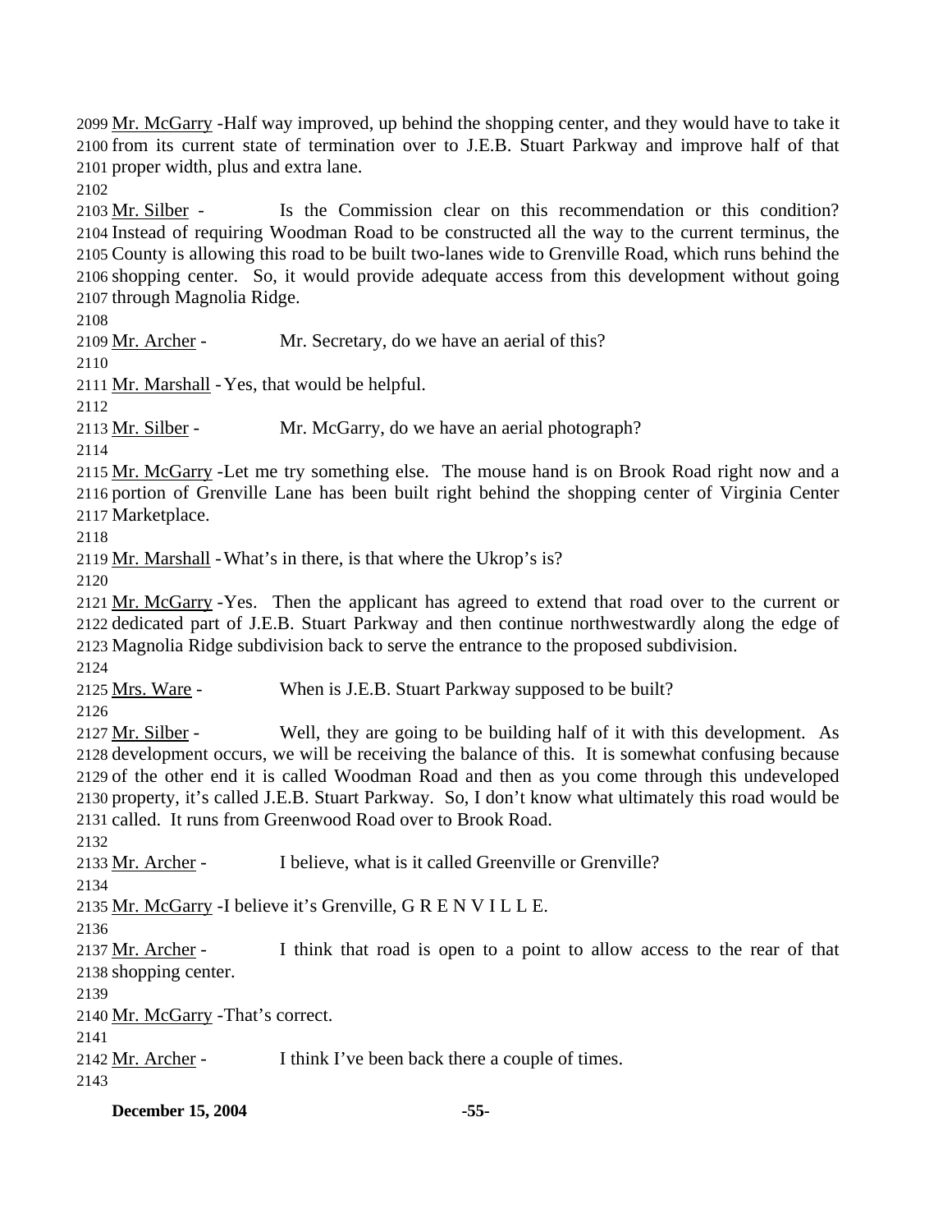2099 Mr. McGarry -Half way improved, up behind the shopping center, and they would have to take it
2100 from its current state of termination over to J.E.B. Stuart Parkway and improve half of that
2101 proper width, plus and extra lane.
2102
2103 Mr. Silber - Is the Commission clear on this recommendation or this condition?
2104 Instead of requiring Woodman Road to be constructed all the way to the current terminus, the
2105 County is allowing this road to be built two-lanes wide to Grenville Road, which runs behind the
2106 shopping center. So, it would provide adequate access from this development without going
2107 through Magnolia Ridge.
2108
2109 Mr. Archer - Mr. Secretary, do we have an aerial of this?
2110
2111 Mr. Marshall - Yes, that would be helpful.
2112
2113 Mr. Silber - Mr. McGarry, do we have an aerial photograph?
2114
2115 Mr. McGarry -Let me try something else. The mouse hand is on Brook Road right now and a
2116 portion of Grenville Lane has been built right behind the shopping center of Virginia Center
2117 Marketplace.
2118
2119 Mr. Marshall - What's in there, is that where the Ukrop's is?
2120
2121 Mr. McGarry -Yes. Then the applicant has agreed to extend that road over to the current or
2122 dedicated part of J.E.B. Stuart Parkway and then continue northwestwardly along the edge of
2123 Magnolia Ridge subdivision back to serve the entrance to the proposed subdivision.
2124
2125 Mrs. Ware - When is J.E.B. Stuart Parkway supposed to be built?
2126
2127 Mr. Silber - Well, they are going to be building half of it with this development. As
2128 development occurs, we will be receiving the balance of this. It is somewhat confusing because
2129 of the other end it is called Woodman Road and then as you come through this undeveloped
2130 property, it's called J.E.B. Stuart Parkway. So, I don't know what ultimately this road would be
2131 called. It runs from Greenwood Road over to Brook Road.
2132
2133 Mr. Archer - I believe, what is it called Greenville or Grenville?
2134
2135 Mr. McGarry -I believe it's Grenville, G R E N V I L L E.
2136
2137 Mr. Archer - I think that road is open to a point to allow access to the rear of that
2138 shopping center.
2139
2140 Mr. McGarry -That's correct.
2141
2142 Mr. Archer - I think I've been back there a couple of times.
2143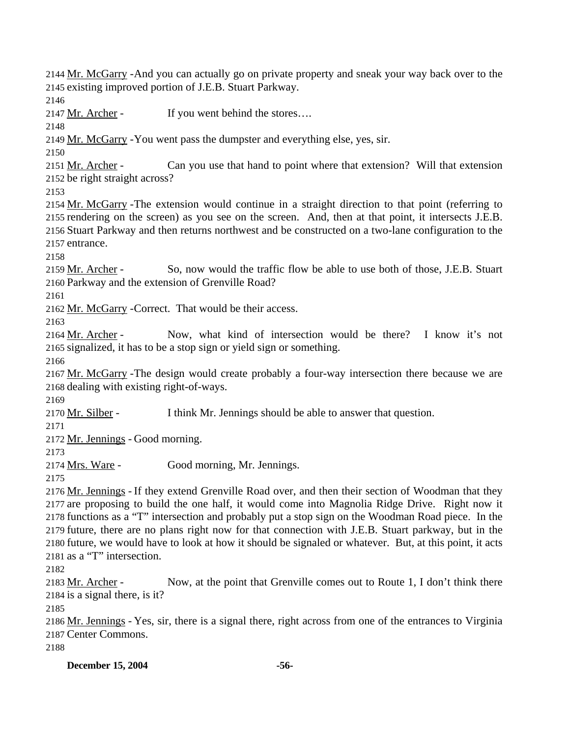2144 Mr. McGarry -And you can actually go on private property and sneak your way back over to the 2145 existing improved portion of J.E.B. Stuart Parkway.

2146

2147 Mr. Archer - If you went behind the stores….

2148

2149 Mr. McGarry -You went pass the dumpster and everything else, yes, sir.

2150

2151 Mr. Archer - Can you use that hand to point where that extension? Will that extension 2152 be right straight across?

2153

2154 Mr. McGarry -The extension would continue in a straight direction to that point (referring to 2155 rendering on the screen) as you see on the screen. And, then at that point, it intersects J.E.B. 2156 Stuart Parkway and then returns northwest and be constructed on a two-lane configuration to the 2157 entrance.

2158

2159 Mr. Archer - So, now would the traffic flow be able to use both of those, J.E.B. Stuart 2160 Parkway and the extension of Grenville Road?

2161

2162 Mr. McGarry -Correct. That would be their access.

2163

2164 Mr. Archer - Now, what kind of intersection would be there? I know it's not 2165 signalized, it has to be a stop sign or yield sign or something.

2166

2167 Mr. McGarry -The design would create probably a four-way intersection there because we are 2168 dealing with existing right-of-ways.

2169

2170 Mr. Silber - I think Mr. Jennings should be able to answer that question.

2171

2172 Mr. Jennings - Good morning.

2173

2174 Mrs. Ware - Good morning, Mr. Jennings.

2175

2176 Mr. Jennings - If they extend Grenville Road over, and then their section of Woodman that they 2177 are proposing to build the one half, it would come into Magnolia Ridge Drive. Right now it 2178 functions as a "T" intersection and probably put a stop sign on the Woodman Road piece. In the 2179 future, there are no plans right now for that connection with J.E.B. Stuart parkway, but in the 2180 future, we would have to look at how it should be signaled or whatever. But, at this point, it acts 2181 as a "T" intersection.

2182

2183 Mr. Archer - Now, at the point that Grenville comes out to Route 1, I don't think there 2184 is a signal there, is it?

2185

2186 Mr. Jennings - Yes, sir, there is a signal there, right across from one of the entrances to Virginia 2187 Center Commons.

2188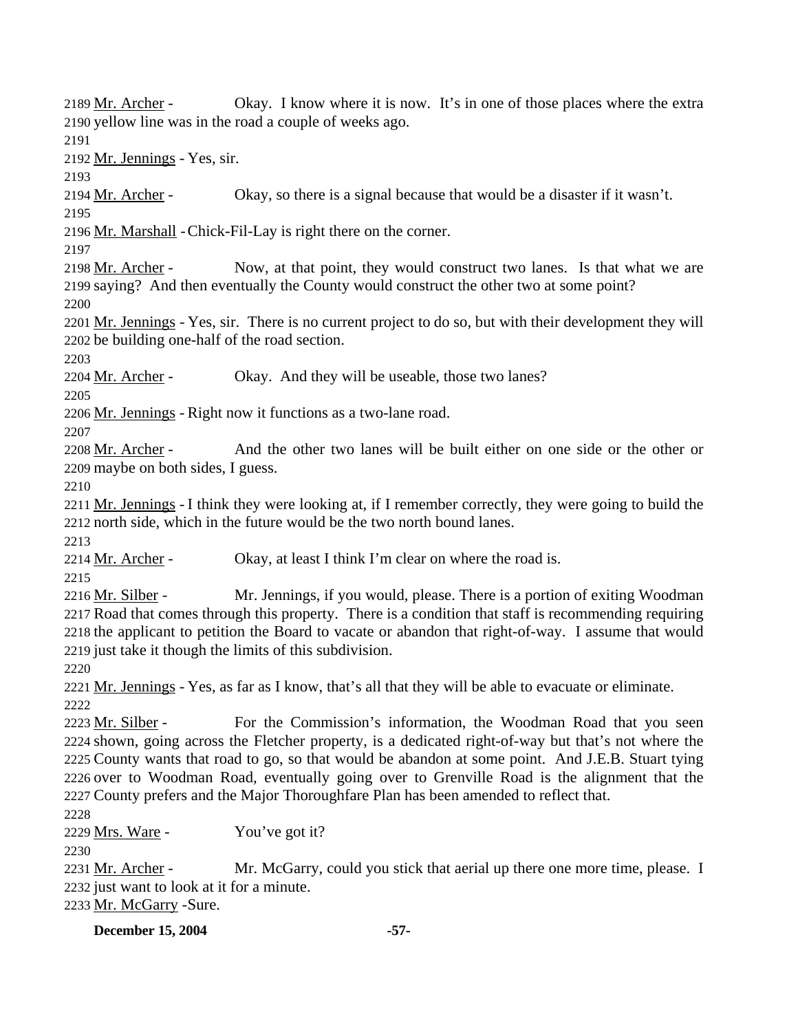2189 Mr. Archer - Okay. I know where it is now. It's in one of those places where the extra
2190 yellow line was in the road a couple of weeks ago.
2191
2192 Mr. Jennings - Yes, sir.
2193
2194 Mr. Archer - Okay, so there is a signal because that would be a disaster if it wasn't.
2195
2196 Mr. Marshall - Chick-Fil-Lay is right there on the corner.
2197
2198 Mr. Archer - Now, at that point, they would construct two lanes. Is that what we are
2199 saying? And then eventually the County would construct the other two at some point?
2200
2201 Mr. Jennings - Yes, sir. There is no current project to do so, but with their development they will
2202 be building one-half of the road section.
2203
2204 Mr. Archer - Okay. And they will be useable, those two lanes?
2205
2206 Mr. Jennings - Right now it functions as a two-lane road.
2207
2208 Mr. Archer - And the other two lanes will be built either on one side or the other or
2209 maybe on both sides, I guess.
2210
2211 Mr. Jennings - I think they were looking at, if I remember correctly, they were going to build the
2212 north side, which in the future would be the two north bound lanes.
2213
2214 Mr. Archer - Okay, at least I think I'm clear on where the road is.
2215
2216 Mr. Silber - Mr. Jennings, if you would, please. There is a portion of exiting Woodman
2217 Road that comes through this property. There is a condition that staff is recommending requiring
2218 the applicant to petition the Board to vacate or abandon that right-of-way. I assume that would
2219 just take it though the limits of this subdivision.
2220
2221 Mr. Jennings - Yes, as far as I know, that's all that they will be able to evacuate or eliminate.
2222
2223 Mr. Silber - For the Commission's information, the Woodman Road that you seen
2224 shown, going across the Fletcher property, is a dedicated right-of-way but that's not where the
2225 County wants that road to go, so that would be abandon at some point. And J.E.B. Stuart tying
2226 over to Woodman Road, eventually going over to Grenville Road is the alignment that the
2227 County prefers and the Major Thoroughfare Plan has been amended to reflect that.
2228
2229 Mrs. Ware - You've got it?
2230
2231 Mr. Archer - Mr. McGarry, could you stick that aerial up there one more time, please. I
2232 just want to look at it for a minute.
2233 Mr. McGarry - Sure.

**December 15, 2004**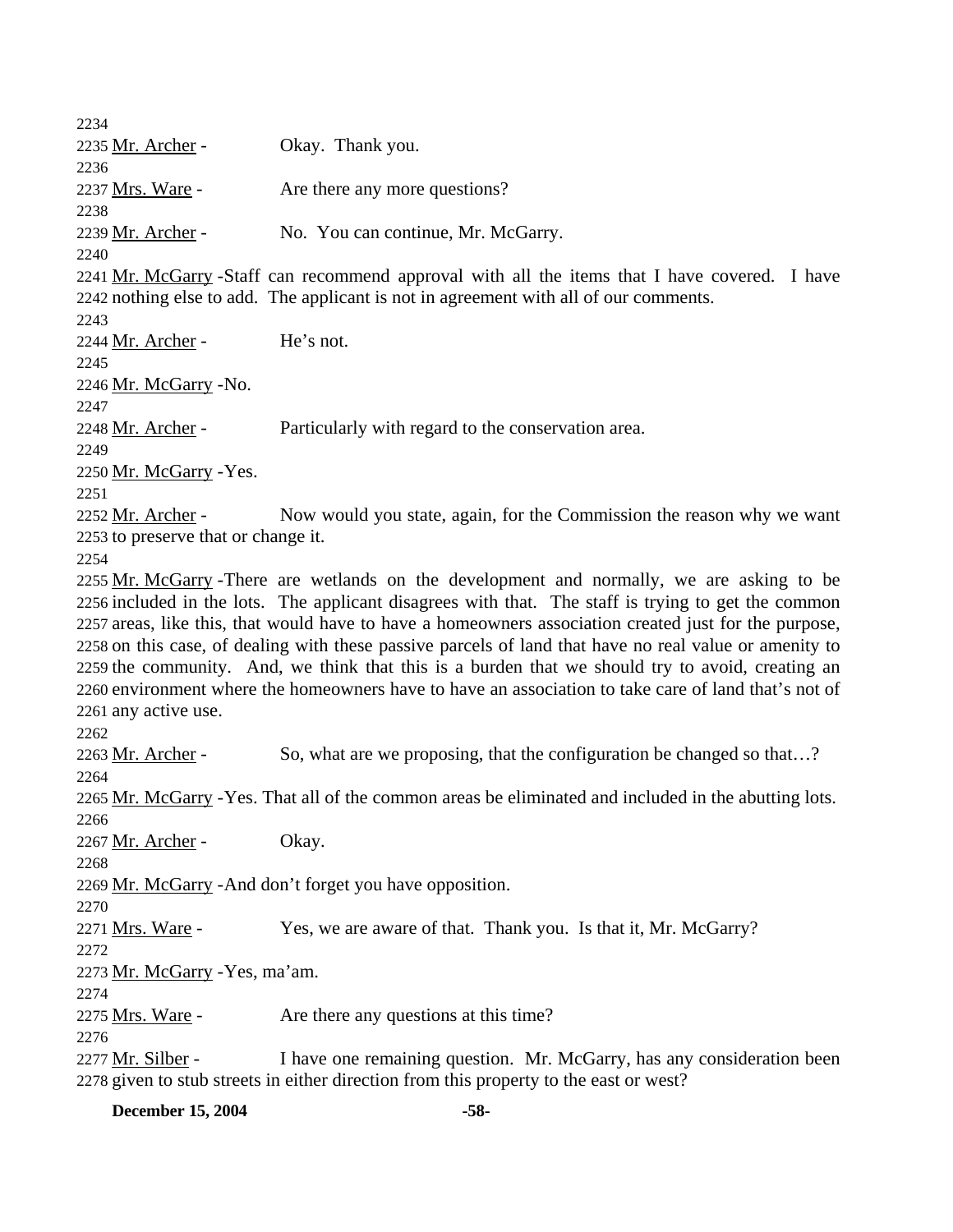2234
2235 Mr. Archer - Okay. Thank you.
2236
2237 Mrs. Ware - Are there any more questions?
2238
2239 Mr. Archer - No. You can continue, Mr. McGarry.
2240
2241 Mr. McGarry - Staff can recommend approval with all the items that I have covered. I have
2242 nothing else to add. The applicant is not in agreement with all of our comments.
2243
2244 Mr. Archer - He's not.
2245
2246 Mr. McGarry - No.
2247
2248 Mr. Archer - Particularly with regard to the conservation area.
2249
2250 Mr. McGarry - Yes.
2251
2252 Mr. Archer - Now would you state, again, for the Commission the reason why we want
2253 to preserve that or change it.
2254
2255 Mr. McGarry - There are wetlands on the development and normally, we are asking to be
2256 included in the lots. The applicant disagrees with that. The staff is trying to get the common
2257 areas, like this, that would have to have a homeowners association created just for the purpose,
2258 on this case, of dealing with these passive parcels of land that have no real value or amenity to
2259 the community. And, we think that this is a burden that we should try to avoid, creating an
2260 environment where the homeowners have to have an association to take care of land that's not of
2261 any active use.
2262
2263 Mr. Archer - So, what are we proposing, that the configuration be changed so that…?
2264
2265 Mr. McGarry - Yes. That all of the common areas be eliminated and included in the abutting lots.
2266
2267 Mr. Archer - Okay.
2268
2269 Mr. McGarry - And don't forget you have opposition.
2270
2271 Mrs. Ware - Yes, we are aware of that. Thank you. Is that it, Mr. McGarry?
2272
2273 Mr. McGarry - Yes, ma'am.
2274
2275 Mrs. Ware - Are there any questions at this time?
2276
2277 Mr. Silber - I have one remaining question. Mr. McGarry, has any consideration been
2278 given to stub streets in either direction from this property to the east or west?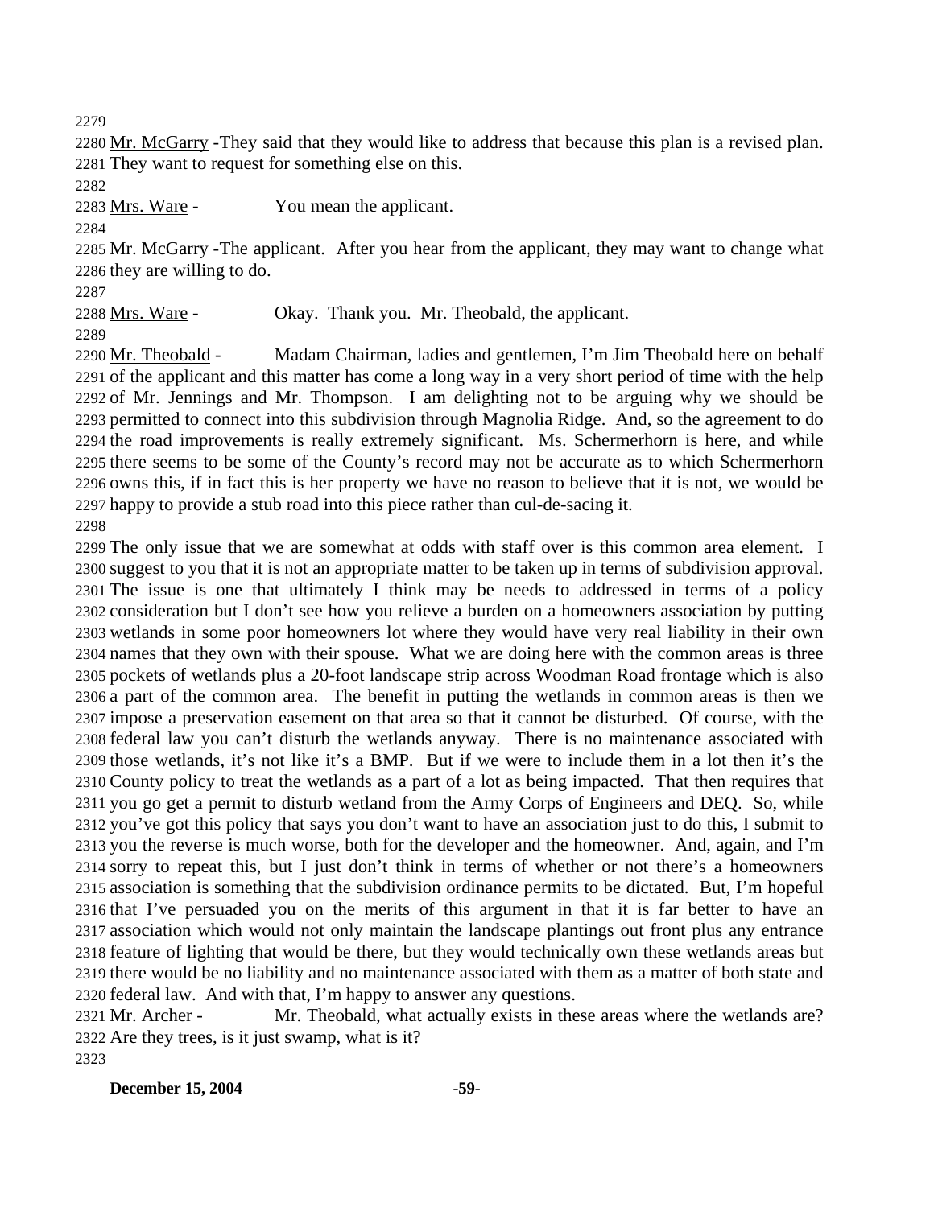2279

2280 Mr. McGarry -They said that they would like to address that because this plan is a revised plan.
2281 They want to request for something else on this.

2282

2283 Mrs. Ware - You mean the applicant.

2284

2285 Mr. McGarry -The applicant. After you hear from the applicant, they may want to change what
2286 they are willing to do.

2287

2288 Mrs. Ware - Okay. Thank you. Mr. Theobald, the applicant.

2289

2290 Mr. Theobald - Madam Chairman, ladies and gentlemen, I'm Jim Theobald here on behalf
2291 of the applicant and this matter has come a long way in a very short period of time with the help
2292 of Mr. Jennings and Mr. Thompson. I am delighting not to be arguing why we should be
2293 permitted to connect into this subdivision through Magnolia Ridge. And, so the agreement to do
2294 the road improvements is really extremely significant. Ms. Schermerhorn is here, and while
2295 there seems to be some of the County's record may not be accurate as to which Schermerhorn
2296 owns this, if in fact this is her property we have no reason to believe that it is not, we would be
2297 happy to provide a stub road into this piece rather than cul-de-sacing it.

2298

2299 The only issue that we are somewhat at odds with staff over is this common area element. I
2300 suggest to you that it is not an appropriate matter to be taken up in terms of subdivision approval.
2301 The issue is one that ultimately I think may be needs to addressed in terms of a policy
2302 consideration but I don't see how you relieve a burden on a homeowners association by putting
2303 wetlands in some poor homeowners lot where they would have very real liability in their own
2304 names that they own with their spouse. What we are doing here with the common areas is three
2305 pockets of wetlands plus a 20-foot landscape strip across Woodman Road frontage which is also
2306 a part of the common area. The benefit in putting the wetlands in common areas is then we
2307 impose a preservation easement on that area so that it cannot be disturbed. Of course, with the
2308 federal law you can't disturb the wetlands anyway. There is no maintenance associated with
2309 those wetlands, it's not like it's a BMP. But if we were to include them in a lot then it's the
2310 County policy to treat the wetlands as a part of a lot as being impacted. That then requires that
2311 you go get a permit to disturb wetland from the Army Corps of Engineers and DEQ. So, while
2312 you've got this policy that says you don't want to have an association just to do this, I submit to
2313 you the reverse is much worse, both for the developer and the homeowner. And, again, and I'm
2314 sorry to repeat this, but I just don't think in terms of whether or not there's a homeowners
2315 association is something that the subdivision ordinance permits to be dictated. But, I'm hopeful
2316 that I've persuaded you on the merits of this argument in that it is far better to have an
2317 association which would not only maintain the landscape plantings out front plus any entrance
2318 feature of lighting that would be there, but they would technically own these wetlands areas but
2319 there would be no liability and no maintenance associated with them as a matter of both state and
2320 federal law. And with that, I'm happy to answer any questions.

2321 Mr. Archer - Mr. Theobald, what actually exists in these areas where the wetlands are?
2322 Are they trees, is it just swamp, what is it?

2323

**December 15, 2004**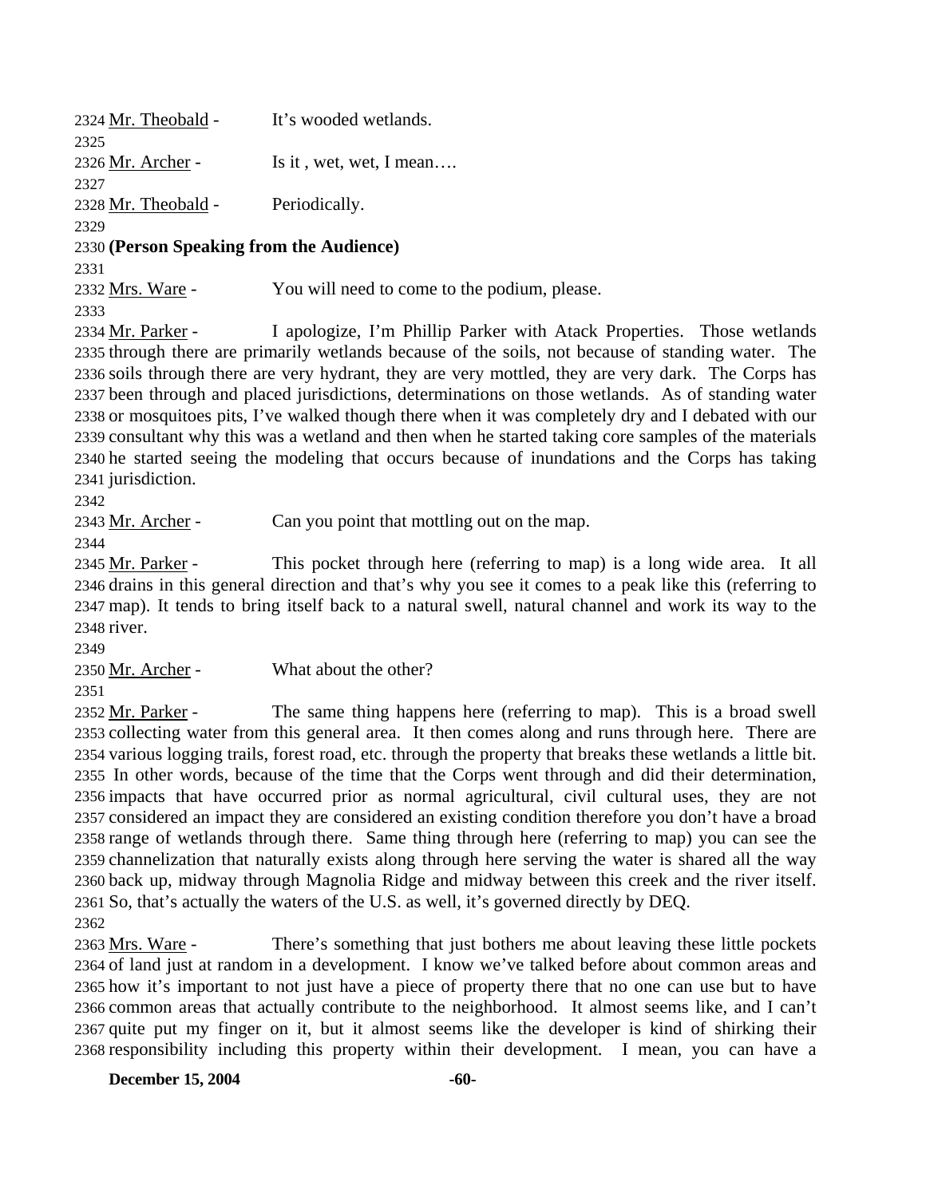2324 Mr. Theobald - It's wooded wetlands.
2325
2326 Mr. Archer - Is it , wet, wet, I mean….
2327
2328 Mr. Theobald - Periodically.
2329
2330 **(Person Speaking from the Audience)**
2331
2332 Mrs. Ware - You will need to come to the podium, please.
2333
2334 Mr. Parker - I apologize, I'm Phillip Parker with Atack Properties. Those wetlands
2335 through there are primarily wetlands because of the soils, not because of standing water. The
2336 soils through there are very hydrant, they are very mottled, they are very dark. The Corps has
2337 been through and placed jurisdictions, determinations on those wetlands. As of standing water
2338 or mosquitoes pits, I've walked though there when it was completely dry and I debated with our
2339 consultant why this was a wetland and then when he started taking core samples of the materials
2340 he started seeing the modeling that occurs because of inundations and the Corps has taking
2341 jurisdiction.
2342
2343 Mr. Archer - Can you point that mottling out on the map.
2344
2345 Mr. Parker - This pocket through here (referring to map) is a long wide area. It all
2346 drains in this general direction and that's why you see it comes to a peak like this (referring to
2347 map). It tends to bring itself back to a natural swell, natural channel and work its way to the
2348 river.
2349
2350 Mr. Archer - What about the other?
2351
2352 Mr. Parker - The same thing happens here (referring to map). This is a broad swell
2353 collecting water from this general area. It then comes along and runs through here. There are
2354 various logging trails, forest road, etc. through the property that breaks these wetlands a little bit.
2355 In other words, because of the time that the Corps went through and did their determination,
2356 impacts that have occurred prior as normal agricultural, civil cultural uses, they are not
2357 considered an impact they are considered an existing condition therefore you don't have a broad
2358 range of wetlands through there. Same thing through here (referring to map) you can see the
2359 channelization that naturally exists along through here serving the water is shared all the way
2360 back up, midway through Magnolia Ridge and midway between this creek and the river itself.
2361 So, that's actually the waters of the U.S. as well, it's governed directly by DEQ.
2362
2363 Mrs. Ware - There's something that just bothers me about leaving these little pockets
2364 of land just at random in a development. I know we've talked before about common areas and
2365 how it's important to not just have a piece of property there that no one can use but to have
2366 common areas that actually contribute to the neighborhood. It almost seems like, and I can't
2367 quite put my finger on it, but it almost seems like the developer is kind of shirking their
2368 responsibility including this property within their development. I mean, you can have a

**December 15, 2004**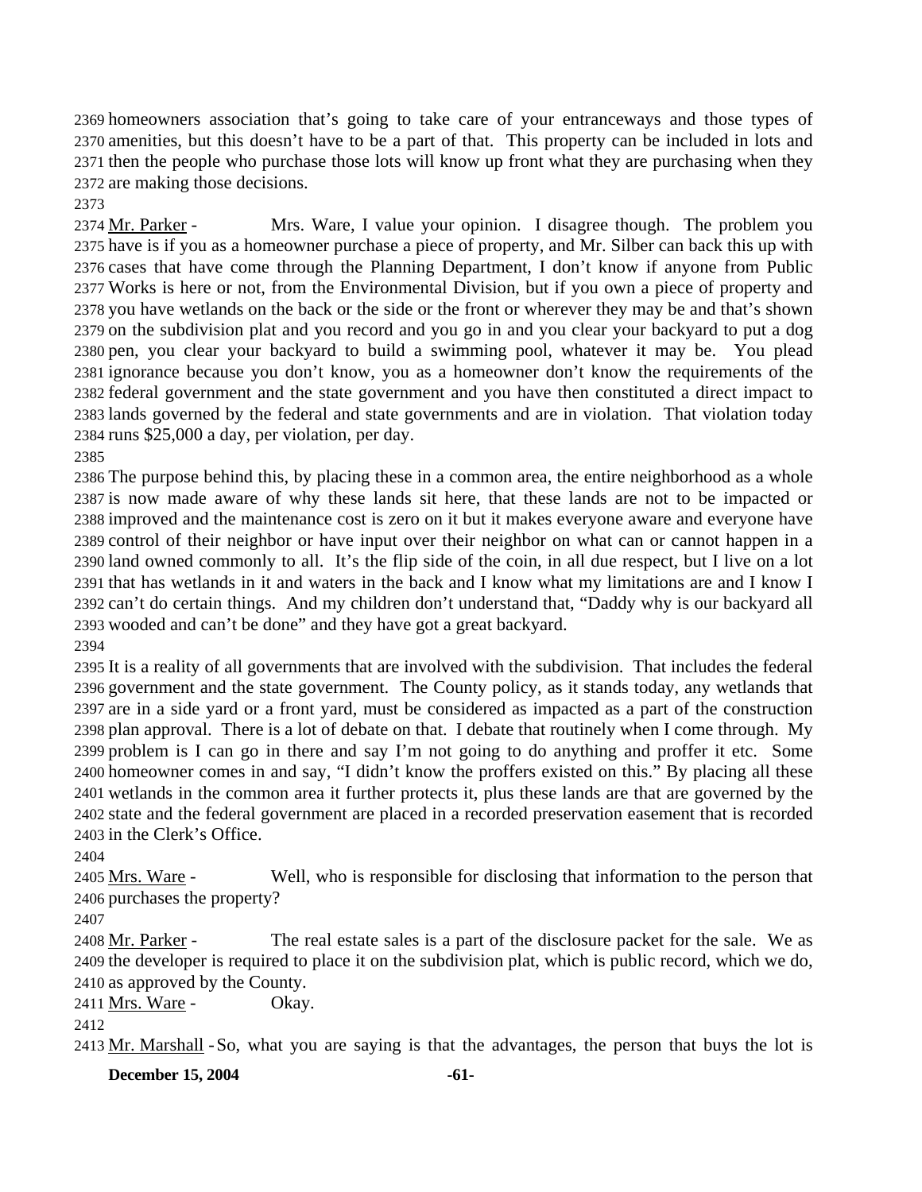2369 homeowners association that's going to take care of your entranceways and those types of 2370 amenities, but this doesn't have to be a part of that. This property can be included in lots and 2371 then the people who purchase those lots will know up front what they are purchasing when they 2372 are making those decisions.

2373

2374 Mr. Parker - Mrs. Ware, I value your opinion. I disagree though. The problem you 2375 have is if you as a homeowner purchase a piece of property, and Mr. Silber can back this up with 2376 cases that have come through the Planning Department, I don't know if anyone from Public 2377 Works is here or not, from the Environmental Division, but if you own a piece of property and 2378 you have wetlands on the back or the side or the front or wherever they may be and that's shown 2379 on the subdivision plat and you record and you go in and you clear your backyard to put a dog 2380 pen, you clear your backyard to build a swimming pool, whatever it may be. You plead 2381 ignorance because you don't know, you as a homeowner don't know the requirements of the 2382 federal government and the state government and you have then constituted a direct impact to 2383 lands governed by the federal and state governments and are in violation. That violation today 2384 runs $25,000 a day, per violation, per day.

2385

2386 The purpose behind this, by placing these in a common area, the entire neighborhood as a whole 2387 is now made aware of why these lands sit here, that these lands are not to be impacted or 2388 improved and the maintenance cost is zero on it but it makes everyone aware and everyone have 2389 control of their neighbor or have input over their neighbor on what can or cannot happen in a 2390 land owned commonly to all. It's the flip side of the coin, in all due respect, but I live on a lot 2391 that has wetlands in it and waters in the back and I know what my limitations are and I know I 2392 can't do certain things. And my children don't understand that, "Daddy why is our backyard all 2393 wooded and can't be done" and they have got a great backyard.

2394

2395 It is a reality of all governments that are involved with the subdivision. That includes the federal 2396 government and the state government. The County policy, as it stands today, any wetlands that 2397 are in a side yard or a front yard, must be considered as impacted as a part of the construction 2398 plan approval. There is a lot of debate on that. I debate that routinely when I come through. My 2399 problem is I can go in there and say I'm not going to do anything and proffer it etc. Some 2400 homeowner comes in and say, "I didn't know the proffers existed on this." By placing all these 2401 wetlands in the common area it further protects it, plus these lands are that are governed by the 2402 state and the federal government are placed in a recorded preservation easement that is recorded 2403 in the Clerk's Office.

2404

2405 Mrs. Ware - Well, who is responsible for disclosing that information to the person that 2406 purchases the property?

2407

2408 Mr. Parker - The real estate sales is a part of the disclosure packet for the sale. We as 2409 the developer is required to place it on the subdivision plat, which is public record, which we do, 2410 as approved by the County.

2411 Mrs. Ware - Okay.

2412

2413 Mr. Marshall - So, what you are saying is that the advantages, the person that buys the lot is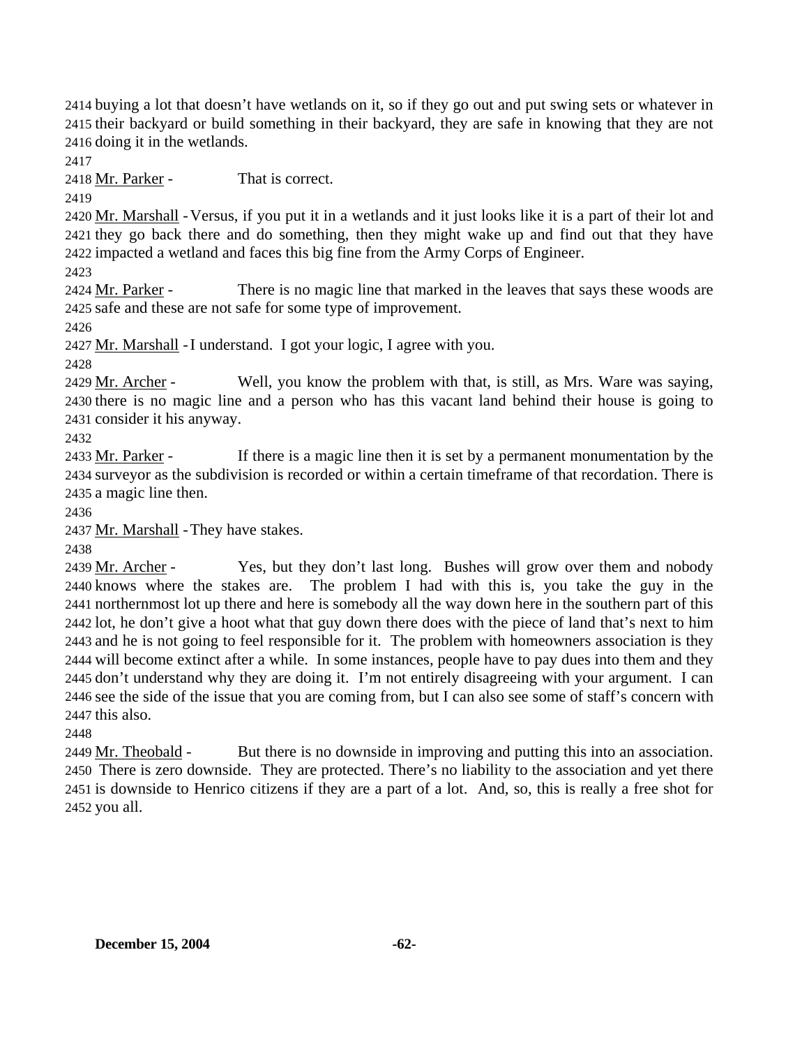buying a lot that doesn't have wetlands on it, so if they go out and put swing sets or whatever in their backyard or build something in their backyard, they are safe in knowing that they are not doing it in the wetlands.

Mr. Parker - That is correct.

Mr. Marshall - Versus, if you put it in a wetlands and it just looks like it is a part of their lot and they go back there and do something, then they might wake up and find out that they have impacted a wetland and faces this big fine from the Army Corps of Engineer.

Mr. Parker - There is no magic line that marked in the leaves that says these woods are safe and these are not safe for some type of improvement.

Mr. Marshall - I understand. I got your logic, I agree with you.

Mr. Archer - Well, you know the problem with that, is still, as Mrs. Ware was saying, there is no magic line and a person who has this vacant land behind their house is going to consider it his anyway.

Mr. Parker - If there is a magic line then it is set by a permanent monumentation by the surveyor as the subdivision is recorded or within a certain timeframe of that recordation. There is a magic line then.

Mr. Marshall - They have stakes.

Mr. Archer - Yes, but they don't last long. Bushes will grow over them and nobody knows where the stakes are. The problem I had with this is, you take the guy in the northernmost lot up there and here is somebody all the way down here in the southern part of this lot, he don't give a hoot what that guy down there does with the piece of land that's next to him and he is not going to feel responsible for it. The problem with homeowners association is they will become extinct after a while. In some instances, people have to pay dues into them and they don't understand why they are doing it. I'm not entirely disagreeing with your argument. I can see the side of the issue that you are coming from, but I can also see some of staff's concern with this also.

Mr. Theobald - But there is no downside in improving and putting this into an association. There is zero downside. They are protected. There's no liability to the association and yet there is downside to Henrico citizens if they are a part of a lot. And, so, this is really a free shot for you all.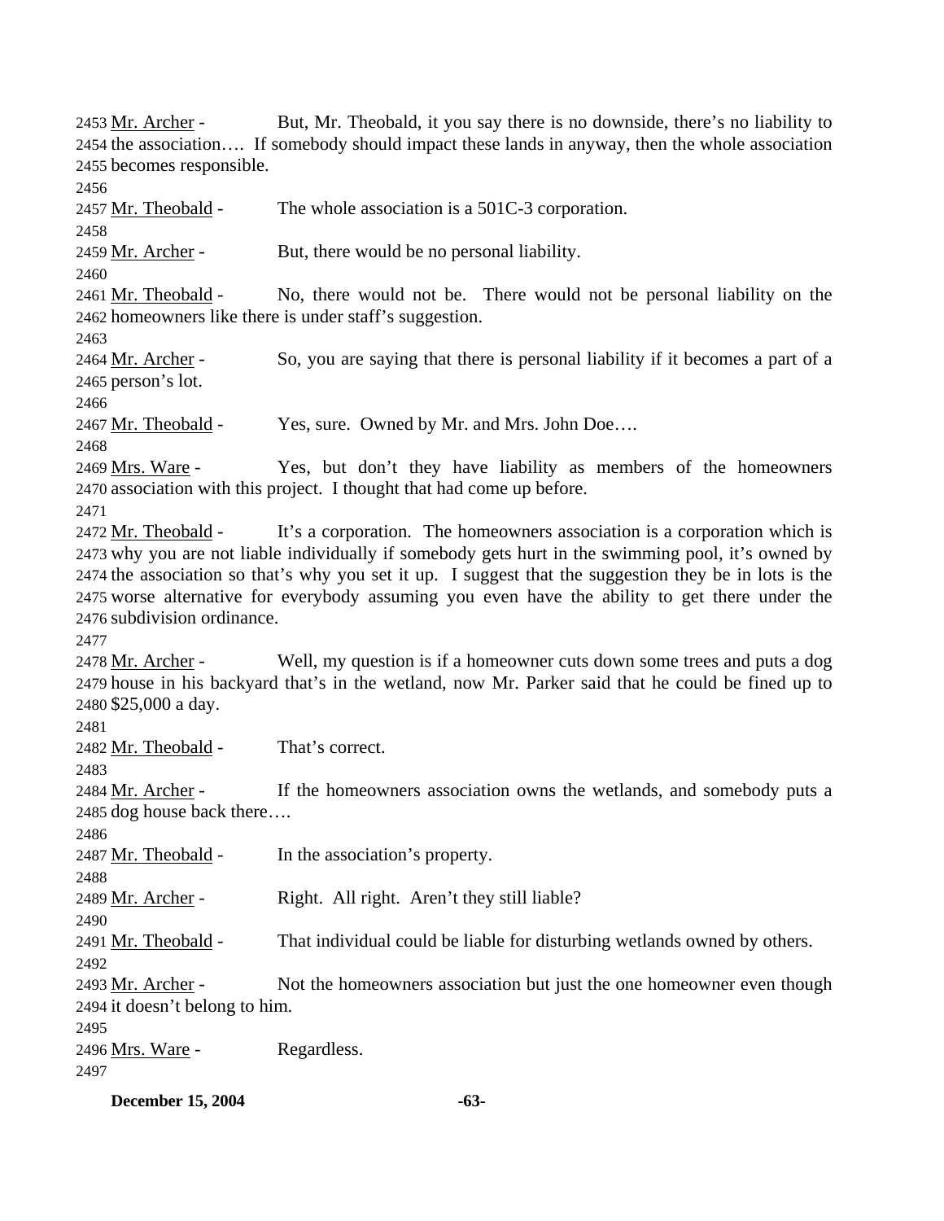2453 Mr. Archer - But, Mr. Theobald, it you say there is no downside, there's no liability to
2454 the association…. If somebody should impact these lands in anyway, then the whole association
2455 becomes responsible.
2456
2457 Mr. Theobald - The whole association is a 501C-3 corporation.
2458
2459 Mr. Archer - But, there would be no personal liability.
2460
2461 Mr. Theobald - No, there would not be. There would not be personal liability on the
2462 homeowners like there is under staff's suggestion.
2463
2464 Mr. Archer - So, you are saying that there is personal liability if it becomes a part of a
2465 person's lot.
2466
2467 Mr. Theobald - Yes, sure. Owned by Mr. and Mrs. John Doe….
2468
2469 Mrs. Ware - Yes, but don't they have liability as members of the homeowners
2470 association with this project. I thought that had come up before.
2471
2472 Mr. Theobald - It's a corporation. The homeowners association is a corporation which is
2473 why you are not liable individually if somebody gets hurt in the swimming pool, it's owned by
2474 the association so that's why you set it up. I suggest that the suggestion they be in lots is the
2475 worse alternative for everybody assuming you even have the ability to get there under the
2476 subdivision ordinance.
2477
2478 Mr. Archer - Well, my question is if a homeowner cuts down some trees and puts a dog
2479 house in his backyard that's in the wetland, now Mr. Parker said that he could be fined up to
2480 $25,000 a day.
2481
2482 Mr. Theobald - That's correct.
2483
2484 Mr. Archer - If the homeowners association owns the wetlands, and somebody puts a
2485 dog house back there….
2486
2487 Mr. Theobald - In the association's property.
2488
2489 Mr. Archer - Right. All right. Aren't they still liable?
2490
2491 Mr. Theobald - That individual could be liable for disturbing wetlands owned by others.
2492
2493 Mr. Archer - Not the homeowners association but just the one homeowner even though
2494 it doesn't belong to him.
2495
2496 Mrs. Ware - Regardless.
2497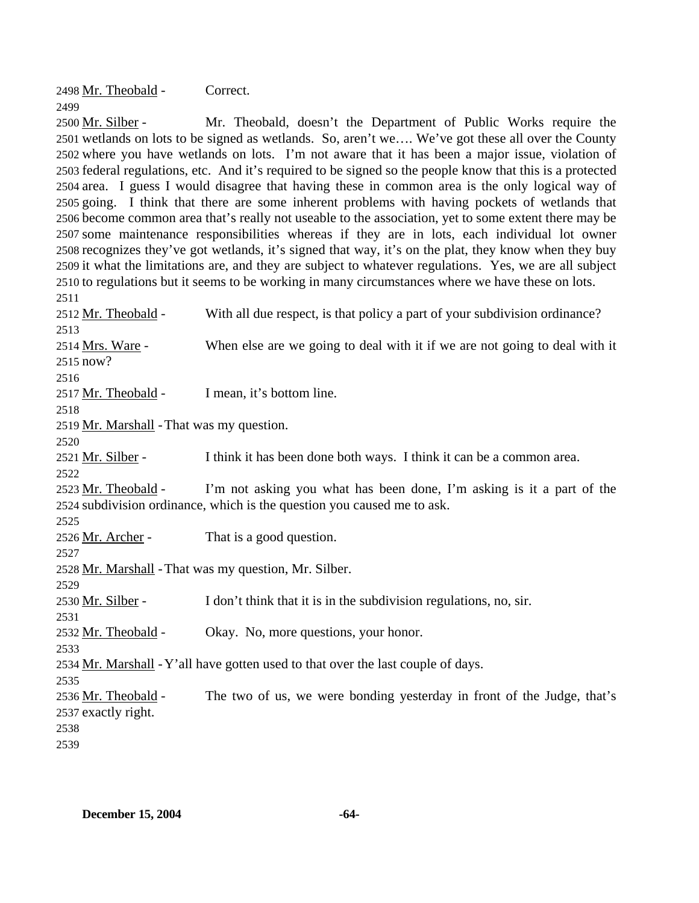2498 Mr. Theobald - Correct.

2499

2500 Mr. Silber - Mr. Theobald, doesn't the Department of Public Works require the 2501 wetlands on lots to be signed as wetlands. So, aren't we…. We've got these all over the County 2502 where you have wetlands on lots. I'm not aware that it has been a major issue, violation of 2503 federal regulations, etc. And it's required to be signed so the people know that this is a protected 2504 area. I guess I would disagree that having these in common area is the only logical way of 2505 going. I think that there are some inherent problems with having pockets of wetlands that 2506 become common area that's really not useable to the association, yet to some extent there may be 2507 some maintenance responsibilities whereas if they are in lots, each individual lot owner 2508 recognizes they've got wetlands, it's signed that way, it's on the plat, they know when they buy 2509 it what the limitations are, and they are subject to whatever regulations. Yes, we are all subject 2510 to regulations but it seems to be working in many circumstances where we have these on lots.

2511

2512 Mr. Theobald - With all due respect, is that policy a part of your subdivision ordinance?

2513

2514 Mrs. Ware - When else are we going to deal with it if we are not going to deal with it 2515 now?

2516

2517 Mr. Theobald - I mean, it's bottom line.

2518

2519 Mr. Marshall - That was my question.

2520

2521 Mr. Silber - I think it has been done both ways. I think it can be a common area.

2522

2523 Mr. Theobald - I'm not asking you what has been done, I'm asking is it a part of the 2524 subdivision ordinance, which is the question you caused me to ask.

2525

2526 Mr. Archer - That is a good question.

2527

2528 Mr. Marshall - That was my question, Mr. Silber.

2529

2530 Mr. Silber - I don't think that it is in the subdivision regulations, no, sir.

2531

2532 Mr. Theobald - Okay. No, more questions, your honor.

2533

2534 Mr. Marshall - Y'all have gotten used to that over the last couple of days.

2535

2536 Mr. Theobald - The two of us, we were bonding yesterday in front of the Judge, that's 2537 exactly right.

2538

2539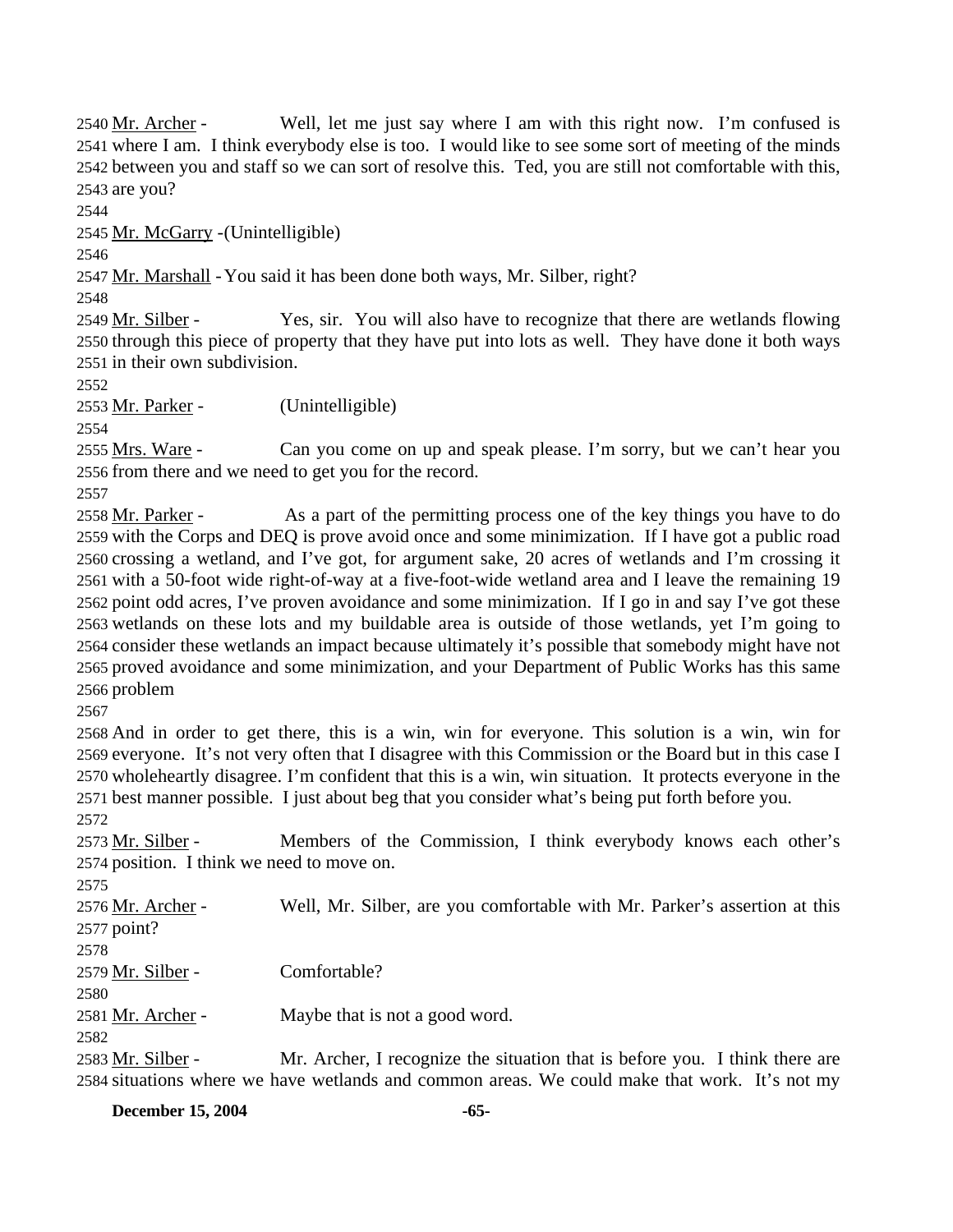2540 Mr. Archer - Well, let me just say where I am with this right now. I'm confused is 2541 where I am. I think everybody else is too. I would like to see some sort of meeting of the minds 2542 between you and staff so we can sort of resolve this. Ted, you are still not comfortable with this, 2543 are you?

2544

2545 Mr. McGarry -(Unintelligible)

2546

2547 Mr. Marshall - You said it has been done both ways, Mr. Silber, right?

2548

2549 Mr. Silber - Yes, sir. You will also have to recognize that there are wetlands flowing 2550 through this piece of property that they have put into lots as well. They have done it both ways 2551 in their own subdivision.

2552

2553 Mr. Parker - (Unintelligible)

2554

2555 Mrs. Ware - Can you come on up and speak please. I'm sorry, but we can't hear you 2556 from there and we need to get you for the record.

2557

2558 Mr. Parker - As a part of the permitting process one of the key things you have to do 2559 with the Corps and DEQ is prove avoid once and some minimization. If I have got a public road 2560 crossing a wetland, and I've got, for argument sake, 20 acres of wetlands and I'm crossing it 2561 with a 50-foot wide right-of-way at a five-foot-wide wetland area and I leave the remaining 19 2562 point odd acres, I've proven avoidance and some minimization. If I go in and say I've got these 2563 wetlands on these lots and my buildable area is outside of those wetlands, yet I'm going to 2564 consider these wetlands an impact because ultimately it's possible that somebody might have not 2565 proved avoidance and some minimization, and your Department of Public Works has this same 2566 problem

2567

2568 And in order to get there, this is a win, win for everyone. This solution is a win, win for 2569 everyone. It's not very often that I disagree with this Commission or the Board but in this case I 2570 wholeheartedly disagree. I'm confident that this is a win, win situation. It protects everyone in the 2571 best manner possible. I just about beg that you consider what's being put forth before you.

2572

2573 Mr. Silber - Members of the Commission, I think everybody knows each other's 2574 position. I think we need to move on.

2575

2576 Mr. Archer - Well, Mr. Silber, are you comfortable with Mr. Parker's assertion at this 2577 point?

2578

2579 Mr. Silber - Comfortable?

2580

2581 Mr. Archer - Maybe that is not a good word.

2582

2583 Mr. Silber - Mr. Archer, I recognize the situation that is before you. I think there are 2584 situations where we have wetlands and common areas. We could make that work. It's not my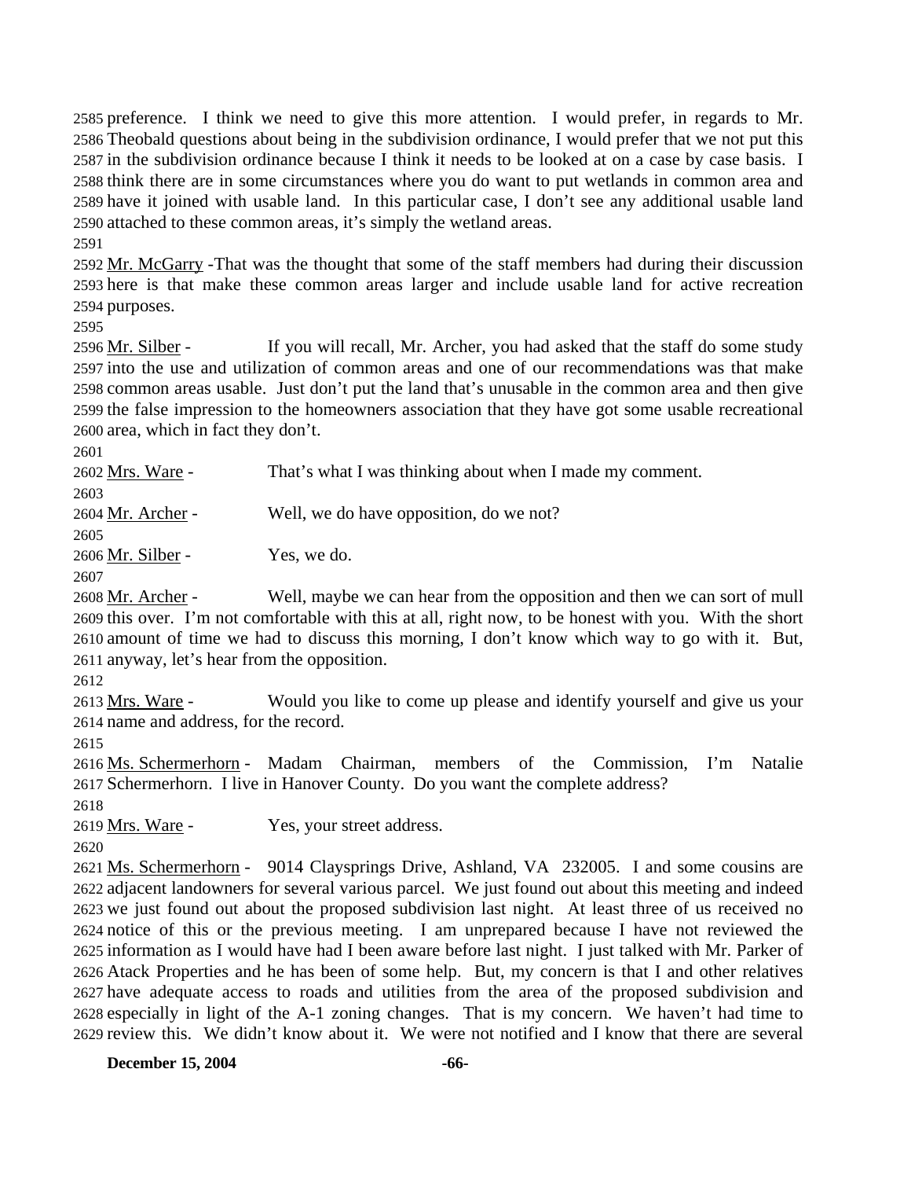2585 preference. I think we need to give this more attention. I would prefer, in regards to Mr. 2586 Theobald questions about being in the subdivision ordinance, I would prefer that we not put this 2587 in the subdivision ordinance because I think it needs to be looked at on a case by case basis. I 2588 think there are in some circumstances where you do want to put wetlands in common area and 2589 have it joined with usable land. In this particular case, I don't see any additional usable land 2590 attached to these common areas, it's simply the wetland areas.

2591

2592 Mr. McGarry -That was the thought that some of the staff members had during their discussion 2593 here is that make these common areas larger and include usable land for active recreation 2594 purposes.

2595

2596 Mr. Silber - If you will recall, Mr. Archer, you had asked that the staff do some study 2597 into the use and utilization of common areas and one of our recommendations was that make 2598 common areas usable. Just don't put the land that's unusable in the common area and then give 2599 the false impression to the homeowners association that they have got some usable recreational 2600 area, which in fact they don't.

2601

2602 Mrs. Ware - That's what I was thinking about when I made my comment.

2603

2604 Mr. Archer - Well, we do have opposition, do we not?

2605

2606 Mr. Silber - Yes, we do.

2607

2608 Mr. Archer - Well, maybe we can hear from the opposition and then we can sort of mull 2609 this over. I'm not comfortable with this at all, right now, to be honest with you. With the short 2610 amount of time we had to discuss this morning, I don't know which way to go with it. But, 2611 anyway, let's hear from the opposition.

2612

2613 Mrs. Ware - Would you like to come up please and identify yourself and give us your 2614 name and address, for the record.

2615

2616 Ms. Schermerhorn - Madam Chairman, members of the Commission, I'm Natalie 2617 Schermerhorn. I live in Hanover County. Do you want the complete address?

2618

2619 Mrs. Ware - Yes, your street address.

2620

2621 Ms. Schermerhorn - 9014 Claysprings Drive, Ashland, VA 232005. I and some cousins are 2622 adjacent landowners for several various parcel. We just found out about this meeting and indeed 2623 we just found out about the proposed subdivision last night. At least three of us received no 2624 notice of this or the previous meeting. I am unprepared because I have not reviewed the 2625 information as I would have had I been aware before last night. I just talked with Mr. Parker of 2626 Atack Properties and he has been of some help. But, my concern is that I and other relatives 2627 have adequate access to roads and utilities from the area of the proposed subdivision and 2628 especially in light of the A-1 zoning changes. That is my concern. We haven't had time to 2629 review this. We didn't know about it. We were not notified and I know that there are several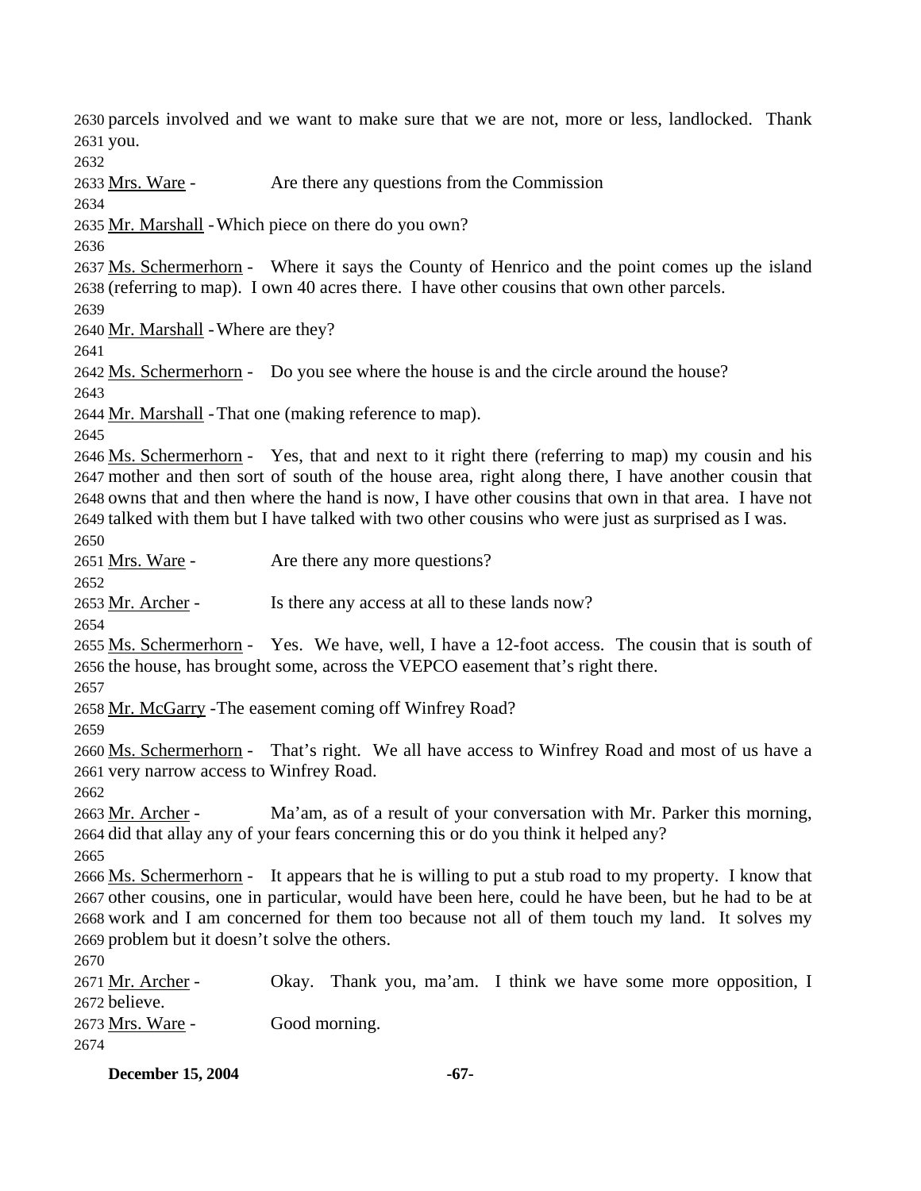parcels involved and we want to make sure that we are not, more or less, landlocked. Thank you.

Mrs. Ware - Are there any questions from the Commission

Mr. Marshall - Which piece on there do you own?

Ms. Schermerhorn - Where it says the County of Henrico and the point comes up the island (referring to map). I own 40 acres there. I have other cousins that own other parcels.

Mr. Marshall - Where are they?

Ms. Schermerhorn - Do you see where the house is and the circle around the house?

Mr. Marshall - That one (making reference to map).

Ms. Schermerhorn - Yes, that and next to it right there (referring to map) my cousin and his mother and then sort of south of the house area, right along there, I have another cousin that owns that and then where the hand is now, I have other cousins that own in that area. I have not talked with them but I have talked with two other cousins who were just as surprised as I was.

Mrs. Ware - Are there any more questions?

Mr. Archer - Is there any access at all to these lands now?

Ms. Schermerhorn - Yes. We have, well, I have a 12-foot access. The cousin that is south of the house, has brought some, across the VEPCO easement that's right there.

Mr. McGarry - The easement coming off Winfrey Road?

Ms. Schermerhorn - That's right. We all have access to Winfrey Road and most of us have a very narrow access to Winfrey Road.

Mr. Archer - Ma'am, as of a result of your conversation with Mr. Parker this morning, did that allay any of your fears concerning this or do you think it helped any?

Ms. Schermerhorn - It appears that he is willing to put a stub road to my property. I know that other cousins, one in particular, would have been here, could he have been, but he had to be at work and I am concerned for them too because not all of them touch my land. It solves my problem but it doesn't solve the others.

Mr. Archer - Okay. Thank you, ma'am. I think we have some more opposition, I believe.

Mrs. Ware - Good morning.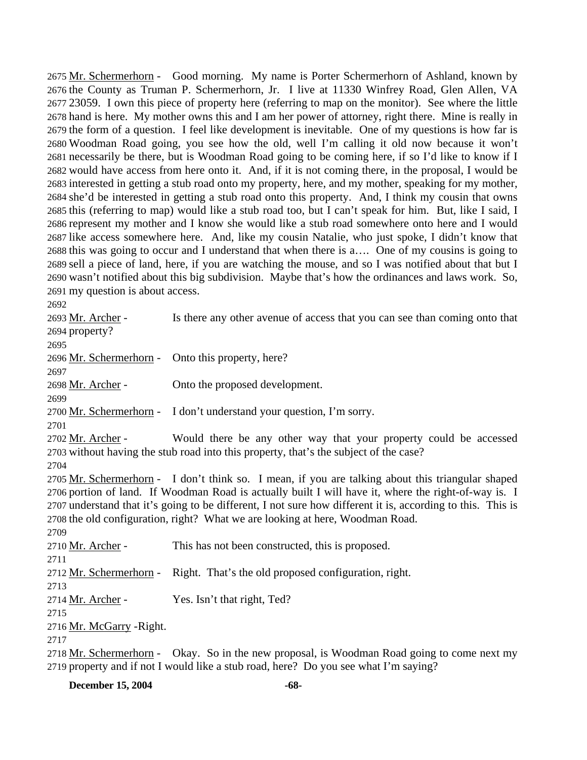2675 Mr. Schermerhorn - Good morning. My name is Porter Schermerhorn of Ashland, known by 2676 the County as Truman P. Schermerhorn, Jr. I live at 11330 Winfrey Road, Glen Allen, VA 2677 23059. I own this piece of property here (referring to map on the monitor). See where the little 2678 hand is here. My mother owns this and I am her power of attorney, right there. Mine is really in 2679 the form of a question. I feel like development is inevitable. One of my questions is how far is 2680 Woodman Road going, you see how the old, well I'm calling it old now because it won't 2681 necessarily be there, but is Woodman Road going to be coming here, if so I'd like to know if I 2682 would have access from here onto it. And, if it is not coming there, in the proposal, I would be 2683 interested in getting a stub road onto my property, here, and my mother, speaking for my mother, 2684 she'd be interested in getting a stub road onto this property. And, I think my cousin that owns 2685 this (referring to map) would like a stub road too, but I can't speak for him. But, like I said, I 2686 represent my mother and I know she would like a stub road somewhere onto here and I would 2687 like access somewhere here. And, like my cousin Natalie, who just spoke, I didn't know that 2688 this was going to occur and I understand that when there is a…. One of my cousins is going to 2689 sell a piece of land, here, if you are watching the mouse, and so I was notified about that but I 2690 wasn't notified about this big subdivision. Maybe that's how the ordinances and laws work. So, 2691 my question is about access.

2692

2693 Mr. Archer - Is there any other avenue of access that you can see than coming onto that 2694 property?

2695

2696 Mr. Schermerhorn - Onto this property, here?

2697

2698 Mr. Archer - Onto the proposed development.

2699

2700 Mr. Schermerhorn - I don't understand your question, I'm sorry.

2701

2702 Mr. Archer - Would there be any other way that your property could be accessed 2703 without having the stub road into this property, that's the subject of the case?

2704

2705 Mr. Schermerhorn - I don't think so. I mean, if you are talking about this triangular shaped 2706 portion of land. If Woodman Road is actually built I will have it, where the right-of-way is. I 2707 understand that it's going to be different, I not sure how different it is, according to this. This is 2708 the old configuration, right? What we are looking at here, Woodman Road.

2709

2710 Mr. Archer - This has not been constructed, this is proposed.

2711

2712 Mr. Schermerhorn - Right. That's the old proposed configuration, right.

2713

2714 Mr. Archer - Yes. Isn't that right, Ted?

2715

2716 Mr. McGarry -Right.

2717

2718 Mr. Schermerhorn - Okay. So in the new proposal, is Woodman Road going to come next my 2719 property and if not I would like a stub road, here? Do you see what I'm saying?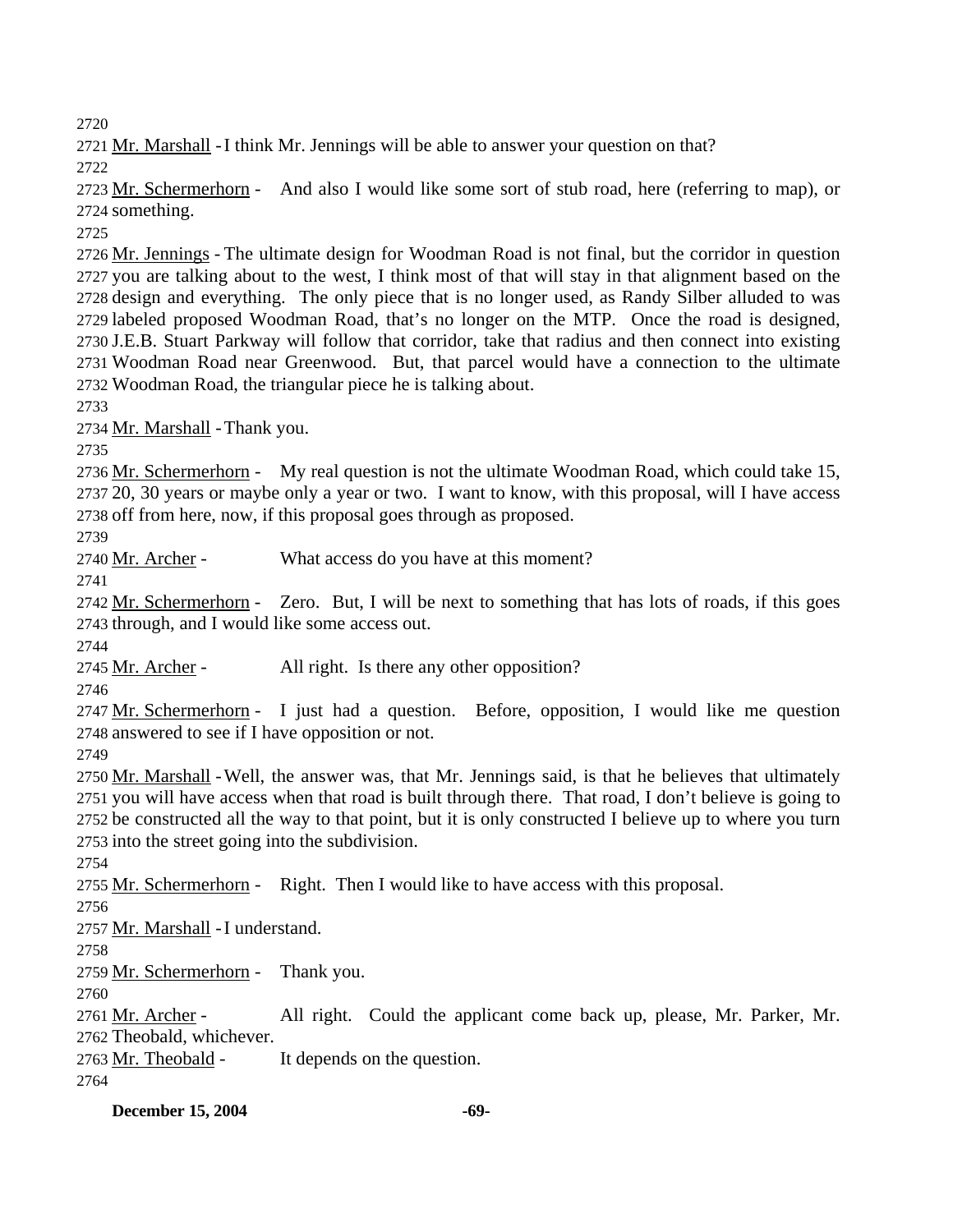Mr. Marshall - I think Mr. Jennings will be able to answer your question on that?

Mr. Schermerhorn - And also I would like some sort of stub road, here (referring to map), or something.

Mr. Jennings - The ultimate design for Woodman Road is not final, but the corridor in question you are talking about to the west, I think most of that will stay in that alignment based on the design and everything. The only piece that is no longer used, as Randy Silber alluded to was labeled proposed Woodman Road, that's no longer on the MTP. Once the road is designed, J.E.B. Stuart Parkway will follow that corridor, take that radius and then connect into existing Woodman Road near Greenwood. But, that parcel would have a connection to the ultimate Woodman Road, the triangular piece he is talking about.

Mr. Marshall - Thank you.

Mr. Schermerhorn - My real question is not the ultimate Woodman Road, which could take 15, 20, 30 years or maybe only a year or two. I want to know, with this proposal, will I have access off from here, now, if this proposal goes through as proposed.

Mr. Archer - What access do you have at this moment?

Mr. Schermerhorn - Zero. But, I will be next to something that has lots of roads, if this goes through, and I would like some access out.

Mr. Archer - All right. Is there any other opposition?

Mr. Schermerhorn - I just had a question. Before, opposition, I would like me question answered to see if I have opposition or not.

Mr. Marshall - Well, the answer was, that Mr. Jennings said, is that he believes that ultimately you will have access when that road is built through there. That road, I don't believe is going to be constructed all the way to that point, but it is only constructed I believe up to where you turn into the street going into the subdivision.

Mr. Schermerhorn - Right. Then I would like to have access with this proposal.

Mr. Marshall - I understand.

Mr. Schermerhorn - Thank you.

Mr. Archer - All right. Could the applicant come back up, please, Mr. Parker, Mr. Theobald, whichever.

Mr. Theobald - It depends on the question.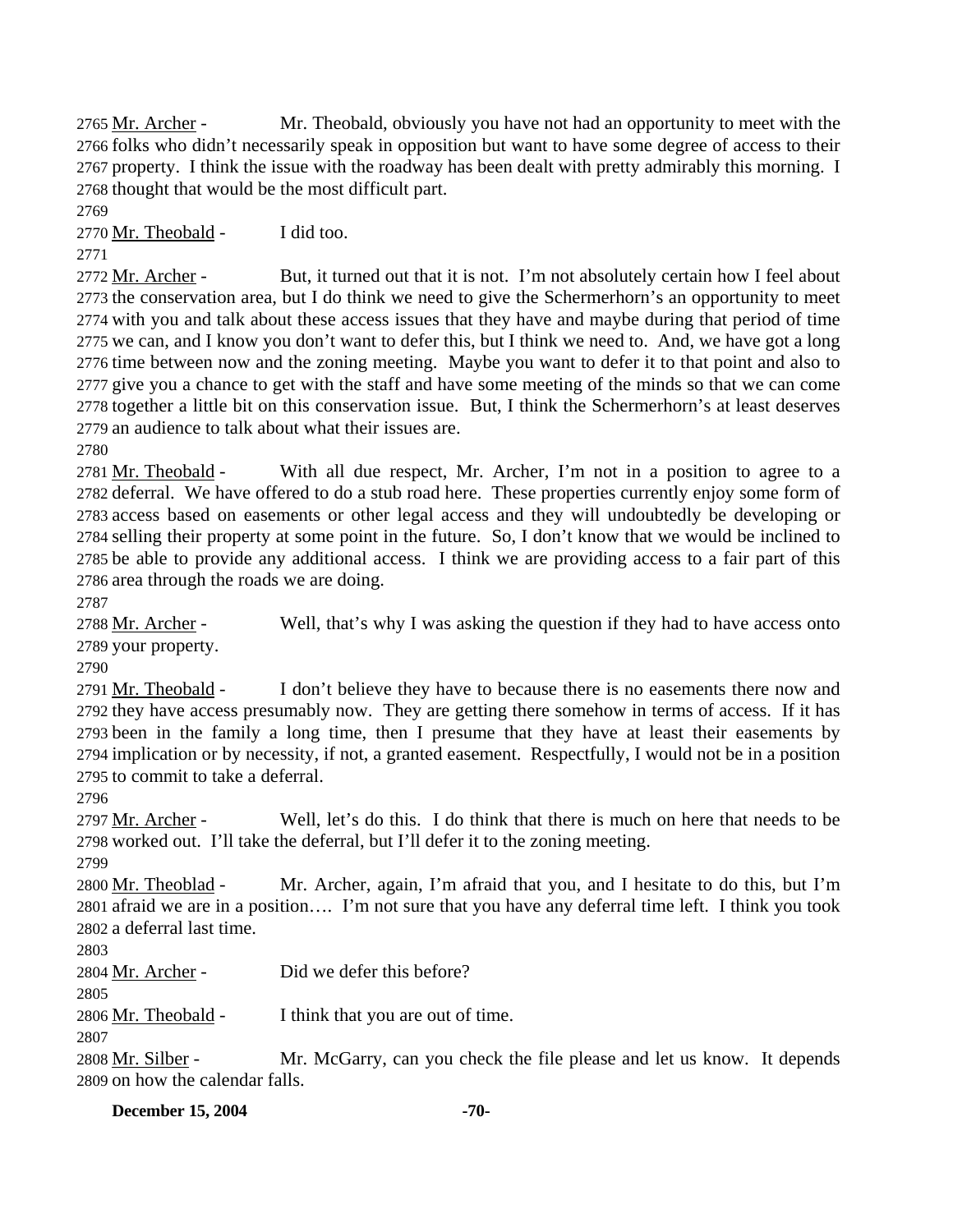2765 Mr. Archer - Mr. Theobald, obviously you have not had an opportunity to meet with the 2766 folks who didn't necessarily speak in opposition but want to have some degree of access to their 2767 property. I think the issue with the roadway has been dealt with pretty admirably this morning. I 2768 thought that would be the most difficult part.
2769
2770 Mr. Theobald - I did too.
2771
2772 Mr. Archer - But, it turned out that it is not. I'm not absolutely certain how I feel about 2773 the conservation area, but I do think we need to give the Schermerhorn's an opportunity to meet 2774 with you and talk about these access issues that they have and maybe during that period of time 2775 we can, and I know you don't want to defer this, but I think we need to. And, we have got a long 2776 time between now and the zoning meeting. Maybe you want to defer it to that point and also to 2777 give you a chance to get with the staff and have some meeting of the minds so that we can come 2778 together a little bit on this conservation issue. But, I think the Schermerhorn's at least deserves 2779 an audience to talk about what their issues are.
2780
2781 Mr. Theobald - With all due respect, Mr. Archer, I'm not in a position to agree to a 2782 deferral. We have offered to do a stub road here. These properties currently enjoy some form of 2783 access based on easements or other legal access and they will undoubtedly be developing or 2784 selling their property at some point in the future. So, I don't know that we would be inclined to 2785 be able to provide any additional access. I think we are providing access to a fair part of this 2786 area through the roads we are doing.
2787
2788 Mr. Archer - Well, that's why I was asking the question if they had to have access onto 2789 your property.
2790
2791 Mr. Theobald - I don't believe they have to because there is no easements there now and 2792 they have access presumably now. They are getting there somehow in terms of access. If it has 2793 been in the family a long time, then I presume that they have at least their easements by 2794 implication or by necessity, if not, a granted easement. Respectfully, I would not be in a position 2795 to commit to take a deferral.
2796
2797 Mr. Archer - Well, let's do this. I do think that there is much on here that needs to be 2798 worked out. I'll take the deferral, but I'll defer it to the zoning meeting.
2799
2800 Mr. Theoblad - Mr. Archer, again, I'm afraid that you, and I hesitate to do this, but I'm 2801 afraid we are in a position…. I'm not sure that you have any deferral time left. I think you took 2802 a deferral last time.
2803
2804 Mr. Archer - Did we defer this before?
2805
2806 Mr. Theobald - I think that you are out of time.
2807
2808 Mr. Silber - Mr. McGarry, can you check the file please and let us know. It depends 2809 on how the calendar falls.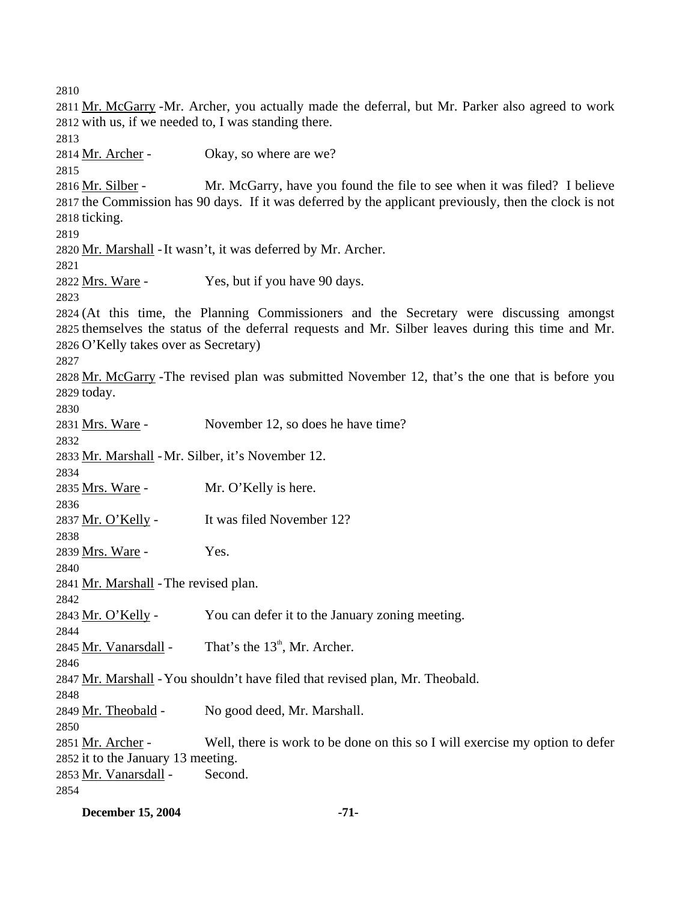2810

2811 Mr. McGarry - Mr. Archer, you actually made the deferral, but Mr. Parker also agreed to work
2812 with us, if we needed to, I was standing there.

2813

2814 Mr. Archer - Okay, so where are we?

2815

2816 Mr. Silber - Mr. McGarry, have you found the file to see when it was filed? I believe
2817 the Commission has 90 days. If it was deferred by the applicant previously, then the clock is not
2818 ticking.

2819

2820 Mr. Marshall - It wasn't, it was deferred by Mr. Archer.

2821

2822 Mrs. Ware - Yes, but if you have 90 days.

2823

2824 (At this time, the Planning Commissioners and the Secretary were discussing amongst
2825 themselves the status of the deferral requests and Mr. Silber leaves during this time and Mr.
2826 O'Kelly takes over as Secretary)

2827

2828 Mr. McGarry - The revised plan was submitted November 12, that's the one that is before you
2829 today.

2830

2831 Mrs. Ware - November 12, so does he have time?

2832

2833 Mr. Marshall - Mr. Silber, it's November 12.

2834

2835 Mrs. Ware - Mr. O'Kelly is here.

2836

2837 Mr. O'Kelly - It was filed November 12?

2838

2839 Mrs. Ware - Yes.

2840

2841 Mr. Marshall - The revised plan.

2842

2843 Mr. O'Kelly - You can defer it to the January zoning meeting.

2844

2845 Mr. Vanarsdall - That's the 13th, Mr. Archer.

2846

2847 Mr. Marshall - You shouldn't have filed that revised plan, Mr. Theobald.

2848

2849 Mr. Theobald - No good deed, Mr. Marshall.

2850

2851 Mr. Archer - Well, there is work to be done on this so I will exercise my option to defer
2852 it to the January 13 meeting.
2853 Mr. Vanarsdall - Second.
2854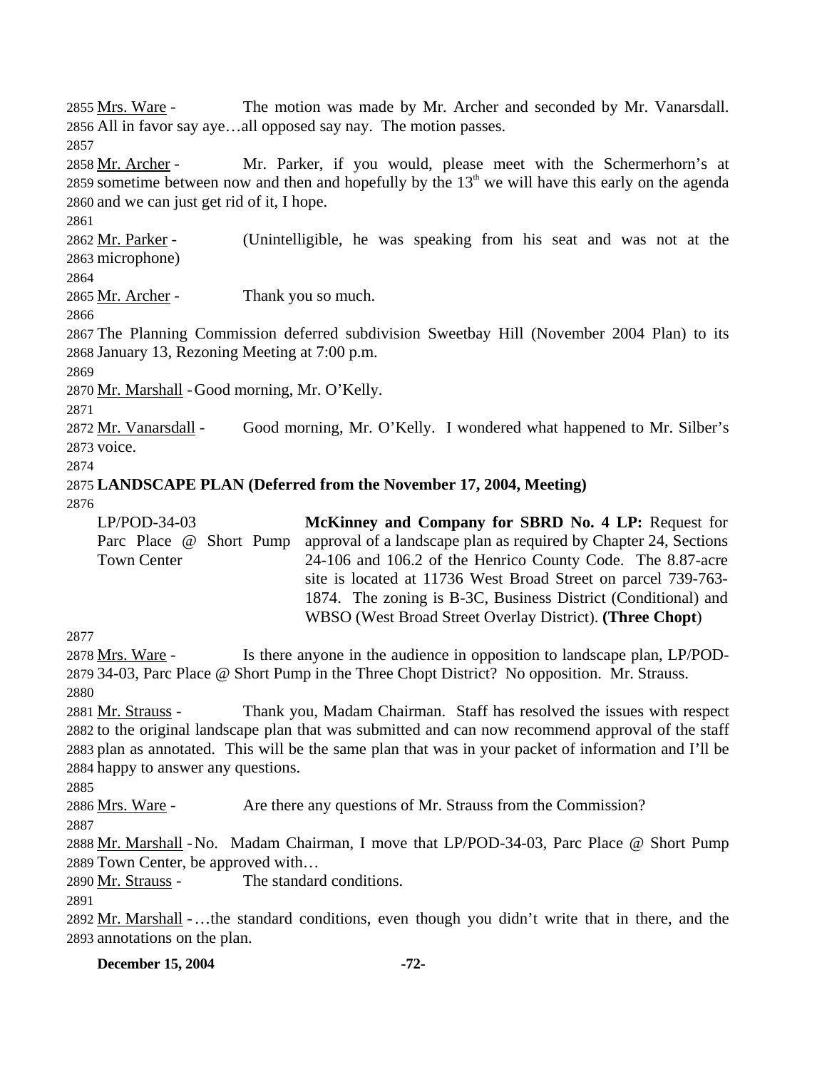Mrs. Ware - The motion was made by Mr. Archer and seconded by Mr. Vanarsdall. All in favor say aye…all opposed say nay. The motion passes.

Mr. Archer - Mr. Parker, if you would, please meet with the Schermerhorn's at sometime between now and then and hopefully by the 13th we will have this early on the agenda and we can just get rid of it, I hope.

Mr. Parker - (Unintelligible, he was speaking from his seat and was not at the microphone)

Mr. Archer - Thank you so much.

The Planning Commission deferred subdivision Sweetbay Hill (November 2004 Plan) to its January 13, Rezoning Meeting at 7:00 p.m.

Mr. Marshall - Good morning, Mr. O'Kelly.

Mr. Vanarsdall - Good morning, Mr. O'Kelly. I wondered what happened to Mr. Silber's voice.

**LANDSCAPE PLAN (Deferred from the November 17, 2004, Meeting)**

LP/POD-34-03
Parc Place @ Short Pump Town Center

**McKinney and Company for SBRD No. 4 LP:** Request for approval of a landscape plan as required by Chapter 24, Sections 24-106 and 106.2 of the Henrico County Code. The 8.87-acre site is located at 11736 West Broad Street on parcel 739-763-1874. The zoning is B-3C, Business District (Conditional) and WBSO (West Broad Street Overlay District). **(Three Chopt)**

Mrs. Ware - Is there anyone in the audience in opposition to landscape plan, LP/POD-34-03, Parc Place @ Short Pump in the Three Chopt District? No opposition. Mr. Strauss.

Mr. Strauss - Thank you, Madam Chairman. Staff has resolved the issues with respect to the original landscape plan that was submitted and can now recommend approval of the staff plan as annotated. This will be the same plan that was in your packet of information and I'll be happy to answer any questions.

Mrs. Ware - Are there any questions of Mr. Strauss from the Commission?

Mr. Marshall - No. Madam Chairman, I move that LP/POD-34-03, Parc Place @ Short Pump Town Center, be approved with…

Mr. Strauss - The standard conditions.

Mr. Marshall - …the standard conditions, even though you didn't write that in there, and the annotations on the plan.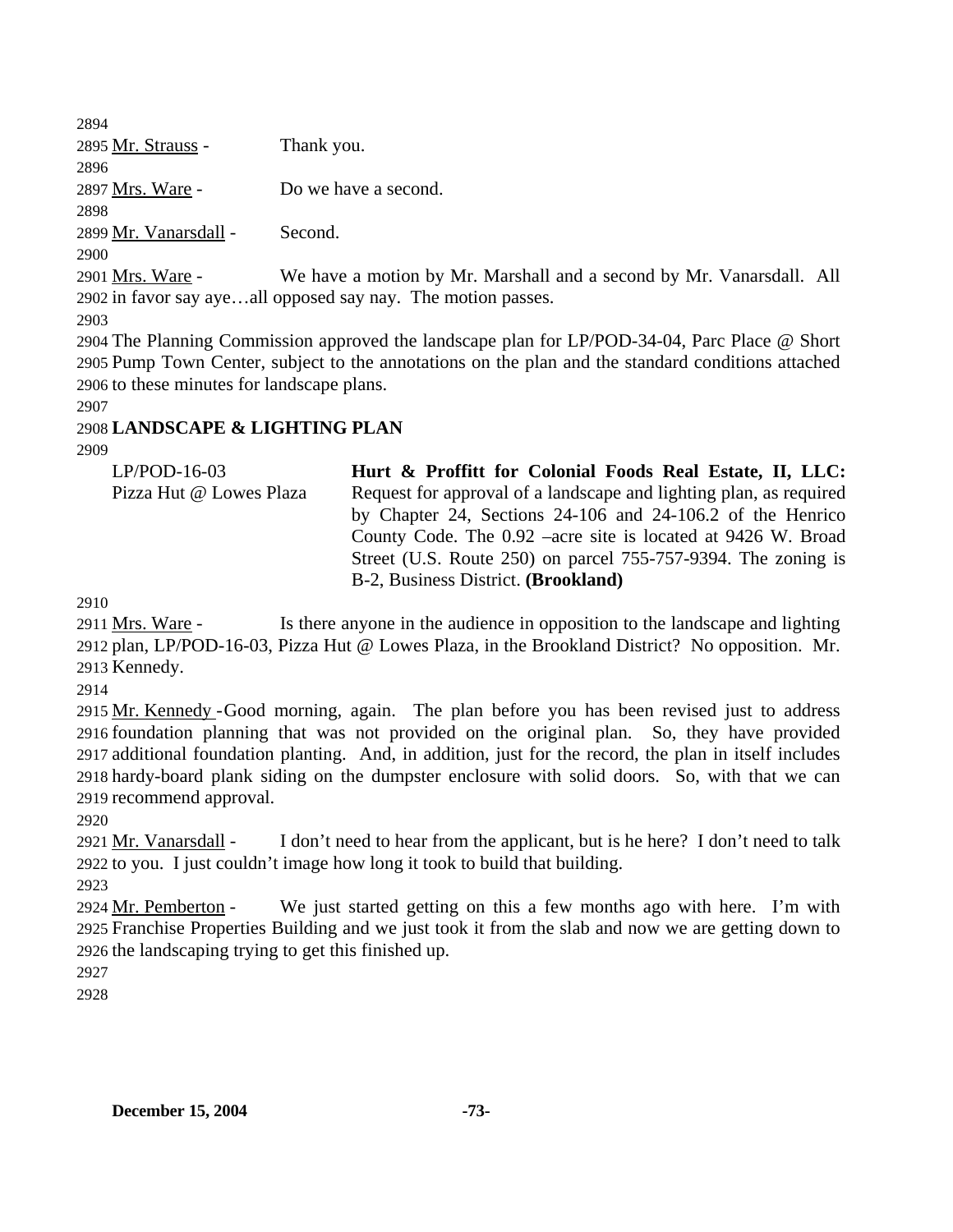Mr. Strauss - Thank you.

Mrs. Ware - Do we have a second.

Mr. Vanarsdall - Second.

Mrs. Ware - We have a motion by Mr. Marshall and a second by Mr. Vanarsdall. All in favor say aye…all opposed say nay. The motion passes.

The Planning Commission approved the landscape plan for LP/POD-34-04, Parc Place @ Short Pump Town Center, subject to the annotations on the plan and the standard conditions attached to these minutes for landscape plans.

**LANDSCAPE & LIGHTING PLAN**

LP/POD-16-03
Pizza Hut @ Lowes Plaza

**Hurt & Proffitt for Colonial Foods Real Estate, II, LLC:** Request for approval of a landscape and lighting plan, as required by Chapter 24, Sections 24-106 and 24-106.2 of the Henrico County Code. The 0.92 –acre site is located at 9426 W. Broad Street (U.S. Route 250) on parcel 755-757-9394. The zoning is B-2, Business District. **(Brookland)**

Mrs. Ware - Is there anyone in the audience in opposition to the landscape and lighting plan, LP/POD-16-03, Pizza Hut @ Lowes Plaza, in the Brookland District? No opposition. Mr. Kennedy.

Mr. Kennedy - Good morning, again. The plan before you has been revised just to address foundation planning that was not provided on the original plan. So, they have provided additional foundation planting. And, in addition, just for the record, the plan in itself includes hardy-board plank siding on the dumpster enclosure with solid doors. So, with that we can recommend approval.

Mr. Vanarsdall - I don't need to hear from the applicant, but is he here? I don't need to talk to you. I just couldn't image how long it took to build that building.

Mr. Pemberton - We just started getting on this a few months ago with here. I'm with Franchise Properties Building and we just took it from the slab and now we are getting down to the landscaping trying to get this finished up.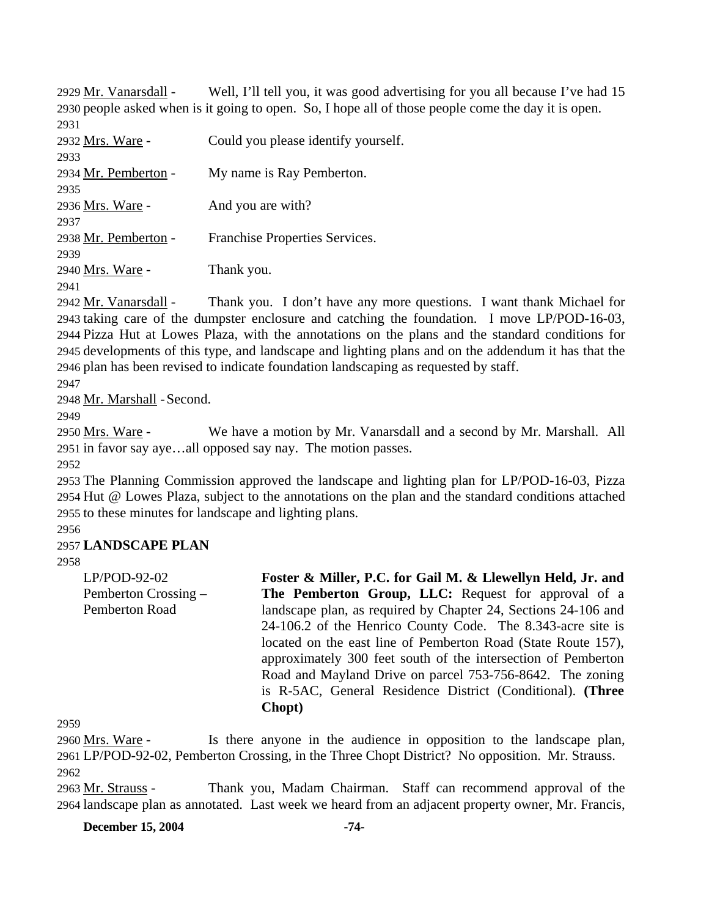2929 Mr. Vanarsdall - Well, I'll tell you, it was good advertising for you all because I've had 15 2930 people asked when is it going to open. So, I hope all of those people come the day it is open.

2931

2932 Mrs. Ware - Could you please identify yourself.

2933

2934 Mr. Pemberton - My name is Ray Pemberton.

2935

2936 Mrs. Ware - And you are with?

2937

2938 Mr. Pemberton - Franchise Properties Services.

2939

2940 Mrs. Ware - Thank you.

2941

2942 Mr. Vanarsdall - Thank you. I don't have any more questions. I want thank Michael for 2943 taking care of the dumpster enclosure and catching the foundation. I move LP/POD-16-03, 2944 Pizza Hut at Lowes Plaza, with the annotations on the plans and the standard conditions for 2945 developments of this type, and landscape and lighting plans and on the addendum it has that the 2946 plan has been revised to indicate foundation landscaping as requested by staff.

2947

2948 Mr. Marshall - Second.

2949

2950 Mrs. Ware - We have a motion by Mr. Vanarsdall and a second by Mr. Marshall. All 2951 in favor say aye…all opposed say nay. The motion passes.

2952

2953 The Planning Commission approved the landscape and lighting plan for LP/POD-16-03, Pizza 2954 Hut @ Lowes Plaza, subject to the annotations on the plan and the standard conditions attached 2955 to these minutes for landscape and lighting plans.

2956

2957 **LANDSCAPE PLAN**

2958

LP/POD-92-02
Pemberton Crossing –
Pemberton Road

**Foster & Miller, P.C. for Gail M. & Llewellyn Held, Jr. and The Pemberton Group, LLC:** Request for approval of a landscape plan, as required by Chapter 24, Sections 24-106 and 24-106.2 of the Henrico County Code. The 8.343-acre site is located on the east line of Pemberton Road (State Route 157), approximately 300 feet south of the intersection of Pemberton Road and Mayland Drive on parcel 753-756-8642. The zoning is R-5AC, General Residence District (Conditional). **(Three Chopt)**

2959

2960 Mrs. Ware - Is there anyone in the audience in opposition to the landscape plan, 2961 LP/POD-92-02, Pemberton Crossing, in the Three Chopt District? No opposition. Mr. Strauss.

2962

2963 Mr. Strauss - Thank you, Madam Chairman. Staff can recommend approval of the 2964 landscape plan as annotated. Last week we heard from an adjacent property owner, Mr. Francis,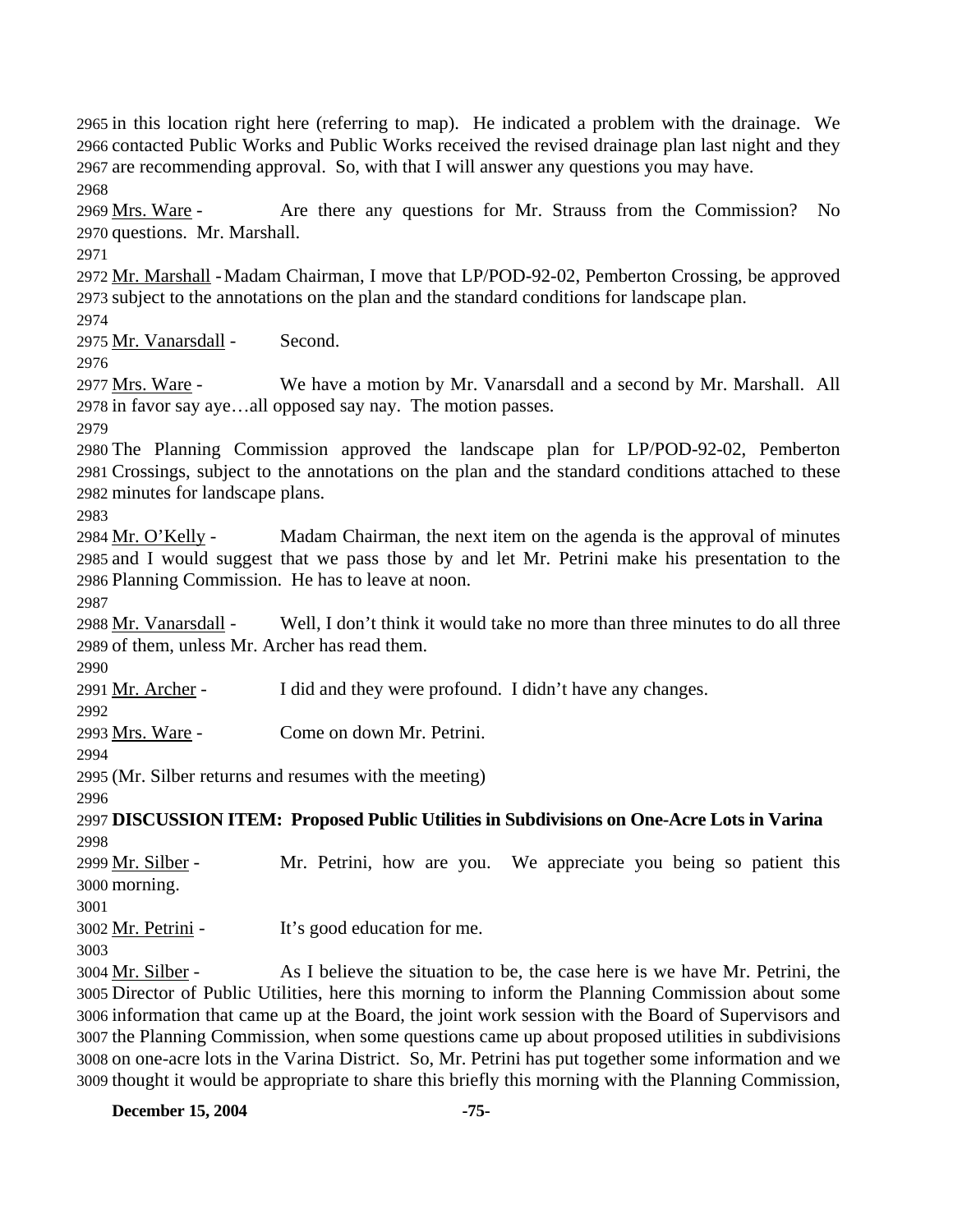in this location right here (referring to map). He indicated a problem with the drainage. We contacted Public Works and Public Works received the revised drainage plan last night and they are recommending approval. So, with that I will answer any questions you may have.

Mrs. Ware - Are there any questions for Mr. Strauss from the Commission? No questions. Mr. Marshall.

Mr. Marshall - Madam Chairman, I move that LP/POD-92-02, Pemberton Crossing, be approved subject to the annotations on the plan and the standard conditions for landscape plan.

Mr. Vanarsdall - Second.

Mrs. Ware - We have a motion by Mr. Vanarsdall and a second by Mr. Marshall. All in favor say aye…all opposed say nay. The motion passes.

The Planning Commission approved the landscape plan for LP/POD-92-02, Pemberton Crossings, subject to the annotations on the plan and the standard conditions attached to these minutes for landscape plans.

Mr. O'Kelly - Madam Chairman, the next item on the agenda is the approval of minutes and I would suggest that we pass those by and let Mr. Petrini make his presentation to the Planning Commission. He has to leave at noon.

Mr. Vanarsdall - Well, I don't think it would take no more than three minutes to do all three of them, unless Mr. Archer has read them.

Mr. Archer - I did and they were profound. I didn't have any changes.

Mrs. Ware - Come on down Mr. Petrini.

(Mr. Silber returns and resumes with the meeting)

**DISCUSSION ITEM: Proposed Public Utilities in Subdivisions on One-Acre Lots in Varina**

Mr. Silber - Mr. Petrini, how are you. We appreciate you being so patient this morning.

Mr. Petrini - It's good education for me.

Mr. Silber - As I believe the situation to be, the case here is we have Mr. Petrini, the Director of Public Utilities, here this morning to inform the Planning Commission about some information that came up at the Board, the joint work session with the Board of Supervisors and the Planning Commission, when some questions came up about proposed utilities in subdivisions on one-acre lots in the Varina District. So, Mr. Petrini has put together some information and we thought it would be appropriate to share this briefly this morning with the Planning Commission,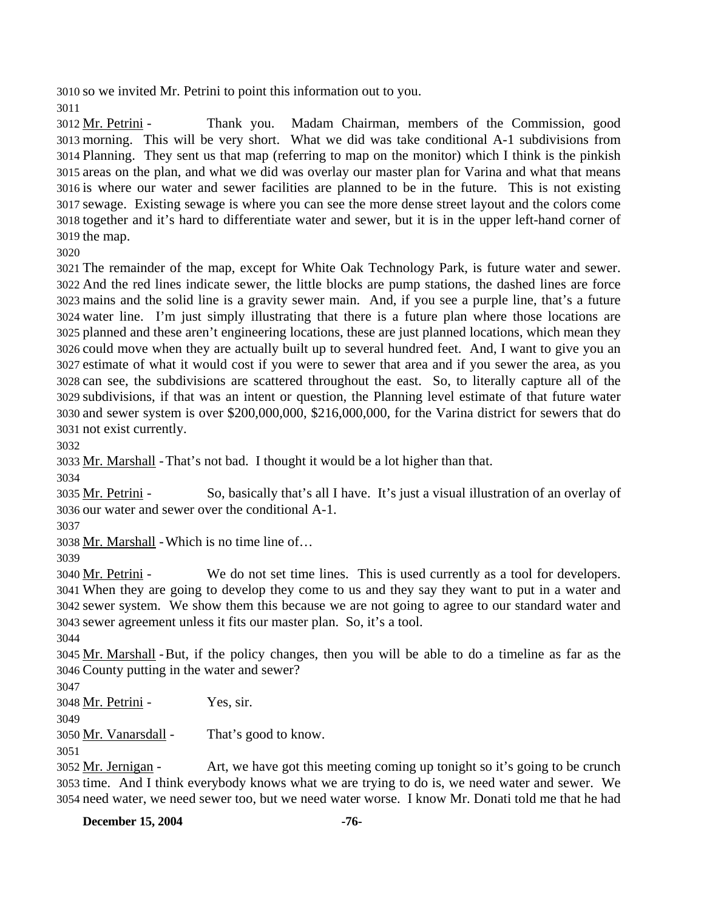so we invited Mr. Petrini to point this information out to you.

Mr. Petrini - Thank you. Madam Chairman, members of the Commission, good morning. This will be very short. What we did was take conditional A-1 subdivisions from Planning. They sent us that map (referring to map on the monitor) which I think is the pinkish areas on the plan, and what we did was overlay our master plan for Varina and what that means is where our water and sewer facilities are planned to be in the future. This is not existing sewage. Existing sewage is where you can see the more dense street layout and the colors come together and it's hard to differentiate water and sewer, but it is in the upper left-hand corner of the map.

The remainder of the map, except for White Oak Technology Park, is future water and sewer. And the red lines indicate sewer, the little blocks are pump stations, the dashed lines are force mains and the solid line is a gravity sewer main. And, if you see a purple line, that's a future water line. I'm just simply illustrating that there is a future plan where those locations are planned and these aren't engineering locations, these are just planned locations, which mean they could move when they are actually built up to several hundred feet. And, I want to give you an estimate of what it would cost if you were to sewer that area and if you sewer the area, as you can see, the subdivisions are scattered throughout the east. So, to literally capture all of the subdivisions, if that was an intent or question, the Planning level estimate of that future water and sewer system is over $200,000,000, $216,000,000, for the Varina district for sewers that do not exist currently.

Mr. Marshall - That's not bad. I thought it would be a lot higher than that.

Mr. Petrini - So, basically that's all I have. It's just a visual illustration of an overlay of our water and sewer over the conditional A-1.

Mr. Marshall - Which is no time line of…

Mr. Petrini - We do not set time lines. This is used currently as a tool for developers. When they are going to develop they come to us and they say they want to put in a water and sewer system. We show them this because we are not going to agree to our standard water and sewer agreement unless it fits our master plan. So, it's a tool.

Mr. Marshall - But, if the policy changes, then you will be able to do a timeline as far as the County putting in the water and sewer?

Mr. Petrini - Yes, sir.

Mr. Vanarsdall - That's good to know.

Mr. Jernigan - Art, we have got this meeting coming up tonight so it's going to be crunch time. And I think everybody knows what we are trying to do is, we need water and sewer. We need water, we need sewer too, but we need water worse. I know Mr. Donati told me that he had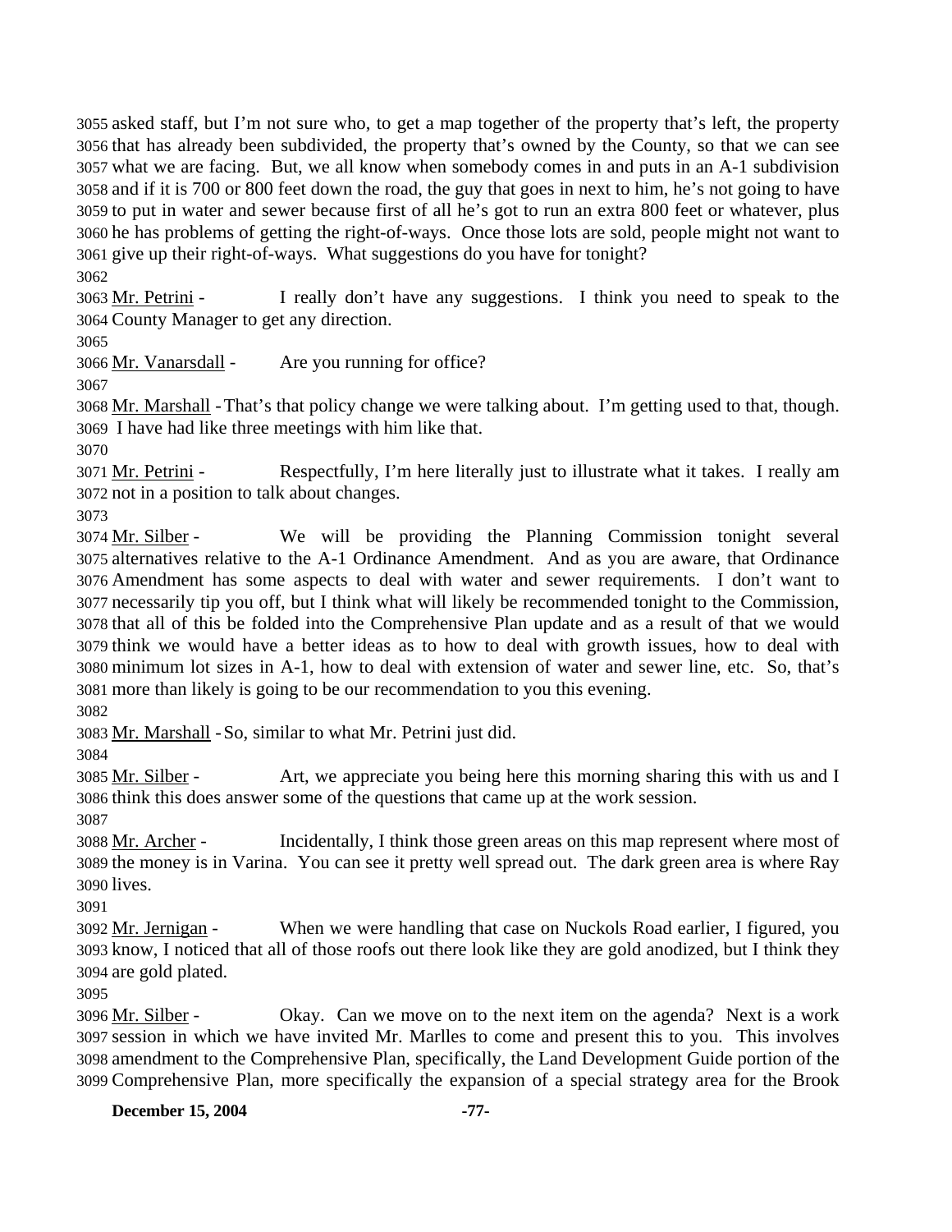asked staff, but I'm not sure who, to get a map together of the property that's left, the property that has already been subdivided, the property that's owned by the County, so that we can see what we are facing. But, we all know when somebody comes in and puts in an A-1 subdivision and if it is 700 or 800 feet down the road, the guy that goes in next to him, he's not going to have to put in water and sewer because first of all he's got to run an extra 800 feet or whatever, plus he has problems of getting the right-of-ways. Once those lots are sold, people might not want to give up their right-of-ways. What suggestions do you have for tonight?

Mr. Petrini - I really don't have any suggestions. I think you need to speak to the County Manager to get any direction.

Mr. Vanarsdall - Are you running for office?

Mr. Marshall - That's that policy change we were talking about. I'm getting used to that, though. I have had like three meetings with him like that.

Mr. Petrini - Respectfully, I'm here literally just to illustrate what it takes. I really am not in a position to talk about changes.

Mr. Silber - We will be providing the Planning Commission tonight several alternatives relative to the A-1 Ordinance Amendment. And as you are aware, that Ordinance Amendment has some aspects to deal with water and sewer requirements. I don't want to necessarily tip you off, but I think what will likely be recommended tonight to the Commission, that all of this be folded into the Comprehensive Plan update and as a result of that we would think we would have a better ideas as to how to deal with growth issues, how to deal with minimum lot sizes in A-1, how to deal with extension of water and sewer line, etc. So, that's more than likely is going to be our recommendation to you this evening.

Mr. Marshall - So, similar to what Mr. Petrini just did.

Mr. Silber - Art, we appreciate you being here this morning sharing this with us and I think this does answer some of the questions that came up at the work session.

Mr. Archer - Incidentally, I think those green areas on this map represent where most of the money is in Varina. You can see it pretty well spread out. The dark green area is where Ray lives.

Mr. Jernigan - When we were handling that case on Nuckols Road earlier, I figured, you know, I noticed that all of those roofs out there look like they are gold anodized, but I think they are gold plated.

Mr. Silber - Okay. Can we move on to the next item on the agenda? Next is a work session in which we have invited Mr. Marlles to come and present this to you. This involves amendment to the Comprehensive Plan, specifically, the Land Development Guide portion of the Comprehensive Plan, more specifically the expansion of a special strategy area for the Brook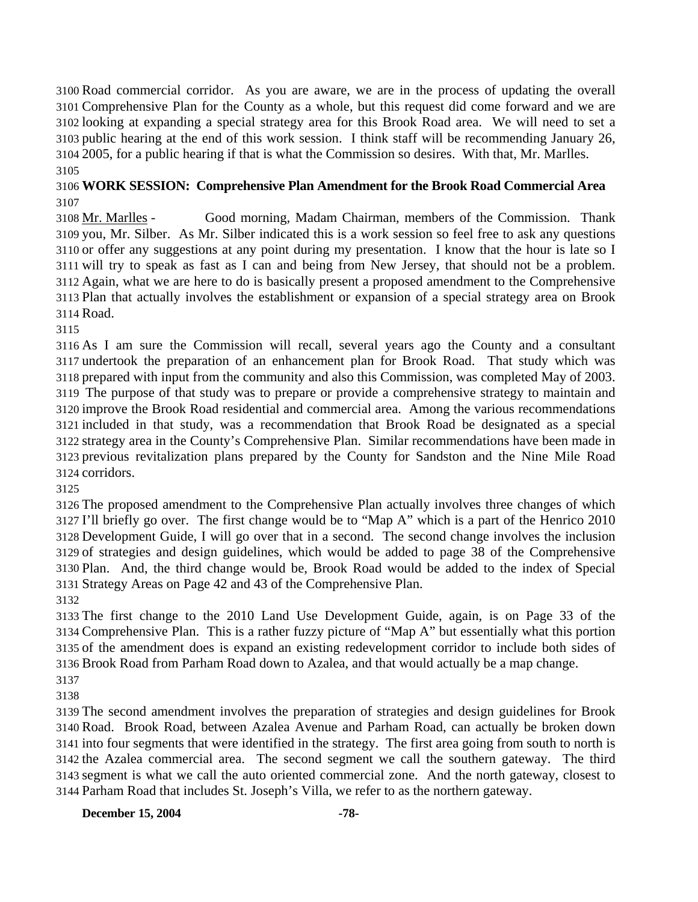Road commercial corridor. As you are aware, we are in the process of updating the overall Comprehensive Plan for the County as a whole, but this request did come forward and we are looking at expanding a special strategy area for this Brook Road area. We will need to set a public hearing at the end of this work session. I think staff will be recommending January 26, 2005, for a public hearing if that is what the Commission so desires. With that, Mr. Marlles.

**WORK SESSION: Comprehensive Plan Amendment for the Brook Road Commercial Area**

Mr. Marlles - Good morning, Madam Chairman, members of the Commission. Thank you, Mr. Silber. As Mr. Silber indicated this is a work session so feel free to ask any questions or offer any suggestions at any point during my presentation. I know that the hour is late so I will try to speak as fast as I can and being from New Jersey, that should not be a problem. Again, what we are here to do is basically present a proposed amendment to the Comprehensive Plan that actually involves the establishment or expansion of a special strategy area on Brook Road.

As I am sure the Commission will recall, several years ago the County and a consultant undertook the preparation of an enhancement plan for Brook Road. That study which was prepared with input from the community and also this Commission, was completed May of 2003. The purpose of that study was to prepare or provide a comprehensive strategy to maintain and improve the Brook Road residential and commercial area. Among the various recommendations included in that study, was a recommendation that Brook Road be designated as a special strategy area in the County's Comprehensive Plan. Similar recommendations have been made in previous revitalization plans prepared by the County for Sandston and the Nine Mile Road corridors.

The proposed amendment to the Comprehensive Plan actually involves three changes of which I'll briefly go over. The first change would be to "Map A" which is a part of the Henrico 2010 Development Guide, I will go over that in a second. The second change involves the inclusion of strategies and design guidelines, which would be added to page 38 of the Comprehensive Plan. And, the third change would be, Brook Road would be added to the index of Special Strategy Areas on Page 42 and 43 of the Comprehensive Plan.

The first change to the 2010 Land Use Development Guide, again, is on Page 33 of the Comprehensive Plan. This is a rather fuzzy picture of "Map A" but essentially what this portion of the amendment does is expand an existing redevelopment corridor to include both sides of Brook Road from Parham Road down to Azalea, and that would actually be a map change.

The second amendment involves the preparation of strategies and design guidelines for Brook Road. Brook Road, between Azalea Avenue and Parham Road, can actually be broken down into four segments that were identified in the strategy. The first area going from south to north is the Azalea commercial area. The second segment we call the southern gateway. The third segment is what we call the auto oriented commercial zone. And the north gateway, closest to Parham Road that includes St. Joseph's Villa, we refer to as the northern gateway.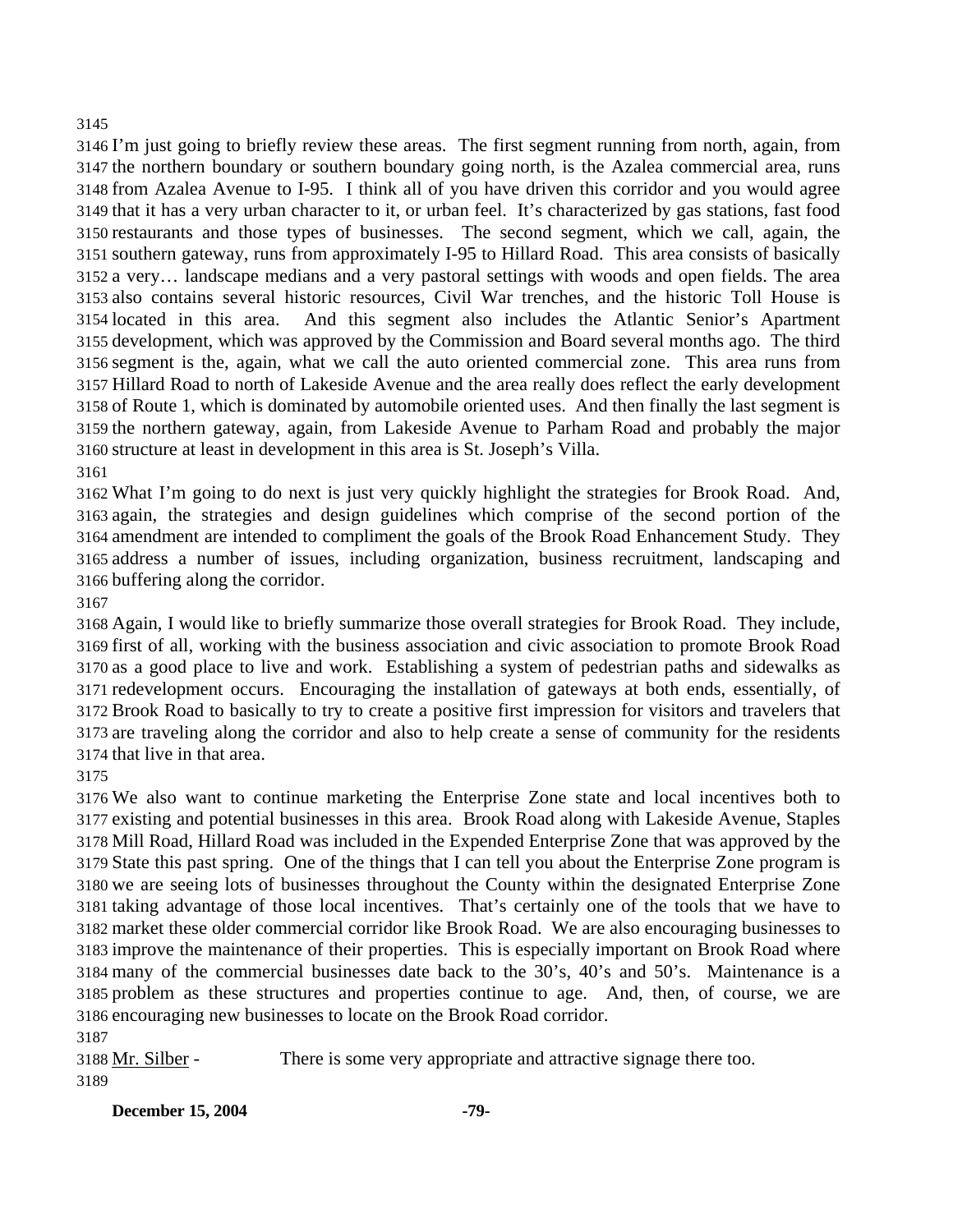I'm just going to briefly review these areas. The first segment running from north, again, from the northern boundary or southern boundary going north, is the Azalea commercial area, runs from Azalea Avenue to I-95. I think all of you have driven this corridor and you would agree that it has a very urban character to it, or urban feel. It's characterized by gas stations, fast food restaurants and those types of businesses. The second segment, which we call, again, the southern gateway, runs from approximately I-95 to Hillard Road. This area consists of basically a very… landscape medians and a very pastoral settings with woods and open fields. The area also contains several historic resources, Civil War trenches, and the historic Toll House is located in this area. And this segment also includes the Atlantic Senior's Apartment development, which was approved by the Commission and Board several months ago. The third segment is the, again, what we call the auto oriented commercial zone. This area runs from Hillard Road to north of Lakeside Avenue and the area really does reflect the early development of Route 1, which is dominated by automobile oriented uses. And then finally the last segment is the northern gateway, again, from Lakeside Avenue to Parham Road and probably the major structure at least in development in this area is St. Joseph's Villa.

What I'm going to do next is just very quickly highlight the strategies for Brook Road. And, again, the strategies and design guidelines which comprise of the second portion of the amendment are intended to compliment the goals of the Brook Road Enhancement Study. They address a number of issues, including organization, business recruitment, landscaping and buffering along the corridor.

Again, I would like to briefly summarize those overall strategies for Brook Road. They include, first of all, working with the business association and civic association to promote Brook Road as a good place to live and work. Establishing a system of pedestrian paths and sidewalks as redevelopment occurs. Encouraging the installation of gateways at both ends, essentially, of Brook Road to basically to try to create a positive first impression for visitors and travelers that are traveling along the corridor and also to help create a sense of community for the residents that live in that area.

We also want to continue marketing the Enterprise Zone state and local incentives both to existing and potential businesses in this area. Brook Road along with Lakeside Avenue, Staples Mill Road, Hillard Road was included in the Expended Enterprise Zone that was approved by the State this past spring. One of the things that I can tell you about the Enterprise Zone program is we are seeing lots of businesses throughout the County within the designated Enterprise Zone taking advantage of those local incentives. That's certainly one of the tools that we have to market these older commercial corridor like Brook Road. We are also encouraging businesses to improve the maintenance of their properties. This is especially important on Brook Road where many of the commercial businesses date back to the 30's, 40's and 50's. Maintenance is a problem as these structures and properties continue to age. And, then, of course, we are encouraging new businesses to locate on the Brook Road corridor.

Mr. Silber - There is some very appropriate and attractive signage there too.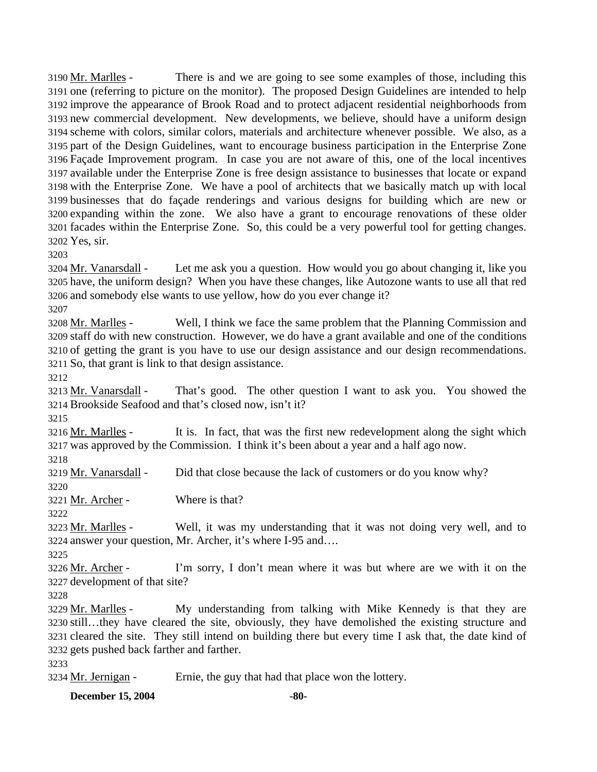3190 Mr. Marlles - There is and we are going to see some examples of those, including this 3191 one (referring to picture on the monitor). The proposed Design Guidelines are intended to help 3192 improve the appearance of Brook Road and to protect adjacent residential neighborhoods from 3193 new commercial development. New developments, we believe, should have a uniform design 3194 scheme with colors, similar colors, materials and architecture whenever possible. We also, as a 3195 part of the Design Guidelines, want to encourage business participation in the Enterprise Zone 3196 Façade Improvement program. In case you are not aware of this, one of the local incentives 3197 available under the Enterprise Zone is free design assistance to businesses that locate or expand 3198 with the Enterprise Zone. We have a pool of architects that we basically match up with local 3199 businesses that do façade renderings and various designs for building which are new or 3200 expanding within the zone. We also have a grant to encourage renovations of these older 3201 facades within the Enterprise Zone. So, this could be a very powerful tool for getting changes. 3202 Yes, sir.

3203

3204 Mr. Vanarsdall - Let me ask you a question. How would you go about changing it, like you 3205 have, the uniform design? When you have these changes, like Autozone wants to use all that red 3206 and somebody else wants to use yellow, how do you ever change it?

3207

3208 Mr. Marlles - Well, I think we face the same problem that the Planning Commission and 3209 staff do with new construction. However, we do have a grant available and one of the conditions 3210 of getting the grant is you have to use our design assistance and our design recommendations. 3211 So, that grant is link to that design assistance.

3212

3213 Mr. Vanarsdall - That's good. The other question I want to ask you. You showed the 3214 Brookside Seafood and that's closed now, isn't it?

3215

3216 Mr. Marlles - It is. In fact, that was the first new redevelopment along the sight which 3217 was approved by the Commission. I think it's been about a year and a half ago now.

3218

3219 Mr. Vanarsdall - Did that close because the lack of customers or do you know why?

3220

3221 Mr. Archer - Where is that?

3222

3223 Mr. Marlles - Well, it was my understanding that it was not doing very well, and to 3224 answer your question, Mr. Archer, it's where I-95 and….

3225

3226 Mr. Archer - I'm sorry, I don't mean where it was but where are we with it on the 3227 development of that site?

3228

3229 Mr. Marlles - My understanding from talking with Mike Kennedy is that they are 3230 still…they have cleared the site, obviously, they have demolished the existing structure and 3231 cleared the site. They still intend on building there but every time I ask that, the date kind of 3232 gets pushed back farther and farther.

3233

3234 Mr. Jernigan - Ernie, the guy that had that place won the lottery.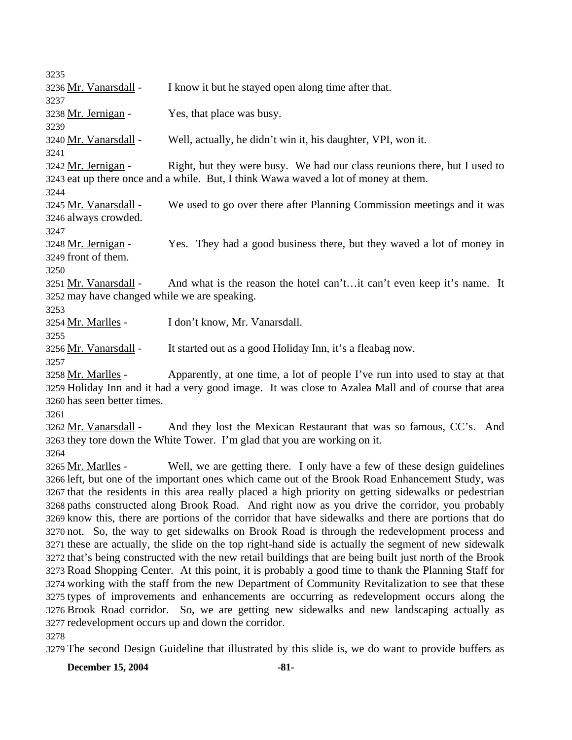3235

3236 Mr. Vanarsdall - I know it but he stayed open along time after that.

3237

3238 Mr. Jernigan - Yes, that place was busy.

3239

3240 Mr. Vanarsdall - Well, actually, he didn't win it, his daughter, VPI, won it.

3241

3242 Mr. Jernigan - Right, but they were busy. We had our class reunions there, but I used to
3243 eat up there once and a while. But, I think Wawa waved a lot of money at them.

3244

3245 Mr. Vanarsdall - We used to go over there after Planning Commission meetings and it was
3246 always crowded.

3247

3248 Mr. Jernigan - Yes. They had a good business there, but they waved a lot of money in
3249 front of them.

3250

3251 Mr. Vanarsdall - And what is the reason the hotel can't…it can't even keep it's name. It
3252 may have changed while we are speaking.

3253

3254 Mr. Marlles - I don't know, Mr. Vanarsdall.

3255

3256 Mr. Vanarsdall - It started out as a good Holiday Inn, it's a fleabag now.

3257

3258 Mr. Marlles - Apparently, at one time, a lot of people I've run into used to stay at that
3259 Holiday Inn and it had a very good image. It was close to Azalea Mall and of course that area
3260 has seen better times.

3261

3262 Mr. Vanarsdall - And they lost the Mexican Restaurant that was so famous, CC's. And
3263 they tore down the White Tower. I'm glad that you are working on it.

3264

3265 Mr. Marlles - Well, we are getting there. I only have a few of these design guidelines
3266 left, but one of the important ones which came out of the Brook Road Enhancement Study, was
3267 that the residents in this area really placed a high priority on getting sidewalks or pedestrian
3268 paths constructed along Brook Road. And right now as you drive the corridor, you probably
3269 know this, there are portions of the corridor that have sidewalks and there are portions that do
3270 not. So, the way to get sidewalks on Brook Road is through the redevelopment process and
3271 these are actually, the slide on the top right-hand side is actually the segment of new sidewalk
3272 that's being constructed with the new retail buildings that are being built just north of the Brook
3273 Road Shopping Center. At this point, it is probably a good time to thank the Planning Staff for
3274 working with the staff from the new Department of Community Revitalization to see that these
3275 types of improvements and enhancements are occurring as redevelopment occurs along the
3276 Brook Road corridor. So, we are getting new sidewalks and new landscaping actually as
3277 redevelopment occurs up and down the corridor.

3278

3279 The second Design Guideline that illustrated by this slide is, we do want to provide buffers as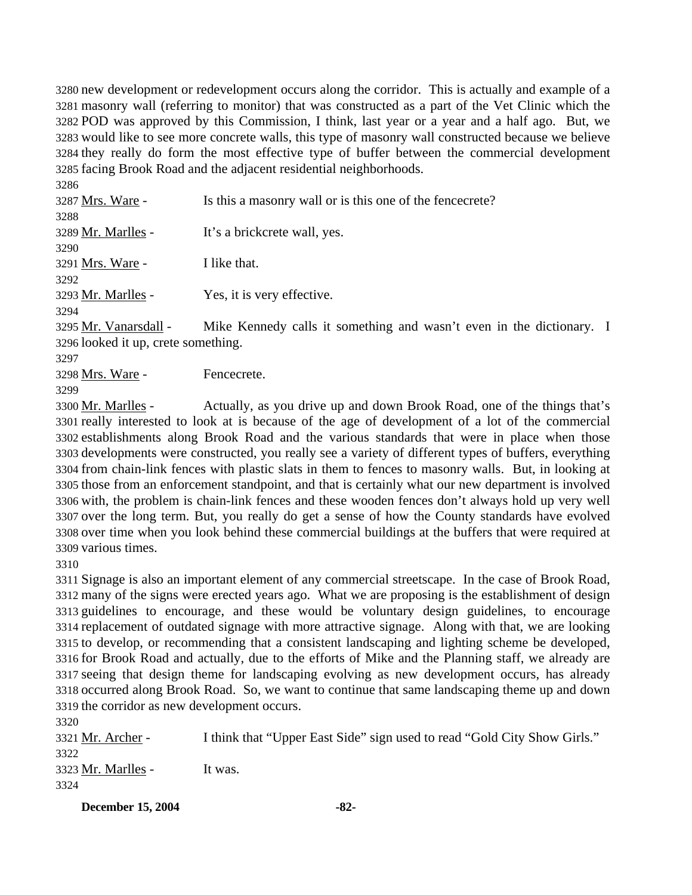new development or redevelopment occurs along the corridor. This is actually and example of a masonry wall (referring to monitor) that was constructed as a part of the Vet Clinic which the POD was approved by this Commission, I think, last year or a year and a half ago. But, we would like to see more concrete walls, this type of masonry wall constructed because we believe they really do form the most effective type of buffer between the commercial development facing Brook Road and the adjacent residential neighborhoods.

Mrs. Ware - Is this a masonry wall or is this one of the fencecrete?

Mr. Marlles - It's a brickcrete wall, yes.

Mrs. Ware - I like that.

Mr. Marlles - Yes, it is very effective.

Mr. Vanarsdall - Mike Kennedy calls it something and wasn't even in the dictionary. I looked it up, crete something.

Mrs. Ware - Fencecrete.

Mr. Marlles - Actually, as you drive up and down Brook Road, one of the things that's really interested to look at is because of the age of development of a lot of the commercial establishments along Brook Road and the various standards that were in place when those developments were constructed, you really see a variety of different types of buffers, everything from chain-link fences with plastic slats in them to fences to masonry walls. But, in looking at those from an enforcement standpoint, and that is certainly what our new department is involved with, the problem is chain-link fences and these wooden fences don't always hold up very well over the long term. But, you really do get a sense of how the County standards have evolved over time when you look behind these commercial buildings at the buffers that were required at various times.

Signage is also an important element of any commercial streetscape. In the case of Brook Road, many of the signs were erected years ago. What we are proposing is the establishment of design guidelines to encourage, and these would be voluntary design guidelines, to encourage replacement of outdated signage with more attractive signage. Along with that, we are looking to develop, or recommending that a consistent landscaping and lighting scheme be developed, for Brook Road and actually, due to the efforts of Mike and the Planning staff, we already are seeing that design theme for landscaping evolving as new development occurs, has already occurred along Brook Road. So, we want to continue that same landscaping theme up and down the corridor as new development occurs.

Mr. Archer - I think that "Upper East Side" sign used to read "Gold City Show Girls."

Mr. Marlles - It was.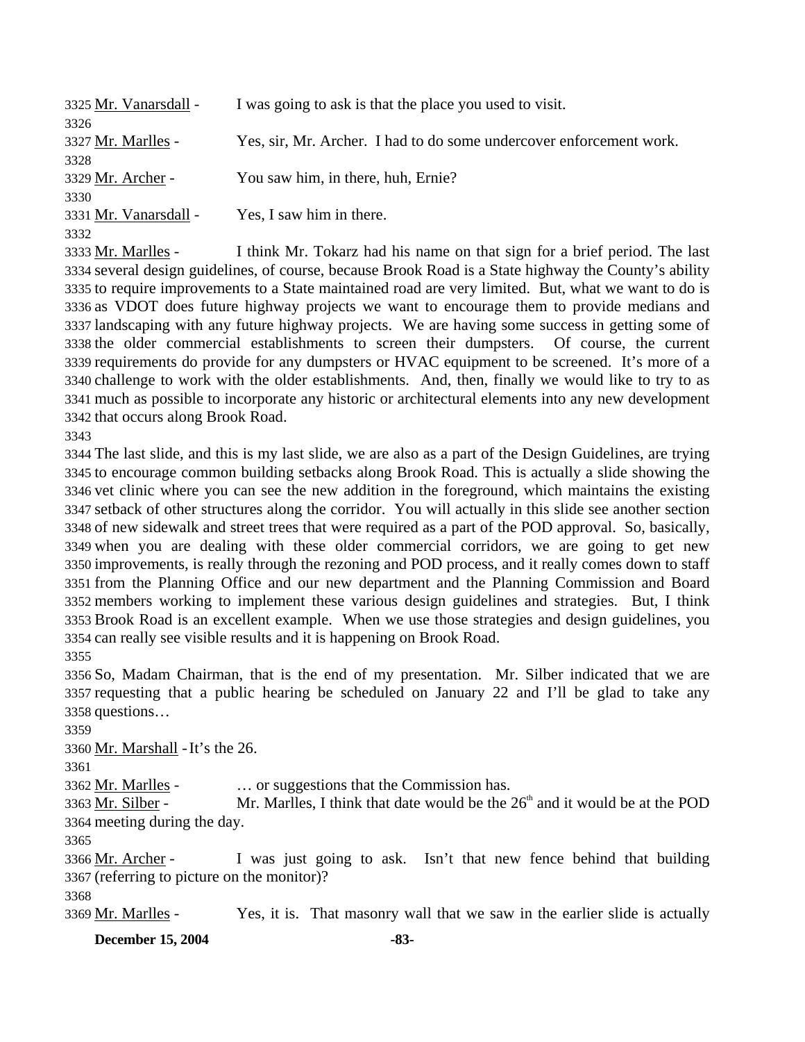3325 Mr. Vanarsdall - I was going to ask is that the place you used to visit.

3326

3327 Mr. Marlles - Yes, sir, Mr. Archer. I had to do some undercover enforcement work.

3328

3329 Mr. Archer - You saw him, in there, huh, Ernie?

3330

3331 Mr. Vanarsdall - Yes, I saw him in there.

3332

3333 Mr. Marlles - I think Mr. Tokarz had his name on that sign for a brief period. The last 3334 several design guidelines, of course, because Brook Road is a State highway the County's ability 3335 to require improvements to a State maintained road are very limited. But, what we want to do is 3336 as VDOT does future highway projects we want to encourage them to provide medians and 3337 landscaping with any future highway projects. We are having some success in getting some of 3338 the older commercial establishments to screen their dumpsters. Of course, the current 3339 requirements do provide for any dumpsters or HVAC equipment to be screened. It's more of a 3340 challenge to work with the older establishments. And, then, finally we would like to try to as 3341 much as possible to incorporate any historic or architectural elements into any new development 3342 that occurs along Brook Road.

3343

3344 The last slide, and this is my last slide, we are also as a part of the Design Guidelines, are trying 3345 to encourage common building setbacks along Brook Road. This is actually a slide showing the 3346 vet clinic where you can see the new addition in the foreground, which maintains the existing 3347 setback of other structures along the corridor. You will actually in this slide see another section 3348 of new sidewalk and street trees that were required as a part of the POD approval. So, basically, 3349 when you are dealing with these older commercial corridors, we are going to get new 3350 improvements, is really through the rezoning and POD process, and it really comes down to staff 3351 from the Planning Office and our new department and the Planning Commission and Board 3352 members working to implement these various design guidelines and strategies. But, I think 3353 Brook Road is an excellent example. When we use those strategies and design guidelines, you 3354 can really see visible results and it is happening on Brook Road.

3355

3356 So, Madam Chairman, that is the end of my presentation. Mr. Silber indicated that we are 3357 requesting that a public hearing be scheduled on January 22 and I'll be glad to take any 3358 questions…

3359

3360 Mr. Marshall - It's the 26.

3361

3362 Mr. Marlles - … or suggestions that the Commission has.

3363 Mr. Silber - Mr. Marlles, I think that date would be the 26th and it would be at the POD 3364 meeting during the day.

3365

3366 Mr. Archer - I was just going to ask. Isn't that new fence behind that building 3367 (referring to picture on the monitor)?

3368

3369 Mr. Marlles - Yes, it is. That masonry wall that we saw in the earlier slide is actually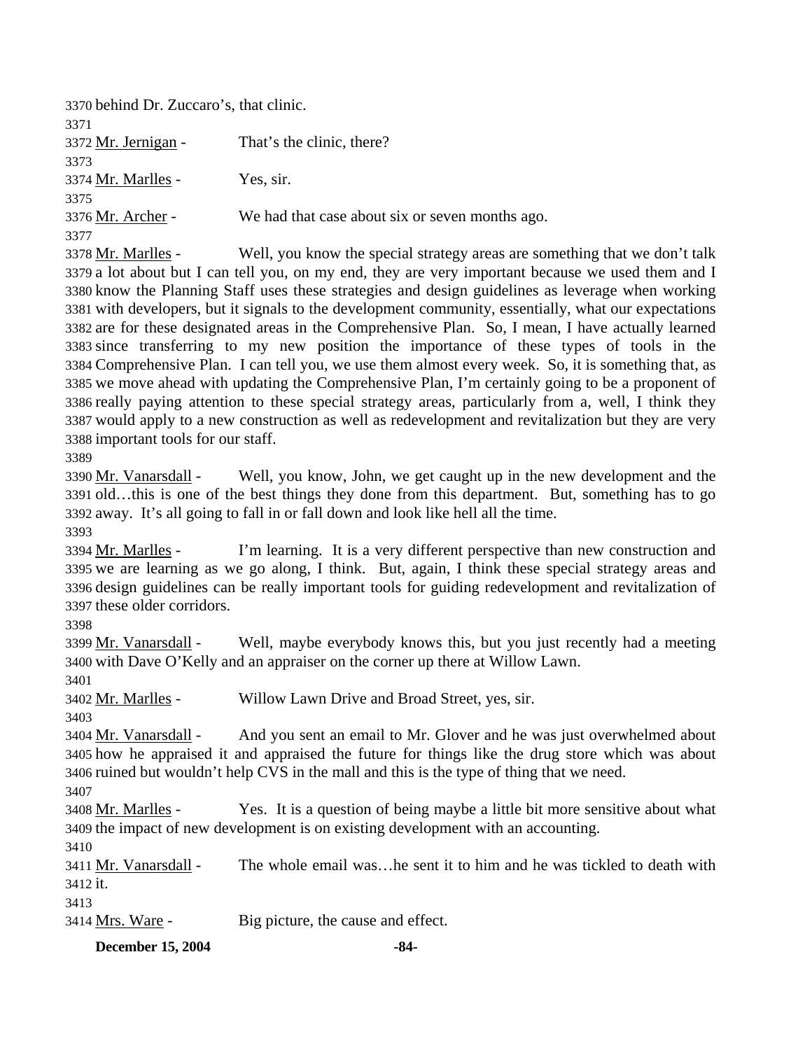behind Dr. Zuccaro's, that clinic.

Mr. Jernigan - That's the clinic, there?

Mr. Marlles - Yes, sir.

Mr. Archer - We had that case about six or seven months ago.

Mr. Marlles - Well, you know the special strategy areas are something that we don't talk a lot about but I can tell you, on my end, they are very important because we used them and I know the Planning Staff uses these strategies and design guidelines as leverage when working with developers, but it signals to the development community, essentially, what our expectations are for these designated areas in the Comprehensive Plan. So, I mean, I have actually learned since transferring to my new position the importance of these types of tools in the Comprehensive Plan. I can tell you, we use them almost every week. So, it is something that, as we move ahead with updating the Comprehensive Plan, I'm certainly going to be a proponent of really paying attention to these special strategy areas, particularly from a, well, I think they would apply to a new construction as well as redevelopment and revitalization but they are very important tools for our staff.

Mr. Vanarsdall - Well, you know, John, we get caught up in the new development and the old…this is one of the best things they done from this department. But, something has to go away. It's all going to fall in or fall down and look like hell all the time.

Mr. Marlles - I'm learning. It is a very different perspective than new construction and we are learning as we go along, I think. But, again, I think these special strategy areas and design guidelines can be really important tools for guiding redevelopment and revitalization of these older corridors.

Mr. Vanarsdall - Well, maybe everybody knows this, but you just recently had a meeting with Dave O'Kelly and an appraiser on the corner up there at Willow Lawn.

Mr. Marlles - Willow Lawn Drive and Broad Street, yes, sir.

Mr. Vanarsdall - And you sent an email to Mr. Glover and he was just overwhelmed about how he appraised it and appraised the future for things like the drug store which was about ruined but wouldn't help CVS in the mall and this is the type of thing that we need.

Mr. Marlles - Yes. It is a question of being maybe a little bit more sensitive about what the impact of new development is on existing development with an accounting.

Mr. Vanarsdall - The whole email was…he sent it to him and he was tickled to death with it.

Mrs. Ware - Big picture, the cause and effect.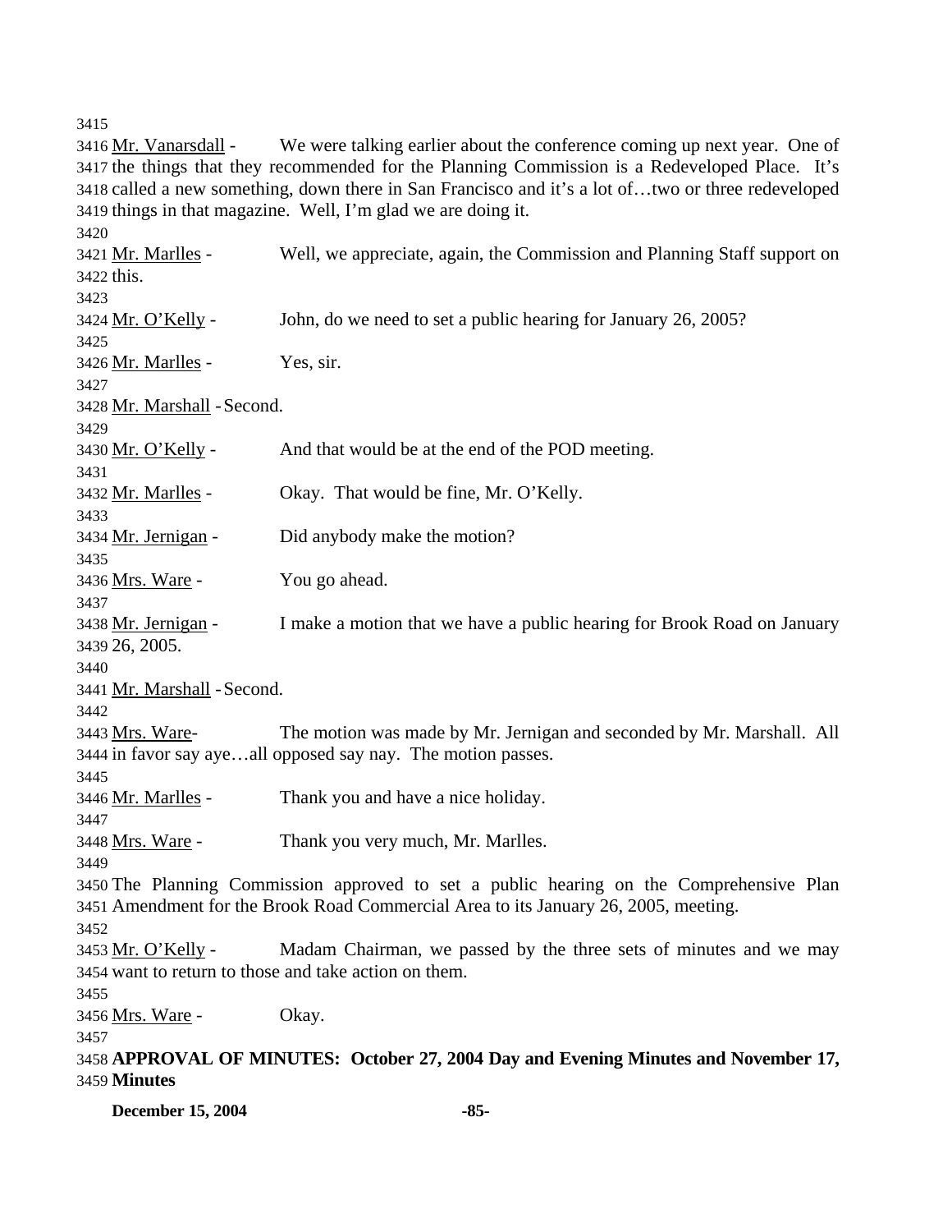Mr. Vanarsdall - We were talking earlier about the conference coming up next year. One of the things that they recommended for the Planning Commission is a Redeveloped Place. It's called a new something, down there in San Francisco and it's a lot of…two or three redeveloped things in that magazine. Well, I'm glad we are doing it.

Mr. Marlles - Well, we appreciate, again, the Commission and Planning Staff support on this.

Mr. O'Kelly - John, do we need to set a public hearing for January 26, 2005?

Mr. Marlles - Yes, sir.

Mr. Marshall - Second.

Mr. O'Kelly - And that would be at the end of the POD meeting.

Mr. Marlles - Okay. That would be fine, Mr. O'Kelly.

Mr. Jernigan - Did anybody make the motion?

Mrs. Ware - You go ahead.

Mr. Jernigan - I make a motion that we have a public hearing for Brook Road on January 26, 2005.

Mr. Marshall - Second.

Mrs. Ware- The motion was made by Mr. Jernigan and seconded by Mr. Marshall. All in favor say aye…all opposed say nay. The motion passes.

Mr. Marlles - Thank you and have a nice holiday.

Mrs. Ware - Thank you very much, Mr. Marlles.

The Planning Commission approved to set a public hearing on the Comprehensive Plan Amendment for the Brook Road Commercial Area to its January 26, 2005, meeting.

Mr. O'Kelly - Madam Chairman, we passed by the three sets of minutes and we may want to return to those and take action on them.

Mrs. Ware - Okay.

**APPROVAL OF MINUTES: October 27, 2004 Day and Evening Minutes and November 17, Minutes**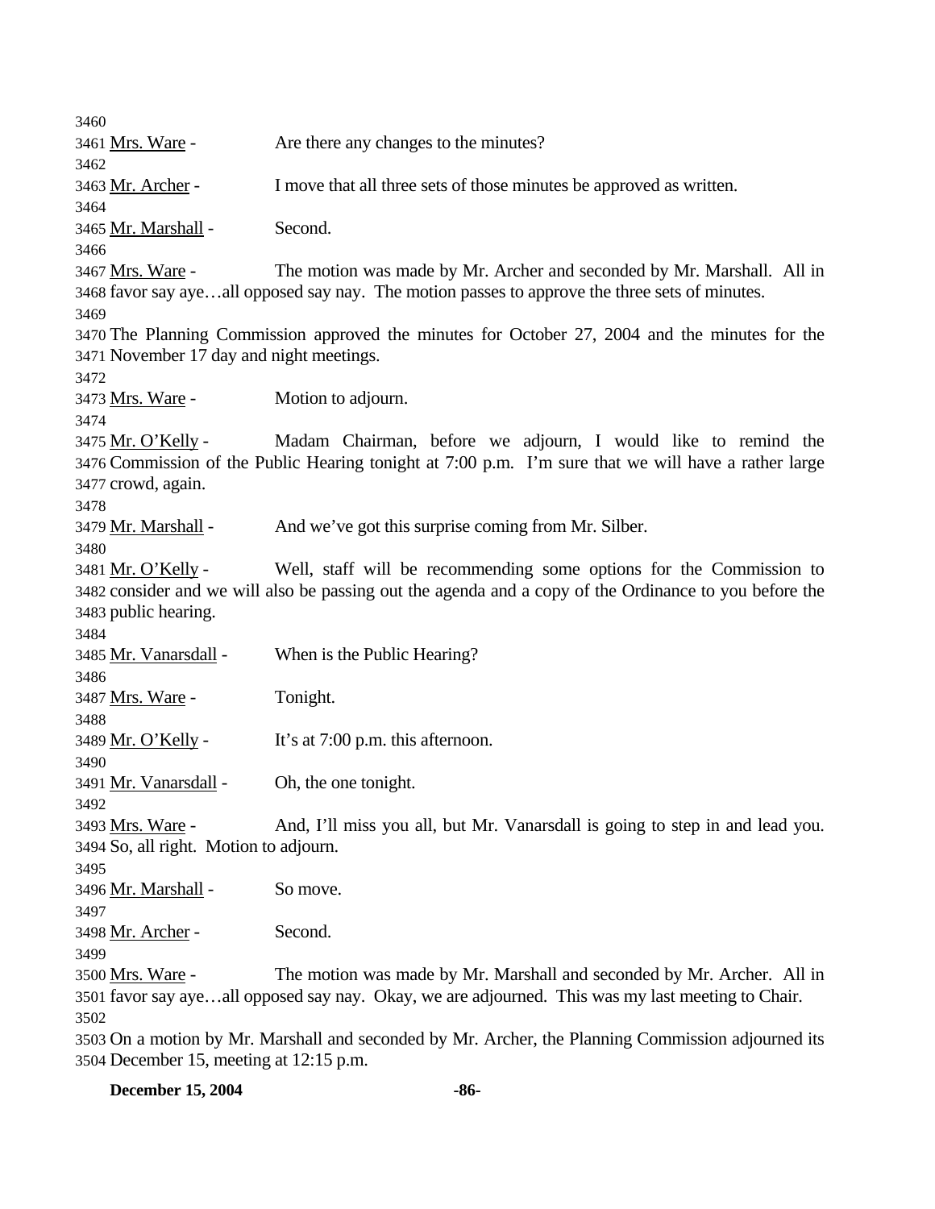Mrs. Ware - Are there any changes to the minutes?

Mr. Archer - I move that all three sets of those minutes be approved as written.

Mr. Marshall - Second.

Mrs. Ware - The motion was made by Mr. Archer and seconded by Mr. Marshall. All in favor say aye…all opposed say nay. The motion passes to approve the three sets of minutes.

The Planning Commission approved the minutes for October 27, 2004 and the minutes for the November 17 day and night meetings.

Mrs. Ware - Motion to adjourn.

Mr. O'Kelly - Madam Chairman, before we adjourn, I would like to remind the Commission of the Public Hearing tonight at 7:00 p.m. I'm sure that we will have a rather large crowd, again.

Mr. Marshall - And we've got this surprise coming from Mr. Silber.

Mr. O'Kelly - Well, staff will be recommending some options for the Commission to consider and we will also be passing out the agenda and a copy of the Ordinance to you before the public hearing.

Mr. Vanarsdall - When is the Public Hearing?

Mrs. Ware - Tonight.

Mr. O'Kelly - It's at 7:00 p.m. this afternoon.

Mr. Vanarsdall - Oh, the one tonight.

Mrs. Ware - And, I'll miss you all, but Mr. Vanarsdall is going to step in and lead you. So, all right. Motion to adjourn.

Mr. Marshall - So move.

Mr. Archer - Second.

Mrs. Ware - The motion was made by Mr. Marshall and seconded by Mr. Archer. All in favor say aye…all opposed say nay. Okay, we are adjourned. This was my last meeting to Chair.

On a motion by Mr. Marshall and seconded by Mr. Archer, the Planning Commission adjourned its December 15, meeting at 12:15 p.m.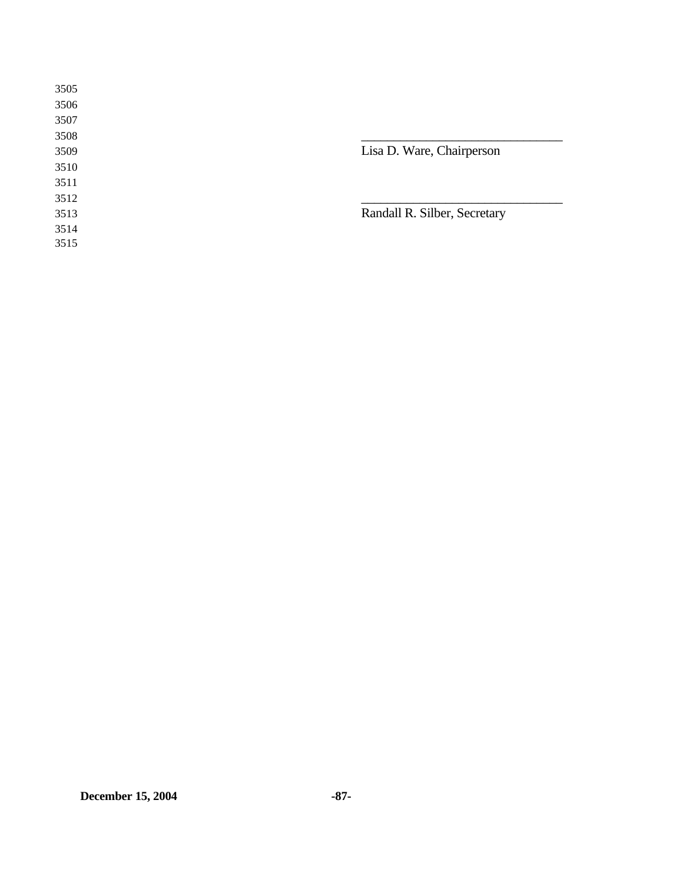\_\_\_\_\_\_\_\_\_\_\_\_\_\_\_\_\_\_\_\_\_\_\_\_\_\_\_\_\_\_\_\_

Lisa D. Ware, Chairperson

\_\_\_\_\_\_\_\_\_\_\_\_\_\_\_\_\_\_\_\_\_\_\_\_\_\_\_\_\_\_\_\_

Randall R. Silber, Secretary